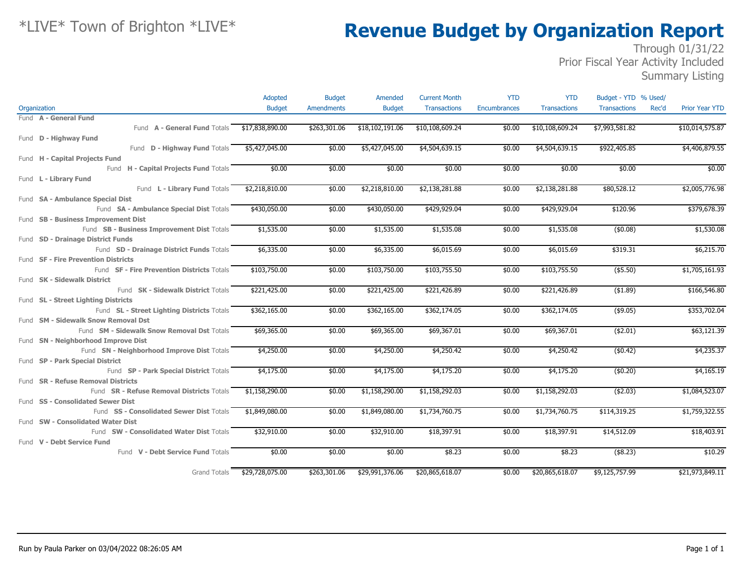# *LIVE* Town of Brighton *LIVE*

# Revenue Budget by Organization Report

Through 01/31/22
Prior Fiscal Year Activity Included
Summary Listing

| Organization | Adopted Budget | Budget Amendments | Amended Budget | Current Month Transactions | YTD Encumbrances | YTD Transactions | Budget - YTD Transactions | % Used/ Rec'd | Prior Year YTD |
|---|---|---|---|---|---|---|---|---|---|
| Fund **A - General Fund** | | | | | | | | | |
| Fund **A - General Fund** Totals | $17,838,890.00 | $263,301.06 | $18,102,191.06 | $10,108,609.24 | $0.00 | $10,108,609.24 | $7,993,581.82 | | $10,014,575.87 |
| Fund **D - Highway Fund** | | | | | | | | | |
| Fund **D - Highway Fund** Totals | $5,427,045.00 | $0.00 | $5,427,045.00 | $4,504,639.15 | $0.00 | $4,504,639.15 | $922,405.85 | | $4,406,879.55 |
| Fund **H - Capital Projects Fund** | | | | | | | | | |
| Fund **H - Capital Projects Fund** Totals | $0.00 | $0.00 | $0.00 | $0.00 | $0.00 | $0.00 | $0.00 | | $0.00 |
| Fund **L - Library Fund** | | | | | | | | | |
| Fund **L - Library Fund** Totals | $2,218,810.00 | $0.00 | $2,218,810.00 | $2,138,281.88 | $0.00 | $2,138,281.88 | $80,528.12 | | $2,005,776.98 |
| Fund **SA - Ambulance Special Dist** | | | | | | | | | |
| Fund **SA - Ambulance Special Dist** Totals | $430,050.00 | $0.00 | $430,050.00 | $429,929.04 | $0.00 | $429,929.04 | $120.96 | | $379,678.39 |
| Fund **SB - Business Improvement Dist** | | | | | | | | | |
| Fund **SB - Business Improvement Dist** Totals | $1,535.00 | $0.00 | $1,535.00 | $1,535.08 | $0.00 | $1,535.08 | ($0.08) | | $1,530.08 |
| Fund **SD - Drainage District Funds** | | | | | | | | | |
| Fund **SD - Drainage District Funds** Totals | $6,335.00 | $0.00 | $6,335.00 | $6,015.69 | $0.00 | $6,015.69 | $319.31 | | $6,215.70 |
| Fund **SF - Fire Prevention Districts** | | | | | | | | | |
| Fund **SF - Fire Prevention Districts** Totals | $103,750.00 | $0.00 | $103,750.00 | $103,755.50 | $0.00 | $103,755.50 | ($5.50) | | $1,705,161.93 |
| Fund **SK - Sidewalk District** | | | | | | | | | |
| Fund **SK - Sidewalk District** Totals | $221,425.00 | $0.00 | $221,425.00 | $221,426.89 | $0.00 | $221,426.89 | ($1.89) | | $166,546.80 |
| Fund **SL - Street Lighting Districts** | | | | | | | | | |
| Fund **SL - Street Lighting Districts** Totals | $362,165.00 | $0.00 | $362,165.00 | $362,174.05 | $0.00 | $362,174.05 | ($9.05) | | $353,702.04 |
| Fund **SM - Sidewalk Snow Removal Dst** | | | | | | | | | |
| Fund **SM - Sidewalk Snow Removal Dst** Totals | $69,365.00 | $0.00 | $69,365.00 | $69,367.01 | $0.00 | $69,367.01 | ($2.01) | | $63,121.39 |
| Fund **SN - Neighborhood Improve Dist** | | | | | | | | | |
| Fund **SN - Neighborhood Improve Dist** Totals | $4,250.00 | $0.00 | $4,250.00 | $4,250.42 | $0.00 | $4,250.42 | ($0.42) | | $4,235.37 |
| Fund **SP - Park Special District** | | | | | | | | | |
| Fund **SP - Park Special District** Totals | $4,175.00 | $0.00 | $4,175.00 | $4,175.20 | $0.00 | $4,175.20 | ($0.20) | | $4,165.19 |
| Fund **SR - Refuse Removal Districts** | | | | | | | | | |
| Fund **SR - Refuse Removal Districts** Totals | $1,158,290.00 | $0.00 | $1,158,290.00 | $1,158,292.03 | $0.00 | $1,158,292.03 | ($2.03) | | $1,084,523.07 |
| Fund **SS - Consolidated Sewer Dist** | | | | | | | | | |
| Fund **SS - Consolidated Sewer Dist** Totals | $1,849,080.00 | $0.00 | $1,849,080.00 | $1,734,760.75 | $0.00 | $1,734,760.75 | $114,319.25 | | $1,759,322.55 |
| Fund **SW - Consolidated Water Dist** | | | | | | | | | |
| Fund **SW - Consolidated Water Dist** Totals | $32,910.00 | $0.00 | $32,910.00 | $18,397.91 | $0.00 | $18,397.91 | $14,512.09 | | $18,403.91 |
| Fund **V - Debt Service Fund** | | | | | | | | | |
| Fund **V - Debt Service Fund** Totals | $0.00 | $0.00 | $0.00 | $8.23 | $0.00 | $8.23 | ($8.23) | | $10.29 |
| Grand Totals | $29,728,075.00 | $263,301.06 | $29,991,376.06 | $20,865,618.07 | $0.00 | $20,865,618.07 | $9,125,757.99 | | $21,973,849.11 |

Run by Paula Parker on 03/04/2022 08:26:05 AM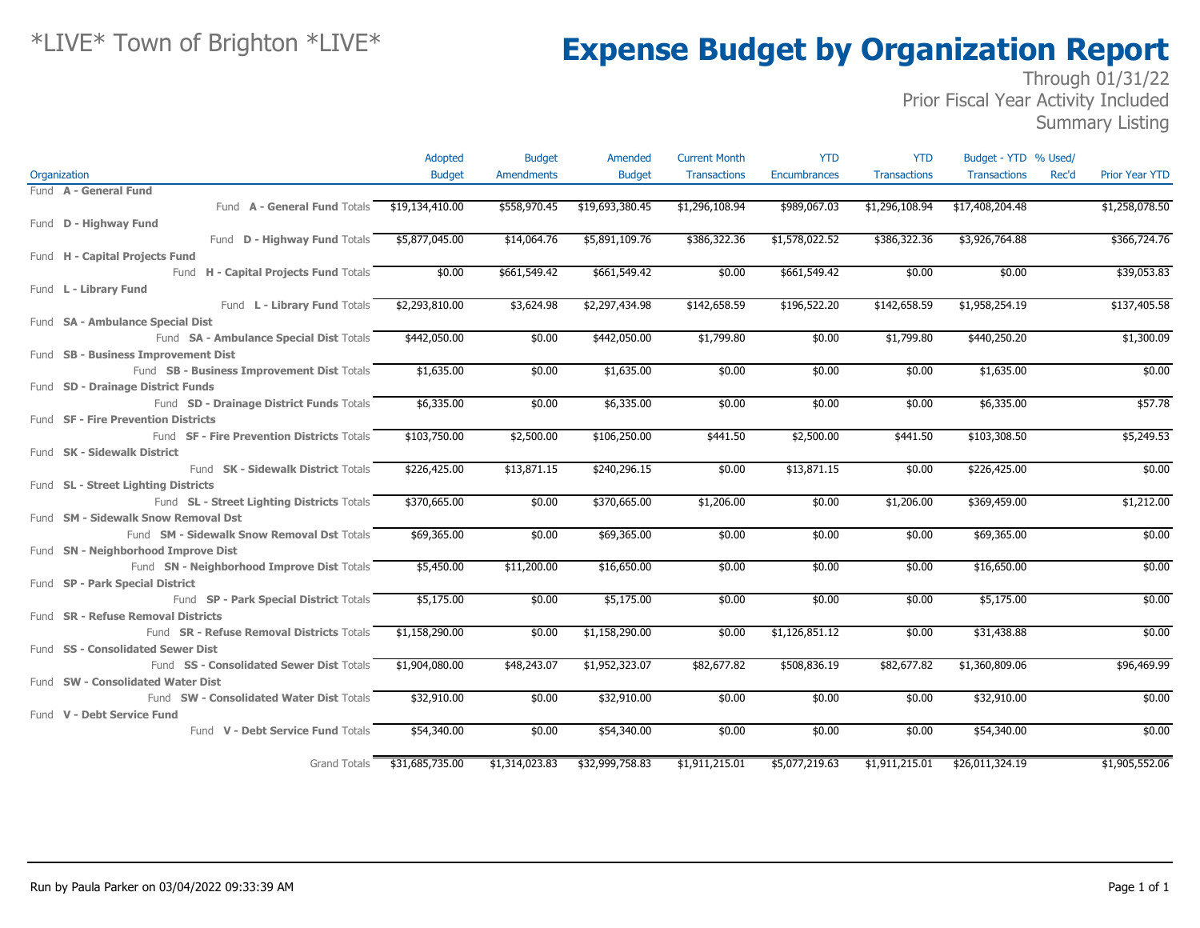*LIVE* Town of Brighton *LIVE*

# Expense Budget by Organization Report

Through 01/31/22
Prior Fiscal Year Activity Included
Summary Listing

| Organization | Adopted Budget | Budget Amendments | Amended Budget | Current Month Transactions | YTD Encumbrances | YTD Transactions | Budget - YTD Transactions | % Used/ Rec'd | Prior Year YTD |
|---|---|---|---|---|---|---|---|---|---|
| Fund **A - General Fund** | | | | | | | | | |
| Fund **A - General Fund** Totals | $19,134,410.00 | $558,970.45 | $19,693,380.45 | $1,296,108.94 | $989,067.03 | $1,296,108.94 | $17,408,204.48 | | $1,258,078.50 |
| Fund **D - Highway Fund** | | | | | | | | | |
| Fund **D - Highway Fund** Totals | $5,877,045.00 | $14,064.76 | $5,891,109.76 | $386,322.36 | $1,578,022.52 | $386,322.36 | $3,926,764.88 | | $366,724.76 |
| Fund **H - Capital Projects Fund** | | | | | | | | | |
| Fund **H - Capital Projects Fund** Totals | $0.00 | $661,549.42 | $661,549.42 | $0.00 | $661,549.42 | $0.00 | $0.00 | | $39,053.83 |
| Fund **L - Library Fund** | | | | | | | | | |
| Fund **L - Library Fund** Totals | $2,293,810.00 | $3,624.98 | $2,297,434.98 | $142,658.59 | $196,522.20 | $142,658.59 | $1,958,254.19 | | $137,405.58 |
| Fund **SA - Ambulance Special Dist** | | | | | | | | | |
| Fund **SA - Ambulance Special Dist** Totals | $442,050.00 | $0.00 | $442,050.00 | $1,799.80 | $0.00 | $1,799.80 | $440,250.20 | | $1,300.09 |
| Fund **SB - Business Improvement Dist** | | | | | | | | | |
| Fund **SB - Business Improvement Dist** Totals | $1,635.00 | $0.00 | $1,635.00 | $0.00 | $0.00 | $0.00 | $1,635.00 | | $0.00 |
| Fund **SD - Drainage District Funds** | | | | | | | | | |
| Fund **SD - Drainage District Funds** Totals | $6,335.00 | $0.00 | $6,335.00 | $0.00 | $0.00 | $0.00 | $6,335.00 | | $57.78 |
| Fund **SF - Fire Prevention Districts** | | | | | | | | | |
| Fund **SF - Fire Prevention Districts** Totals | $103,750.00 | $2,500.00 | $106,250.00 | $441.50 | $2,500.00 | $441.50 | $103,308.50 | | $5,249.53 |
| Fund **SK - Sidewalk District** | | | | | | | | | |
| Fund **SK - Sidewalk District** Totals | $226,425.00 | $13,871.15 | $240,296.15 | $0.00 | $13,871.15 | $0.00 | $226,425.00 | | $0.00 |
| Fund **SL - Street Lighting Districts** | | | | | | | | | |
| Fund **SL - Street Lighting Districts** Totals | $370,665.00 | $0.00 | $370,665.00 | $1,206.00 | $0.00 | $1,206.00 | $369,459.00 | | $1,212.00 |
| Fund **SM - Sidewalk Snow Removal Dst** | | | | | | | | | |
| Fund **SM - Sidewalk Snow Removal Dst** Totals | $69,365.00 | $0.00 | $69,365.00 | $0.00 | $0.00 | $0.00 | $69,365.00 | | $0.00 |
| Fund **SN - Neighborhood Improve Dist** | | | | | | | | | |
| Fund **SN - Neighborhood Improve Dist** Totals | $5,450.00 | $11,200.00 | $16,650.00 | $0.00 | $0.00 | $0.00 | $16,650.00 | | $0.00 |
| Fund **SP - Park Special District** | | | | | | | | | |
| Fund **SP - Park Special District** Totals | $5,175.00 | $0.00 | $5,175.00 | $0.00 | $0.00 | $0.00 | $5,175.00 | | $0.00 |
| Fund **SR - Refuse Removal Districts** | | | | | | | | | |
| Fund **SR - Refuse Removal Districts** Totals | $1,158,290.00 | $0.00 | $1,158,290.00 | $0.00 | $1,126,851.12 | $0.00 | $31,438.88 | | $0.00 |
| Fund **SS - Consolidated Sewer Dist** | | | | | | | | | |
| Fund **SS - Consolidated Sewer Dist** Totals | $1,904,080.00 | $48,243.07 | $1,952,323.07 | $82,677.82 | $508,836.19 | $82,677.82 | $1,360,809.06 | | $96,469.99 |
| Fund **SW - Consolidated Water Dist** | | | | | | | | | |
| Fund **SW - Consolidated Water Dist** Totals | $32,910.00 | $0.00 | $32,910.00 | $0.00 | $0.00 | $0.00 | $32,910.00 | | $0.00 |
| Fund **V - Debt Service Fund** | | | | | | | | | |
| Fund **V - Debt Service Fund** Totals | $54,340.00 | $0.00 | $54,340.00 | $0.00 | $0.00 | $0.00 | $54,340.00 | | $0.00 |
| Grand Totals | $31,685,735.00 | $1,314,023.83 | $32,999,758.83 | $1,911,215.01 | $5,077,219.63 | $1,911,215.01 | $26,011,324.19 | | $1,905,552.06 |

Run by Paula Parker on 03/04/2022 09:33:39 AM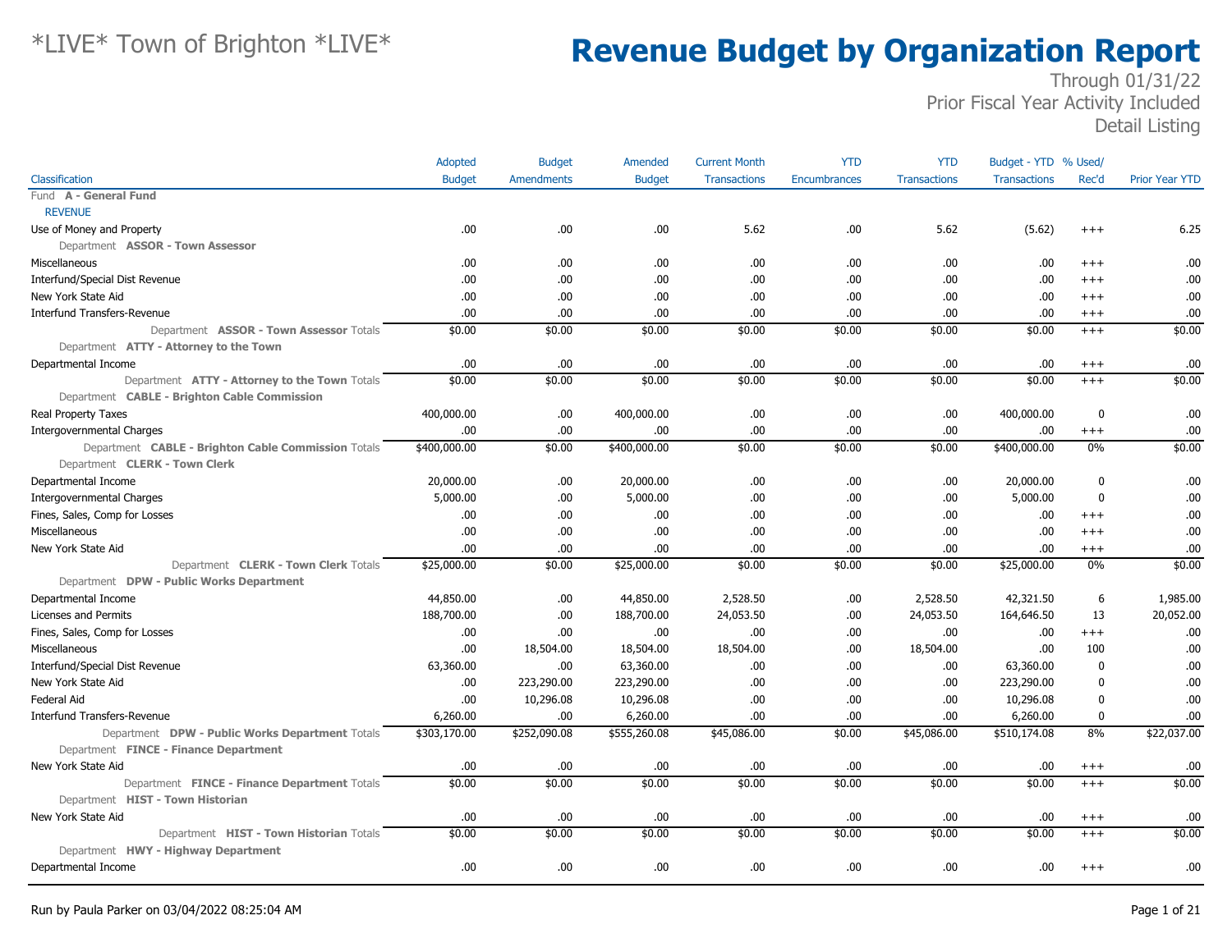# *LIVE* Town of Brighton *LIVE*

# Revenue Budget by Organization Report

Through 01/31/22
Prior Fiscal Year Activity Included
Detail Listing

| Classification | Adopted Budget | Budget Amendments | Amended Budget | Current Month Transactions | YTD Encumbrances | YTD Transactions | Budget - YTD Transactions | % Used/ Rec'd | Prior Year YTD |
|---|---|---|---|---|---|---|---|---|---|
| Fund **A - General Fund** | | | | | | | | | |
| REVENUE | | | | | | | | | |
| Use of Money and Property | .00 | .00 | .00 | 5.62 | .00 | 5.62 | (5.62) | +++ | 6.25 |
| Department **ASSOR - Town Assessor** | | | | | | | | | |
| Miscellaneous | .00 | .00 | .00 | .00 | .00 | .00 | .00 | +++ | .00 |
| Interfund/Special Dist Revenue | .00 | .00 | .00 | .00 | .00 | .00 | .00 | +++ | .00 |
| New York State Aid | .00 | .00 | .00 | .00 | .00 | .00 | .00 | +++ | .00 |
| Interfund Transfers-Revenue | .00 | .00 | .00 | .00 | .00 | .00 | .00 | +++ | .00 |
| Department **ASSOR - Town Assessor** Totals | $0.00 | $0.00 | $0.00 | $0.00 | $0.00 | $0.00 | $0.00 | +++ | $0.00 |
| Department **ATTY - Attorney to the Town** | | | | | | | | | |
| Departmental Income | .00 | .00 | .00 | .00 | .00 | .00 | .00 | +++ | .00 |
| Department **ATTY - Attorney to the Town** Totals | $0.00 | $0.00 | $0.00 | $0.00 | $0.00 | $0.00 | $0.00 | +++ | $0.00 |
| Department **CABLE - Brighton Cable Commission** | | | | | | | | | |
| Real Property Taxes | 400,000.00 | .00 | 400,000.00 | .00 | .00 | .00 | 400,000.00 | 0 | .00 |
| Intergovernmental Charges | .00 | .00 | .00 | .00 | .00 | .00 | .00 | +++ | .00 |
| Department **CABLE - Brighton Cable Commission** Totals | $400,000.00 | $0.00 | $400,000.00 | $0.00 | $0.00 | $0.00 | $400,000.00 | 0% | $0.00 |
| Department **CLERK - Town Clerk** | | | | | | | | | |
| Departmental Income | 20,000.00 | .00 | 20,000.00 | .00 | .00 | .00 | 20,000.00 | 0 | .00 |
| Intergovernmental Charges | 5,000.00 | .00 | 5,000.00 | .00 | .00 | .00 | 5,000.00 | 0 | .00 |
| Fines, Sales, Comp for Losses | .00 | .00 | .00 | .00 | .00 | .00 | .00 | +++ | .00 |
| Miscellaneous | .00 | .00 | .00 | .00 | .00 | .00 | .00 | +++ | .00 |
| New York State Aid | .00 | .00 | .00 | .00 | .00 | .00 | .00 | +++ | .00 |
| Department **CLERK - Town Clerk** Totals | $25,000.00 | $0.00 | $25,000.00 | $0.00 | $0.00 | $0.00 | $25,000.00 | 0% | $0.00 |
| Department **DPW - Public Works Department** | | | | | | | | | |
| Departmental Income | 44,850.00 | .00 | 44,850.00 | 2,528.50 | .00 | 2,528.50 | 42,321.50 | 6 | 1,985.00 |
| Licenses and Permits | 188,700.00 | .00 | 188,700.00 | 24,053.50 | .00 | 24,053.50 | 164,646.50 | 13 | 20,052.00 |
| Fines, Sales, Comp for Losses | .00 | .00 | .00 | .00 | .00 | .00 | .00 | +++ | .00 |
| Miscellaneous | .00 | 18,504.00 | 18,504.00 | 18,504.00 | .00 | 18,504.00 | .00 | 100 | .00 |
| Interfund/Special Dist Revenue | 63,360.00 | .00 | 63,360.00 | .00 | .00 | .00 | 63,360.00 | 0 | .00 |
| New York State Aid | .00 | 223,290.00 | 223,290.00 | .00 | .00 | .00 | 223,290.00 | 0 | .00 |
| Federal Aid | .00 | 10,296.08 | 10,296.08 | .00 | .00 | .00 | 10,296.08 | 0 | .00 |
| Interfund Transfers-Revenue | 6,260.00 | .00 | 6,260.00 | .00 | .00 | .00 | 6,260.00 | 0 | .00 |
| Department **DPW - Public Works Department** Totals | $303,170.00 | $252,090.08 | $555,260.08 | $45,086.00 | $0.00 | $45,086.00 | $510,174.08 | 8% | $22,037.00 |
| Department **FINCE - Finance Department** | | | | | | | | | |
| New York State Aid | .00 | .00 | .00 | .00 | .00 | .00 | .00 | +++ | .00 |
| Department **FINCE - Finance Department** Totals | $0.00 | $0.00 | $0.00 | $0.00 | $0.00 | $0.00 | $0.00 | +++ | $0.00 |
| Department **HIST - Town Historian** | | | | | | | | | |
| New York State Aid | .00 | .00 | .00 | .00 | .00 | .00 | .00 | +++ | .00 |
| Department **HIST - Town Historian** Totals | $0.00 | $0.00 | $0.00 | $0.00 | $0.00 | $0.00 | $0.00 | +++ | $0.00 |
| Department **HWY - Highway Department** | | | | | | | | | |
| Departmental Income | .00 | .00 | .00 | .00 | .00 | .00 | .00 | +++ | .00 |

Run by Paula Parker on 03/04/2022 08:25:04 AM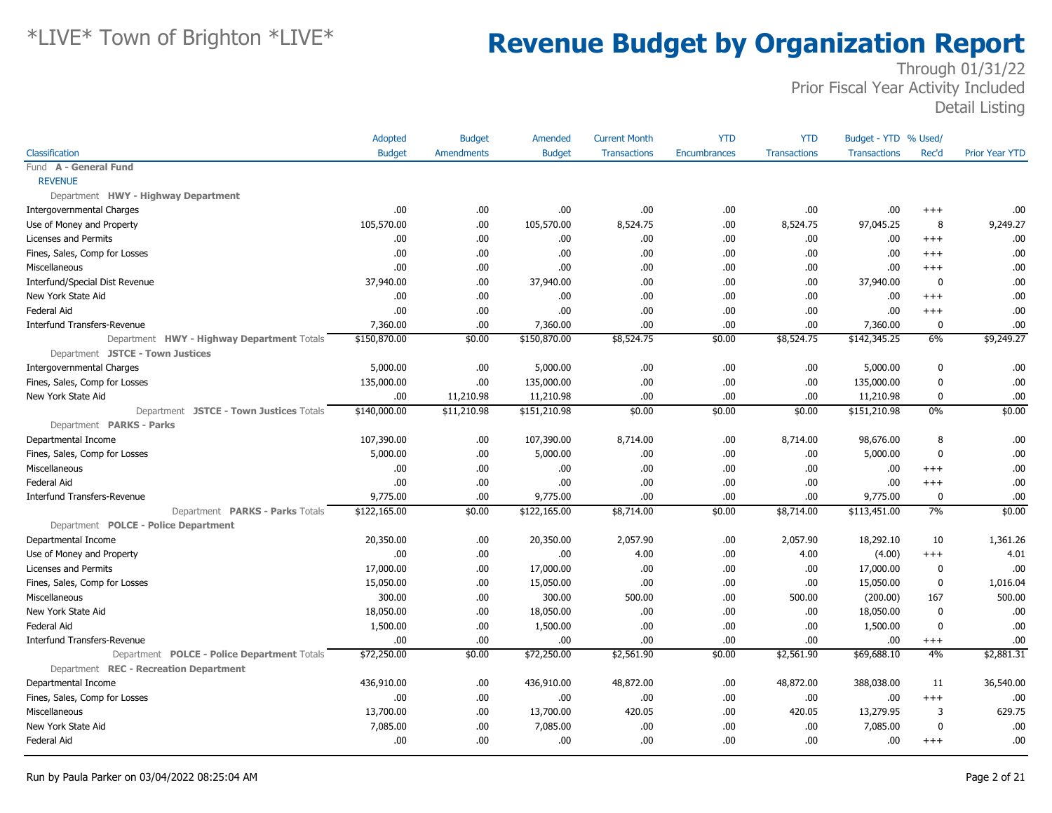# *LIVE* Town of Brighton *LIVE*

# Revenue Budget by Organization Report

Through 01/31/22
Prior Fiscal Year Activity Included
Detail Listing

| Classification | Adopted Budget | Budget Amendments | Amended Budget | Current Month Transactions | YTD Encumbrances | YTD Transactions | Budget - YTD Transactions | % Used/ Rec'd | Prior Year YTD |
|---|---|---|---|---|---|---|---|---|---|
| Fund **A - General Fund** | | | | | | | | | |
| REVENUE | | | | | | | | | |
| Department **HWY - Highway Department** | | | | | | | | | |
| Intergovernmental Charges | .00 | .00 | .00 | .00 | .00 | .00 | .00 | +++ | .00 |
| Use of Money and Property | 105,570.00 | .00 | 105,570.00 | 8,524.75 | .00 | 8,524.75 | 97,045.25 | 8 | 9,249.27 |
| Licenses and Permits | .00 | .00 | .00 | .00 | .00 | .00 | .00 | +++ | .00 |
| Fines, Sales, Comp for Losses | .00 | .00 | .00 | .00 | .00 | .00 | .00 | +++ | .00 |
| Miscellaneous | .00 | .00 | .00 | .00 | .00 | .00 | .00 | +++ | .00 |
| Interfund/Special Dist Revenue | 37,940.00 | .00 | 37,940.00 | .00 | .00 | .00 | 37,940.00 | 0 | .00 |
| New York State Aid | .00 | .00 | .00 | .00 | .00 | .00 | .00 | +++ | .00 |
| Federal Aid | .00 | .00 | .00 | .00 | .00 | .00 | .00 | +++ | .00 |
| Interfund Transfers-Revenue | 7,360.00 | .00 | 7,360.00 | .00 | .00 | .00 | 7,360.00 | 0 | .00 |
| Department **HWY - Highway Department** Totals | $150,870.00 | $0.00 | $150,870.00 | $8,524.75 | $0.00 | $8,524.75 | $142,345.25 | 6% | $9,249.27 |
| Department **JSTCE - Town Justices** | | | | | | | | | |
| Intergovernmental Charges | 5,000.00 | .00 | 5,000.00 | .00 | .00 | .00 | 5,000.00 | 0 | .00 |
| Fines, Sales, Comp for Losses | 135,000.00 | .00 | 135,000.00 | .00 | .00 | .00 | 135,000.00 | 0 | .00 |
| New York State Aid | .00 | 11,210.98 | 11,210.98 | .00 | .00 | .00 | 11,210.98 | 0 | .00 |
| Department **JSTCE - Town Justices** Totals | $140,000.00 | $11,210.98 | $151,210.98 | $0.00 | $0.00 | $0.00 | $151,210.98 | 0% | $0.00 |
| Department **PARKS - Parks** | | | | | | | | | |
| Departmental Income | 107,390.00 | .00 | 107,390.00 | 8,714.00 | .00 | 8,714.00 | 98,676.00 | 8 | .00 |
| Fines, Sales, Comp for Losses | 5,000.00 | .00 | 5,000.00 | .00 | .00 | .00 | 5,000.00 | 0 | .00 |
| Miscellaneous | .00 | .00 | .00 | .00 | .00 | .00 | .00 | +++ | .00 |
| Federal Aid | .00 | .00 | .00 | .00 | .00 | .00 | .00 | +++ | .00 |
| Interfund Transfers-Revenue | 9,775.00 | .00 | 9,775.00 | .00 | .00 | .00 | 9,775.00 | 0 | .00 |
| Department **PARKS - Parks** Totals | $122,165.00 | $0.00 | $122,165.00 | $8,714.00 | $0.00 | $8,714.00 | $113,451.00 | 7% | $0.00 |
| Department **POLCE - Police Department** | | | | | | | | | |
| Departmental Income | 20,350.00 | .00 | 20,350.00 | 2,057.90 | .00 | 2,057.90 | 18,292.10 | 10 | 1,361.26 |
| Use of Money and Property | .00 | .00 | .00 | 4.00 | .00 | 4.00 | (4.00) | +++ | 4.01 |
| Licenses and Permits | 17,000.00 | .00 | 17,000.00 | .00 | .00 | .00 | 17,000.00 | 0 | .00 |
| Fines, Sales, Comp for Losses | 15,050.00 | .00 | 15,050.00 | .00 | .00 | .00 | 15,050.00 | 0 | 1,016.04 |
| Miscellaneous | 300.00 | .00 | 300.00 | 500.00 | .00 | 500.00 | (200.00) | 167 | 500.00 |
| New York State Aid | 18,050.00 | .00 | 18,050.00 | .00 | .00 | .00 | 18,050.00 | 0 | .00 |
| Federal Aid | 1,500.00 | .00 | 1,500.00 | .00 | .00 | .00 | 1,500.00 | 0 | .00 |
| Interfund Transfers-Revenue | .00 | .00 | .00 | .00 | .00 | .00 | .00 | +++ | .00 |
| Department **POLCE - Police Department** Totals | $72,250.00 | $0.00 | $72,250.00 | $2,561.90 | $0.00 | $2,561.90 | $69,688.10 | 4% | $2,881.31 |
| Department **REC - Recreation Department** | | | | | | | | | |
| Departmental Income | 436,910.00 | .00 | 436,910.00 | 48,872.00 | .00 | 48,872.00 | 388,038.00 | 11 | 36,540.00 |
| Fines, Sales, Comp for Losses | .00 | .00 | .00 | .00 | .00 | .00 | .00 | +++ | .00 |
| Miscellaneous | 13,700.00 | .00 | 13,700.00 | 420.05 | .00 | 420.05 | 13,279.95 | 3 | 629.75 |
| New York State Aid | 7,085.00 | .00 | 7,085.00 | .00 | .00 | .00 | 7,085.00 | 0 | .00 |
| Federal Aid | .00 | .00 | .00 | .00 | .00 | .00 | .00 | +++ | .00 |

Run by Paula Parker on 03/04/2022 08:25:04 AM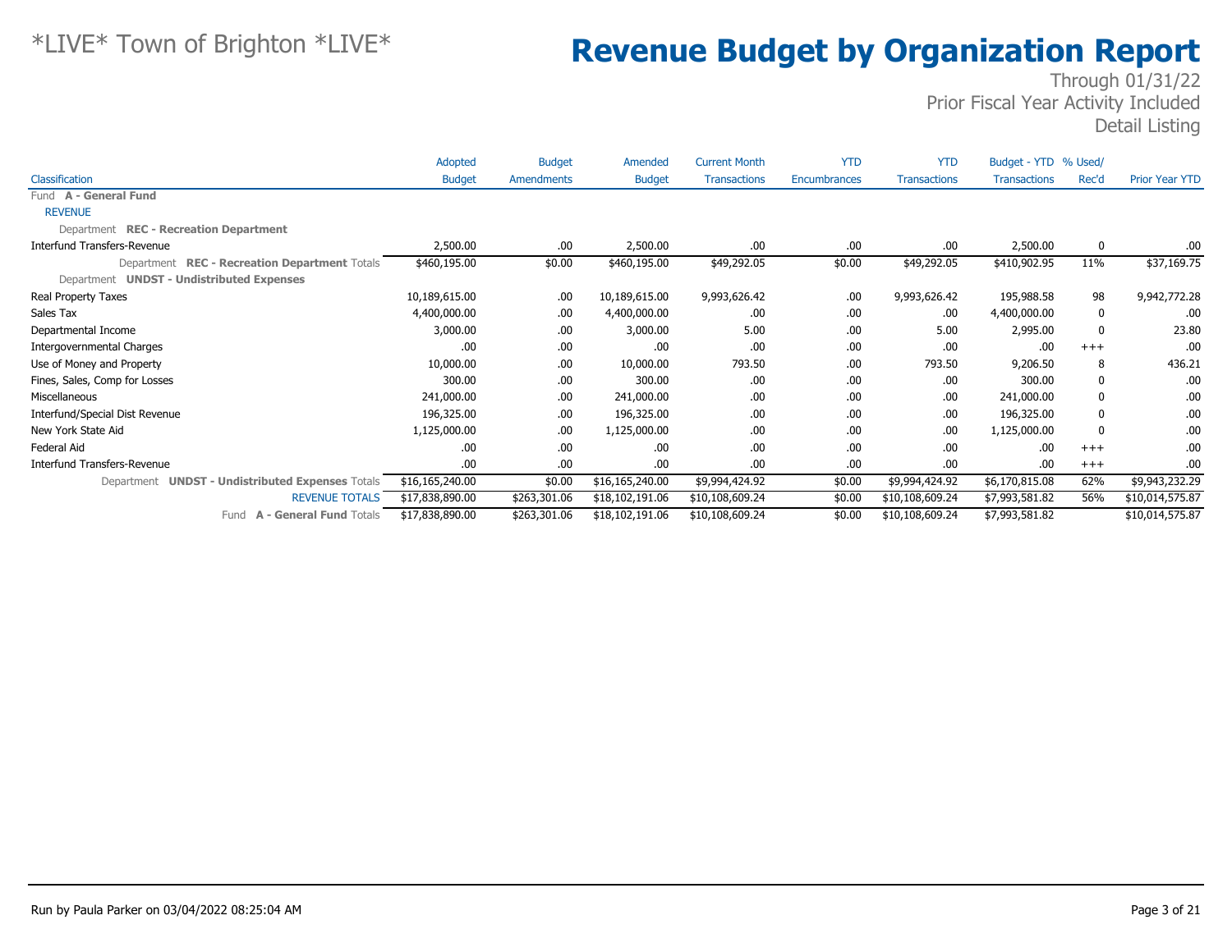*LIVE* Town of Brighton *LIVE*

# Revenue Budget by Organization Report

Through 01/31/22
Prior Fiscal Year Activity Included
Detail Listing

| Classification | Adopted Budget | Budget Amendments | Amended Budget | Current Month Transactions | YTD Encumbrances | YTD Transactions | Budget - YTD Transactions | % Used/ Rec'd | Prior Year YTD |
|---|---|---|---|---|---|---|---|---|---|
| Fund **A - General Fund** | | | | | | | | | |
| REVENUE | | | | | | | | | |
| Department **REC - Recreation Department** | | | | | | | | | |
| Interfund Transfers-Revenue | 2,500.00 | .00 | 2,500.00 | .00 | .00 | .00 | 2,500.00 | 0 | .00 |
| Department **REC - Recreation Department** Totals | $460,195.00 | $0.00 | $460,195.00 | $49,292.05 | $0.00 | $49,292.05 | $410,902.95 | 11% | $37,169.75 |
| Department **UNDST - Undistributed Expenses** | | | | | | | | | |
| Real Property Taxes | 10,189,615.00 | .00 | 10,189,615.00 | 9,993,626.42 | .00 | 9,993,626.42 | 195,988.58 | 98 | 9,942,772.28 |
| Sales Tax | 4,400,000.00 | .00 | 4,400,000.00 | .00 | .00 | .00 | 4,400,000.00 | 0 | .00 |
| Departmental Income | 3,000.00 | .00 | 3,000.00 | 5.00 | .00 | 5.00 | 2,995.00 | 0 | 23.80 |
| Intergovernmental Charges | .00 | .00 | .00 | .00 | .00 | .00 | .00 | +++ | .00 |
| Use of Money and Property | 10,000.00 | .00 | 10,000.00 | 793.50 | .00 | 793.50 | 9,206.50 | 8 | 436.21 |
| Fines, Sales, Comp for Losses | 300.00 | .00 | 300.00 | .00 | .00 | .00 | 300.00 | 0 | .00 |
| Miscellaneous | 241,000.00 | .00 | 241,000.00 | .00 | .00 | .00 | 241,000.00 | 0 | .00 |
| Interfund/Special Dist Revenue | 196,325.00 | .00 | 196,325.00 | .00 | .00 | .00 | 196,325.00 | 0 | .00 |
| New York State Aid | 1,125,000.00 | .00 | 1,125,000.00 | .00 | .00 | .00 | 1,125,000.00 | 0 | .00 |
| Federal Aid | .00 | .00 | .00 | .00 | .00 | .00 | .00 | +++ | .00 |
| Interfund Transfers-Revenue | .00 | .00 | .00 | .00 | .00 | .00 | .00 | +++ | .00 |
| Department **UNDST - Undistributed Expenses** Totals | $16,165,240.00 | $0.00 | $16,165,240.00 | $9,994,424.92 | $0.00 | $9,994,424.92 | $6,170,815.08 | 62% | $9,943,232.29 |
| REVENUE TOTALS | $17,838,890.00 | $263,301.06 | $18,102,191.06 | $10,108,609.24 | $0.00 | $10,108,609.24 | $7,993,581.82 | 56% | $10,014,575.87 |
| Fund **A - General Fund** Totals | $17,838,890.00 | $263,301.06 | $18,102,191.06 | $10,108,609.24 | $0.00 | $10,108,609.24 | $7,993,581.82 | | $10,014,575.87 |

Run by Paula Parker on 03/04/2022 08:25:04 AM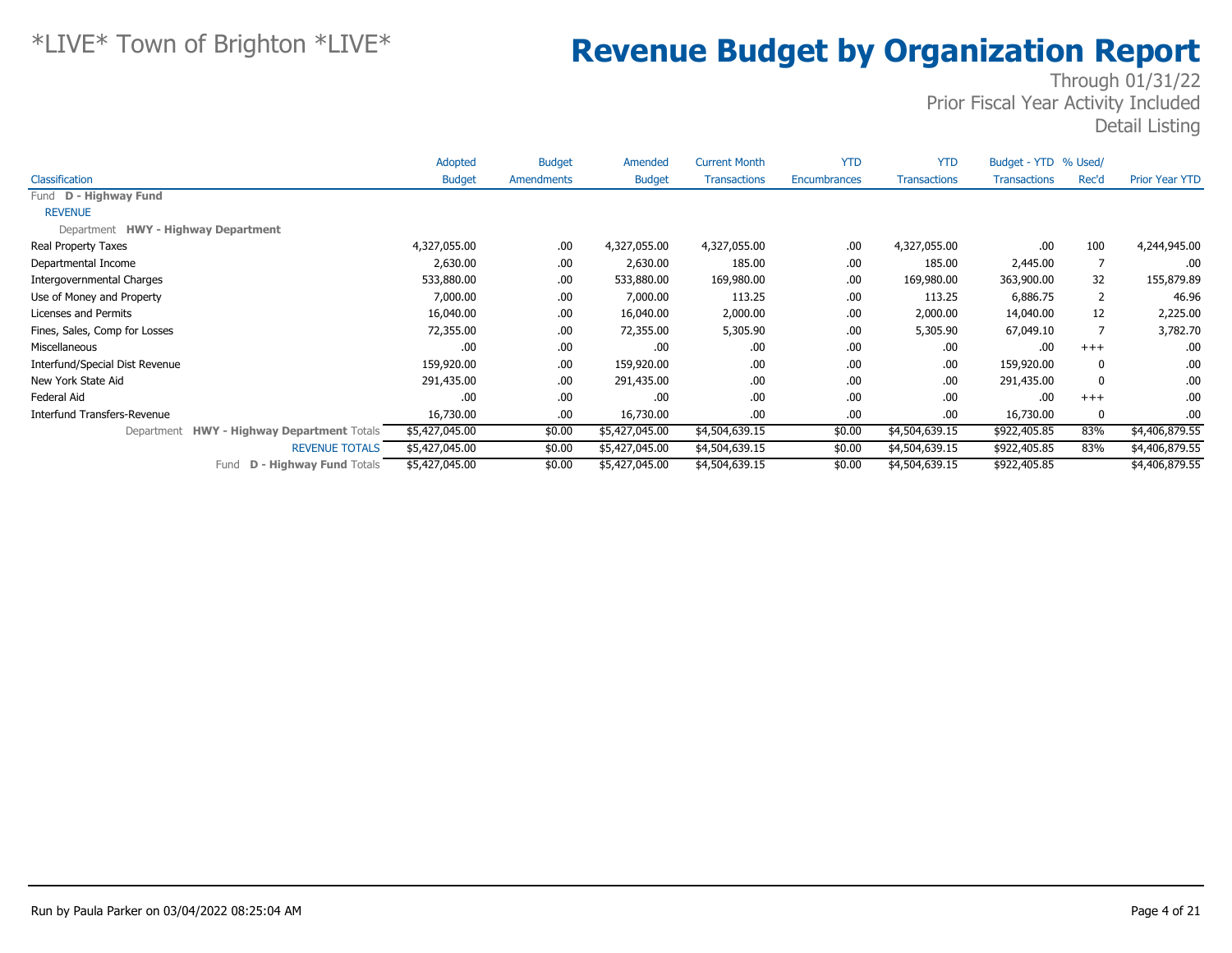\*LIVE\* Town of Brighton \*LIVE\*

# Revenue Budget by Organization Report

Through 01/31/22
Prior Fiscal Year Activity Included
Detail Listing

| Classification | Adopted Budget | Budget Amendments | Amended Budget | Current Month Transactions | YTD Encumbrances | YTD Transactions | Budget - YTD Transactions | % Used/ Rec'd | Prior Year YTD |
|---|---|---|---|---|---|---|---|---|---|
| Fund **D - Highway Fund** | | | | | | | | | |
| REVENUE | | | | | | | | | |
| Department **HWY - Highway Department** | | | | | | | | | |
| Real Property Taxes | 4,327,055.00 | .00 | 4,327,055.00 | 4,327,055.00 | .00 | 4,327,055.00 | .00 | 100 | 4,244,945.00 |
| Departmental Income | 2,630.00 | .00 | 2,630.00 | 185.00 | .00 | 185.00 | 2,445.00 | 7 | .00 |
| Intergovernmental Charges | 533,880.00 | .00 | 533,880.00 | 169,980.00 | .00 | 169,980.00 | 363,900.00 | 32 | 155,879.89 |
| Use of Money and Property | 7,000.00 | .00 | 7,000.00 | 113.25 | .00 | 113.25 | 6,886.75 | 2 | 46.96 |
| Licenses and Permits | 16,040.00 | .00 | 16,040.00 | 2,000.00 | .00 | 2,000.00 | 14,040.00 | 12 | 2,225.00 |
| Fines, Sales, Comp for Losses | 72,355.00 | .00 | 72,355.00 | 5,305.90 | .00 | 5,305.90 | 67,049.10 | 7 | 3,782.70 |
| Miscellaneous | .00 | .00 | .00 | .00 | .00 | .00 | .00 | +++ | .00 |
| Interfund/Special Dist Revenue | 159,920.00 | .00 | 159,920.00 | .00 | .00 | .00 | 159,920.00 | 0 | .00 |
| New York State Aid | 291,435.00 | .00 | 291,435.00 | .00 | .00 | .00 | 291,435.00 | 0 | .00 |
| Federal Aid | .00 | .00 | .00 | .00 | .00 | .00 | .00 | +++ | .00 |
| Interfund Transfers-Revenue | 16,730.00 | .00 | 16,730.00 | .00 | .00 | .00 | 16,730.00 | 0 | .00 |
| Department **HWY - Highway Department** Totals | $5,427,045.00 | $0.00 | $5,427,045.00 | $4,504,639.15 | $0.00 | $4,504,639.15 | $922,405.85 | 83% | $4,406,879.55 |
| REVENUE TOTALS | $5,427,045.00 | $0.00 | $5,427,045.00 | $4,504,639.15 | $0.00 | $4,504,639.15 | $922,405.85 | 83% | $4,406,879.55 |
| Fund **D - Highway Fund** Totals | $5,427,045.00 | $0.00 | $5,427,045.00 | $4,504,639.15 | $0.00 | $4,504,639.15 | $922,405.85 | | $4,406,879.55 |

Run by Paula Parker on 03/04/2022 08:25:04 AM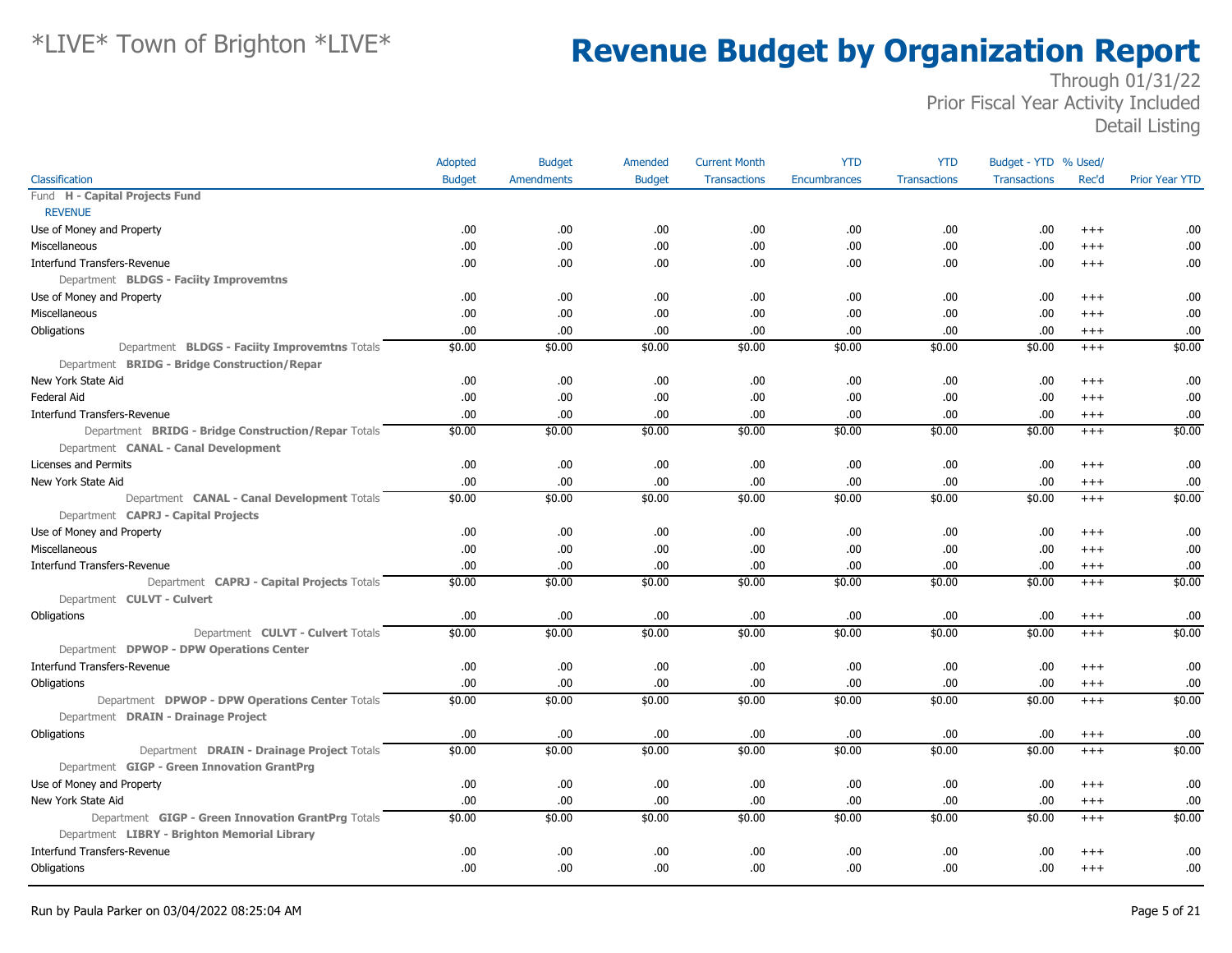# *LIVE* Town of Brighton *LIVE*

# Revenue Budget by Organization Report

Through 01/31/22
Prior Fiscal Year Activity Included
Detail Listing

| Classification | Adopted Budget | Budget Amendments | Amended Budget | Current Month Transactions | YTD Encumbrances | YTD Transactions | Budget - YTD Transactions | % Used/ Rec'd | Prior Year YTD |
|---|---|---|---|---|---|---|---|---|---|
| Fund **H - Capital Projects Fund** | | | | | | | | | |
| REVENUE | | | | | | | | | |
| Use of Money and Property | .00 | .00 | .00 | .00 | .00 | .00 | .00 | +++ | .00 |
| Miscellaneous | .00 | .00 | .00 | .00 | .00 | .00 | .00 | +++ | .00 |
| Interfund Transfers-Revenue | .00 | .00 | .00 | .00 | .00 | .00 | .00 | +++ | .00 |
| Department **BLDGS - Faciity Improvemtns** | | | | | | | | | |
| Use of Money and Property | .00 | .00 | .00 | .00 | .00 | .00 | .00 | +++ | .00 |
| Miscellaneous | .00 | .00 | .00 | .00 | .00 | .00 | .00 | +++ | .00 |
| Obligations | .00 | .00 | .00 | .00 | .00 | .00 | .00 | +++ | .00 |
| Department **BLDGS - Faciity Improvemtns** Totals | $0.00 | $0.00 | $0.00 | $0.00 | $0.00 | $0.00 | $0.00 | +++ | $0.00 |
| Department **BRIDG - Bridge Construction/Repar** | | | | | | | | | |
| New York State Aid | .00 | .00 | .00 | .00 | .00 | .00 | .00 | +++ | .00 |
| Federal Aid | .00 | .00 | .00 | .00 | .00 | .00 | .00 | +++ | .00 |
| Interfund Transfers-Revenue | .00 | .00 | .00 | .00 | .00 | .00 | .00 | +++ | .00 |
| Department **BRIDG - Bridge Construction/Repar** Totals | $0.00 | $0.00 | $0.00 | $0.00 | $0.00 | $0.00 | $0.00 | +++ | $0.00 |
| Department **CANAL - Canal Development** | | | | | | | | | |
| Licenses and Permits | .00 | .00 | .00 | .00 | .00 | .00 | .00 | +++ | .00 |
| New York State Aid | .00 | .00 | .00 | .00 | .00 | .00 | .00 | +++ | .00 |
| Department **CANAL - Canal Development** Totals | $0.00 | $0.00 | $0.00 | $0.00 | $0.00 | $0.00 | $0.00 | +++ | $0.00 |
| Department **CAPRJ - Capital Projects** | | | | | | | | | |
| Use of Money and Property | .00 | .00 | .00 | .00 | .00 | .00 | .00 | +++ | .00 |
| Miscellaneous | .00 | .00 | .00 | .00 | .00 | .00 | .00 | +++ | .00 |
| Interfund Transfers-Revenue | .00 | .00 | .00 | .00 | .00 | .00 | .00 | +++ | .00 |
| Department **CAPRJ - Capital Projects** Totals | $0.00 | $0.00 | $0.00 | $0.00 | $0.00 | $0.00 | $0.00 | +++ | $0.00 |
| Department **CULVT - Culvert** | | | | | | | | | |
| Obligations | .00 | .00 | .00 | .00 | .00 | .00 | .00 | +++ | .00 |
| Department **CULVT - Culvert** Totals | $0.00 | $0.00 | $0.00 | $0.00 | $0.00 | $0.00 | $0.00 | +++ | $0.00 |
| Department **DPWOP - DPW Operations Center** | | | | | | | | | |
| Interfund Transfers-Revenue | .00 | .00 | .00 | .00 | .00 | .00 | .00 | +++ | .00 |
| Obligations | .00 | .00 | .00 | .00 | .00 | .00 | .00 | +++ | .00 |
| Department **DPWOP - DPW Operations Center** Totals | $0.00 | $0.00 | $0.00 | $0.00 | $0.00 | $0.00 | $0.00 | +++ | $0.00 |
| Department **DRAIN - Drainage Project** | | | | | | | | | |
| Obligations | .00 | .00 | .00 | .00 | .00 | .00 | .00 | +++ | .00 |
| Department **DRAIN - Drainage Project** Totals | $0.00 | $0.00 | $0.00 | $0.00 | $0.00 | $0.00 | $0.00 | +++ | $0.00 |
| Department **GIGP - Green Innovation GrantPrg** | | | | | | | | | |
| Use of Money and Property | .00 | .00 | .00 | .00 | .00 | .00 | .00 | +++ | .00 |
| New York State Aid | .00 | .00 | .00 | .00 | .00 | .00 | .00 | +++ | .00 |
| Department **GIGP - Green Innovation GrantPrg** Totals | $0.00 | $0.00 | $0.00 | $0.00 | $0.00 | $0.00 | $0.00 | +++ | $0.00 |
| Department **LIBRY - Brighton Memorial Library** | | | | | | | | | |
| Interfund Transfers-Revenue | .00 | .00 | .00 | .00 | .00 | .00 | .00 | +++ | .00 |
| Obligations | .00 | .00 | .00 | .00 | .00 | .00 | .00 | +++ | .00 |

Run by Paula Parker on 03/04/2022 08:25:04 AM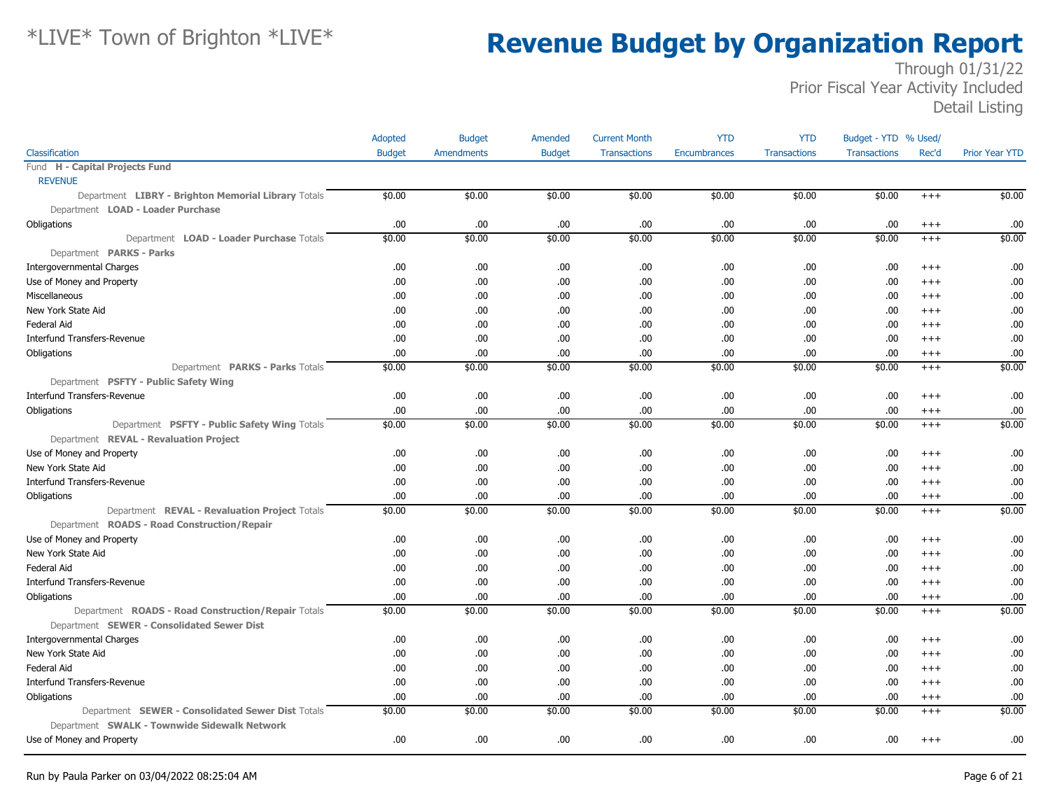# *LIVE* Town of Brighton *LIVE*

# Revenue Budget by Organization Report

Through 01/31/22
Prior Fiscal Year Activity Included
Detail Listing

| Classification | Adopted Budget | Budget Amendments | Amended Budget | Current Month Transactions | YTD Encumbrances | YTD Transactions | Budget - YTD Transactions | % Used/ Rec'd | Prior Year YTD |
|---|---|---|---|---|---|---|---|---|---|
| Fund **H - Capital Projects Fund** | | | | | | | | | |
| REVENUE | | | | | | | | | |
| Department **LIBRY - Brighton Memorial Library** Totals | $0.00 | $0.00 | $0.00 | $0.00 | $0.00 | $0.00 | $0.00 | +++ | $0.00 |
| Department **LOAD - Loader Purchase** | | | | | | | | | |
| Obligations | .00 | .00 | .00 | .00 | .00 | .00 | .00 | +++ | .00 |
| Department **LOAD - Loader Purchase** Totals | $0.00 | $0.00 | $0.00 | $0.00 | $0.00 | $0.00 | $0.00 | +++ | $0.00 |
| Department **PARKS - Parks** | | | | | | | | | |
| Intergovernmental Charges | .00 | .00 | .00 | .00 | .00 | .00 | .00 | +++ | .00 |
| Use of Money and Property | .00 | .00 | .00 | .00 | .00 | .00 | .00 | +++ | .00 |
| Miscellaneous | .00 | .00 | .00 | .00 | .00 | .00 | .00 | +++ | .00 |
| New York State Aid | .00 | .00 | .00 | .00 | .00 | .00 | .00 | +++ | .00 |
| Federal Aid | .00 | .00 | .00 | .00 | .00 | .00 | .00 | +++ | .00 |
| Interfund Transfers-Revenue | .00 | .00 | .00 | .00 | .00 | .00 | .00 | +++ | .00 |
| Obligations | .00 | .00 | .00 | .00 | .00 | .00 | .00 | +++ | .00 |
| Department **PARKS - Parks** Totals | $0.00 | $0.00 | $0.00 | $0.00 | $0.00 | $0.00 | $0.00 | +++ | $0.00 |
| Department **PSFTY - Public Safety Wing** | | | | | | | | | |
| Interfund Transfers-Revenue | .00 | .00 | .00 | .00 | .00 | .00 | .00 | +++ | .00 |
| Obligations | .00 | .00 | .00 | .00 | .00 | .00 | .00 | +++ | .00 |
| Department **PSFTY - Public Safety Wing** Totals | $0.00 | $0.00 | $0.00 | $0.00 | $0.00 | $0.00 | $0.00 | +++ | $0.00 |
| Department **REVAL - Revaluation Project** | | | | | | | | | |
| Use of Money and Property | .00 | .00 | .00 | .00 | .00 | .00 | .00 | +++ | .00 |
| New York State Aid | .00 | .00 | .00 | .00 | .00 | .00 | .00 | +++ | .00 |
| Interfund Transfers-Revenue | .00 | .00 | .00 | .00 | .00 | .00 | .00 | +++ | .00 |
| Obligations | .00 | .00 | .00 | .00 | .00 | .00 | .00 | +++ | .00 |
| Department **REVAL - Revaluation Project** Totals | $0.00 | $0.00 | $0.00 | $0.00 | $0.00 | $0.00 | $0.00 | +++ | $0.00 |
| Department **ROADS - Road Construction/Repair** | | | | | | | | | |
| Use of Money and Property | .00 | .00 | .00 | .00 | .00 | .00 | .00 | +++ | .00 |
| New York State Aid | .00 | .00 | .00 | .00 | .00 | .00 | .00 | +++ | .00 |
| Federal Aid | .00 | .00 | .00 | .00 | .00 | .00 | .00 | +++ | .00 |
| Interfund Transfers-Revenue | .00 | .00 | .00 | .00 | .00 | .00 | .00 | +++ | .00 |
| Obligations | .00 | .00 | .00 | .00 | .00 | .00 | .00 | +++ | .00 |
| Department **ROADS - Road Construction/Repair** Totals | $0.00 | $0.00 | $0.00 | $0.00 | $0.00 | $0.00 | $0.00 | +++ | $0.00 |
| Department **SEWER - Consolidated Sewer Dist** | | | | | | | | | |
| Intergovernmental Charges | .00 | .00 | .00 | .00 | .00 | .00 | .00 | +++ | .00 |
| New York State Aid | .00 | .00 | .00 | .00 | .00 | .00 | .00 | +++ | .00 |
| Federal Aid | .00 | .00 | .00 | .00 | .00 | .00 | .00 | +++ | .00 |
| Interfund Transfers-Revenue | .00 | .00 | .00 | .00 | .00 | .00 | .00 | +++ | .00 |
| Obligations | .00 | .00 | .00 | .00 | .00 | .00 | .00 | +++ | .00 |
| Department **SEWER - Consolidated Sewer Dist** Totals | $0.00 | $0.00 | $0.00 | $0.00 | $0.00 | $0.00 | $0.00 | +++ | $0.00 |
| Department **SWALK - Townwide Sidewalk Network** | | | | | | | | | |
| Use of Money and Property | .00 | .00 | .00 | .00 | .00 | .00 | .00 | +++ | .00 |

Run by Paula Parker on 03/04/2022 08:25:04 AM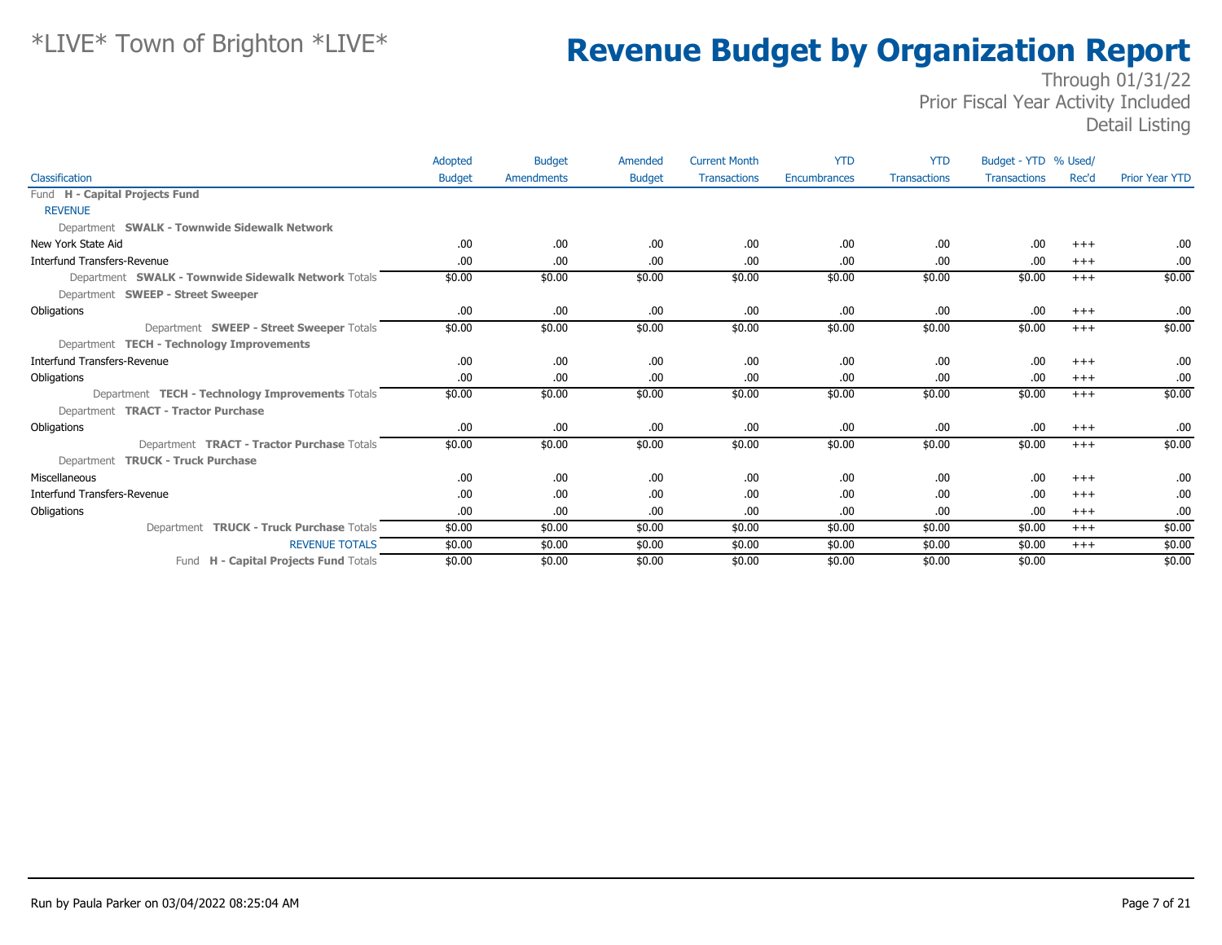# Revenue Budget by Organization Report

*LIVE* Town of Brighton *LIVE*

Through 01/31/22
Prior Fiscal Year Activity Included
Detail Listing

| Classification | Adopted Budget | Budget Amendments | Amended Budget | Current Month Transactions | YTD Encumbrances | YTD Transactions | Budget - YTD Transactions | % Used/ Rec'd | Prior Year YTD |
|---|---|---|---|---|---|---|---|---|---|
| Fund **H - Capital Projects Fund** | | | | | | | | | |
| REVENUE | | | | | | | | | |
| Department **SWALK - Townwide Sidewalk Network** | | | | | | | | | |
| New York State Aid | .00 | .00 | .00 | .00 | .00 | .00 | .00 | +++ | .00 |
| Interfund Transfers-Revenue | .00 | .00 | .00 | .00 | .00 | .00 | .00 | +++ | .00 |
| Department **SWALK - Townwide Sidewalk Network** Totals | $0.00 | $0.00 | $0.00 | $0.00 | $0.00 | $0.00 | $0.00 | +++ | $0.00 |
| Department **SWEEP - Street Sweeper** | | | | | | | | | |
| Obligations | .00 | .00 | .00 | .00 | .00 | .00 | .00 | +++ | .00 |
| Department **SWEEP - Street Sweeper** Totals | $0.00 | $0.00 | $0.00 | $0.00 | $0.00 | $0.00 | $0.00 | +++ | $0.00 |
| Department **TECH - Technology Improvements** | | | | | | | | | |
| Interfund Transfers-Revenue | .00 | .00 | .00 | .00 | .00 | .00 | .00 | +++ | .00 |
| Obligations | .00 | .00 | .00 | .00 | .00 | .00 | .00 | +++ | .00 |
| Department **TECH - Technology Improvements** Totals | $0.00 | $0.00 | $0.00 | $0.00 | $0.00 | $0.00 | $0.00 | +++ | $0.00 |
| Department **TRACT - Tractor Purchase** | | | | | | | | | |
| Obligations | .00 | .00 | .00 | .00 | .00 | .00 | .00 | +++ | .00 |
| Department **TRACT - Tractor Purchase** Totals | $0.00 | $0.00 | $0.00 | $0.00 | $0.00 | $0.00 | $0.00 | +++ | $0.00 |
| Department **TRUCK - Truck Purchase** | | | | | | | | | |
| Miscellaneous | .00 | .00 | .00 | .00 | .00 | .00 | .00 | +++ | .00 |
| Interfund Transfers-Revenue | .00 | .00 | .00 | .00 | .00 | .00 | .00 | +++ | .00 |
| Obligations | .00 | .00 | .00 | .00 | .00 | .00 | .00 | +++ | .00 |
| Department **TRUCK - Truck Purchase** Totals | $0.00 | $0.00 | $0.00 | $0.00 | $0.00 | $0.00 | $0.00 | +++ | $0.00 |
| REVENUE TOTALS | $0.00 | $0.00 | $0.00 | $0.00 | $0.00 | $0.00 | $0.00 | +++ | $0.00 |
| Fund **H - Capital Projects Fund** Totals | $0.00 | $0.00 | $0.00 | $0.00 | $0.00 | $0.00 | $0.00 | | $0.00 |

Run by Paula Parker on 03/04/2022 08:25:04 AM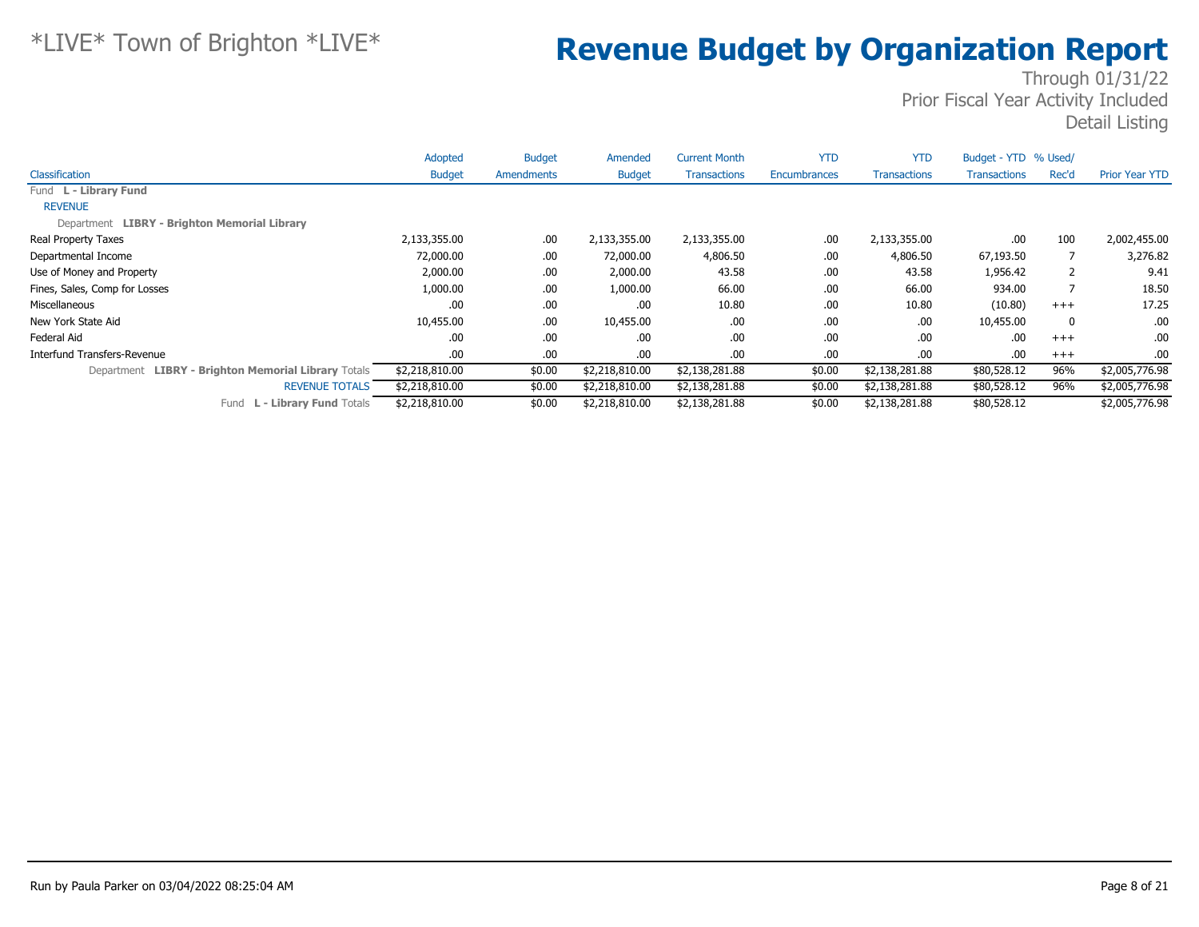*LIVE* Town of Brighton *LIVE*

# Revenue Budget by Organization Report

Through 01/31/22
Prior Fiscal Year Activity Included
Detail Listing

| Classification | Adopted Budget | Budget Amendments | Amended Budget | Current Month Transactions | YTD Encumbrances | YTD Transactions | Budget - YTD Transactions | % Used/ Rec'd | Prior Year YTD |
|---|---|---|---|---|---|---|---|---|---|
| Fund **L - Library Fund** | | | | | | | | | |
| REVENUE | | | | | | | | | |
| Department **LIBRY - Brighton Memorial Library** | | | | | | | | | |
| Real Property Taxes | 2,133,355.00 | .00 | 2,133,355.00 | 2,133,355.00 | .00 | 2,133,355.00 | .00 | 100 | 2,002,455.00 |
| Departmental Income | 72,000.00 | .00 | 72,000.00 | 4,806.50 | .00 | 4,806.50 | 67,193.50 | 7 | 3,276.82 |
| Use of Money and Property | 2,000.00 | .00 | 2,000.00 | 43.58 | .00 | 43.58 | 1,956.42 | 2 | 9.41 |
| Fines, Sales, Comp for Losses | 1,000.00 | .00 | 1,000.00 | 66.00 | .00 | 66.00 | 934.00 | 7 | 18.50 |
| Miscellaneous | .00 | .00 | .00 | 10.80 | .00 | 10.80 | (10.80) | +++ | 17.25 |
| New York State Aid | 10,455.00 | .00 | 10,455.00 | .00 | .00 | .00 | 10,455.00 | 0 | .00 |
| Federal Aid | .00 | .00 | .00 | .00 | .00 | .00 | .00 | +++ | .00 |
| Interfund Transfers-Revenue | .00 | .00 | .00 | .00 | .00 | .00 | .00 | +++ | .00 |
| Department **LIBRY - Brighton Memorial Library** Totals | $2,218,810.00 | $0.00 | $2,218,810.00 | $2,138,281.88 | $0.00 | $2,138,281.88 | $80,528.12 | 96% | $2,005,776.98 |
| REVENUE TOTALS | $2,218,810.00 | $0.00 | $2,218,810.00 | $2,138,281.88 | $0.00 | $2,138,281.88 | $80,528.12 | 96% | $2,005,776.98 |
| Fund **L - Library Fund** Totals | $2,218,810.00 | $0.00 | $2,218,810.00 | $2,138,281.88 | $0.00 | $2,138,281.88 | $80,528.12 | | $2,005,776.98 |

Run by Paula Parker on 03/04/2022 08:25:04 AM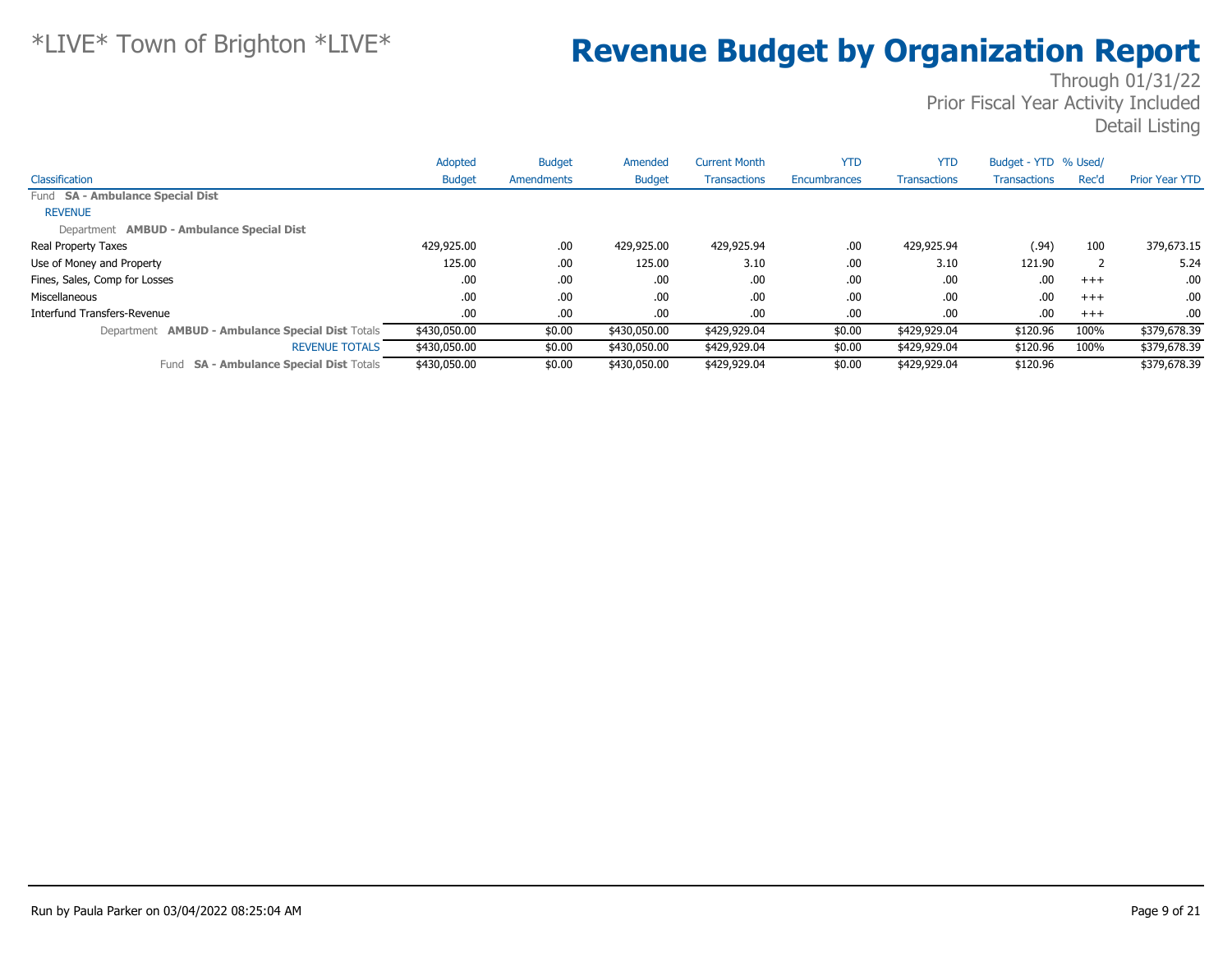*LIVE* Town of Brighton *LIVE*

# Revenue Budget by Organization Report

Through 01/31/22
Prior Fiscal Year Activity Included
Detail Listing

| Classification | Adopted Budget | Budget Amendments | Amended Budget | Current Month Transactions | YTD Encumbrances | YTD Transactions | Budget - YTD Transactions | % Used/ Rec'd | Prior Year YTD |
|---|---|---|---|---|---|---|---|---|---|
| Fund **SA - Ambulance Special Dist** | | | | | | | | | |
| REVENUE | | | | | | | | | |
| Department **AMBUD - Ambulance Special Dist** | | | | | | | | | |
| Real Property Taxes | 429,925.00 | .00 | 429,925.00 | 429,925.94 | .00 | 429,925.94 | (.94) | 100 | 379,673.15 |
| Use of Money and Property | 125.00 | .00 | 125.00 | 3.10 | .00 | 3.10 | 121.90 | 2 | 5.24 |
| Fines, Sales, Comp for Losses | .00 | .00 | .00 | .00 | .00 | .00 | .00 | +++ | .00 |
| Miscellaneous | .00 | .00 | .00 | .00 | .00 | .00 | .00 | +++ | .00 |
| Interfund Transfers-Revenue | .00 | .00 | .00 | .00 | .00 | .00 | .00 | +++ | .00 |
| Department **AMBUD - Ambulance Special Dist** Totals | $430,050.00 | $0.00 | $430,050.00 | $429,929.04 | $0.00 | $429,929.04 | $120.96 | 100% | $379,678.39 |
| REVENUE TOTALS | $430,050.00 | $0.00 | $430,050.00 | $429,929.04 | $0.00 | $429,929.04 | $120.96 | 100% | $379,678.39 |
| Fund **SA - Ambulance Special Dist** Totals | $430,050.00 | $0.00 | $430,050.00 | $429,929.04 | $0.00 | $429,929.04 | $120.96 | | $379,678.39 |

Run by Paula Parker on 03/04/2022 08:25:04 AM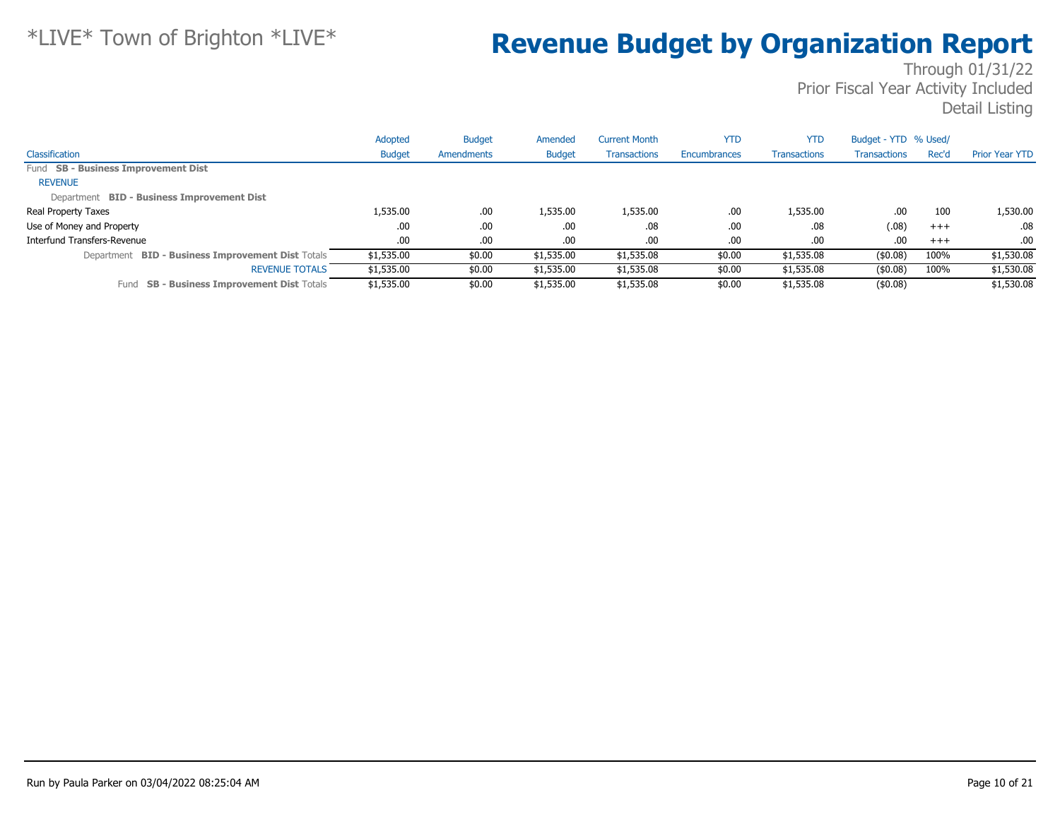\*LIVE\* Town of Brighton \*LIVE\*

# Revenue Budget by Organization Report

Through 01/31/22
Prior Fiscal Year Activity Included
Detail Listing

| Classification | Adopted Budget | Budget Amendments | Amended Budget | Current Month Transactions | YTD Encumbrances | YTD Transactions | Budget - YTD Transactions | % Used/ Rec'd | Prior Year YTD |
|---|---|---|---|---|---|---|---|---|---|
| Fund **SB - Business Improvement Dist** | | | | | | | | | |
| REVENUE | | | | | | | | | |
| Department **BID - Business Improvement Dist** | | | | | | | | | |
| Real Property Taxes | 1,535.00 | .00 | 1,535.00 | 1,535.00 | .00 | 1,535.00 | .00 | 100 | 1,530.00 |
| Use of Money and Property | .00 | .00 | .00 | .08 | .00 | .08 | (.08) | +++ | .08 |
| Interfund Transfers-Revenue | .00 | .00 | .00 | .00 | .00 | .00 | .00 | +++ | .00 |
| Department **BID - Business Improvement Dist** Totals | $1,535.00 | $0.00 | $1,535.00 | $1,535.08 | $0.00 | $1,535.08 | ($0.08) | 100% | $1,530.08 |
| REVENUE TOTALS | $1,535.00 | $0.00 | $1,535.00 | $1,535.08 | $0.00 | $1,535.08 | ($0.08) | 100% | $1,530.08 |
| Fund **SB - Business Improvement Dist** Totals | $1,535.00 | $0.00 | $1,535.00 | $1,535.08 | $0.00 | $1,535.08 | ($0.08) | | $1,530.08 |

Run by Paula Parker on 03/04/2022 08:25:04 AM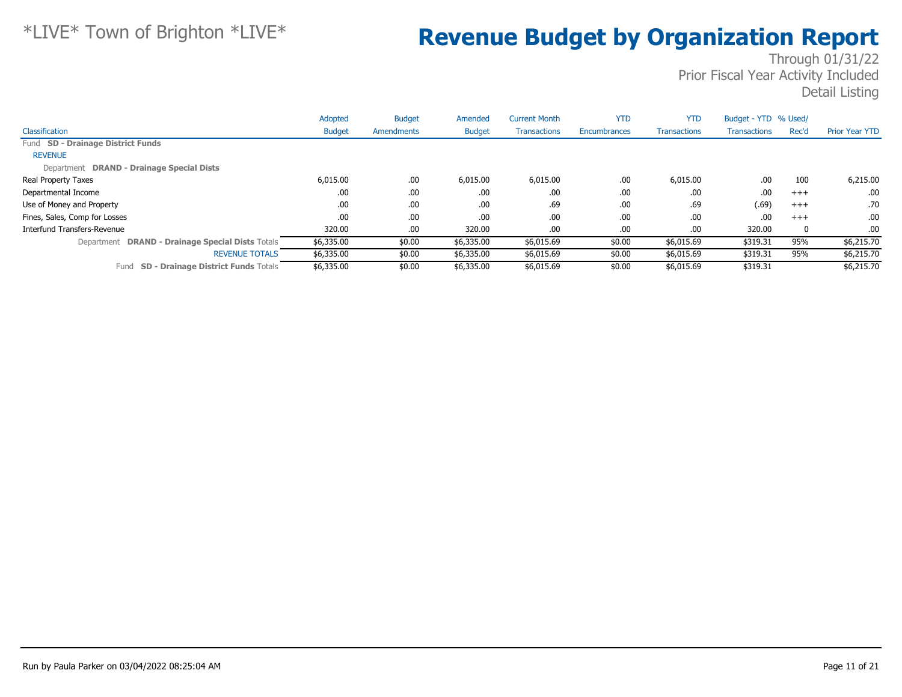*LIVE* Town of Brighton *LIVE*

# Revenue Budget by Organization Report

Through 01/31/22
Prior Fiscal Year Activity Included
Detail Listing

| Classification | Adopted Budget | Budget Amendments | Amended Budget | Current Month Transactions | YTD Encumbrances | YTD Transactions | Budget - YTD Transactions | % Used/ Rec'd | Prior Year YTD |
|---|---|---|---|---|---|---|---|---|---|
| Fund **SD - Drainage District Funds** | | | | | | | | | |
| REVENUE | | | | | | | | | |
| Department **DRAND - Drainage Special Dists** | | | | | | | | | |
| Real Property Taxes | 6,015.00 | .00 | 6,015.00 | 6,015.00 | .00 | 6,015.00 | .00 | 100 | 6,215.00 |
| Departmental Income | .00 | .00 | .00 | .00 | .00 | .00 | .00 | +++ | .00 |
| Use of Money and Property | .00 | .00 | .00 | .69 | .00 | .69 | (.69) | +++ | .70 |
| Fines, Sales, Comp for Losses | .00 | .00 | .00 | .00 | .00 | .00 | .00 | +++ | .00 |
| Interfund Transfers-Revenue | 320.00 | .00 | 320.00 | .00 | .00 | .00 | 320.00 | 0 | .00 |
| Department **DRAND - Drainage Special Dists** Totals | $6,335.00 | $0.00 | $6,335.00 | $6,015.69 | $0.00 | $6,015.69 | $319.31 | 95% | $6,215.70 |
| REVENUE TOTALS | $6,335.00 | $0.00 | $6,335.00 | $6,015.69 | $0.00 | $6,015.69 | $319.31 | 95% | $6,215.70 |
| Fund **SD - Drainage District Funds** Totals | $6,335.00 | $0.00 | $6,335.00 | $6,015.69 | $0.00 | $6,015.69 | $319.31 | | $6,215.70 |

Run by Paula Parker on 03/04/2022 08:25:04 AM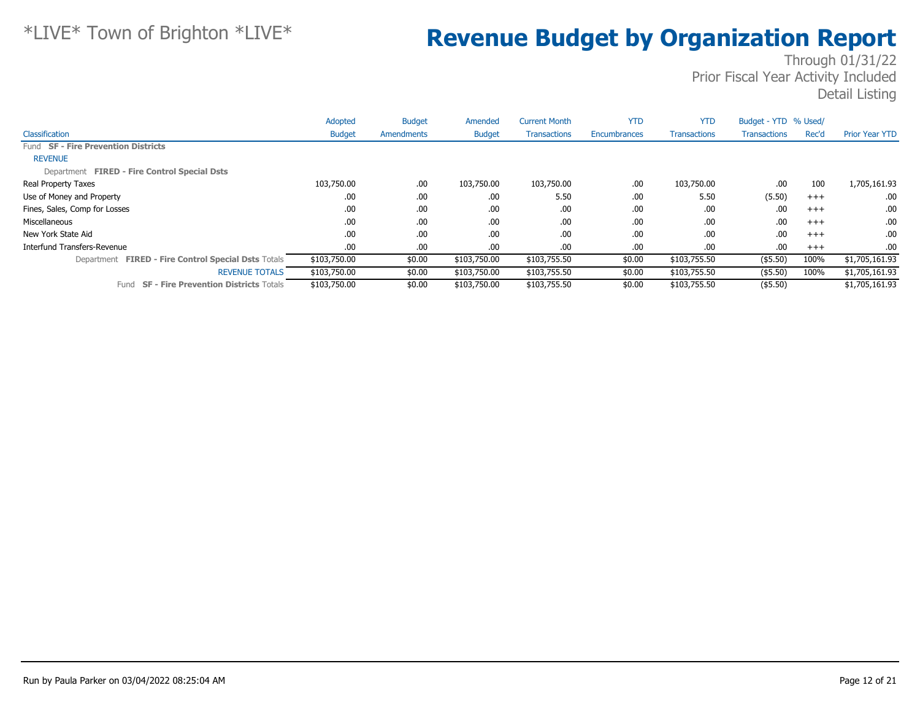*LIVE* Town of Brighton *LIVE*

# Revenue Budget by Organization Report

Through 01/31/22
Prior Fiscal Year Activity Included
Detail Listing

| Classification | Adopted Budget | Budget Amendments | Amended Budget | Current Month Transactions | YTD Encumbrances | YTD Transactions | Budget - YTD Transactions | % Used/ Rec'd | Prior Year YTD |
|---|---|---|---|---|---|---|---|---|---|
| Fund **SF - Fire Prevention Districts** | | | | | | | | | |
| REVENUE | | | | | | | | | |
| Department **FIRED - Fire Control Special Dsts** | | | | | | | | | |
| Real Property Taxes | 103,750.00 | .00 | 103,750.00 | 103,750.00 | .00 | 103,750.00 | .00 | 100 | 1,705,161.93 |
| Use of Money and Property | .00 | .00 | .00 | 5.50 | .00 | 5.50 | (5.50) | +++ | .00 |
| Fines, Sales, Comp for Losses | .00 | .00 | .00 | .00 | .00 | .00 | .00 | +++ | .00 |
| Miscellaneous | .00 | .00 | .00 | .00 | .00 | .00 | .00 | +++ | .00 |
| New York State Aid | .00 | .00 | .00 | .00 | .00 | .00 | .00 | +++ | .00 |
| Interfund Transfers-Revenue | .00 | .00 | .00 | .00 | .00 | .00 | .00 | +++ | .00 |
| Department **FIRED - Fire Control Special Dsts** Totals | $103,750.00 | $0.00 | $103,750.00 | $103,755.50 | $0.00 | $103,755.50 | ($5.50) | 100% | $1,705,161.93 |
| REVENUE TOTALS | $103,750.00 | $0.00 | $103,750.00 | $103,755.50 | $0.00 | $103,755.50 | ($5.50) | 100% | $1,705,161.93 |
| Fund **SF - Fire Prevention Districts** Totals | $103,750.00 | $0.00 | $103,750.00 | $103,755.50 | $0.00 | $103,755.50 | ($5.50) | | $1,705,161.93 |

Run by Paula Parker on 03/04/2022 08:25:04 AM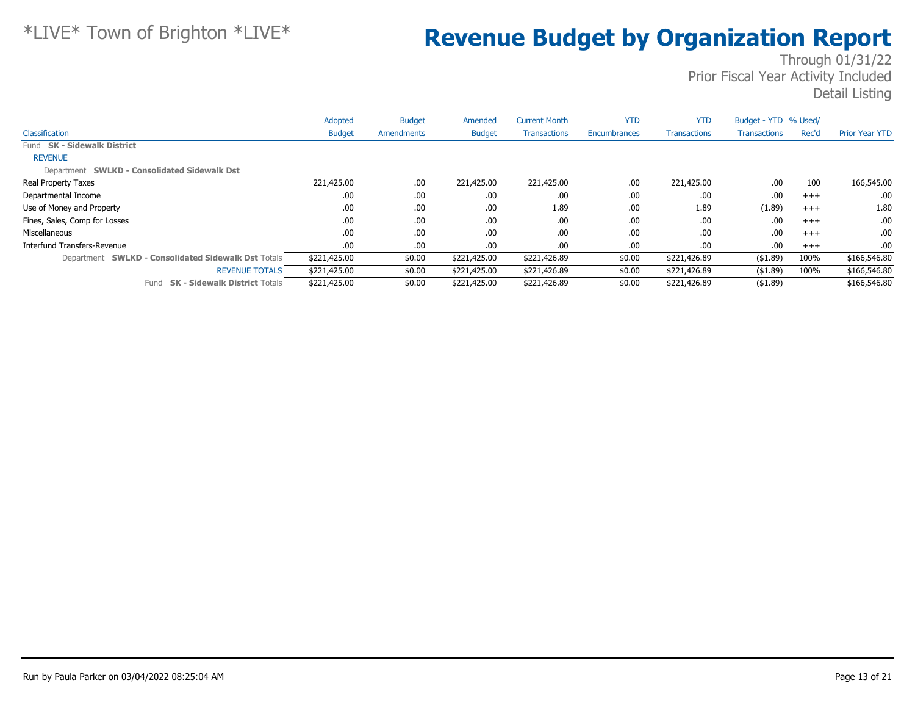*LIVE* Town of Brighton *LIVE*

# Revenue Budget by Organization Report

Through 01/31/22
Prior Fiscal Year Activity Included
Detail Listing

| Classification | Adopted Budget | Budget Amendments | Amended Budget | Current Month Transactions | YTD Encumbrances | YTD Transactions | Budget - YTD Transactions | % Used/ Rec'd | Prior Year YTD |
|---|---|---|---|---|---|---|---|---|---|
| Fund **SK - Sidewalk District** | | | | | | | | | |
| REVENUE | | | | | | | | | |
| Department **SWLKD - Consolidated Sidewalk Dst** | | | | | | | | | |
| Real Property Taxes | 221,425.00 | .00 | 221,425.00 | 221,425.00 | .00 | 221,425.00 | .00 | 100 | 166,545.00 |
| Departmental Income | .00 | .00 | .00 | .00 | .00 | .00 | .00 | +++ | .00 |
| Use of Money and Property | .00 | .00 | .00 | 1.89 | .00 | 1.89 | (1.89) | +++ | 1.80 |
| Fines, Sales, Comp for Losses | .00 | .00 | .00 | .00 | .00 | .00 | .00 | +++ | .00 |
| Miscellaneous | .00 | .00 | .00 | .00 | .00 | .00 | .00 | +++ | .00 |
| Interfund Transfers-Revenue | .00 | .00 | .00 | .00 | .00 | .00 | .00 | +++ | .00 |
| Department **SWLKD - Consolidated Sidewalk Dst** Totals | $221,425.00 | $0.00 | $221,425.00 | $221,426.89 | $0.00 | $221,426.89 | ($1.89) | 100% | $166,546.80 |
| REVENUE TOTALS | $221,425.00 | $0.00 | $221,425.00 | $221,426.89 | $0.00 | $221,426.89 | ($1.89) | 100% | $166,546.80 |
| Fund **SK - Sidewalk District** Totals | $221,425.00 | $0.00 | $221,425.00 | $221,426.89 | $0.00 | $221,426.89 | ($1.89) | | $166,546.80 |

Run by Paula Parker on 03/04/2022 08:25:04 AM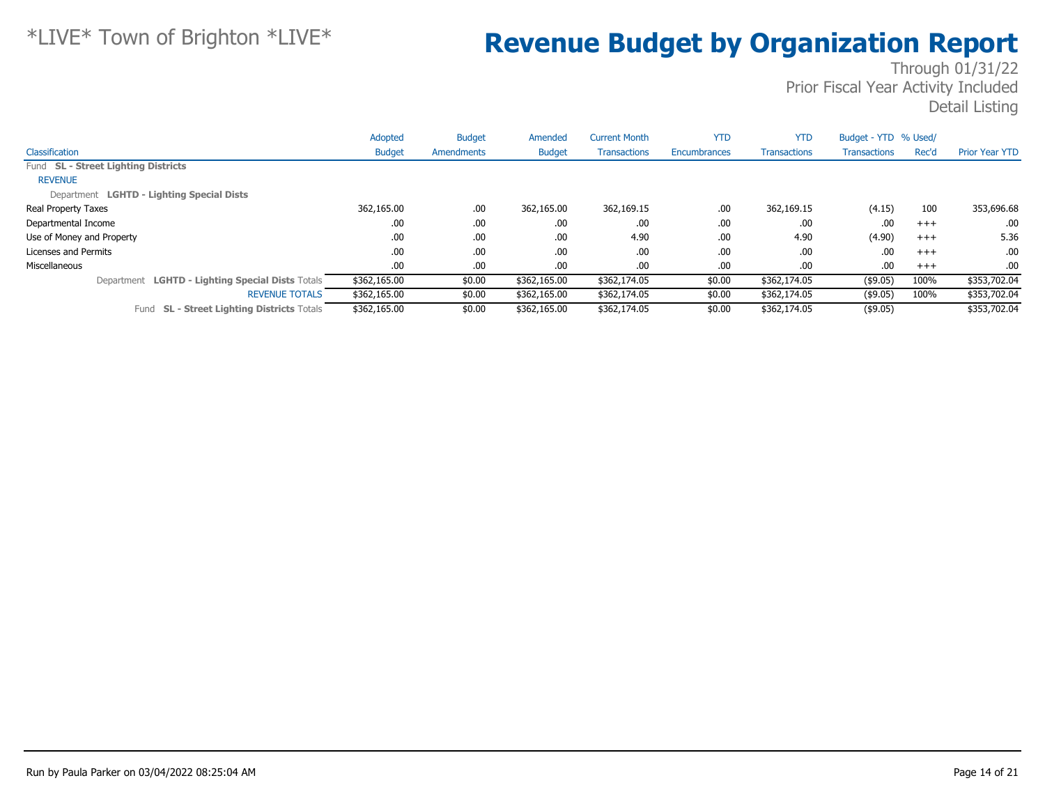*LIVE* Town of Brighton *LIVE*

# Revenue Budget by Organization Report

Through 01/31/22
Prior Fiscal Year Activity Included
Detail Listing

| Classification | Adopted Budget | Budget Amendments | Amended Budget | Current Month Transactions | YTD Encumbrances | YTD Transactions | Budget - YTD Transactions | % Used/ Rec'd | Prior Year YTD |
|---|---|---|---|---|---|---|---|---|---|
| Fund **SL - Street Lighting Districts** | | | | | | | | | |
| REVENUE | | | | | | | | | |
| Department **LGHTD - Lighting Special Dists** | | | | | | | | | |
| Real Property Taxes | 362,165.00 | .00 | 362,165.00 | 362,169.15 | .00 | 362,169.15 | (4.15) | 100 | 353,696.68 |
| Departmental Income | .00 | .00 | .00 | .00 | .00 | .00 | .00 | +++ | .00 |
| Use of Money and Property | .00 | .00 | .00 | 4.90 | .00 | 4.90 | (4.90) | +++ | 5.36 |
| Licenses and Permits | .00 | .00 | .00 | .00 | .00 | .00 | .00 | +++ | .00 |
| Miscellaneous | .00 | .00 | .00 | .00 | .00 | .00 | .00 | +++ | .00 |
| Department **LGHTD - Lighting Special Dists** Totals | $362,165.00 | $0.00 | $362,165.00 | $362,174.05 | $0.00 | $362,174.05 | ($9.05) | 100% | $353,702.04 |
| REVENUE TOTALS | $362,165.00 | $0.00 | $362,165.00 | $362,174.05 | $0.00 | $362,174.05 | ($9.05) | 100% | $353,702.04 |
| Fund **SL - Street Lighting Districts** Totals | $362,165.00 | $0.00 | $362,165.00 | $362,174.05 | $0.00 | $362,174.05 | ($9.05) | | $353,702.04 |

Run by Paula Parker on 03/04/2022 08:25:04 AM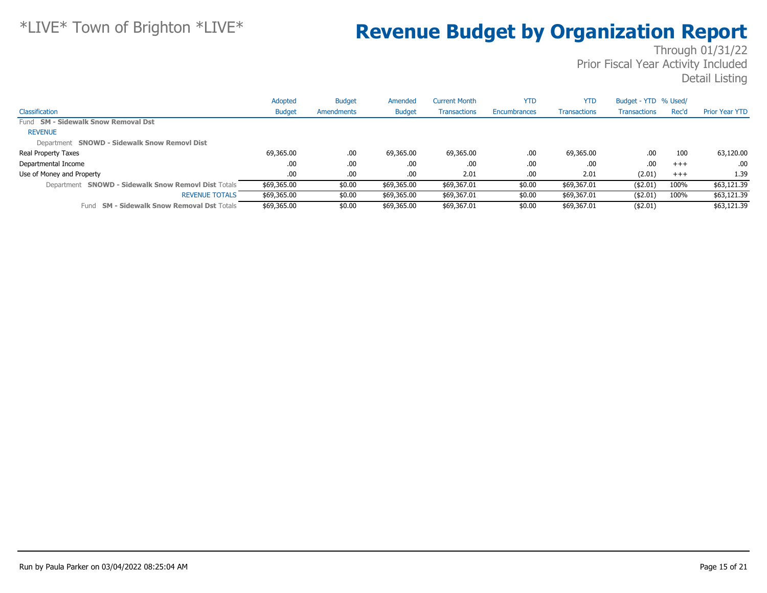*LIVE* Town of Brighton *LIVE*

# Revenue Budget by Organization Report

Through 01/31/22
Prior Fiscal Year Activity Included
Detail Listing

| Classification | Adopted Budget | Budget Amendments | Amended Budget | Current Month Transactions | YTD Encumbrances | YTD Transactions | Budget - YTD Transactions | % Used/ Rec'd | Prior Year YTD |
|---|---|---|---|---|---|---|---|---|---|
| Fund **SM - Sidewalk Snow Removal Dst** | | | | | | | | | |
| REVENUE | | | | | | | | | |
| Department **SNOWD - Sidewalk Snow Removl Dist** | | | | | | | | | |
| Real Property Taxes | 69,365.00 | .00 | 69,365.00 | 69,365.00 | .00 | 69,365.00 | .00 | 100 | 63,120.00 |
| Departmental Income | .00 | .00 | .00 | .00 | .00 | .00 | .00 | +++ | .00 |
| Use of Money and Property | .00 | .00 | .00 | 2.01 | .00 | 2.01 | (2.01) | +++ | 1.39 |
| Department **SNOWD - Sidewalk Snow Removl Dist** Totals | $69,365.00 | $0.00 | $69,365.00 | $69,367.01 | $0.00 | $69,367.01 | ($2.01) | 100% | $63,121.39 |
| REVENUE TOTALS | $69,365.00 | $0.00 | $69,365.00 | $69,367.01 | $0.00 | $69,367.01 | ($2.01) | 100% | $63,121.39 |
| Fund **SM - Sidewalk Snow Removal Dst** Totals | $69,365.00 | $0.00 | $69,365.00 | $69,367.01 | $0.00 | $69,367.01 | ($2.01) | | $63,121.39 |

Run by Paula Parker on 03/04/2022 08:25:04 AM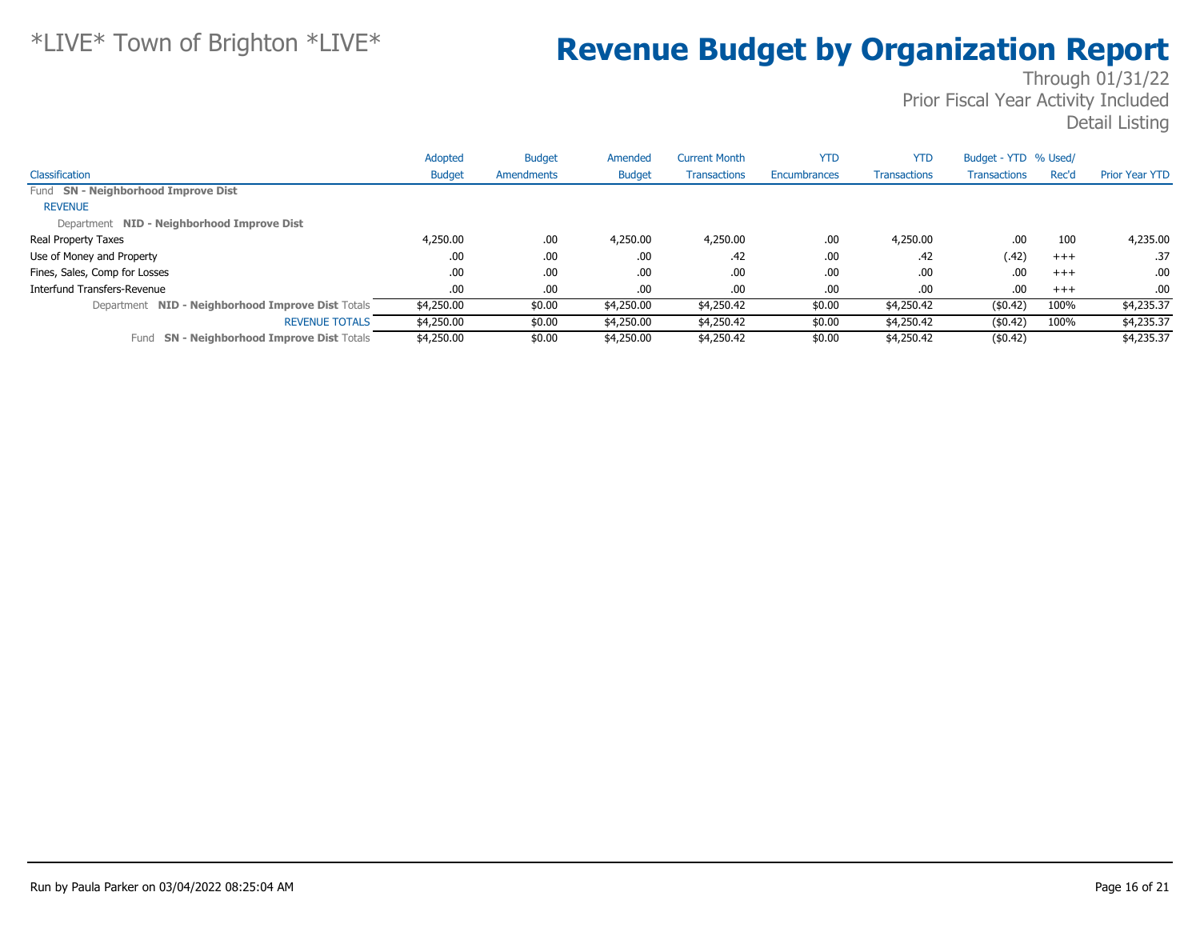# *LIVE* Town of Brighton *LIVE*

# Revenue Budget by Organization Report

Through 01/31/22
Prior Fiscal Year Activity Included
Detail Listing

| Classification | Adopted Budget | Budget Amendments | Amended Budget | Current Month Transactions | YTD Encumbrances | YTD Transactions | Budget - YTD Transactions | % Used/ Rec'd | Prior Year YTD |
|---|---|---|---|---|---|---|---|---|---|
| Fund **SN - Neighborhood Improve Dist** | | | | | | | | | |
| REVENUE | | | | | | | | | |
| Department **NID - Neighborhood Improve Dist** | | | | | | | | | |
| Real Property Taxes | 4,250.00 | .00 | 4,250.00 | 4,250.00 | .00 | 4,250.00 | .00 | 100 | 4,235.00 |
| Use of Money and Property | .00 | .00 | .00 | .42 | .00 | .42 | (.42) | +++ | .37 |
| Fines, Sales, Comp for Losses | .00 | .00 | .00 | .00 | .00 | .00 | .00 | +++ | .00 |
| Interfund Transfers-Revenue | .00 | .00 | .00 | .00 | .00 | .00 | .00 | +++ | .00 |
| Department **NID - Neighborhood Improve Dist** Totals | $4,250.00 | $0.00 | $4,250.00 | $4,250.42 | $0.00 | $4,250.42 | ($0.42) | 100% | $4,235.37 |
| REVENUE TOTALS | $4,250.00 | $0.00 | $4,250.00 | $4,250.42 | $0.00 | $4,250.42 | ($0.42) | 100% | $4,235.37 |
| Fund **SN - Neighborhood Improve Dist** Totals | $4,250.00 | $0.00 | $4,250.00 | $4,250.42 | $0.00 | $4,250.42 | ($0.42) | | $4,235.37 |

Run by Paula Parker on 03/04/2022 08:25:04 AM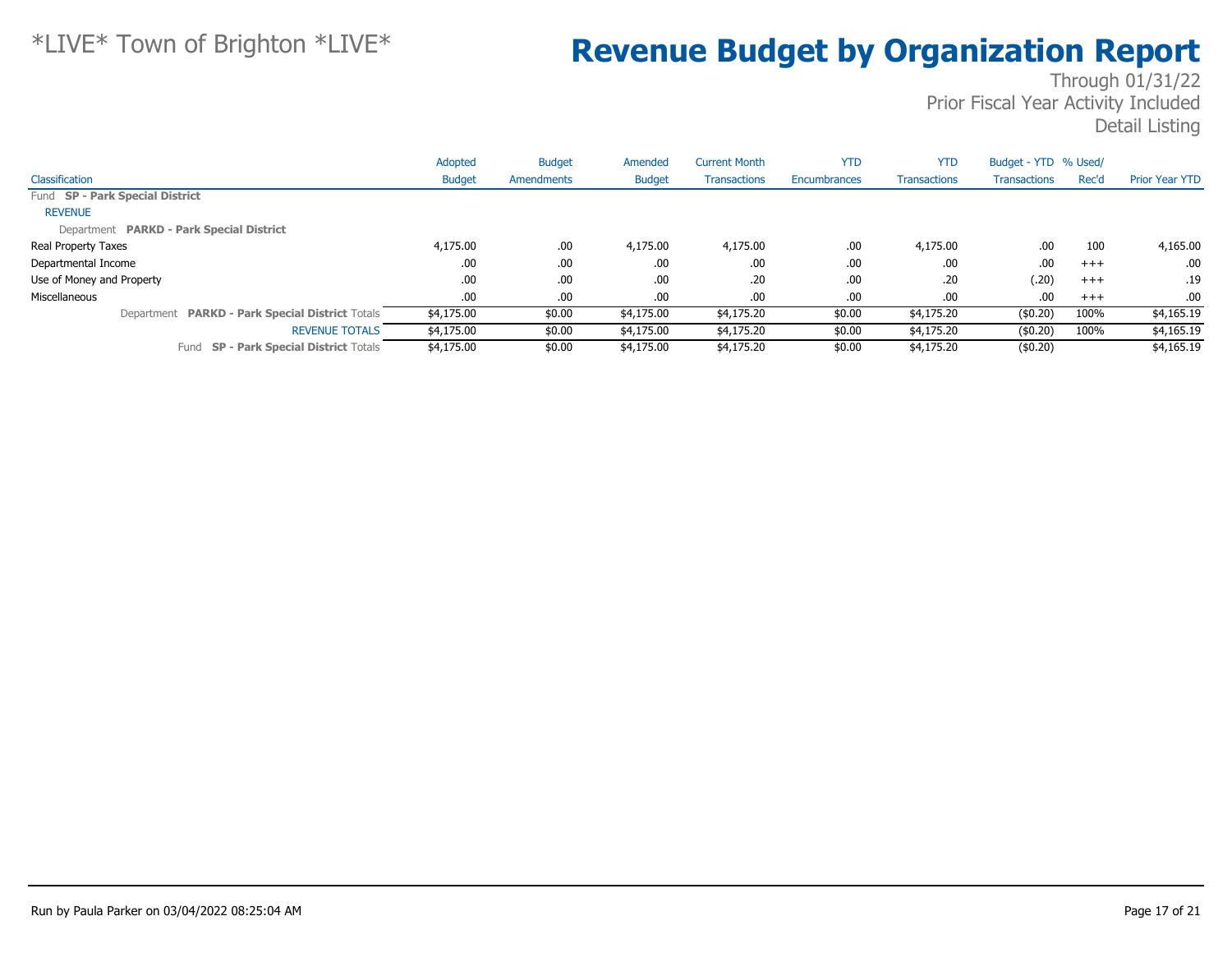*LIVE* Town of Brighton *LIVE*

# Revenue Budget by Organization Report

Through 01/31/22
Prior Fiscal Year Activity Included
Detail Listing

| Classification | Adopted Budget | Budget Amendments | Amended Budget | Current Month Transactions | YTD Encumbrances | YTD Transactions | Budget - YTD Transactions | % Used/ Rec'd | Prior Year YTD |
|---|---|---|---|---|---|---|---|---|---|
| Fund **SP - Park Special District** | | | | | | | | | |
| REVENUE | | | | | | | | | |
| Department **PARKD - Park Special District** | | | | | | | | | |
| Real Property Taxes | 4,175.00 | .00 | 4,175.00 | 4,175.00 | .00 | 4,175.00 | .00 | 100 | 4,165.00 |
| Departmental Income | .00 | .00 | .00 | .00 | .00 | .00 | .00 | +++ | .00 |
| Use of Money and Property | .00 | .00 | .00 | .20 | .00 | .20 | (.20) | +++ | .19 |
| Miscellaneous | .00 | .00 | .00 | .00 | .00 | .00 | .00 | +++ | .00 |
| Department **PARKD - Park Special District** Totals | $4,175.00 | $0.00 | $4,175.00 | $4,175.20 | $0.00 | $4,175.20 | ($0.20) | 100% | $4,165.19 |
| REVENUE TOTALS | $4,175.00 | $0.00 | $4,175.00 | $4,175.20 | $0.00 | $4,175.20 | ($0.20) | 100% | $4,165.19 |
| Fund **SP - Park Special District** Totals | $4,175.00 | $0.00 | $4,175.00 | $4,175.20 | $0.00 | $4,175.20 | ($0.20) | | $4,165.19 |

Run by Paula Parker on 03/04/2022 08:25:04 AM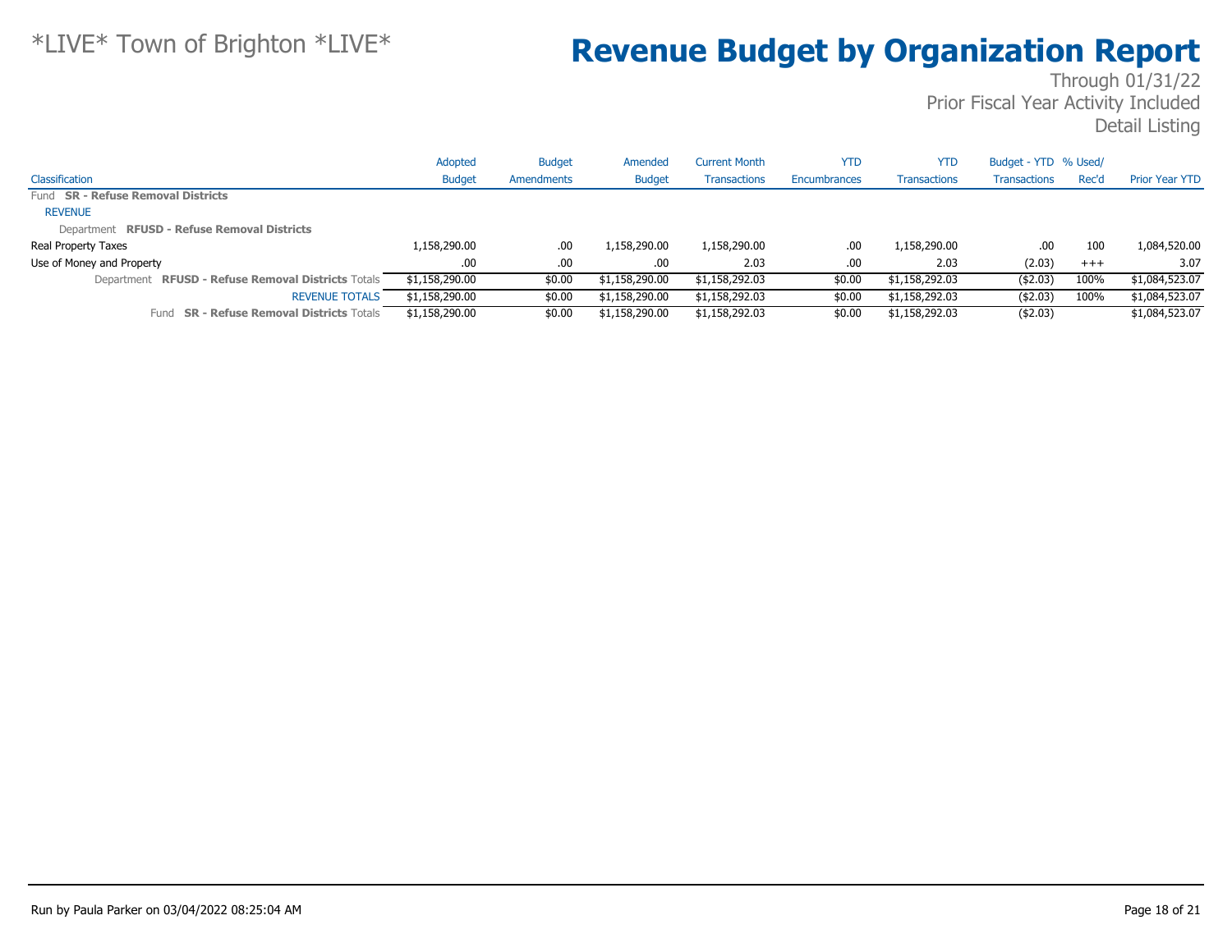*LIVE* Town of Brighton *LIVE*

# Revenue Budget by Organization Report

Through 01/31/22
Prior Fiscal Year Activity Included
Detail Listing

| Classification | Adopted Budget | Budget Amendments | Amended Budget | Current Month Transactions | YTD Encumbrances | YTD Transactions | Budget - YTD Transactions | % Used/ Rec'd | Prior Year YTD |
|---|---|---|---|---|---|---|---|---|---|
| Fund **SR - Refuse Removal Districts** | | | | | | | | | |
| REVENUE | | | | | | | | | |
| Department **RFUSD - Refuse Removal Districts** | | | | | | | | | |
| Real Property Taxes | 1,158,290.00 | .00 | 1,158,290.00 | 1,158,290.00 | .00 | 1,158,290.00 | .00 | 100 | 1,084,520.00 |
| Use of Money and Property | .00 | .00 | .00 | 2.03 | .00 | 2.03 | (2.03) | +++ | 3.07 |
| Department **RFUSD - Refuse Removal Districts** Totals | $1,158,290.00 | $0.00 | $1,158,290.00 | $1,158,292.03 | $0.00 | $1,158,292.03 | ($2.03) | 100% | $1,084,523.07 |
| REVENUE TOTALS | $1,158,290.00 | $0.00 | $1,158,290.00 | $1,158,292.03 | $0.00 | $1,158,292.03 | ($2.03) | 100% | $1,084,523.07 |
| Fund **SR - Refuse Removal Districts** Totals | $1,158,290.00 | $0.00 | $1,158,290.00 | $1,158,292.03 | $0.00 | $1,158,292.03 | ($2.03) | | $1,084,523.07 |

Run by Paula Parker on 03/04/2022 08:25:04 AM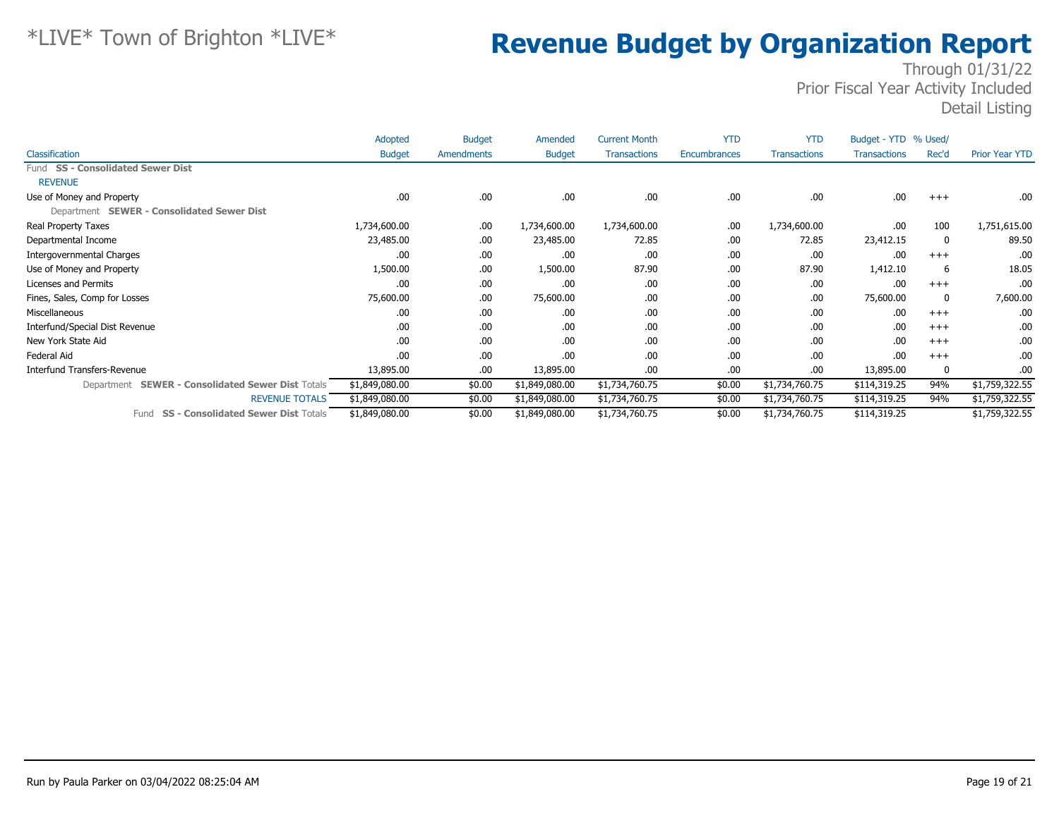# *LIVE* Town of Brighton *LIVE*

# Revenue Budget by Organization Report

Through 01/31/22
Prior Fiscal Year Activity Included
Detail Listing

| Classification | Adopted Budget | Budget Amendments | Amended Budget | Current Month Transactions | YTD Encumbrances | YTD Transactions | Budget - YTD Transactions | % Used/ Rec'd | Prior Year YTD |
|---|---|---|---|---|---|---|---|---|---|
| Fund **SS - Consolidated Sewer Dist** | | | | | | | | | |
| REVENUE | | | | | | | | | |
| Use of Money and Property | .00 | .00 | .00 | .00 | .00 | .00 | .00 | +++ | .00 |
| Department **SEWER - Consolidated Sewer Dist** | | | | | | | | | |
| Real Property Taxes | 1,734,600.00 | .00 | 1,734,600.00 | 1,734,600.00 | .00 | 1,734,600.00 | .00 | 100 | 1,751,615.00 |
| Departmental Income | 23,485.00 | .00 | 23,485.00 | 72.85 | .00 | 72.85 | 23,412.15 | 0 | 89.50 |
| Intergovernmental Charges | .00 | .00 | .00 | .00 | .00 | .00 | .00 | +++ | .00 |
| Use of Money and Property | 1,500.00 | .00 | 1,500.00 | 87.90 | .00 | 87.90 | 1,412.10 | 6 | 18.05 |
| Licenses and Permits | .00 | .00 | .00 | .00 | .00 | .00 | .00 | +++ | .00 |
| Fines, Sales, Comp for Losses | 75,600.00 | .00 | 75,600.00 | .00 | .00 | .00 | 75,600.00 | 0 | 7,600.00 |
| Miscellaneous | .00 | .00 | .00 | .00 | .00 | .00 | .00 | +++ | .00 |
| Interfund/Special Dist Revenue | .00 | .00 | .00 | .00 | .00 | .00 | .00 | +++ | .00 |
| New York State Aid | .00 | .00 | .00 | .00 | .00 | .00 | .00 | +++ | .00 |
| Federal Aid | .00 | .00 | .00 | .00 | .00 | .00 | .00 | +++ | .00 |
| Interfund Transfers-Revenue | 13,895.00 | .00 | 13,895.00 | .00 | .00 | .00 | 13,895.00 | 0 | .00 |
| Department **SEWER - Consolidated Sewer Dist** Totals | $1,849,080.00 | $0.00 | $1,849,080.00 | $1,734,760.75 | $0.00 | $1,734,760.75 | $114,319.25 | 94% | $1,759,322.55 |
| REVENUE TOTALS | $1,849,080.00 | $0.00 | $1,849,080.00 | $1,734,760.75 | $0.00 | $1,734,760.75 | $114,319.25 | 94% | $1,759,322.55 |
| Fund **SS - Consolidated Sewer Dist** Totals | $1,849,080.00 | $0.00 | $1,849,080.00 | $1,734,760.75 | $0.00 | $1,734,760.75 | $114,319.25 | | $1,759,322.55 |

Run by Paula Parker on 03/04/2022 08:25:04 AM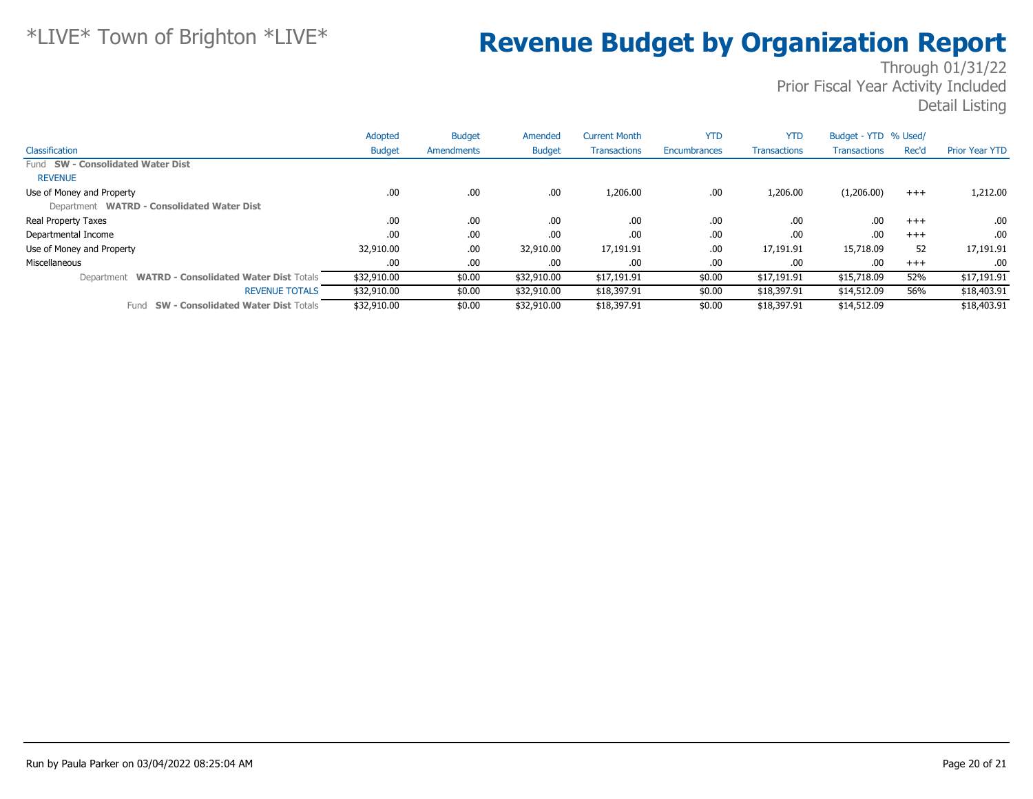*LIVE* Town of Brighton *LIVE*

# Revenue Budget by Organization Report

Through 01/31/22
Prior Fiscal Year Activity Included
Detail Listing

| Classification | Adopted Budget | Budget Amendments | Amended Budget | Current Month Transactions | YTD Encumbrances | YTD Transactions | Budget - YTD Transactions | % Used/ Rec'd | Prior Year YTD |
|---|---|---|---|---|---|---|---|---|---|
| Fund **SW - Consolidated Water Dist** | | | | | | | | | |
| REVENUE | | | | | | | | | |
| Use of Money and Property | .00 | .00 | .00 | 1,206.00 | .00 | 1,206.00 | (1,206.00) | +++ | 1,212.00 |
| Department **WATRD - Consolidated Water Dist** | | | | | | | | | |
| Real Property Taxes | .00 | .00 | .00 | .00 | .00 | .00 | .00 | +++ | .00 |
| Departmental Income | .00 | .00 | .00 | .00 | .00 | .00 | .00 | +++ | .00 |
| Use of Money and Property | 32,910.00 | .00 | 32,910.00 | 17,191.91 | .00 | 17,191.91 | 15,718.09 | 52 | 17,191.91 |
| Miscellaneous | .00 | .00 | .00 | .00 | .00 | .00 | .00 | +++ | .00 |
| Department **WATRD - Consolidated Water Dist** Totals | $32,910.00 | $0.00 | $32,910.00 | $17,191.91 | $0.00 | $17,191.91 | $15,718.09 | 52% | $17,191.91 |
| REVENUE TOTALS | $32,910.00 | $0.00 | $32,910.00 | $18,397.91 | $0.00 | $18,397.91 | $14,512.09 | 56% | $18,403.91 |
| Fund **SW - Consolidated Water Dist** Totals | $32,910.00 | $0.00 | $32,910.00 | $18,397.91 | $0.00 | $18,397.91 | $14,512.09 | | $18,403.91 |

Run by Paula Parker on 03/04/2022 08:25:04 AM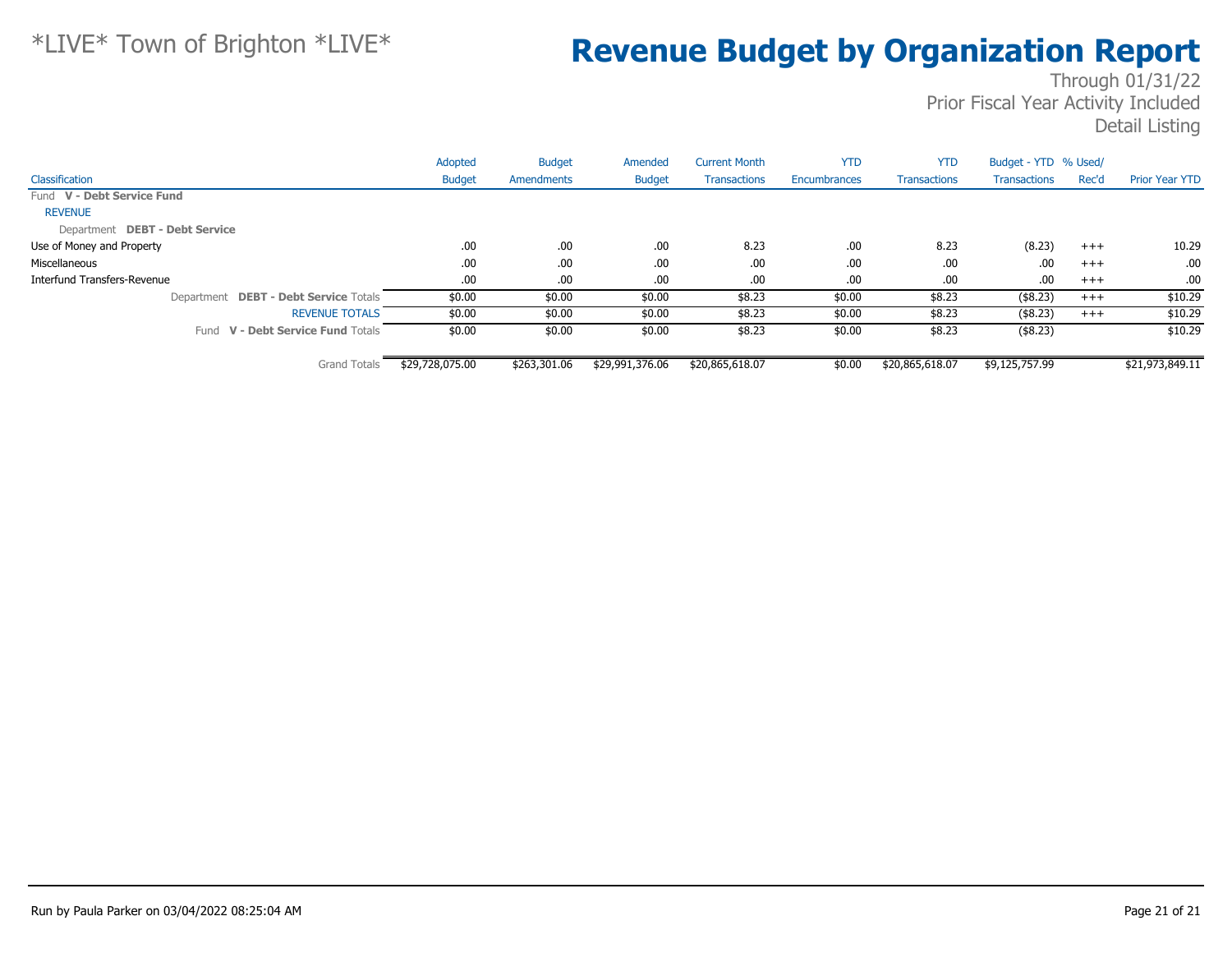# Revenue Budget by Organization Report

*LIVE* Town of Brighton *LIVE*

Through 01/31/22
Prior Fiscal Year Activity Included
Detail Listing

| Classification | Adopted Budget | Budget Amendments | Amended Budget | Current Month Transactions | YTD Encumbrances | YTD Transactions | Budget - YTD Transactions | % Used/ Rec'd | Prior Year YTD |
|---|---|---|---|---|---|---|---|---|---|
| Fund **V - Debt Service Fund** | | | | | | | | | |
| REVENUE | | | | | | | | | |
| Department **DEBT - Debt Service** | | | | | | | | | |
| Use of Money and Property | .00 | .00 | .00 | 8.23 | .00 | 8.23 | (8.23) | +++ | 10.29 |
| Miscellaneous | .00 | .00 | .00 | .00 | .00 | .00 | .00 | +++ | .00 |
| Interfund Transfers-Revenue | .00 | .00 | .00 | .00 | .00 | .00 | .00 | +++ | .00 |
| Department **DEBT - Debt Service** Totals | $0.00 | $0.00 | $0.00 | $8.23 | $0.00 | $8.23 | ($8.23) | +++ | $10.29 |
| REVENUE TOTALS | $0.00 | $0.00 | $0.00 | $8.23 | $0.00 | $8.23 | ($8.23) | +++ | $10.29 |
| Fund **V - Debt Service Fund** Totals | $0.00 | $0.00 | $0.00 | $8.23 | $0.00 | $8.23 | ($8.23) | | $10.29 |
| Grand Totals | $29,728,075.00 | $263,301.06 | $29,991,376.06 | $20,865,618.07 | $0.00 | $20,865,618.07 | $9,125,757.99 | | $21,973,849.11 |

Run by Paula Parker on 03/04/2022 08:25:04 AM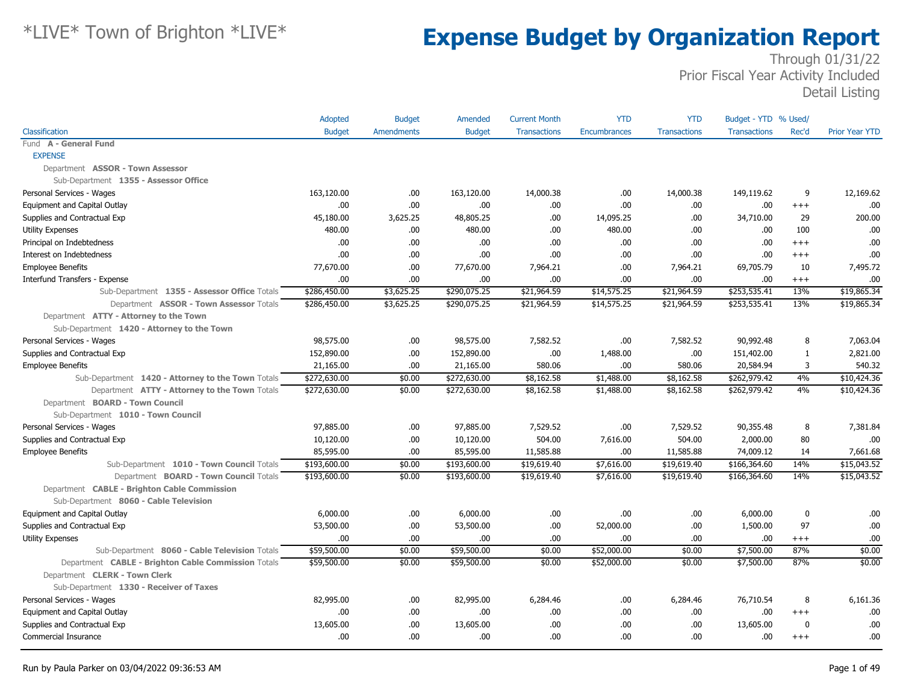# *LIVE* Town of Brighton *LIVE*

# Expense Budget by Organization Report

Through 01/31/22
Prior Fiscal Year Activity Included
Detail Listing

| Classification | Adopted Budget | Budget Amendments | Amended Budget | Current Month Transactions | YTD Encumbrances | YTD Transactions | Budget - YTD Transactions | % Used/ Rec'd | Prior Year YTD |
|---|---|---|---|---|---|---|---|---|---|
| Fund **A - General Fund** | | | | | | | | | |
| EXPENSE | | | | | | | | | |
| Department **ASSOR - Town Assessor** | | | | | | | | | |
| Sub-Department **1355 - Assessor Office** | | | | | | | | | |
| Personal Services - Wages | 163,120.00 | .00 | 163,120.00 | 14,000.38 | .00 | 14,000.38 | 149,119.62 | 9 | 12,169.62 |
| Equipment and Capital Outlay | .00 | .00 | .00 | .00 | .00 | .00 | .00 | +++ | .00 |
| Supplies and Contractual Exp | 45,180.00 | 3,625.25 | 48,805.25 | .00 | 14,095.25 | .00 | 34,710.00 | 29 | 200.00 |
| Utility Expenses | 480.00 | .00 | 480.00 | .00 | 480.00 | .00 | .00 | 100 | .00 |
| Principal on Indebtedness | .00 | .00 | .00 | .00 | .00 | .00 | .00 | +++ | .00 |
| Interest on Indebtedness | .00 | .00 | .00 | .00 | .00 | .00 | .00 | +++ | .00 |
| Employee Benefits | 77,670.00 | .00 | 77,670.00 | 7,964.21 | .00 | 7,964.21 | 69,705.79 | 10 | 7,495.72 |
| Interfund Transfers - Expense | .00 | .00 | .00 | .00 | .00 | .00 | .00 | +++ | .00 |
| Sub-Department **1355 - Assessor Office** Totals | $286,450.00 | $3,625.25 | $290,075.25 | $21,964.59 | $14,575.25 | $21,964.59 | $253,535.41 | 13% | $19,865.34 |
| Department **ASSOR - Town Assessor** Totals | $286,450.00 | $3,625.25 | $290,075.25 | $21,964.59 | $14,575.25 | $21,964.59 | $253,535.41 | 13% | $19,865.34 |
| Department **ATTY - Attorney to the Town** | | | | | | | | | |
| Sub-Department **1420 - Attorney to the Town** | | | | | | | | | |
| Personal Services - Wages | 98,575.00 | .00 | 98,575.00 | 7,582.52 | .00 | 7,582.52 | 90,992.48 | 8 | 7,063.04 |
| Supplies and Contractual Exp | 152,890.00 | .00 | 152,890.00 | .00 | 1,488.00 | .00 | 151,402.00 | 1 | 2,821.00 |
| Employee Benefits | 21,165.00 | .00 | 21,165.00 | 580.06 | .00 | 580.06 | 20,584.94 | 3 | 540.32 |
| Sub-Department **1420 - Attorney to the Town** Totals | $272,630.00 | $0.00 | $272,630.00 | $8,162.58 | $1,488.00 | $8,162.58 | $262,979.42 | 4% | $10,424.36 |
| Department **ATTY - Attorney to the Town** Totals | $272,630.00 | $0.00 | $272,630.00 | $8,162.58 | $1,488.00 | $8,162.58 | $262,979.42 | 4% | $10,424.36 |
| Department **BOARD - Town Council** | | | | | | | | | |
| Sub-Department **1010 - Town Council** | | | | | | | | | |
| Personal Services - Wages | 97,885.00 | .00 | 97,885.00 | 7,529.52 | .00 | 7,529.52 | 90,355.48 | 8 | 7,381.84 |
| Supplies and Contractual Exp | 10,120.00 | .00 | 10,120.00 | 504.00 | 7,616.00 | 504.00 | 2,000.00 | 80 | .00 |
| Employee Benefits | 85,595.00 | .00 | 85,595.00 | 11,585.88 | .00 | 11,585.88 | 74,009.12 | 14 | 7,661.68 |
| Sub-Department **1010 - Town Council** Totals | $193,600.00 | $0.00 | $193,600.00 | $19,619.40 | $7,616.00 | $19,619.40 | $166,364.60 | 14% | $15,043.52 |
| Department **BOARD - Town Council** Totals | $193,600.00 | $0.00 | $193,600.00 | $19,619.40 | $7,616.00 | $19,619.40 | $166,364.60 | 14% | $15,043.52 |
| Department **CABLE - Brighton Cable Commission** | | | | | | | | | |
| Sub-Department **8060 - Cable Television** | | | | | | | | | |
| Equipment and Capital Outlay | 6,000.00 | .00 | 6,000.00 | .00 | .00 | .00 | 6,000.00 | 0 | .00 |
| Supplies and Contractual Exp | 53,500.00 | .00 | 53,500.00 | .00 | 52,000.00 | .00 | 1,500.00 | 97 | .00 |
| Utility Expenses | .00 | .00 | .00 | .00 | .00 | .00 | .00 | +++ | .00 |
| Sub-Department **8060 - Cable Television** Totals | $59,500.00 | $0.00 | $59,500.00 | $0.00 | $52,000.00 | $0.00 | $7,500.00 | 87% | $0.00 |
| Department **CABLE - Brighton Cable Commission** Totals | $59,500.00 | $0.00 | $59,500.00 | $0.00 | $52,000.00 | $0.00 | $7,500.00 | 87% | $0.00 |
| Department **CLERK - Town Clerk** | | | | | | | | | |
| Sub-Department **1330 - Receiver of Taxes** | | | | | | | | | |
| Personal Services - Wages | 82,995.00 | .00 | 82,995.00 | 6,284.46 | .00 | 6,284.46 | 76,710.54 | 8 | 6,161.36 |
| Equipment and Capital Outlay | .00 | .00 | .00 | .00 | .00 | .00 | .00 | +++ | .00 |
| Supplies and Contractual Exp | 13,605.00 | .00 | 13,605.00 | .00 | .00 | .00 | 13,605.00 | 0 | .00 |
| Commercial Insurance | .00 | .00 | .00 | .00 | .00 | .00 | .00 | +++ | .00 |

Run by Paula Parker on 03/04/2022 09:36:53 AM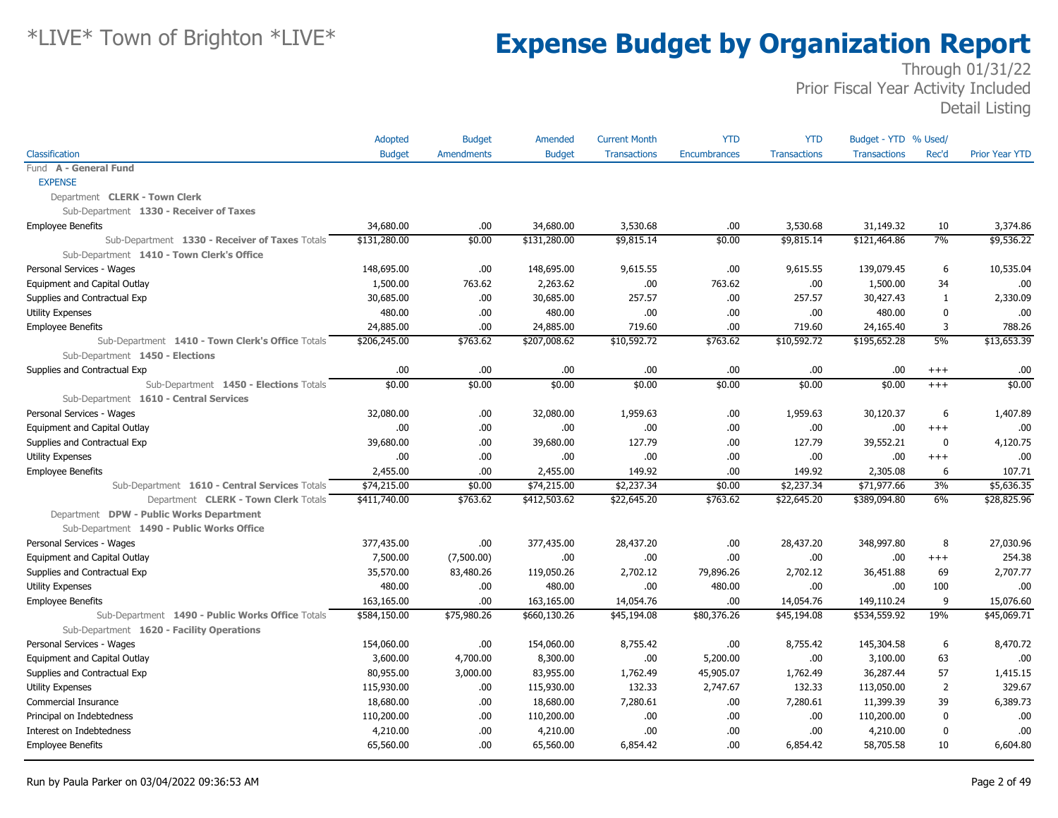# Expense Budget by Organization Report

*LIVE* Town of Brighton *LIVE*

Through 01/31/22
Prior Fiscal Year Activity Included
Detail Listing

| Classification | Adopted Budget | Budget Amendments | Amended Budget | Current Month Transactions | YTD Encumbrances | YTD Transactions | Budget - YTD Transactions | % Used/ Rec'd | Prior Year YTD |
|---|---|---|---|---|---|---|---|---|---|
| Fund **A - General Fund** | | | | | | | | | |
| EXPENSE | | | | | | | | | |
| Department **CLERK - Town Clerk** | | | | | | | | | |
| Sub-Department **1330 - Receiver of Taxes** | | | | | | | | | |
| Employee Benefits | 34,680.00 | .00 | 34,680.00 | 3,530.68 | .00 | 3,530.68 | 31,149.32 | 10 | 3,374.86 |
| Sub-Department **1330 - Receiver of Taxes** Totals | $131,280.00 | $0.00 | $131,280.00 | $9,815.14 | $0.00 | $9,815.14 | $121,464.86 | 7% | $9,536.22 |
| Sub-Department **1410 - Town Clerk's Office** | | | | | | | | | |
| Personal Services - Wages | 148,695.00 | .00 | 148,695.00 | 9,615.55 | .00 | 9,615.55 | 139,079.45 | 6 | 10,535.04 |
| Equipment and Capital Outlay | 1,500.00 | 763.62 | 2,263.62 | .00 | 763.62 | .00 | 1,500.00 | 34 | .00 |
| Supplies and Contractual Exp | 30,685.00 | .00 | 30,685.00 | 257.57 | .00 | 257.57 | 30,427.43 | 1 | 2,330.09 |
| Utility Expenses | 480.00 | .00 | 480.00 | .00 | .00 | .00 | 480.00 | 0 | .00 |
| Employee Benefits | 24,885.00 | .00 | 24,885.00 | 719.60 | .00 | 719.60 | 24,165.40 | 3 | 788.26 |
| Sub-Department **1410 - Town Clerk's Office** Totals | $206,245.00 | $763.62 | $207,008.62 | $10,592.72 | $763.62 | $10,592.72 | $195,652.28 | 5% | $13,653.39 |
| Sub-Department **1450 - Elections** | | | | | | | | | |
| Supplies and Contractual Exp | .00 | .00 | .00 | .00 | .00 | .00 | .00 | +++ | .00 |
| Sub-Department **1450 - Elections** Totals | $0.00 | $0.00 | $0.00 | $0.00 | $0.00 | $0.00 | $0.00 | +++ | $0.00 |
| Sub-Department **1610 - Central Services** | | | | | | | | | |
| Personal Services - Wages | 32,080.00 | .00 | 32,080.00 | 1,959.63 | .00 | 1,959.63 | 30,120.37 | 6 | 1,407.89 |
| Equipment and Capital Outlay | .00 | .00 | .00 | .00 | .00 | .00 | .00 | +++ | .00 |
| Supplies and Contractual Exp | 39,680.00 | .00 | 39,680.00 | 127.79 | .00 | 127.79 | 39,552.21 | 0 | 4,120.75 |
| Utility Expenses | .00 | .00 | .00 | .00 | .00 | .00 | .00 | +++ | .00 |
| Employee Benefits | 2,455.00 | .00 | 2,455.00 | 149.92 | .00 | 149.92 | 2,305.08 | 6 | 107.71 |
| Sub-Department **1610 - Central Services** Totals | $74,215.00 | $0.00 | $74,215.00 | $2,237.34 | $0.00 | $2,237.34 | $71,977.66 | 3% | $5,636.35 |
| Department **CLERK - Town Clerk** Totals | $411,740.00 | $763.62 | $412,503.62 | $22,645.20 | $763.62 | $22,645.20 | $389,094.80 | 6% | $28,825.96 |
| Department **DPW - Public Works Department** | | | | | | | | | |
| Sub-Department **1490 - Public Works Office** | | | | | | | | | |
| Personal Services - Wages | 377,435.00 | .00 | 377,435.00 | 28,437.20 | .00 | 28,437.20 | 348,997.80 | 8 | 27,030.96 |
| Equipment and Capital Outlay | 7,500.00 | (7,500.00) | .00 | .00 | .00 | .00 | .00 | +++ | 254.38 |
| Supplies and Contractual Exp | 35,570.00 | 83,480.26 | 119,050.26 | 2,702.12 | 79,896.26 | 2,702.12 | 36,451.88 | 69 | 2,707.77 |
| Utility Expenses | 480.00 | .00 | 480.00 | .00 | 480.00 | .00 | .00 | 100 | .00 |
| Employee Benefits | 163,165.00 | .00 | 163,165.00 | 14,054.76 | .00 | 14,054.76 | 149,110.24 | 9 | 15,076.60 |
| Sub-Department **1490 - Public Works Office** Totals | $584,150.00 | $75,980.26 | $660,130.26 | $45,194.08 | $80,376.26 | $45,194.08 | $534,559.92 | 19% | $45,069.71 |
| Sub-Department **1620 - Facility Operations** | | | | | | | | | |
| Personal Services - Wages | 154,060.00 | .00 | 154,060.00 | 8,755.42 | .00 | 8,755.42 | 145,304.58 | 6 | 8,470.72 |
| Equipment and Capital Outlay | 3,600.00 | 4,700.00 | 8,300.00 | .00 | 5,200.00 | .00 | 3,100.00 | 63 | .00 |
| Supplies and Contractual Exp | 80,955.00 | 3,000.00 | 83,955.00 | 1,762.49 | 45,905.07 | 1,762.49 | 36,287.44 | 57 | 1,415.15 |
| Utility Expenses | 115,930.00 | .00 | 115,930.00 | 132.33 | 2,747.67 | 132.33 | 113,050.00 | 2 | 329.67 |
| Commercial Insurance | 18,680.00 | .00 | 18,680.00 | 7,280.61 | .00 | 7,280.61 | 11,399.39 | 39 | 6,389.73 |
| Principal on Indebtedness | 110,200.00 | .00 | 110,200.00 | .00 | .00 | .00 | 110,200.00 | 0 | .00 |
| Interest on Indebtedness | 4,210.00 | .00 | 4,210.00 | .00 | .00 | .00 | 4,210.00 | 0 | .00 |
| Employee Benefits | 65,560.00 | .00 | 65,560.00 | 6,854.42 | .00 | 6,854.42 | 58,705.58 | 10 | 6,604.80 |

Run by Paula Parker on 03/04/2022 09:36:53 AM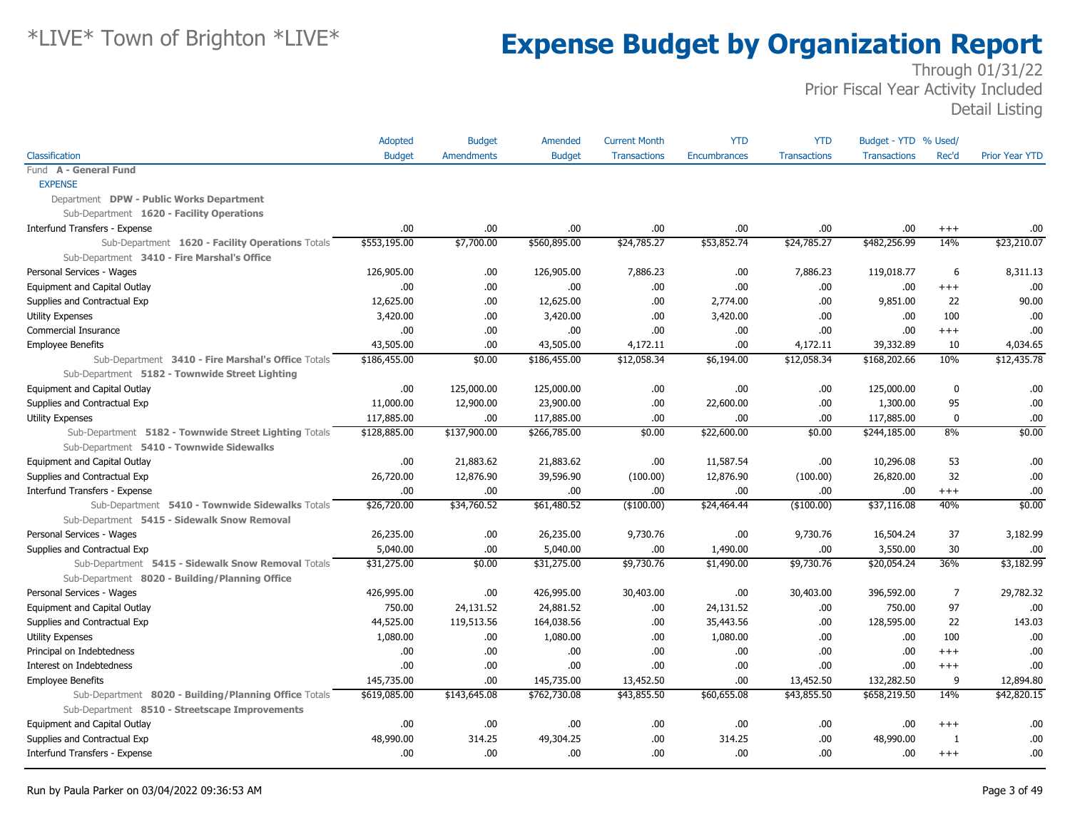# Expense Budget by Organization Report

*LIVE* Town of Brighton *LIVE*

Through 01/31/22
Prior Fiscal Year Activity Included
Detail Listing

| Classification | Adopted Budget | Budget Amendments | Amended Budget | Current Month Transactions | YTD Encumbrances | YTD Transactions | Budget - YTD Transactions | % Used/ Rec'd | Prior Year YTD |
|---|---|---|---|---|---|---|---|---|---|
| Fund **A - General Fund** | | | | | | | | | |
| EXPENSE | | | | | | | | | |
| Department **DPW - Public Works Department** | | | | | | | | | |
| Sub-Department **1620 - Facility Operations** | | | | | | | | | |
| Interfund Transfers - Expense | .00 | .00 | .00 | .00 | .00 | .00 | .00 | +++ | .00 |
| Sub-Department **1620 - Facility Operations** Totals | $553,195.00 | $7,700.00 | $560,895.00 | $24,785.27 | $53,852.74 | $24,785.27 | $482,256.99 | 14% | $23,210.07 |
| Sub-Department **3410 - Fire Marshal's Office** | | | | | | | | | |
| Personal Services - Wages | 126,905.00 | .00 | 126,905.00 | 7,886.23 | .00 | 7,886.23 | 119,018.77 | 6 | 8,311.13 |
| Equipment and Capital Outlay | .00 | .00 | .00 | .00 | .00 | .00 | .00 | +++ | .00 |
| Supplies and Contractual Exp | 12,625.00 | .00 | 12,625.00 | .00 | 2,774.00 | .00 | 9,851.00 | 22 | 90.00 |
| Utility Expenses | 3,420.00 | .00 | 3,420.00 | .00 | 3,420.00 | .00 | .00 | 100 | .00 |
| Commercial Insurance | .00 | .00 | .00 | .00 | .00 | .00 | .00 | +++ | .00 |
| Employee Benefits | 43,505.00 | .00 | 43,505.00 | 4,172.11 | .00 | 4,172.11 | 39,332.89 | 10 | 4,034.65 |
| Sub-Department **3410 - Fire Marshal's Office** Totals | $186,455.00 | $0.00 | $186,455.00 | $12,058.34 | $6,194.00 | $12,058.34 | $168,202.66 | 10% | $12,435.78 |
| Sub-Department **5182 - Townwide Street Lighting** | | | | | | | | | |
| Equipment and Capital Outlay | .00 | 125,000.00 | 125,000.00 | .00 | .00 | .00 | 125,000.00 | 0 | .00 |
| Supplies and Contractual Exp | 11,000.00 | 12,900.00 | 23,900.00 | .00 | 22,600.00 | .00 | 1,300.00 | 95 | .00 |
| Utility Expenses | 117,885.00 | .00 | 117,885.00 | .00 | .00 | .00 | 117,885.00 | 0 | .00 |
| Sub-Department **5182 - Townwide Street Lighting** Totals | $128,885.00 | $137,900.00 | $266,785.00 | $0.00 | $22,600.00 | $0.00 | $244,185.00 | 8% | $0.00 |
| Sub-Department **5410 - Townwide Sidewalks** | | | | | | | | | |
| Equipment and Capital Outlay | .00 | 21,883.62 | 21,883.62 | .00 | 11,587.54 | .00 | 10,296.08 | 53 | .00 |
| Supplies and Contractual Exp | 26,720.00 | 12,876.90 | 39,596.90 | (100.00) | 12,876.90 | (100.00) | 26,820.00 | 32 | .00 |
| Interfund Transfers - Expense | .00 | .00 | .00 | .00 | .00 | .00 | .00 | +++ | .00 |
| Sub-Department **5410 - Townwide Sidewalks** Totals | $26,720.00 | $34,760.52 | $61,480.52 | ($100.00) | $24,464.44 | ($100.00) | $37,116.08 | 40% | $0.00 |
| Sub-Department **5415 - Sidewalk Snow Removal** | | | | | | | | | |
| Personal Services - Wages | 26,235.00 | .00 | 26,235.00 | 9,730.76 | .00 | 9,730.76 | 16,504.24 | 37 | 3,182.99 |
| Supplies and Contractual Exp | 5,040.00 | .00 | 5,040.00 | .00 | 1,490.00 | .00 | 3,550.00 | 30 | .00 |
| Sub-Department **5415 - Sidewalk Snow Removal** Totals | $31,275.00 | $0.00 | $31,275.00 | $9,730.76 | $1,490.00 | $9,730.76 | $20,054.24 | 36% | $3,182.99 |
| Sub-Department **8020 - Building/Planning Office** | | | | | | | | | |
| Personal Services - Wages | 426,995.00 | .00 | 426,995.00 | 30,403.00 | .00 | 30,403.00 | 396,592.00 | 7 | 29,782.32 |
| Equipment and Capital Outlay | 750.00 | 24,131.52 | 24,881.52 | .00 | 24,131.52 | .00 | 750.00 | 97 | .00 |
| Supplies and Contractual Exp | 44,525.00 | 119,513.56 | 164,038.56 | .00 | 35,443.56 | .00 | 128,595.00 | 22 | 143.03 |
| Utility Expenses | 1,080.00 | .00 | 1,080.00 | .00 | 1,080.00 | .00 | .00 | 100 | .00 |
| Principal on Indebtedness | .00 | .00 | .00 | .00 | .00 | .00 | .00 | +++ | .00 |
| Interest on Indebtedness | .00 | .00 | .00 | .00 | .00 | .00 | .00 | +++ | .00 |
| Employee Benefits | 145,735.00 | .00 | 145,735.00 | 13,452.50 | .00 | 13,452.50 | 132,282.50 | 9 | 12,894.80 |
| Sub-Department **8020 - Building/Planning Office** Totals | $619,085.00 | $143,645.08 | $762,730.08 | $43,855.50 | $60,655.08 | $43,855.50 | $658,219.50 | 14% | $42,820.15 |
| Sub-Department **8510 - Streetscape Improvements** | | | | | | | | | |
| Equipment and Capital Outlay | .00 | .00 | .00 | .00 | .00 | .00 | .00 | +++ | .00 |
| Supplies and Contractual Exp | 48,990.00 | 314.25 | 49,304.25 | .00 | 314.25 | .00 | 48,990.00 | 1 | .00 |
| Interfund Transfers - Expense | .00 | .00 | .00 | .00 | .00 | .00 | .00 | +++ | .00 |

Run by Paula Parker on 03/04/2022 09:36:53 AM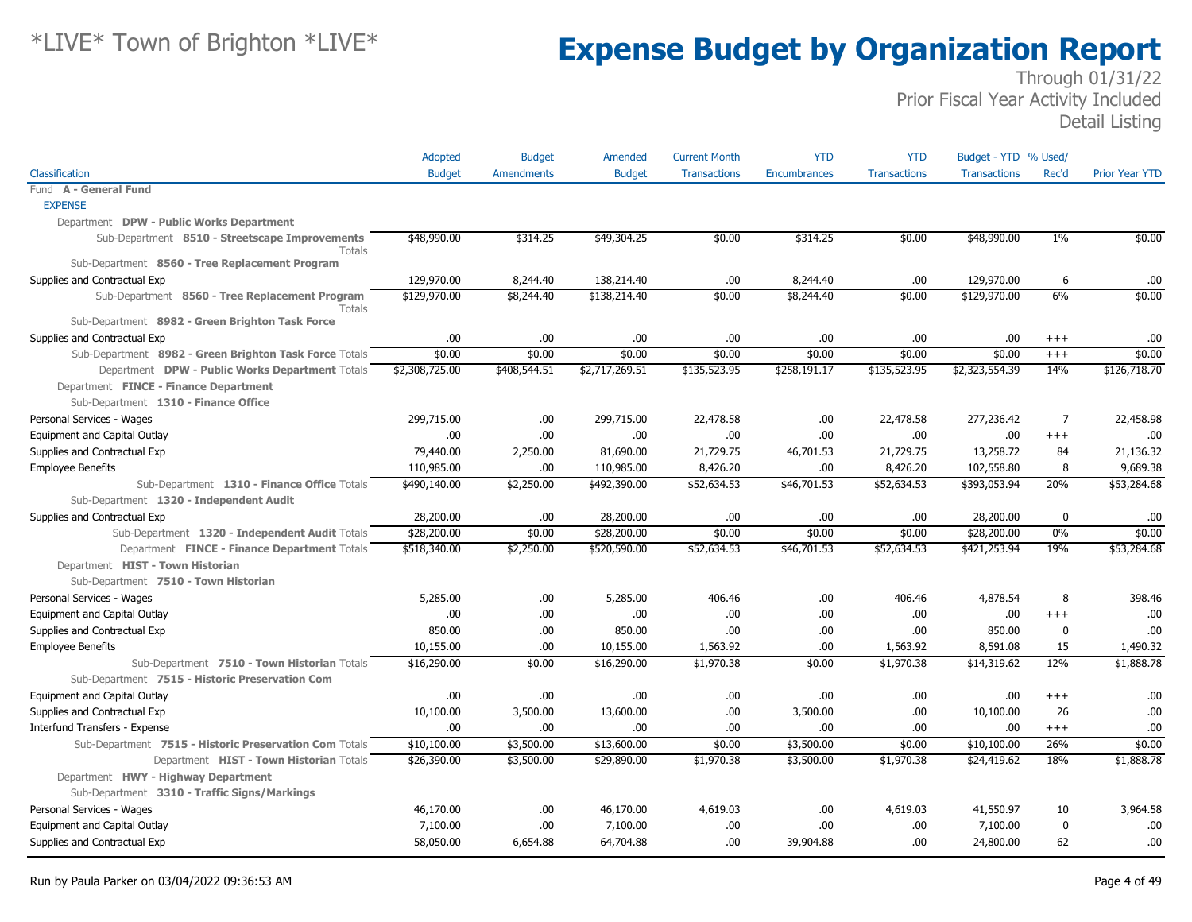*LIVE* Town of Brighton *LIVE*

# Expense Budget by Organization Report

Through 01/31/22
Prior Fiscal Year Activity Included
Detail Listing

| Classification | Adopted Budget | Budget Amendments | Amended Budget | Current Month Transactions | YTD Encumbrances | YTD Transactions | Budget - YTD Transactions | % Used/ Rec'd | Prior Year YTD |
|---|---|---|---|---|---|---|---|---|---|
| Fund **A - General Fund** | | | | | | | | | |
| EXPENSE | | | | | | | | | |
| Department **DPW - Public Works Department** | | | | | | | | | |
| Sub-Department **8510 - Streetscape Improvements** Totals | $48,990.00 | $314.25 | $49,304.25 | $0.00 | $314.25 | $0.00 | $48,990.00 | 1% | $0.00 |
| Sub-Department **8560 - Tree Replacement Program** | | | | | | | | | |
| Supplies and Contractual Exp | 129,970.00 | 8,244.40 | 138,214.40 | .00 | 8,244.40 | .00 | 129,970.00 | 6 | .00 |
| Sub-Department **8560 - Tree Replacement Program** Totals | $129,970.00 | $8,244.40 | $138,214.40 | $0.00 | $8,244.40 | $0.00 | $129,970.00 | 6% | $0.00 |
| Sub-Department **8982 - Green Brighton Task Force** | | | | | | | | | |
| Supplies and Contractual Exp | .00 | .00 | .00 | .00 | .00 | .00 | .00 | +++ | .00 |
| Sub-Department **8982 - Green Brighton Task Force** Totals | $0.00 | $0.00 | $0.00 | $0.00 | $0.00 | $0.00 | $0.00 | +++ | $0.00 |
| Department **DPW - Public Works Department** Totals | $2,308,725.00 | $408,544.51 | $2,717,269.51 | $135,523.95 | $258,191.17 | $135,523.95 | $2,323,554.39 | 14% | $126,718.70 |
| Department **FINCE - Finance Department** | | | | | | | | | |
| Sub-Department **1310 - Finance Office** | | | | | | | | | |
| Personal Services - Wages | 299,715.00 | .00 | 299,715.00 | 22,478.58 | .00 | 22,478.58 | 277,236.42 | 7 | 22,458.98 |
| Equipment and Capital Outlay | .00 | .00 | .00 | .00 | .00 | .00 | .00 | +++ | .00 |
| Supplies and Contractual Exp | 79,440.00 | 2,250.00 | 81,690.00 | 21,729.75 | 46,701.53 | 21,729.75 | 13,258.72 | 84 | 21,136.32 |
| Employee Benefits | 110,985.00 | .00 | 110,985.00 | 8,426.20 | .00 | 8,426.20 | 102,558.80 | 8 | 9,689.38 |
| Sub-Department **1310 - Finance Office** Totals | $490,140.00 | $2,250.00 | $492,390.00 | $52,634.53 | $46,701.53 | $52,634.53 | $393,053.94 | 20% | $53,284.68 |
| Sub-Department **1320 - Independent Audit** | | | | | | | | | |
| Supplies and Contractual Exp | 28,200.00 | .00 | 28,200.00 | .00 | .00 | .00 | 28,200.00 | 0 | .00 |
| Sub-Department **1320 - Independent Audit** Totals | $28,200.00 | $0.00 | $28,200.00 | $0.00 | $0.00 | $0.00 | $28,200.00 | 0% | $0.00 |
| Department **FINCE - Finance Department** Totals | $518,340.00 | $2,250.00 | $520,590.00 | $52,634.53 | $46,701.53 | $52,634.53 | $421,253.94 | 19% | $53,284.68 |
| Department **HIST - Town Historian** | | | | | | | | | |
| Sub-Department **7510 - Town Historian** | | | | | | | | | |
| Personal Services - Wages | 5,285.00 | .00 | 5,285.00 | 406.46 | .00 | 406.46 | 4,878.54 | 8 | 398.46 |
| Equipment and Capital Outlay | .00 | .00 | .00 | .00 | .00 | .00 | .00 | +++ | .00 |
| Supplies and Contractual Exp | 850.00 | .00 | 850.00 | .00 | .00 | .00 | 850.00 | 0 | .00 |
| Employee Benefits | 10,155.00 | .00 | 10,155.00 | 1,563.92 | .00 | 1,563.92 | 8,591.08 | 15 | 1,490.32 |
| Sub-Department **7510 - Town Historian** Totals | $16,290.00 | $0.00 | $16,290.00 | $1,970.38 | $0.00 | $1,970.38 | $14,319.62 | 12% | $1,888.78 |
| Sub-Department **7515 - Historic Preservation Com** | | | | | | | | | |
| Equipment and Capital Outlay | .00 | .00 | .00 | .00 | .00 | .00 | .00 | +++ | .00 |
| Supplies and Contractual Exp | 10,100.00 | 3,500.00 | 13,600.00 | .00 | 3,500.00 | .00 | 10,100.00 | 26 | .00 |
| Interfund Transfers - Expense | .00 | .00 | .00 | .00 | .00 | .00 | .00 | +++ | .00 |
| Sub-Department **7515 - Historic Preservation Com** Totals | $10,100.00 | $3,500.00 | $13,600.00 | $0.00 | $3,500.00 | $0.00 | $10,100.00 | 26% | $0.00 |
| Department **HIST - Town Historian** Totals | $26,390.00 | $3,500.00 | $29,890.00 | $1,970.38 | $3,500.00 | $1,970.38 | $24,419.62 | 18% | $1,888.78 |
| Department **HWY - Highway Department** | | | | | | | | | |
| Sub-Department **3310 - Traffic Signs/Markings** | | | | | | | | | |
| Personal Services - Wages | 46,170.00 | .00 | 46,170.00 | 4,619.03 | .00 | 4,619.03 | 41,550.97 | 10 | 3,964.58 |
| Equipment and Capital Outlay | 7,100.00 | .00 | 7,100.00 | .00 | .00 | .00 | 7,100.00 | 0 | .00 |
| Supplies and Contractual Exp | 58,050.00 | 6,654.88 | 64,704.88 | .00 | 39,904.88 | .00 | 24,800.00 | 62 | .00 |

Run by Paula Parker on 03/04/2022 09:36:53 AM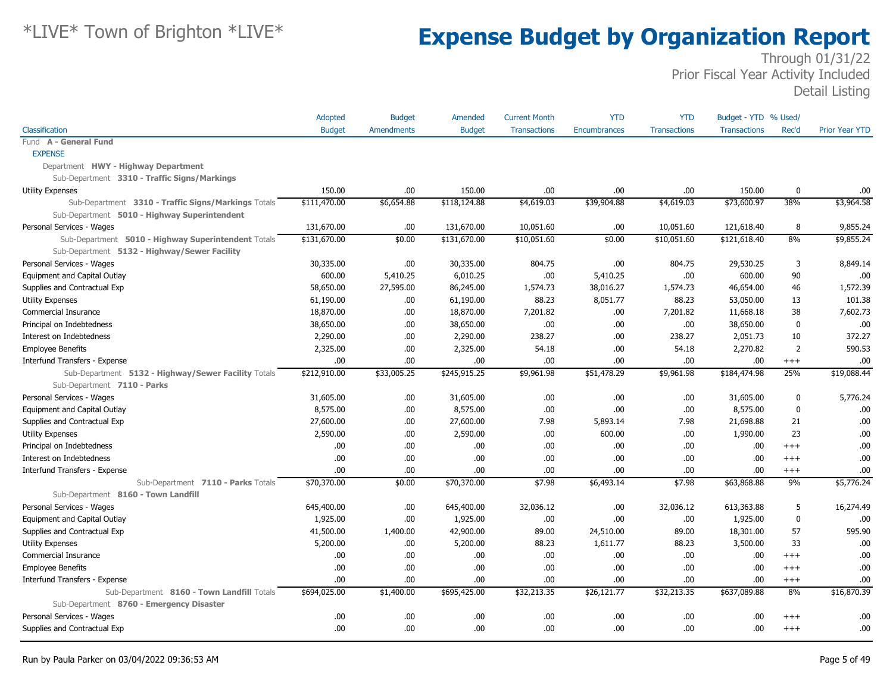# *LIVE* Town of Brighton *LIVE*

# Expense Budget by Organization Report

Through 01/31/22
Prior Fiscal Year Activity Included
Detail Listing

| Classification | Adopted Budget | Budget Amendments | Amended Budget | Current Month Transactions | YTD Encumbrances | YTD Transactions | Budget - YTD Transactions | % Used/ Rec'd | Prior Year YTD |
|---|---|---|---|---|---|---|---|---|---|
| Fund **A - General Fund** | | | | | | | | | |
| EXPENSE | | | | | | | | | |
| Department **HWY - Highway Department** | | | | | | | | | |
| Sub-Department **3310 - Traffic Signs/Markings** | | | | | | | | | |
| Utility Expenses | 150.00 | .00 | 150.00 | .00 | .00 | .00 | 150.00 | 0 | .00 |
| Sub-Department **3310 - Traffic Signs/Markings** Totals | $111,470.00 | $6,654.88 | $118,124.88 | $4,619.03 | $39,904.88 | $4,619.03 | $73,600.97 | 38% | $3,964.58 |
| Sub-Department **5010 - Highway Superintendent** | | | | | | | | | |
| Personal Services - Wages | 131,670.00 | .00 | 131,670.00 | 10,051.60 | .00 | 10,051.60 | 121,618.40 | 8 | 9,855.24 |
| Sub-Department **5010 - Highway Superintendent** Totals | $131,670.00 | $0.00 | $131,670.00 | $10,051.60 | $0.00 | $10,051.60 | $121,618.40 | 8% | $9,855.24 |
| Sub-Department **5132 - Highway/Sewer Facility** | | | | | | | | | |
| Personal Services - Wages | 30,335.00 | .00 | 30,335.00 | 804.75 | .00 | 804.75 | 29,530.25 | 3 | 8,849.14 |
| Equipment and Capital Outlay | 600.00 | 5,410.25 | 6,010.25 | .00 | 5,410.25 | .00 | 600.00 | 90 | .00 |
| Supplies and Contractual Exp | 58,650.00 | 27,595.00 | 86,245.00 | 1,574.73 | 38,016.27 | 1,574.73 | 46,654.00 | 46 | 1,572.39 |
| Utility Expenses | 61,190.00 | .00 | 61,190.00 | 88.23 | 8,051.77 | 88.23 | 53,050.00 | 13 | 101.38 |
| Commercial Insurance | 18,870.00 | .00 | 18,870.00 | 7,201.82 | .00 | 7,201.82 | 11,668.18 | 38 | 7,602.73 |
| Principal on Indebtedness | 38,650.00 | .00 | 38,650.00 | .00 | .00 | .00 | 38,650.00 | 0 | .00 |
| Interest on Indebtedness | 2,290.00 | .00 | 2,290.00 | 238.27 | .00 | 238.27 | 2,051.73 | 10 | 372.27 |
| Employee Benefits | 2,325.00 | .00 | 2,325.00 | 54.18 | .00 | 54.18 | 2,270.82 | 2 | 590.53 |
| Interfund Transfers - Expense | .00 | .00 | .00 | .00 | .00 | .00 | .00 | +++ | .00 |
| Sub-Department **5132 - Highway/Sewer Facility** Totals | $212,910.00 | $33,005.25 | $245,915.25 | $9,961.98 | $51,478.29 | $9,961.98 | $184,474.98 | 25% | $19,088.44 |
| Sub-Department **7110 - Parks** | | | | | | | | | |
| Personal Services - Wages | 31,605.00 | .00 | 31,605.00 | .00 | .00 | .00 | 31,605.00 | 0 | 5,776.24 |
| Equipment and Capital Outlay | 8,575.00 | .00 | 8,575.00 | .00 | .00 | .00 | 8,575.00 | 0 | .00 |
| Supplies and Contractual Exp | 27,600.00 | .00 | 27,600.00 | 7.98 | 5,893.14 | 7.98 | 21,698.88 | 21 | .00 |
| Utility Expenses | 2,590.00 | .00 | 2,590.00 | .00 | 600.00 | .00 | 1,990.00 | 23 | .00 |
| Principal on Indebtedness | .00 | .00 | .00 | .00 | .00 | .00 | .00 | +++ | .00 |
| Interest on Indebtedness | .00 | .00 | .00 | .00 | .00 | .00 | .00 | +++ | .00 |
| Interfund Transfers - Expense | .00 | .00 | .00 | .00 | .00 | .00 | .00 | +++ | .00 |
| Sub-Department **7110 - Parks** Totals | $70,370.00 | $0.00 | $70,370.00 | $7.98 | $6,493.14 | $7.98 | $63,868.88 | 9% | $5,776.24 |
| Sub-Department **8160 - Town Landfill** | | | | | | | | | |
| Personal Services - Wages | 645,400.00 | .00 | 645,400.00 | 32,036.12 | .00 | 32,036.12 | 613,363.88 | 5 | 16,274.49 |
| Equipment and Capital Outlay | 1,925.00 | .00 | 1,925.00 | .00 | .00 | .00 | 1,925.00 | 0 | .00 |
| Supplies and Contractual Exp | 41,500.00 | 1,400.00 | 42,900.00 | 89.00 | 24,510.00 | 89.00 | 18,301.00 | 57 | 595.90 |
| Utility Expenses | 5,200.00 | .00 | 5,200.00 | 88.23 | 1,611.77 | 88.23 | 3,500.00 | 33 | .00 |
| Commercial Insurance | .00 | .00 | .00 | .00 | .00 | .00 | .00 | +++ | .00 |
| Employee Benefits | .00 | .00 | .00 | .00 | .00 | .00 | .00 | +++ | .00 |
| Interfund Transfers - Expense | .00 | .00 | .00 | .00 | .00 | .00 | .00 | +++ | .00 |
| Sub-Department **8160 - Town Landfill** Totals | $694,025.00 | $1,400.00 | $695,425.00 | $32,213.35 | $26,121.77 | $32,213.35 | $637,089.88 | 8% | $16,870.39 |
| Sub-Department **8760 - Emergency Disaster** | | | | | | | | | |
| Personal Services - Wages | .00 | .00 | .00 | .00 | .00 | .00 | .00 | +++ | .00 |
| Supplies and Contractual Exp | .00 | .00 | .00 | .00 | .00 | .00 | .00 | +++ | .00 |

Run by Paula Parker on 03/04/2022 09:36:53 AM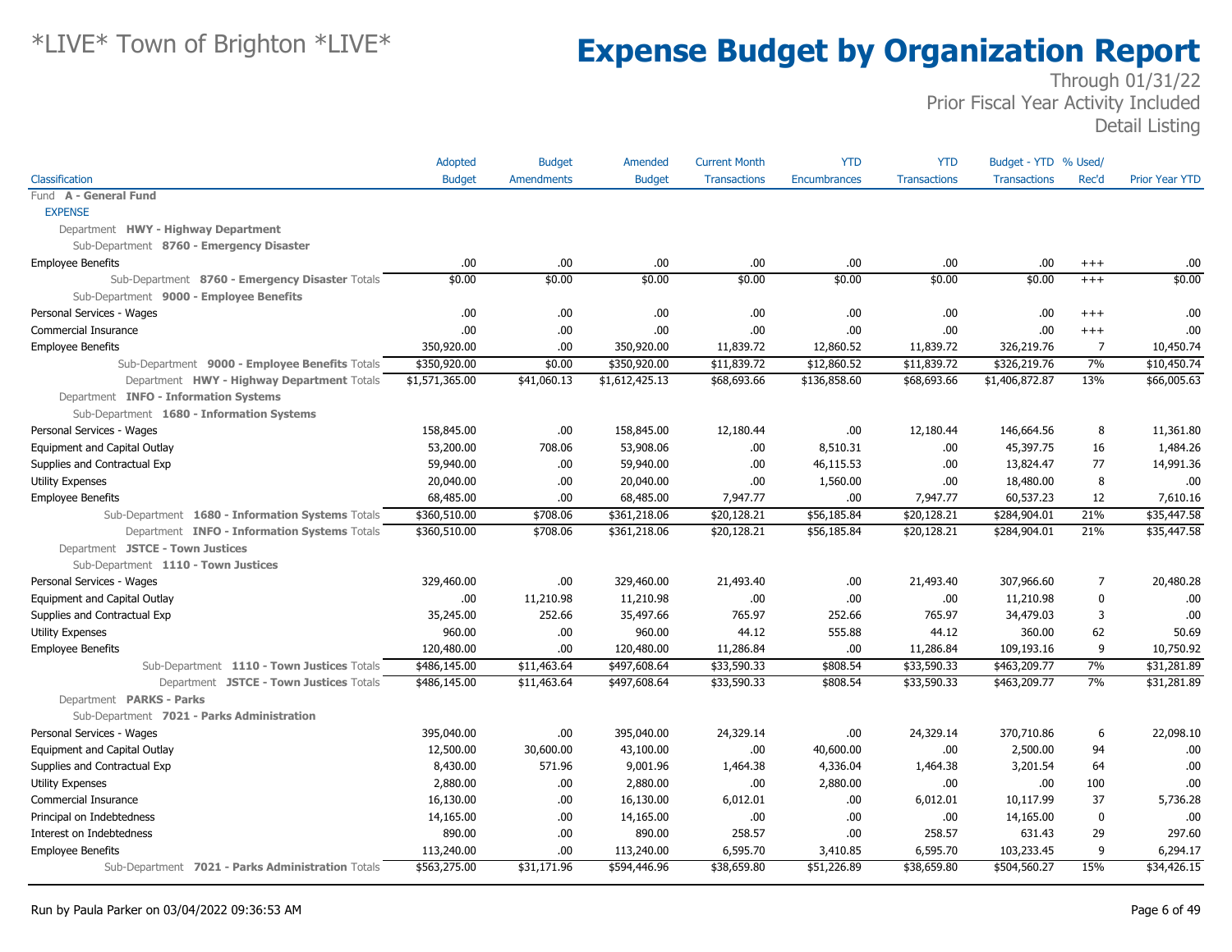# Expense Budget by Organization Report

*LIVE* Town of Brighton *LIVE*

Through 01/31/22
Prior Fiscal Year Activity Included
Detail Listing

| Classification | Adopted Budget | Budget Amendments | Amended Budget | Current Month Transactions | YTD Encumbrances | YTD Transactions | Budget - YTD Transactions | % Used/ Rec'd | Prior Year YTD |
|---|---|---|---|---|---|---|---|---|---|
| Fund **A - General Fund** | | | | | | | | | |
| EXPENSE | | | | | | | | | |
| Department **HWY - Highway Department** | | | | | | | | | |
| Sub-Department **8760 - Emergency Disaster** | | | | | | | | | |
| Employee Benefits | .00 | .00 | .00 | .00 | .00 | .00 | .00 | +++ | .00 |
| Sub-Department **8760 - Emergency Disaster** Totals | $0.00 | $0.00 | $0.00 | $0.00 | $0.00 | $0.00 | $0.00 | +++ | $0.00 |
| Sub-Department **9000 - Employee Benefits** | | | | | | | | | |
| Personal Services - Wages | .00 | .00 | .00 | .00 | .00 | .00 | .00 | +++ | .00 |
| Commercial Insurance | .00 | .00 | .00 | .00 | .00 | .00 | .00 | +++ | .00 |
| Employee Benefits | 350,920.00 | .00 | 350,920.00 | 11,839.72 | 12,860.52 | 11,839.72 | 326,219.76 | 7 | 10,450.74 |
| Sub-Department **9000 - Employee Benefits** Totals | $350,920.00 | $0.00 | $350,920.00 | $11,839.72 | $12,860.52 | $11,839.72 | $326,219.76 | 7% | $10,450.74 |
| Department **HWY - Highway Department** Totals | $1,571,365.00 | $41,060.13 | $1,612,425.13 | $68,693.66 | $136,858.60 | $68,693.66 | $1,406,872.87 | 13% | $66,005.63 |
| Department **INFO - Information Systems** | | | | | | | | | |
| Sub-Department **1680 - Information Systems** | | | | | | | | | |
| Personal Services - Wages | 158,845.00 | .00 | 158,845.00 | 12,180.44 | .00 | 12,180.44 | 146,664.56 | 8 | 11,361.80 |
| Equipment and Capital Outlay | 53,200.00 | 708.06 | 53,908.06 | .00 | 8,510.31 | .00 | 45,397.75 | 16 | 1,484.26 |
| Supplies and Contractual Exp | 59,940.00 | .00 | 59,940.00 | .00 | 46,115.53 | .00 | 13,824.47 | 77 | 14,991.36 |
| Utility Expenses | 20,040.00 | .00 | 20,040.00 | .00 | 1,560.00 | .00 | 18,480.00 | 8 | .00 |
| Employee Benefits | 68,485.00 | .00 | 68,485.00 | 7,947.77 | .00 | 7,947.77 | 60,537.23 | 12 | 7,610.16 |
| Sub-Department **1680 - Information Systems** Totals | $360,510.00 | $708.06 | $361,218.06 | $20,128.21 | $56,185.84 | $20,128.21 | $284,904.01 | 21% | $35,447.58 |
| Department **INFO - Information Systems** Totals | $360,510.00 | $708.06 | $361,218.06 | $20,128.21 | $56,185.84 | $20,128.21 | $284,904.01 | 21% | $35,447.58 |
| Department **JSTCE - Town Justices** | | | | | | | | | |
| Sub-Department **1110 - Town Justices** | | | | | | | | | |
| Personal Services - Wages | 329,460.00 | .00 | 329,460.00 | 21,493.40 | .00 | 21,493.40 | 307,966.60 | 7 | 20,480.28 |
| Equipment and Capital Outlay | .00 | 11,210.98 | 11,210.98 | .00 | .00 | .00 | 11,210.98 | 0 | .00 |
| Supplies and Contractual Exp | 35,245.00 | 252.66 | 35,497.66 | 765.97 | 252.66 | 765.97 | 34,479.03 | 3 | .00 |
| Utility Expenses | 960.00 | .00 | 960.00 | 44.12 | 555.88 | 44.12 | 360.00 | 62 | 50.69 |
| Employee Benefits | 120,480.00 | .00 | 120,480.00 | 11,286.84 | .00 | 11,286.84 | 109,193.16 | 9 | 10,750.92 |
| Sub-Department **1110 - Town Justices** Totals | $486,145.00 | $11,463.64 | $497,608.64 | $33,590.33 | $808.54 | $33,590.33 | $463,209.77 | 7% | $31,281.89 |
| Department **JSTCE - Town Justices** Totals | $486,145.00 | $11,463.64 | $497,608.64 | $33,590.33 | $808.54 | $33,590.33 | $463,209.77 | 7% | $31,281.89 |
| Department **PARKS - Parks** | | | | | | | | | |
| Sub-Department **7021 - Parks Administration** | | | | | | | | | |
| Personal Services - Wages | 395,040.00 | .00 | 395,040.00 | 24,329.14 | .00 | 24,329.14 | 370,710.86 | 6 | 22,098.10 |
| Equipment and Capital Outlay | 12,500.00 | 30,600.00 | 43,100.00 | .00 | 40,600.00 | .00 | 2,500.00 | 94 | .00 |
| Supplies and Contractual Exp | 8,430.00 | 571.96 | 9,001.96 | 1,464.38 | 4,336.04 | 1,464.38 | 3,201.54 | 64 | .00 |
| Utility Expenses | 2,880.00 | .00 | 2,880.00 | .00 | 2,880.00 | .00 | .00 | 100 | .00 |
| Commercial Insurance | 16,130.00 | .00 | 16,130.00 | 6,012.01 | .00 | 6,012.01 | 10,117.99 | 37 | 5,736.28 |
| Principal on Indebtedness | 14,165.00 | .00 | 14,165.00 | .00 | .00 | .00 | 14,165.00 | 0 | .00 |
| Interest on Indebtedness | 890.00 | .00 | 890.00 | 258.57 | .00 | 258.57 | 631.43 | 29 | 297.60 |
| Employee Benefits | 113,240.00 | .00 | 113,240.00 | 6,595.70 | 3,410.85 | 6,595.70 | 103,233.45 | 9 | 6,294.17 |
| Sub-Department **7021 - Parks Administration** Totals | $563,275.00 | $31,171.96 | $594,446.96 | $38,659.80 | $51,226.89 | $38,659.80 | $504,560.27 | 15% | $34,426.15 |

Run by Paula Parker on 03/04/2022 09:36:53 AM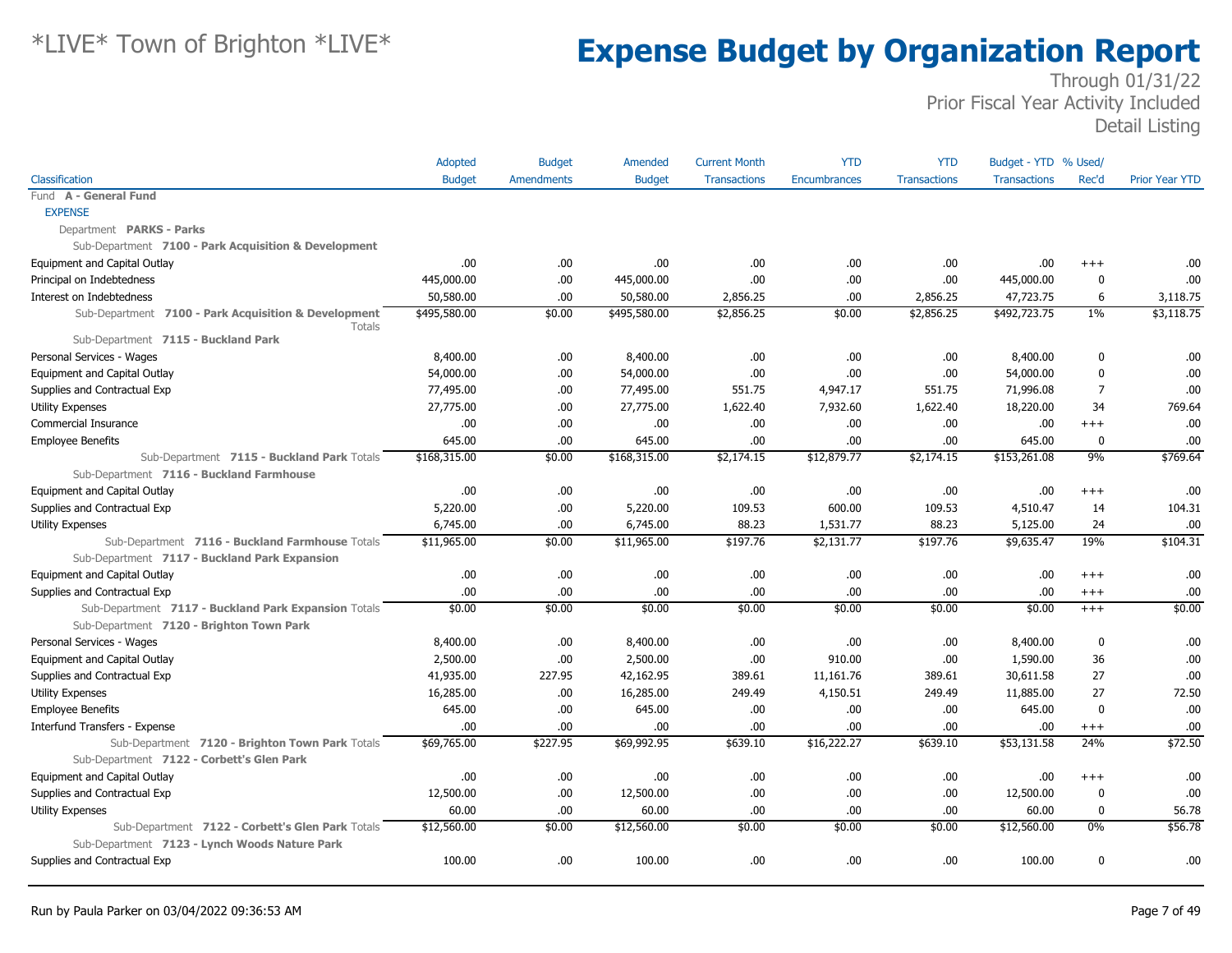# *LIVE* Town of Brighton *LIVE*

# Expense Budget by Organization Report

Through 01/31/22
Prior Fiscal Year Activity Included
Detail Listing

| Classification | Adopted Budget | Budget Amendments | Amended Budget | Current Month Transactions | YTD Encumbrances | YTD Transactions | Budget - YTD Transactions | % Used/ Rec'd | Prior Year YTD |
|---|---|---|---|---|---|---|---|---|---|
| Fund **A - General Fund** | | | | | | | | | |
| EXPENSE | | | | | | | | | |
| Department **PARKS - Parks** | | | | | | | | | |
| Sub-Department **7100 - Park Acquisition & Development** | | | | | | | | | |
| Equipment and Capital Outlay | .00 | .00 | .00 | .00 | .00 | .00 | .00 | +++ | .00 |
| Principal on Indebtedness | 445,000.00 | .00 | 445,000.00 | .00 | .00 | .00 | 445,000.00 | 0 | .00 |
| Interest on Indebtedness | 50,580.00 | .00 | 50,580.00 | 2,856.25 | .00 | 2,856.25 | 47,723.75 | 6 | 3,118.75 |
| Sub-Department **7100 - Park Acquisition & Development** Totals | $495,580.00 | $0.00 | $495,580.00 | $2,856.25 | $0.00 | $2,856.25 | $492,723.75 | 1% | $3,118.75 |
| Sub-Department **7115 - Buckland Park** | | | | | | | | | |
| Personal Services - Wages | 8,400.00 | .00 | 8,400.00 | .00 | .00 | .00 | 8,400.00 | 0 | .00 |
| Equipment and Capital Outlay | 54,000.00 | .00 | 54,000.00 | .00 | .00 | .00 | 54,000.00 | 0 | .00 |
| Supplies and Contractual Exp | 77,495.00 | .00 | 77,495.00 | 551.75 | 4,947.17 | 551.75 | 71,996.08 | 7 | .00 |
| Utility Expenses | 27,775.00 | .00 | 27,775.00 | 1,622.40 | 7,932.60 | 1,622.40 | 18,220.00 | 34 | 769.64 |
| Commercial Insurance | .00 | .00 | .00 | .00 | .00 | .00 | .00 | +++ | .00 |
| Employee Benefits | 645.00 | .00 | 645.00 | .00 | .00 | .00 | 645.00 | 0 | .00 |
| Sub-Department **7115 - Buckland Park** Totals | $168,315.00 | $0.00 | $168,315.00 | $2,174.15 | $12,879.77 | $2,174.15 | $153,261.08 | 9% | $769.64 |
| Sub-Department **7116 - Buckland Farmhouse** | | | | | | | | | |
| Equipment and Capital Outlay | .00 | .00 | .00 | .00 | .00 | .00 | .00 | +++ | .00 |
| Supplies and Contractual Exp | 5,220.00 | .00 | 5,220.00 | 109.53 | 600.00 | 109.53 | 4,510.47 | 14 | 104.31 |
| Utility Expenses | 6,745.00 | .00 | 6,745.00 | 88.23 | 1,531.77 | 88.23 | 5,125.00 | 24 | .00 |
| Sub-Department **7116 - Buckland Farmhouse** Totals | $11,965.00 | $0.00 | $11,965.00 | $197.76 | $2,131.77 | $197.76 | $9,635.47 | 19% | $104.31 |
| Sub-Department **7117 - Buckland Park Expansion** | | | | | | | | | |
| Equipment and Capital Outlay | .00 | .00 | .00 | .00 | .00 | .00 | .00 | +++ | .00 |
| Supplies and Contractual Exp | .00 | .00 | .00 | .00 | .00 | .00 | .00 | +++ | .00 |
| Sub-Department **7117 - Buckland Park Expansion** Totals | $0.00 | $0.00 | $0.00 | $0.00 | $0.00 | $0.00 | $0.00 | +++ | $0.00 |
| Sub-Department **7120 - Brighton Town Park** | | | | | | | | | |
| Personal Services - Wages | 8,400.00 | .00 | 8,400.00 | .00 | .00 | .00 | 8,400.00 | 0 | .00 |
| Equipment and Capital Outlay | 2,500.00 | .00 | 2,500.00 | .00 | 910.00 | .00 | 1,590.00 | 36 | .00 |
| Supplies and Contractual Exp | 41,935.00 | 227.95 | 42,162.95 | 389.61 | 11,161.76 | 389.61 | 30,611.58 | 27 | .00 |
| Utility Expenses | 16,285.00 | .00 | 16,285.00 | 249.49 | 4,150.51 | 249.49 | 11,885.00 | 27 | 72.50 |
| Employee Benefits | 645.00 | .00 | 645.00 | .00 | .00 | .00 | 645.00 | 0 | .00 |
| Interfund Transfers - Expense | .00 | .00 | .00 | .00 | .00 | .00 | .00 | +++ | .00 |
| Sub-Department **7120 - Brighton Town Park** Totals | $69,765.00 | $227.95 | $69,992.95 | $639.10 | $16,222.27 | $639.10 | $53,131.58 | 24% | $72.50 |
| Sub-Department **7122 - Corbett's Glen Park** | | | | | | | | | |
| Equipment and Capital Outlay | .00 | .00 | .00 | .00 | .00 | .00 | .00 | +++ | .00 |
| Supplies and Contractual Exp | 12,500.00 | .00 | 12,500.00 | .00 | .00 | .00 | 12,500.00 | 0 | .00 |
| Utility Expenses | 60.00 | .00 | 60.00 | .00 | .00 | .00 | 60.00 | 0 | 56.78 |
| Sub-Department **7122 - Corbett's Glen Park** Totals | $12,560.00 | $0.00 | $12,560.00 | $0.00 | $0.00 | $0.00 | $12,560.00 | 0% | $56.78 |
| Sub-Department **7123 - Lynch Woods Nature Park** | | | | | | | | | |
| Supplies and Contractual Exp | 100.00 | .00 | 100.00 | .00 | .00 | .00 | 100.00 | 0 | .00 |

Run by Paula Parker on 03/04/2022 09:36:53 AM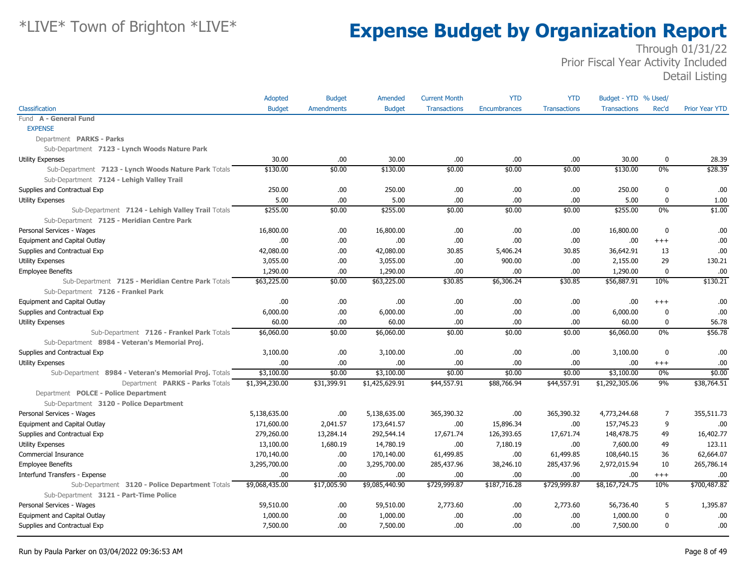# Expense Budget by Organization Report

*LIVE* Town of Brighton *LIVE*

Through 01/31/22
Prior Fiscal Year Activity Included
Detail Listing

| Classification | Adopted Budget | Budget Amendments | Amended Budget | Current Month Transactions | YTD Encumbrances | YTD Transactions | Budget - YTD Transactions | % Used/ Rec'd | Prior Year YTD |
|---|---|---|---|---|---|---|---|---|---|
| Fund **A - General Fund** | | | | | | | | | |
| EXPENSE | | | | | | | | | |
| Department **PARKS - Parks** | | | | | | | | | |
| Sub-Department **7123 - Lynch Woods Nature Park** | | | | | | | | | |
| Utility Expenses | 30.00 | .00 | 30.00 | .00 | .00 | .00 | 30.00 | 0 | 28.39 |
| Sub-Department **7123 - Lynch Woods Nature Park** Totals | $130.00 | $0.00 | $130.00 | $0.00 | $0.00 | $0.00 | $130.00 | 0% | $28.39 |
| Sub-Department **7124 - Lehigh Valley Trail** | | | | | | | | | |
| Supplies and Contractual Exp | 250.00 | .00 | 250.00 | .00 | .00 | .00 | 250.00 | 0 | .00 |
| Utility Expenses | 5.00 | .00 | 5.00 | .00 | .00 | .00 | 5.00 | 0 | 1.00 |
| Sub-Department **7124 - Lehigh Valley Trail** Totals | $255.00 | $0.00 | $255.00 | $0.00 | $0.00 | $0.00 | $255.00 | 0% | $1.00 |
| Sub-Department **7125 - Meridian Centre Park** | | | | | | | | | |
| Personal Services - Wages | 16,800.00 | .00 | 16,800.00 | .00 | .00 | .00 | 16,800.00 | 0 | .00 |
| Equipment and Capital Outlay | .00 | .00 | .00 | .00 | .00 | .00 | .00 | +++ | .00 |
| Supplies and Contractual Exp | 42,080.00 | .00 | 42,080.00 | 30.85 | 5,406.24 | 30.85 | 36,642.91 | 13 | .00 |
| Utility Expenses | 3,055.00 | .00 | 3,055.00 | .00 | 900.00 | .00 | 2,155.00 | 29 | 130.21 |
| Employee Benefits | 1,290.00 | .00 | 1,290.00 | .00 | .00 | .00 | 1,290.00 | 0 | .00 |
| Sub-Department **7125 - Meridian Centre Park** Totals | $63,225.00 | $0.00 | $63,225.00 | $30.85 | $6,306.24 | $30.85 | $56,887.91 | 10% | $130.21 |
| Sub-Department **7126 - Frankel Park** | | | | | | | | | |
| Equipment and Capital Outlay | .00 | .00 | .00 | .00 | .00 | .00 | .00 | +++ | .00 |
| Supplies and Contractual Exp | 6,000.00 | .00 | 6,000.00 | .00 | .00 | .00 | 6,000.00 | 0 | .00 |
| Utility Expenses | 60.00 | .00 | 60.00 | .00 | .00 | .00 | 60.00 | 0 | 56.78 |
| Sub-Department **7126 - Frankel Park** Totals | $6,060.00 | $0.00 | $6,060.00 | $0.00 | $0.00 | $0.00 | $6,060.00 | 0% | $56.78 |
| Sub-Department **8984 - Veteran's Memorial Proj.** | | | | | | | | | |
| Supplies and Contractual Exp | 3,100.00 | .00 | 3,100.00 | .00 | .00 | .00 | 3,100.00 | 0 | .00 |
| Utility Expenses | .00 | .00 | .00 | .00 | .00 | .00 | .00 | +++ | .00 |
| Sub-Department **8984 - Veteran's Memorial Proj.** Totals | $3,100.00 | $0.00 | $3,100.00 | $0.00 | $0.00 | $0.00 | $3,100.00 | 0% | $0.00 |
| Department **PARKS - Parks** Totals | $1,394,230.00 | $31,399.91 | $1,425,629.91 | $44,557.91 | $88,766.94 | $44,557.91 | $1,292,305.06 | 9% | $38,764.51 |
| Department **POLCE - Police Department** | | | | | | | | | |
| Sub-Department **3120 - Police Department** | | | | | | | | | |
| Personal Services - Wages | 5,138,635.00 | .00 | 5,138,635.00 | 365,390.32 | .00 | 365,390.32 | 4,773,244.68 | 7 | 355,511.73 |
| Equipment and Capital Outlay | 171,600.00 | 2,041.57 | 173,641.57 | .00 | 15,896.34 | .00 | 157,745.23 | 9 | .00 |
| Supplies and Contractual Exp | 279,260.00 | 13,284.14 | 292,544.14 | 17,671.74 | 126,393.65 | 17,671.74 | 148,478.75 | 49 | 16,402.77 |
| Utility Expenses | 13,100.00 | 1,680.19 | 14,780.19 | .00 | 7,180.19 | .00 | 7,600.00 | 49 | 123.11 |
| Commercial Insurance | 170,140.00 | .00 | 170,140.00 | 61,499.85 | .00 | 61,499.85 | 108,640.15 | 36 | 62,664.07 |
| Employee Benefits | 3,295,700.00 | .00 | 3,295,700.00 | 285,437.96 | 38,246.10 | 285,437.96 | 2,972,015.94 | 10 | 265,786.14 |
| Interfund Transfers - Expense | .00 | .00 | .00 | .00 | .00 | .00 | .00 | +++ | .00 |
| Sub-Department **3120 - Police Department** Totals | $9,068,435.00 | $17,005.90 | $9,085,440.90 | $729,999.87 | $187,716.28 | $729,999.87 | $8,167,724.75 | 10% | $700,487.82 |
| Sub-Department **3121 - Part-Time Police** | | | | | | | | | |
| Personal Services - Wages | 59,510.00 | .00 | 59,510.00 | 2,773.60 | .00 | 2,773.60 | 56,736.40 | 5 | 1,395.87 |
| Equipment and Capital Outlay | 1,000.00 | .00 | 1,000.00 | .00 | .00 | .00 | 1,000.00 | 0 | .00 |
| Supplies and Contractual Exp | 7,500.00 | .00 | 7,500.00 | .00 | .00 | .00 | 7,500.00 | 0 | .00 |

Run by Paula Parker on 03/04/2022 09:36:53 AM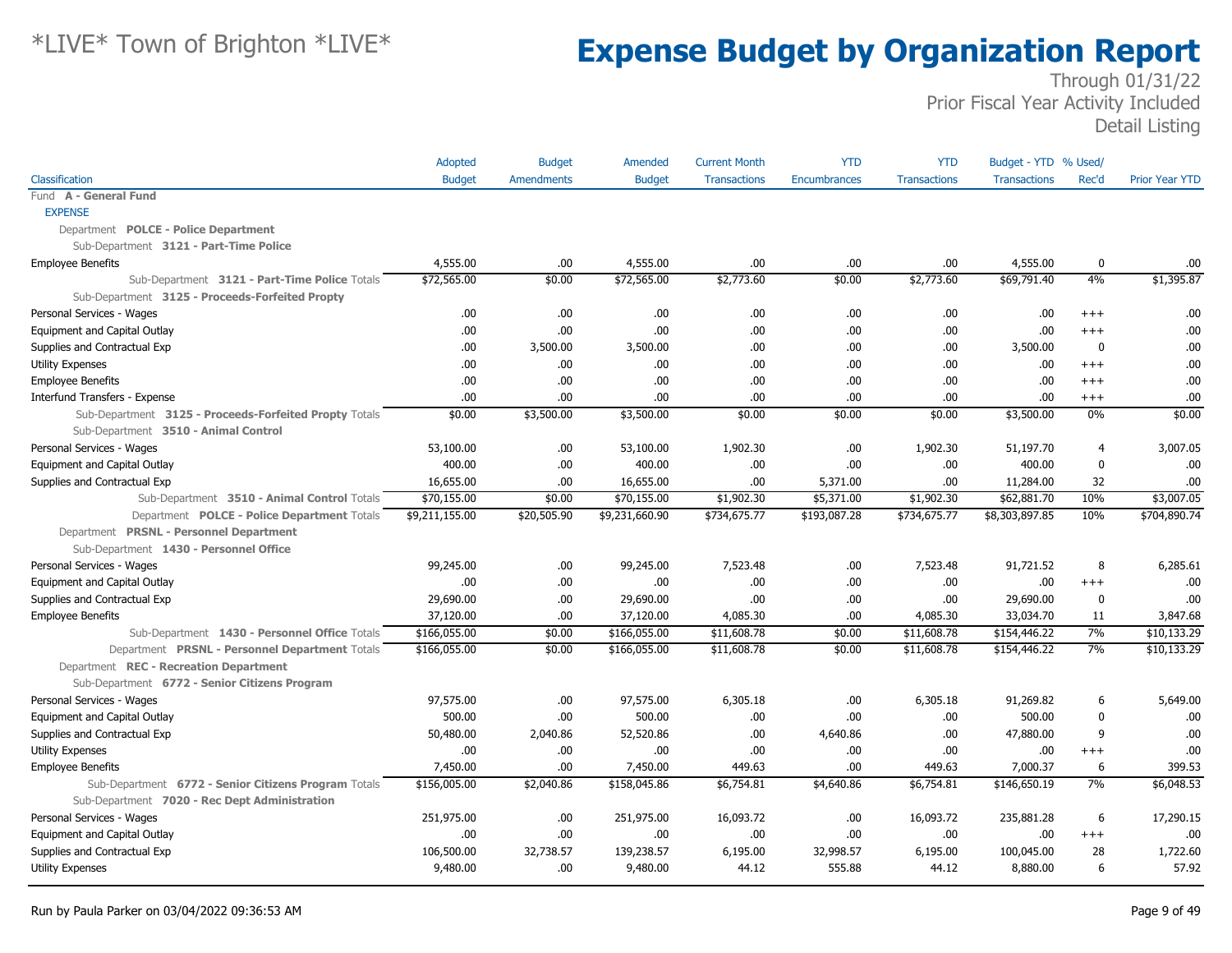# *LIVE* Town of Brighton *LIVE*

# Expense Budget by Organization Report

Through 01/31/22
Prior Fiscal Year Activity Included
Detail Listing

| Classification | Adopted Budget | Budget Amendments | Amended Budget | Current Month Transactions | YTD Encumbrances | YTD Transactions | Budget - YTD Transactions | % Used/ Rec'd | Prior Year YTD |
|---|---|---|---|---|---|---|---|---|---|
| Fund **A - General Fund** | | | | | | | | | |
| EXPENSE | | | | | | | | | |
| Department **POLCE - Police Department** | | | | | | | | | |
| Sub-Department **3121 - Part-Time Police** | | | | | | | | | |
| Employee Benefits | 4,555.00 | .00 | 4,555.00 | .00 | .00 | .00 | 4,555.00 | 0 | .00 |
| Sub-Department **3121 - Part-Time Police** Totals | $72,565.00 | $0.00 | $72,565.00 | $2,773.60 | $0.00 | $2,773.60 | $69,791.40 | 4% | $1,395.87 |
| Sub-Department **3125 - Proceeds-Forfeited Propty** | | | | | | | | | |
| Personal Services - Wages | .00 | .00 | .00 | .00 | .00 | .00 | .00 | +++ | .00 |
| Equipment and Capital Outlay | .00 | .00 | .00 | .00 | .00 | .00 | .00 | +++ | .00 |
| Supplies and Contractual Exp | .00 | 3,500.00 | 3,500.00 | .00 | .00 | .00 | 3,500.00 | 0 | .00 |
| Utility Expenses | .00 | .00 | .00 | .00 | .00 | .00 | .00 | +++ | .00 |
| Employee Benefits | .00 | .00 | .00 | .00 | .00 | .00 | .00 | +++ | .00 |
| Interfund Transfers - Expense | .00 | .00 | .00 | .00 | .00 | .00 | .00 | +++ | .00 |
| Sub-Department **3125 - Proceeds-Forfeited Propty** Totals | $0.00 | $3,500.00 | $3,500.00 | $0.00 | $0.00 | $0.00 | $3,500.00 | 0% | $0.00 |
| Sub-Department **3510 - Animal Control** | | | | | | | | | |
| Personal Services - Wages | 53,100.00 | .00 | 53,100.00 | 1,902.30 | .00 | 1,902.30 | 51,197.70 | 4 | 3,007.05 |
| Equipment and Capital Outlay | 400.00 | .00 | 400.00 | .00 | .00 | .00 | 400.00 | 0 | .00 |
| Supplies and Contractual Exp | 16,655.00 | .00 | 16,655.00 | .00 | 5,371.00 | .00 | 11,284.00 | 32 | .00 |
| Sub-Department **3510 - Animal Control** Totals | $70,155.00 | $0.00 | $70,155.00 | $1,902.30 | $5,371.00 | $1,902.30 | $62,881.70 | 10% | $3,007.05 |
| Department **POLCE - Police Department** Totals | $9,211,155.00 | $20,505.90 | $9,231,660.90 | $734,675.77 | $193,087.28 | $734,675.77 | $8,303,897.85 | 10% | $704,890.74 |
| Department **PRSNL - Personnel Department** | | | | | | | | | |
| Sub-Department **1430 - Personnel Office** | | | | | | | | | |
| Personal Services - Wages | 99,245.00 | .00 | 99,245.00 | 7,523.48 | .00 | 7,523.48 | 91,721.52 | 8 | 6,285.61 |
| Equipment and Capital Outlay | .00 | .00 | .00 | .00 | .00 | .00 | .00 | +++ | .00 |
| Supplies and Contractual Exp | 29,690.00 | .00 | 29,690.00 | .00 | .00 | .00 | 29,690.00 | 0 | .00 |
| Employee Benefits | 37,120.00 | .00 | 37,120.00 | 4,085.30 | .00 | 4,085.30 | 33,034.70 | 11 | 3,847.68 |
| Sub-Department **1430 - Personnel Office** Totals | $166,055.00 | $0.00 | $166,055.00 | $11,608.78 | $0.00 | $11,608.78 | $154,446.22 | 7% | $10,133.29 |
| Department **PRSNL - Personnel Department** Totals | $166,055.00 | $0.00 | $166,055.00 | $11,608.78 | $0.00 | $11,608.78 | $154,446.22 | 7% | $10,133.29 |
| Department **REC - Recreation Department** | | | | | | | | | |
| Sub-Department **6772 - Senior Citizens Program** | | | | | | | | | |
| Personal Services - Wages | 97,575.00 | .00 | 97,575.00 | 6,305.18 | .00 | 6,305.18 | 91,269.82 | 6 | 5,649.00 |
| Equipment and Capital Outlay | 500.00 | .00 | 500.00 | .00 | .00 | .00 | 500.00 | 0 | .00 |
| Supplies and Contractual Exp | 50,480.00 | 2,040.86 | 52,520.86 | .00 | 4,640.86 | .00 | 47,880.00 | 9 | .00 |
| Utility Expenses | .00 | .00 | .00 | .00 | .00 | .00 | .00 | +++ | .00 |
| Employee Benefits | 7,450.00 | .00 | 7,450.00 | 449.63 | .00 | 449.63 | 7,000.37 | 6 | 399.53 |
| Sub-Department **6772 - Senior Citizens Program** Totals | $156,005.00 | $2,040.86 | $158,045.86 | $6,754.81 | $4,640.86 | $6,754.81 | $146,650.19 | 7% | $6,048.53 |
| Sub-Department **7020 - Rec Dept Administration** | | | | | | | | | |
| Personal Services - Wages | 251,975.00 | .00 | 251,975.00 | 16,093.72 | .00 | 16,093.72 | 235,881.28 | 6 | 17,290.15 |
| Equipment and Capital Outlay | .00 | .00 | .00 | .00 | .00 | .00 | .00 | +++ | .00 |
| Supplies and Contractual Exp | 106,500.00 | 32,738.57 | 139,238.57 | 6,195.00 | 32,998.57 | 6,195.00 | 100,045.00 | 28 | 1,722.60 |
| Utility Expenses | 9,480.00 | .00 | 9,480.00 | 44.12 | 555.88 | 44.12 | 8,880.00 | 6 | 57.92 |

Run by Paula Parker on 03/04/2022 09:36:53 AM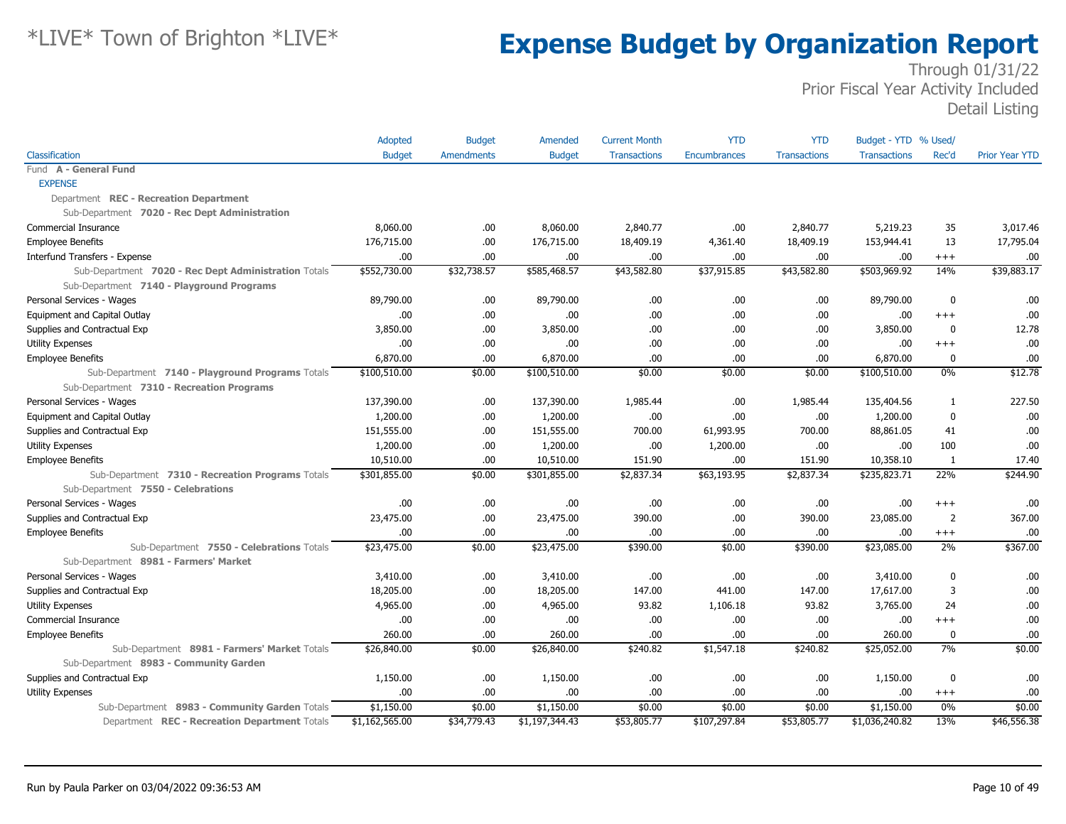# Expense Budget by Organization Report

*LIVE* Town of Brighton *LIVE*

Through 01/31/22
Prior Fiscal Year Activity Included
Detail Listing

| Classification | Adopted Budget | Budget Amendments | Amended Budget | Current Month Transactions | YTD Encumbrances | YTD Transactions | Budget - YTD Transactions | % Used/ Rec'd | Prior Year YTD |
|---|---|---|---|---|---|---|---|---|---|
| Fund **A - General Fund** | | | | | | | | | |
| EXPENSE | | | | | | | | | |
| Department **REC - Recreation Department** | | | | | | | | | |
| Sub-Department **7020 - Rec Dept Administration** | | | | | | | | | |
| Commercial Insurance | 8,060.00 | .00 | 8,060.00 | 2,840.77 | .00 | 2,840.77 | 5,219.23 | 35 | 3,017.46 |
| Employee Benefits | 176,715.00 | .00 | 176,715.00 | 18,409.19 | 4,361.40 | 18,409.19 | 153,944.41 | 13 | 17,795.04 |
| Interfund Transfers - Expense | .00 | .00 | .00 | .00 | .00 | .00 | .00 | +++ | .00 |
| Sub-Department **7020 - Rec Dept Administration** Totals | $552,730.00 | $32,738.57 | $585,468.57 | $43,582.80 | $37,915.85 | $43,582.80 | $503,969.92 | 14% | $39,883.17 |
| Sub-Department **7140 - Playground Programs** | | | | | | | | | |
| Personal Services - Wages | 89,790.00 | .00 | 89,790.00 | .00 | .00 | .00 | 89,790.00 | 0 | .00 |
| Equipment and Capital Outlay | .00 | .00 | .00 | .00 | .00 | .00 | .00 | +++ | .00 |
| Supplies and Contractual Exp | 3,850.00 | .00 | 3,850.00 | .00 | .00 | .00 | 3,850.00 | 0 | 12.78 |
| Utility Expenses | .00 | .00 | .00 | .00 | .00 | .00 | .00 | +++ | .00 |
| Employee Benefits | 6,870.00 | .00 | 6,870.00 | .00 | .00 | .00 | 6,870.00 | 0 | .00 |
| Sub-Department **7140 - Playground Programs** Totals | $100,510.00 | $0.00 | $100,510.00 | $0.00 | $0.00 | $0.00 | $100,510.00 | 0% | $12.78 |
| Sub-Department **7310 - Recreation Programs** | | | | | | | | | |
| Personal Services - Wages | 137,390.00 | .00 | 137,390.00 | 1,985.44 | .00 | 1,985.44 | 135,404.56 | 1 | 227.50 |
| Equipment and Capital Outlay | 1,200.00 | .00 | 1,200.00 | .00 | .00 | .00 | 1,200.00 | 0 | .00 |
| Supplies and Contractual Exp | 151,555.00 | .00 | 151,555.00 | 700.00 | 61,993.95 | 700.00 | 88,861.05 | 41 | .00 |
| Utility Expenses | 1,200.00 | .00 | 1,200.00 | .00 | 1,200.00 | .00 | .00 | 100 | .00 |
| Employee Benefits | 10,510.00 | .00 | 10,510.00 | 151.90 | .00 | 151.90 | 10,358.10 | 1 | 17.40 |
| Sub-Department **7310 - Recreation Programs** Totals | $301,855.00 | $0.00 | $301,855.00 | $2,837.34 | $63,193.95 | $2,837.34 | $235,823.71 | 22% | $244.90 |
| Sub-Department **7550 - Celebrations** | | | | | | | | | |
| Personal Services - Wages | .00 | .00 | .00 | .00 | .00 | .00 | .00 | +++ | .00 |
| Supplies and Contractual Exp | 23,475.00 | .00 | 23,475.00 | 390.00 | .00 | 390.00 | 23,085.00 | 2 | 367.00 |
| Employee Benefits | .00 | .00 | .00 | .00 | .00 | .00 | .00 | +++ | .00 |
| Sub-Department **7550 - Celebrations** Totals | $23,475.00 | $0.00 | $23,475.00 | $390.00 | $0.00 | $390.00 | $23,085.00 | 2% | $367.00 |
| Sub-Department **8981 - Farmers' Market** | | | | | | | | | |
| Personal Services - Wages | 3,410.00 | .00 | 3,410.00 | .00 | .00 | .00 | 3,410.00 | 0 | .00 |
| Supplies and Contractual Exp | 18,205.00 | .00 | 18,205.00 | 147.00 | 441.00 | 147.00 | 17,617.00 | 3 | .00 |
| Utility Expenses | 4,965.00 | .00 | 4,965.00 | 93.82 | 1,106.18 | 93.82 | 3,765.00 | 24 | .00 |
| Commercial Insurance | .00 | .00 | .00 | .00 | .00 | .00 | .00 | +++ | .00 |
| Employee Benefits | 260.00 | .00 | 260.00 | .00 | .00 | .00 | 260.00 | 0 | .00 |
| Sub-Department **8981 - Farmers' Market** Totals | $26,840.00 | $0.00 | $26,840.00 | $240.82 | $1,547.18 | $240.82 | $25,052.00 | 7% | $0.00 |
| Sub-Department **8983 - Community Garden** | | | | | | | | | |
| Supplies and Contractual Exp | 1,150.00 | .00 | 1,150.00 | .00 | .00 | .00 | 1,150.00 | 0 | .00 |
| Utility Expenses | .00 | .00 | .00 | .00 | .00 | .00 | .00 | +++ | .00 |
| Sub-Department **8983 - Community Garden** Totals | $1,150.00 | $0.00 | $1,150.00 | $0.00 | $0.00 | $0.00 | $1,150.00 | 0% | $0.00 |
| Department **REC - Recreation Department** Totals | $1,162,565.00 | $34,779.43 | $1,197,344.43 | $53,805.77 | $107,297.84 | $53,805.77 | $1,036,240.82 | 13% | $46,556.38 |

Run by Paula Parker on 03/04/2022 09:36:53 AM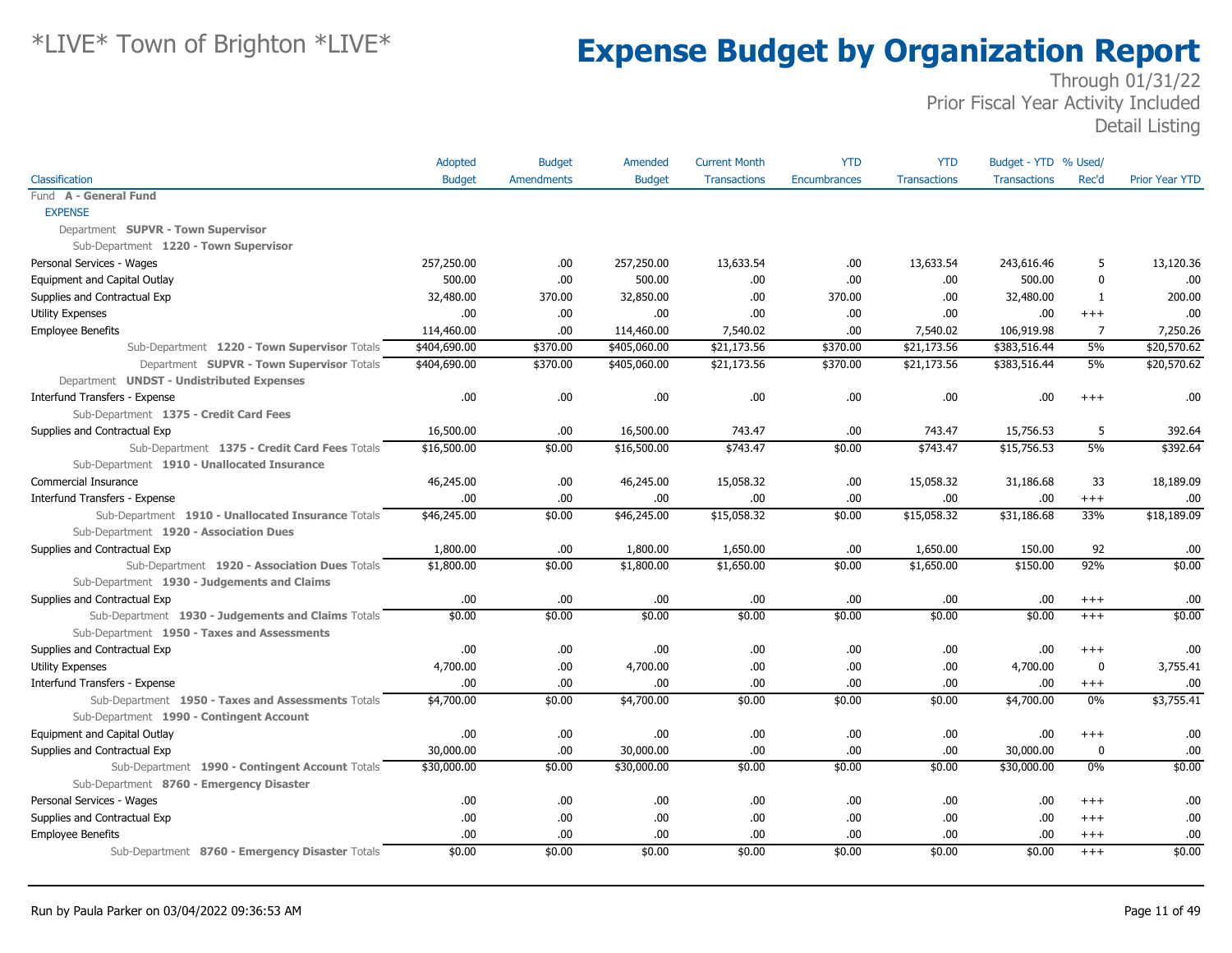# *LIVE* Town of Brighton *LIVE*

# Expense Budget by Organization Report

Through 01/31/22
Prior Fiscal Year Activity Included
Detail Listing

| Classification | Adopted Budget | Budget Amendments | Amended Budget | Current Month Transactions | YTD Encumbrances | YTD Transactions | Budget - YTD Transactions | % Used/ Rec'd | Prior Year YTD |
|---|---|---|---|---|---|---|---|---|---|
| Fund **A - General Fund** | | | | | | | | | |
| EXPENSE | | | | | | | | | |
| Department **SUPVR - Town Supervisor** | | | | | | | | | |
| Sub-Department **1220 - Town Supervisor** | | | | | | | | | |
| Personal Services - Wages | 257,250.00 | .00 | 257,250.00 | 13,633.54 | .00 | 13,633.54 | 243,616.46 | 5 | 13,120.36 |
| Equipment and Capital Outlay | 500.00 | .00 | 500.00 | .00 | .00 | .00 | 500.00 | 0 | .00 |
| Supplies and Contractual Exp | 32,480.00 | 370.00 | 32,850.00 | .00 | 370.00 | .00 | 32,480.00 | 1 | 200.00 |
| Utility Expenses | .00 | .00 | .00 | .00 | .00 | .00 | .00 | +++ | .00 |
| Employee Benefits | 114,460.00 | .00 | 114,460.00 | 7,540.02 | .00 | 7,540.02 | 106,919.98 | 7 | 7,250.26 |
| Sub-Department **1220 - Town Supervisor** Totals | $404,690.00 | $370.00 | $405,060.00 | $21,173.56 | $370.00 | $21,173.56 | $383,516.44 | 5% | $20,570.62 |
| Department **SUPVR - Town Supervisor** Totals | $404,690.00 | $370.00 | $405,060.00 | $21,173.56 | $370.00 | $21,173.56 | $383,516.44 | 5% | $20,570.62 |
| Department **UNDST - Undistributed Expenses** | | | | | | | | | |
| Interfund Transfers - Expense | .00 | .00 | .00 | .00 | .00 | .00 | .00 | +++ | .00 |
| Sub-Department **1375 - Credit Card Fees** | | | | | | | | | |
| Supplies and Contractual Exp | 16,500.00 | .00 | 16,500.00 | 743.47 | .00 | 743.47 | 15,756.53 | 5 | 392.64 |
| Sub-Department **1375 - Credit Card Fees** Totals | $16,500.00 | $0.00 | $16,500.00 | $743.47 | $0.00 | $743.47 | $15,756.53 | 5% | $392.64 |
| Sub-Department **1910 - Unallocated Insurance** | | | | | | | | | |
| Commercial Insurance | 46,245.00 | .00 | 46,245.00 | 15,058.32 | .00 | 15,058.32 | 31,186.68 | 33 | 18,189.09 |
| Interfund Transfers - Expense | .00 | .00 | .00 | .00 | .00 | .00 | .00 | +++ | .00 |
| Sub-Department **1910 - Unallocated Insurance** Totals | $46,245.00 | $0.00 | $46,245.00 | $15,058.32 | $0.00 | $15,058.32 | $31,186.68 | 33% | $18,189.09 |
| Sub-Department **1920 - Association Dues** | | | | | | | | | |
| Supplies and Contractual Exp | 1,800.00 | .00 | 1,800.00 | 1,650.00 | .00 | 1,650.00 | 150.00 | 92 | .00 |
| Sub-Department **1920 - Association Dues** Totals | $1,800.00 | $0.00 | $1,800.00 | $1,650.00 | $0.00 | $1,650.00 | $150.00 | 92% | $0.00 |
| Sub-Department **1930 - Judgements and Claims** | | | | | | | | | |
| Supplies and Contractual Exp | .00 | .00 | .00 | .00 | .00 | .00 | .00 | +++ | .00 |
| Sub-Department **1930 - Judgements and Claims** Totals | $0.00 | $0.00 | $0.00 | $0.00 | $0.00 | $0.00 | $0.00 | +++ | $0.00 |
| Sub-Department **1950 - Taxes and Assessments** | | | | | | | | | |
| Supplies and Contractual Exp | .00 | .00 | .00 | .00 | .00 | .00 | .00 | +++ | .00 |
| Utility Expenses | 4,700.00 | .00 | 4,700.00 | .00 | .00 | .00 | 4,700.00 | 0 | 3,755.41 |
| Interfund Transfers - Expense | .00 | .00 | .00 | .00 | .00 | .00 | .00 | +++ | .00 |
| Sub-Department **1950 - Taxes and Assessments** Totals | $4,700.00 | $0.00 | $4,700.00 | $0.00 | $0.00 | $0.00 | $4,700.00 | 0% | $3,755.41 |
| Sub-Department **1990 - Contingent Account** | | | | | | | | | |
| Equipment and Capital Outlay | .00 | .00 | .00 | .00 | .00 | .00 | .00 | +++ | .00 |
| Supplies and Contractual Exp | 30,000.00 | .00 | 30,000.00 | .00 | .00 | .00 | 30,000.00 | 0 | .00 |
| Sub-Department **1990 - Contingent Account** Totals | $30,000.00 | $0.00 | $30,000.00 | $0.00 | $0.00 | $0.00 | $30,000.00 | 0% | $0.00 |
| Sub-Department **8760 - Emergency Disaster** | | | | | | | | | |
| Personal Services - Wages | .00 | .00 | .00 | .00 | .00 | .00 | .00 | +++ | .00 |
| Supplies and Contractual Exp | .00 | .00 | .00 | .00 | .00 | .00 | .00 | +++ | .00 |
| Employee Benefits | .00 | .00 | .00 | .00 | .00 | .00 | .00 | +++ | .00 |
| Sub-Department **8760 - Emergency Disaster** Totals | $0.00 | $0.00 | $0.00 | $0.00 | $0.00 | $0.00 | $0.00 | +++ | $0.00 |

Run by Paula Parker on 03/04/2022 09:36:53 AM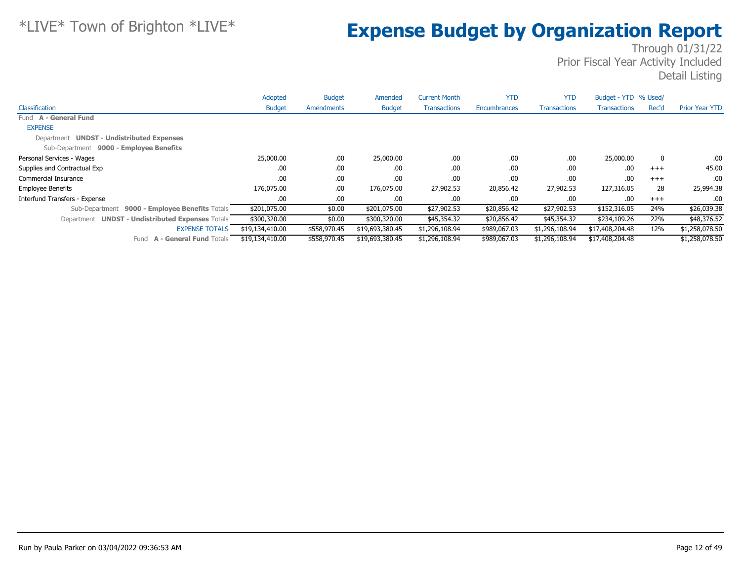# *LIVE* Town of Brighton *LIVE*

# Expense Budget by Organization Report

Through 01/31/22
Prior Fiscal Year Activity Included
Detail Listing

| Classification | Adopted Budget | Budget Amendments | Amended Budget | Current Month Transactions | YTD Encumbrances | YTD Transactions | Budget - YTD Transactions | % Used/ Rec'd | Prior Year YTD |
|---|---|---|---|---|---|---|---|---|---|
| Fund **A - General Fund** | | | | | | | | | |
| EXPENSE | | | | | | | | | |
| Department **UNDST - Undistributed Expenses** | | | | | | | | | |
| Sub-Department **9000 - Employee Benefits** | | | | | | | | | |
| Personal Services - Wages | 25,000.00 | .00 | 25,000.00 | .00 | .00 | .00 | 25,000.00 | 0 | .00 |
| Supplies and Contractual Exp | .00 | .00 | .00 | .00 | .00 | .00 | .00 | +++ | 45.00 |
| Commercial Insurance | .00 | .00 | .00 | .00 | .00 | .00 | .00 | +++ | .00 |
| Employee Benefits | 176,075.00 | .00 | 176,075.00 | 27,902.53 | 20,856.42 | 27,902.53 | 127,316.05 | 28 | 25,994.38 |
| Interfund Transfers - Expense | .00 | .00 | .00 | .00 | .00 | .00 | .00 | +++ | .00 |
| Sub-Department **9000 - Employee Benefits** Totals | $201,075.00 | $0.00 | $201,075.00 | $27,902.53 | $20,856.42 | $27,902.53 | $152,316.05 | 24% | $26,039.38 |
| Department **UNDST - Undistributed Expenses** Totals | $300,320.00 | $0.00 | $300,320.00 | $45,354.32 | $20,856.42 | $45,354.32 | $234,109.26 | 22% | $48,376.52 |
| EXPENSE TOTALS | $19,134,410.00 | $558,970.45 | $19,693,380.45 | $1,296,108.94 | $989,067.03 | $1,296,108.94 | $17,408,204.48 | 12% | $1,258,078.50 |
| Fund **A - General Fund** Totals | $19,134,410.00 | $558,970.45 | $19,693,380.45 | $1,296,108.94 | $989,067.03 | $1,296,108.94 | $17,408,204.48 | | $1,258,078.50 |

Run by Paula Parker on 03/04/2022 09:36:53 AM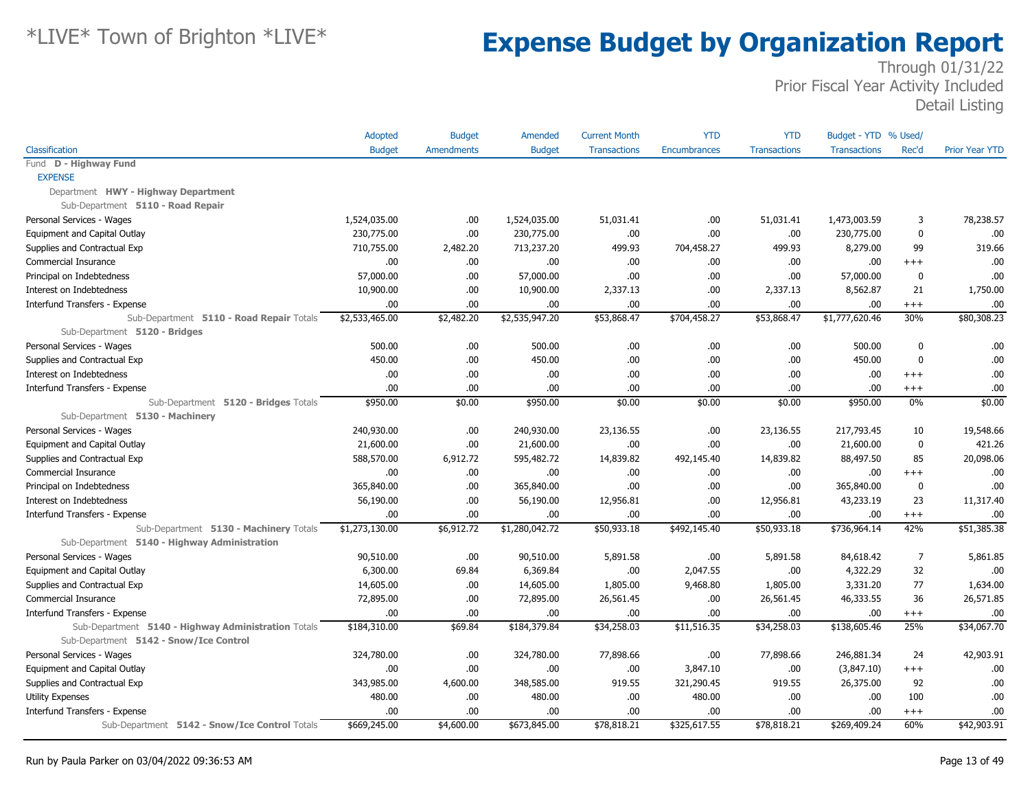# *LIVE* Town of Brighton *LIVE*

# Expense Budget by Organization Report

Through 01/31/22
Prior Fiscal Year Activity Included
Detail Listing

| Classification | Adopted Budget | Budget Amendments | Amended Budget | Current Month Transactions | YTD Encumbrances | YTD Transactions | Budget - YTD Transactions | % Used/ Rec'd | Prior Year YTD |
|---|---|---|---|---|---|---|---|---|---|
| Fund **D - Highway Fund** | | | | | | | | | |
| EXPENSE | | | | | | | | | |
| Department **HWY - Highway Department** | | | | | | | | | |
| Sub-Department **5110 - Road Repair** | | | | | | | | | |
| Personal Services - Wages | 1,524,035.00 | .00 | 1,524,035.00 | 51,031.41 | .00 | 51,031.41 | 1,473,003.59 | 3 | 78,238.57 |
| Equipment and Capital Outlay | 230,775.00 | .00 | 230,775.00 | .00 | .00 | .00 | 230,775.00 | 0 | .00 |
| Supplies and Contractual Exp | 710,755.00 | 2,482.20 | 713,237.20 | 499.93 | 704,458.27 | 499.93 | 8,279.00 | 99 | 319.66 |
| Commercial Insurance | .00 | .00 | .00 | .00 | .00 | .00 | .00 | +++ | .00 |
| Principal on Indebtedness | 57,000.00 | .00 | 57,000.00 | .00 | .00 | .00 | 57,000.00 | 0 | .00 |
| Interest on Indebtedness | 10,900.00 | .00 | 10,900.00 | 2,337.13 | .00 | 2,337.13 | 8,562.87 | 21 | 1,750.00 |
| Interfund Transfers - Expense | .00 | .00 | .00 | .00 | .00 | .00 | .00 | +++ | .00 |
| Sub-Department **5110 - Road Repair** Totals | $2,533,465.00 | $2,482.20 | $2,535,947.20 | $53,868.47 | $704,458.27 | $53,868.47 | $1,777,620.46 | 30% | $80,308.23 |
| Sub-Department **5120 - Bridges** | | | | | | | | | |
| Personal Services - Wages | 500.00 | .00 | 500.00 | .00 | .00 | .00 | 500.00 | 0 | .00 |
| Supplies and Contractual Exp | 450.00 | .00 | 450.00 | .00 | .00 | .00 | 450.00 | 0 | .00 |
| Interest on Indebtedness | .00 | .00 | .00 | .00 | .00 | .00 | .00 | +++ | .00 |
| Interfund Transfers - Expense | .00 | .00 | .00 | .00 | .00 | .00 | .00 | +++ | .00 |
| Sub-Department **5120 - Bridges** Totals | $950.00 | $0.00 | $950.00 | $0.00 | $0.00 | $0.00 | $950.00 | 0% | $0.00 |
| Sub-Department **5130 - Machinery** | | | | | | | | | |
| Personal Services - Wages | 240,930.00 | .00 | 240,930.00 | 23,136.55 | .00 | 23,136.55 | 217,793.45 | 10 | 19,548.66 |
| Equipment and Capital Outlay | 21,600.00 | .00 | 21,600.00 | .00 | .00 | .00 | 21,600.00 | 0 | 421.26 |
| Supplies and Contractual Exp | 588,570.00 | 6,912.72 | 595,482.72 | 14,839.82 | 492,145.40 | 14,839.82 | 88,497.50 | 85 | 20,098.06 |
| Commercial Insurance | .00 | .00 | .00 | .00 | .00 | .00 | .00 | +++ | .00 |
| Principal on Indebtedness | 365,840.00 | .00 | 365,840.00 | .00 | .00 | .00 | 365,840.00 | 0 | .00 |
| Interest on Indebtedness | 56,190.00 | .00 | 56,190.00 | 12,956.81 | .00 | 12,956.81 | 43,233.19 | 23 | 11,317.40 |
| Interfund Transfers - Expense | .00 | .00 | .00 | .00 | .00 | .00 | .00 | +++ | .00 |
| Sub-Department **5130 - Machinery** Totals | $1,273,130.00 | $6,912.72 | $1,280,042.72 | $50,933.18 | $492,145.40 | $50,933.18 | $736,964.14 | 42% | $51,385.38 |
| Sub-Department **5140 - Highway Administration** | | | | | | | | | |
| Personal Services - Wages | 90,510.00 | .00 | 90,510.00 | 5,891.58 | .00 | 5,891.58 | 84,618.42 | 7 | 5,861.85 |
| Equipment and Capital Outlay | 6,300.00 | 69.84 | 6,369.84 | .00 | 2,047.55 | .00 | 4,322.29 | 32 | .00 |
| Supplies and Contractual Exp | 14,605.00 | .00 | 14,605.00 | 1,805.00 | 9,468.80 | 1,805.00 | 3,331.20 | 77 | 1,634.00 |
| Commercial Insurance | 72,895.00 | .00 | 72,895.00 | 26,561.45 | .00 | 26,561.45 | 46,333.55 | 36 | 26,571.85 |
| Interfund Transfers - Expense | .00 | .00 | .00 | .00 | .00 | .00 | .00 | +++ | .00 |
| Sub-Department **5140 - Highway Administration** Totals | $184,310.00 | $69.84 | $184,379.84 | $34,258.03 | $11,516.35 | $34,258.03 | $138,605.46 | 25% | $34,067.70 |
| Sub-Department **5142 - Snow/Ice Control** | | | | | | | | | |
| Personal Services - Wages | 324,780.00 | .00 | 324,780.00 | 77,898.66 | .00 | 77,898.66 | 246,881.34 | 24 | 42,903.91 |
| Equipment and Capital Outlay | .00 | .00 | .00 | .00 | 3,847.10 | .00 | (3,847.10) | +++ | .00 |
| Supplies and Contractual Exp | 343,985.00 | 4,600.00 | 348,585.00 | 919.55 | 321,290.45 | 919.55 | 26,375.00 | 92 | .00 |
| Utility Expenses | 480.00 | .00 | 480.00 | .00 | 480.00 | .00 | .00 | 100 | .00 |
| Interfund Transfers - Expense | .00 | .00 | .00 | .00 | .00 | .00 | .00 | +++ | .00 |
| Sub-Department **5142 - Snow/Ice Control** Totals | $669,245.00 | $4,600.00 | $673,845.00 | $78,818.21 | $325,617.55 | $78,818.21 | $269,409.24 | 60% | $42,903.91 |

Run by Paula Parker on 03/04/2022 09:36:53 AM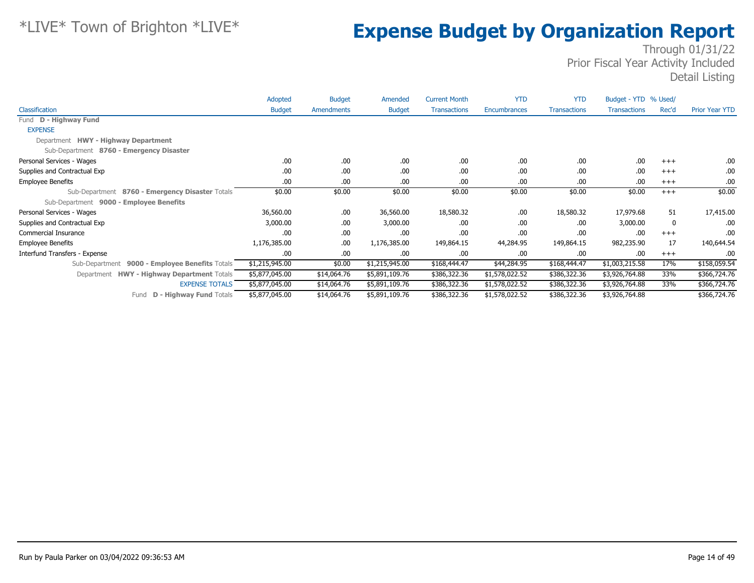# \*LIVE\* Town of Brighton \*LIVE\*

# Expense Budget by Organization Report

Through 01/31/22
Prior Fiscal Year Activity Included
Detail Listing

| Classification | Adopted Budget | Budget Amendments | Amended Budget | Current Month Transactions | YTD Encumbrances | YTD Transactions | Budget - YTD Transactions | % Used/ Rec'd | Prior Year YTD |
|---|---|---|---|---|---|---|---|---|---|
| Fund **D - Highway Fund** | | | | | | | | | |
| EXPENSE | | | | | | | | | |
| Department **HWY - Highway Department** | | | | | | | | | |
| Sub-Department **8760 - Emergency Disaster** | | | | | | | | | |
| Personal Services - Wages | .00 | .00 | .00 | .00 | .00 | .00 | .00 | +++ | .00 |
| Supplies and Contractual Exp | .00 | .00 | .00 | .00 | .00 | .00 | .00 | +++ | .00 |
| Employee Benefits | .00 | .00 | .00 | .00 | .00 | .00 | .00 | +++ | .00 |
| Sub-Department **8760 - Emergency Disaster** Totals | $0.00 | $0.00 | $0.00 | $0.00 | $0.00 | $0.00 | $0.00 | +++ | $0.00 |
| Sub-Department **9000 - Employee Benefits** | | | | | | | | | |
| Personal Services - Wages | 36,560.00 | .00 | 36,560.00 | 18,580.32 | .00 | 18,580.32 | 17,979.68 | 51 | 17,415.00 |
| Supplies and Contractual Exp | 3,000.00 | .00 | 3,000.00 | .00 | .00 | .00 | 3,000.00 | 0 | .00 |
| Commercial Insurance | .00 | .00 | .00 | .00 | .00 | .00 | .00 | +++ | .00 |
| Employee Benefits | 1,176,385.00 | .00 | 1,176,385.00 | 149,864.15 | 44,284.95 | 149,864.15 | 982,235.90 | 17 | 140,644.54 |
| Interfund Transfers - Expense | .00 | .00 | .00 | .00 | .00 | .00 | .00 | +++ | .00 |
| Sub-Department **9000 - Employee Benefits** Totals | $1,215,945.00 | $0.00 | $1,215,945.00 | $168,444.47 | $44,284.95 | $168,444.47 | $1,003,215.58 | 17% | $158,059.54 |
| Department **HWY - Highway Department** Totals | $5,877,045.00 | $14,064.76 | $5,891,109.76 | $386,322.36 | $1,578,022.52 | $386,322.36 | $3,926,764.88 | 33% | $366,724.76 |
| EXPENSE TOTALS | $5,877,045.00 | $14,064.76 | $5,891,109.76 | $386,322.36 | $1,578,022.52 | $386,322.36 | $3,926,764.88 | 33% | $366,724.76 |
| Fund **D - Highway Fund** Totals | $5,877,045.00 | $14,064.76 | $5,891,109.76 | $386,322.36 | $1,578,022.52 | $386,322.36 | $3,926,764.88 | | $366,724.76 |

Run by Paula Parker on 03/04/2022 09:36:53 AM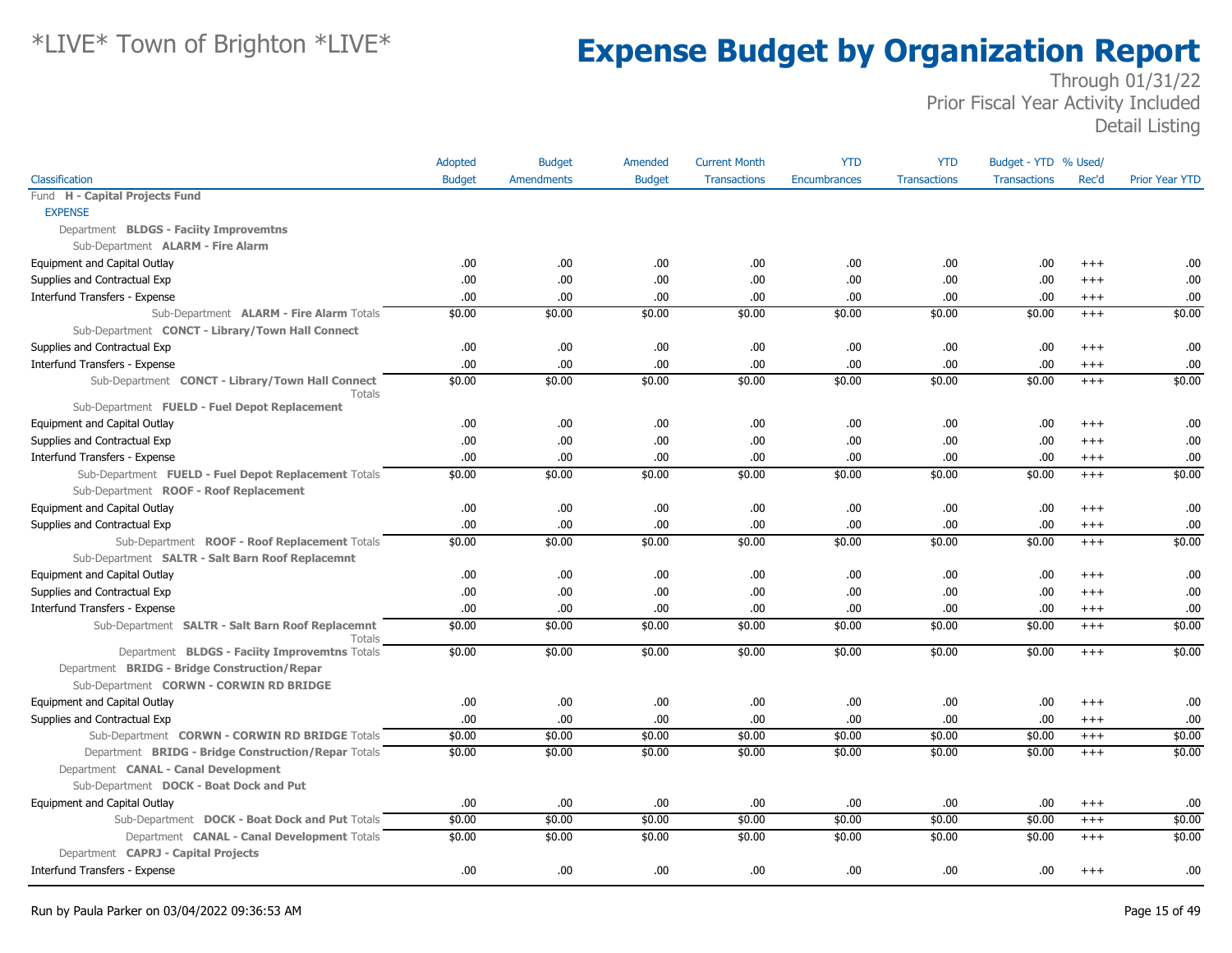# *LIVE* Town of Brighton *LIVE*

# Expense Budget by Organization Report

Through 01/31/22
Prior Fiscal Year Activity Included
Detail Listing

| Classification | Adopted Budget | Budget Amendments | Amended Budget | Current Month Transactions | YTD Encumbrances | YTD Transactions | Budget - YTD Transactions | % Used/ Rec'd | Prior Year YTD |
|---|---|---|---|---|---|---|---|---|---|
| Fund **H - Capital Projects Fund** | | | | | | | | | |
| EXPENSE | | | | | | | | | |
| Department **BLDGS - Faciity Improvemtns** | | | | | | | | | |
| Sub-Department **ALARM - Fire Alarm** | | | | | | | | | |
| Equipment and Capital Outlay | .00 | .00 | .00 | .00 | .00 | .00 | .00 | +++ | .00 |
| Supplies and Contractual Exp | .00 | .00 | .00 | .00 | .00 | .00 | .00 | +++ | .00 |
| Interfund Transfers - Expense | .00 | .00 | .00 | .00 | .00 | .00 | .00 | +++ | .00 |
| Sub-Department **ALARM - Fire Alarm** Totals | $0.00 | $0.00 | $0.00 | $0.00 | $0.00 | $0.00 | $0.00 | +++ | $0.00 |
| Sub-Department **CONCT - Library/Town Hall Connect** | | | | | | | | | |
| Supplies and Contractual Exp | .00 | .00 | .00 | .00 | .00 | .00 | .00 | +++ | .00 |
| Interfund Transfers - Expense | .00 | .00 | .00 | .00 | .00 | .00 | .00 | +++ | .00 |
| Sub-Department **CONCT - Library/Town Hall Connect** Totals | $0.00 | $0.00 | $0.00 | $0.00 | $0.00 | $0.00 | $0.00 | +++ | $0.00 |
| Sub-Department **FUELD - Fuel Depot Replacement** | | | | | | | | | |
| Equipment and Capital Outlay | .00 | .00 | .00 | .00 | .00 | .00 | .00 | +++ | .00 |
| Supplies and Contractual Exp | .00 | .00 | .00 | .00 | .00 | .00 | .00 | +++ | .00 |
| Interfund Transfers - Expense | .00 | .00 | .00 | .00 | .00 | .00 | .00 | +++ | .00 |
| Sub-Department **FUELD - Fuel Depot Replacement** Totals | $0.00 | $0.00 | $0.00 | $0.00 | $0.00 | $0.00 | $0.00 | +++ | $0.00 |
| Sub-Department **ROOF - Roof Replacement** | | | | | | | | | |
| Equipment and Capital Outlay | .00 | .00 | .00 | .00 | .00 | .00 | .00 | +++ | .00 |
| Supplies and Contractual Exp | .00 | .00 | .00 | .00 | .00 | .00 | .00 | +++ | .00 |
| Sub-Department **ROOF - Roof Replacement** Totals | $0.00 | $0.00 | $0.00 | $0.00 | $0.00 | $0.00 | $0.00 | +++ | $0.00 |
| Sub-Department **SALTR - Salt Barn Roof Replacemnt** | | | | | | | | | |
| Equipment and Capital Outlay | .00 | .00 | .00 | .00 | .00 | .00 | .00 | +++ | .00 |
| Supplies and Contractual Exp | .00 | .00 | .00 | .00 | .00 | .00 | .00 | +++ | .00 |
| Interfund Transfers - Expense | .00 | .00 | .00 | .00 | .00 | .00 | .00 | +++ | .00 |
| Sub-Department **SALTR - Salt Barn Roof Replacemnt** Totals | $0.00 | $0.00 | $0.00 | $0.00 | $0.00 | $0.00 | $0.00 | +++ | $0.00 |
| Department **BLDGS - Faciity Improvemtns** Totals | $0.00 | $0.00 | $0.00 | $0.00 | $0.00 | $0.00 | $0.00 | +++ | $0.00 |
| Department **BRIDG - Bridge Construction/Repar** | | | | | | | | | |
| Sub-Department **CORWN - CORWIN RD BRIDGE** | | | | | | | | | |
| Equipment and Capital Outlay | .00 | .00 | .00 | .00 | .00 | .00 | .00 | +++ | .00 |
| Supplies and Contractual Exp | .00 | .00 | .00 | .00 | .00 | .00 | .00 | +++ | .00 |
| Sub-Department **CORWN - CORWIN RD BRIDGE** Totals | $0.00 | $0.00 | $0.00 | $0.00 | $0.00 | $0.00 | $0.00 | +++ | $0.00 |
| Department **BRIDG - Bridge Construction/Repar** Totals | $0.00 | $0.00 | $0.00 | $0.00 | $0.00 | $0.00 | $0.00 | +++ | $0.00 |
| Department **CANAL - Canal Development** | | | | | | | | | |
| Sub-Department **DOCK - Boat Dock and Put** | | | | | | | | | |
| Equipment and Capital Outlay | .00 | .00 | .00 | .00 | .00 | .00 | .00 | +++ | .00 |
| Sub-Department **DOCK - Boat Dock and Put** Totals | $0.00 | $0.00 | $0.00 | $0.00 | $0.00 | $0.00 | $0.00 | +++ | $0.00 |
| Department **CANAL - Canal Development** Totals | $0.00 | $0.00 | $0.00 | $0.00 | $0.00 | $0.00 | $0.00 | +++ | $0.00 |
| Department **CAPRJ - Capital Projects** | | | | | | | | | |
| Interfund Transfers - Expense | .00 | .00 | .00 | .00 | .00 | .00 | .00 | +++ | .00 |

Run by Paula Parker on 03/04/2022 09:36:53 AM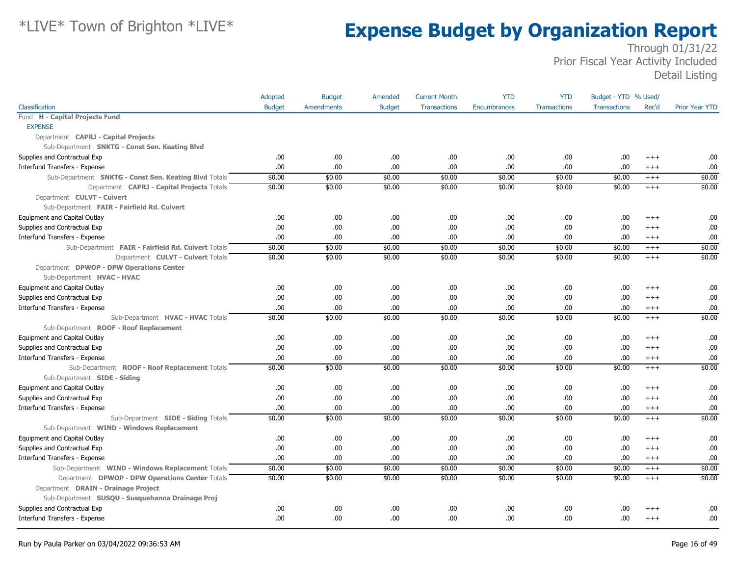# *LIVE* Town of Brighton *LIVE*

# Expense Budget by Organization Report

Through 01/31/22
Prior Fiscal Year Activity Included
Detail Listing

| Classification | Adopted Budget | Budget Amendments | Amended Budget | Current Month Transactions | YTD Encumbrances | YTD Transactions | Budget - YTD Transactions | % Used/ Rec'd | Prior Year YTD |
|---|---|---|---|---|---|---|---|---|---|
| Fund **H - Capital Projects Fund** | | | | | | | | | |
| EXPENSE | | | | | | | | | |
| Department **CAPRJ - Capital Projects** | | | | | | | | | |
| Sub-Department **SNKTG - Const Sen. Keating Blvd** | | | | | | | | | |
| Supplies and Contractual Exp | .00 | .00 | .00 | .00 | .00 | .00 | .00 | +++ | .00 |
| Interfund Transfers - Expense | .00 | .00 | .00 | .00 | .00 | .00 | .00 | +++ | .00 |
| Sub-Department **SNKTG - Const Sen. Keating Blvd** Totals | $0.00 | $0.00 | $0.00 | $0.00 | $0.00 | $0.00 | $0.00 | +++ | $0.00 |
| Department **CAPRJ - Capital Projects** Totals | $0.00 | $0.00 | $0.00 | $0.00 | $0.00 | $0.00 | $0.00 | +++ | $0.00 |
| Department **CULVT - Culvert** | | | | | | | | | |
| Sub-Department **FAIR - Fairfield Rd. Culvert** | | | | | | | | | |
| Equipment and Capital Outlay | .00 | .00 | .00 | .00 | .00 | .00 | .00 | +++ | .00 |
| Supplies and Contractual Exp | .00 | .00 | .00 | .00 | .00 | .00 | .00 | +++ | .00 |
| Interfund Transfers - Expense | .00 | .00 | .00 | .00 | .00 | .00 | .00 | +++ | .00 |
| Sub-Department **FAIR - Fairfield Rd. Culvert** Totals | $0.00 | $0.00 | $0.00 | $0.00 | $0.00 | $0.00 | $0.00 | +++ | $0.00 |
| Department **CULVT - Culvert** Totals | $0.00 | $0.00 | $0.00 | $0.00 | $0.00 | $0.00 | $0.00 | +++ | $0.00 |
| Department **DPWOP - DPW Operations Center** | | | | | | | | | |
| Sub-Department **HVAC - HVAC** | | | | | | | | | |
| Equipment and Capital Outlay | .00 | .00 | .00 | .00 | .00 | .00 | .00 | +++ | .00 |
| Supplies and Contractual Exp | .00 | .00 | .00 | .00 | .00 | .00 | .00 | +++ | .00 |
| Interfund Transfers - Expense | .00 | .00 | .00 | .00 | .00 | .00 | .00 | +++ | .00 |
| Sub-Department **HVAC - HVAC** Totals | $0.00 | $0.00 | $0.00 | $0.00 | $0.00 | $0.00 | $0.00 | +++ | $0.00 |
| Sub-Department **ROOF - Roof Replacement** | | | | | | | | | |
| Equipment and Capital Outlay | .00 | .00 | .00 | .00 | .00 | .00 | .00 | +++ | .00 |
| Supplies and Contractual Exp | .00 | .00 | .00 | .00 | .00 | .00 | .00 | +++ | .00 |
| Interfund Transfers - Expense | .00 | .00 | .00 | .00 | .00 | .00 | .00 | +++ | .00 |
| Sub-Department **ROOF - Roof Replacement** Totals | $0.00 | $0.00 | $0.00 | $0.00 | $0.00 | $0.00 | $0.00 | +++ | $0.00 |
| Sub-Department **SIDE - Siding** | | | | | | | | | |
| Equipment and Capital Outlay | .00 | .00 | .00 | .00 | .00 | .00 | .00 | +++ | .00 |
| Supplies and Contractual Exp | .00 | .00 | .00 | .00 | .00 | .00 | .00 | +++ | .00 |
| Interfund Transfers - Expense | .00 | .00 | .00 | .00 | .00 | .00 | .00 | +++ | .00 |
| Sub-Department **SIDE - Siding** Totals | $0.00 | $0.00 | $0.00 | $0.00 | $0.00 | $0.00 | $0.00 | +++ | $0.00 |
| Sub-Department **WIND - Windows Replacement** | | | | | | | | | |
| Equipment and Capital Outlay | .00 | .00 | .00 | .00 | .00 | .00 | .00 | +++ | .00 |
| Supplies and Contractual Exp | .00 | .00 | .00 | .00 | .00 | .00 | .00 | +++ | .00 |
| Interfund Transfers - Expense | .00 | .00 | .00 | .00 | .00 | .00 | .00 | +++ | .00 |
| Sub-Department **WIND - Windows Replacement** Totals | $0.00 | $0.00 | $0.00 | $0.00 | $0.00 | $0.00 | $0.00 | +++ | $0.00 |
| Department **DPWOP - DPW Operations Center** Totals | $0.00 | $0.00 | $0.00 | $0.00 | $0.00 | $0.00 | $0.00 | +++ | $0.00 |
| Department **DRAIN - Drainage Project** | | | | | | | | | |
| Sub-Department **SUSQU - Susquehanna Drainage Proj** | | | | | | | | | |
| Supplies and Contractual Exp | .00 | .00 | .00 | .00 | .00 | .00 | .00 | +++ | .00 |
| Interfund Transfers - Expense | .00 | .00 | .00 | .00 | .00 | .00 | .00 | +++ | .00 |

Run by Paula Parker on 03/04/2022 09:36:53 AM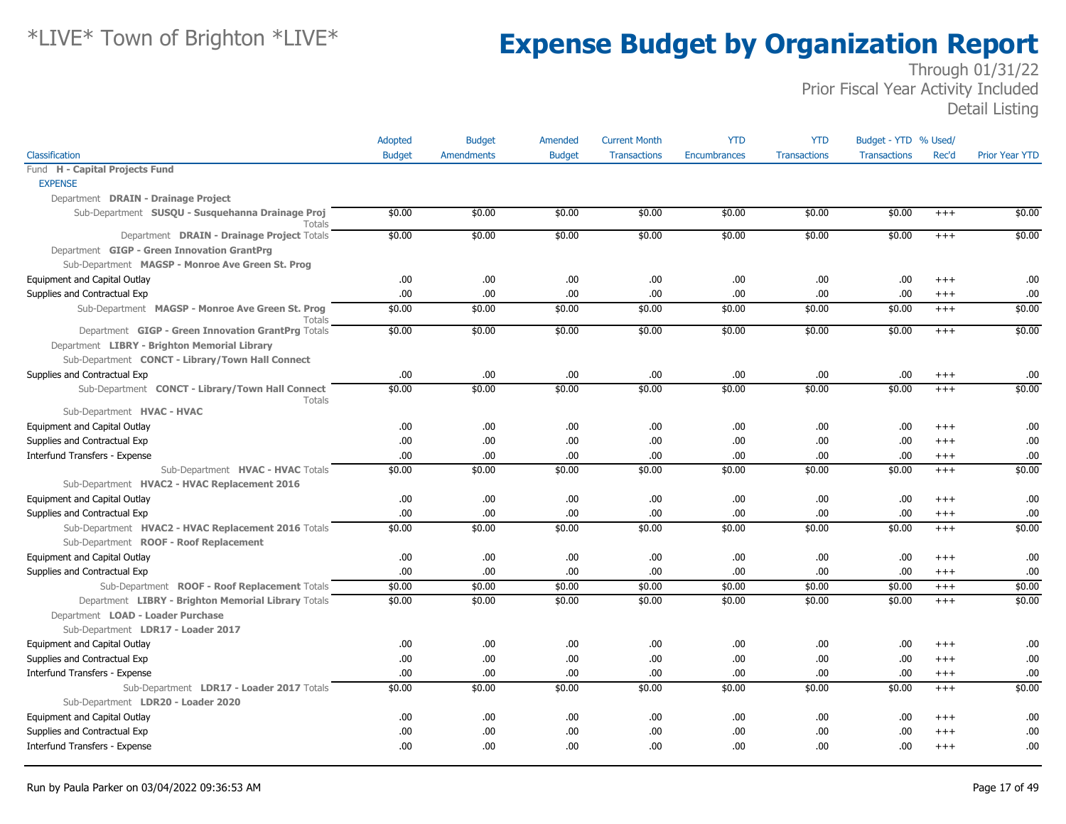*LIVE* Town of Brighton *LIVE*

# Expense Budget by Organization Report

Through 01/31/22
Prior Fiscal Year Activity Included
Detail Listing

| Classification | Adopted Budget | Budget Amendments | Amended Budget | Current Month Transactions | YTD Encumbrances | YTD Transactions | Budget - YTD Transactions | % Used/ Rec'd | Prior Year YTD |
|---|---|---|---|---|---|---|---|---|---|
| Fund **H - Capital Projects Fund** | | | | | | | | | |
| EXPENSE | | | | | | | | | |
| Department **DRAIN - Drainage Project** | | | | | | | | | |
| Sub-Department **SUSQU - Susquehanna Drainage Proj** Totals | $0.00 | $0.00 | $0.00 | $0.00 | $0.00 | $0.00 | $0.00 | +++ | $0.00 |
| Department **DRAIN - Drainage Project** Totals | $0.00 | $0.00 | $0.00 | $0.00 | $0.00 | $0.00 | $0.00 | +++ | $0.00 |
| Department **GIGP - Green Innovation GrantPrg** | | | | | | | | | |
| Sub-Department **MAGSP - Monroe Ave Green St. Prog** | | | | | | | | | |
| Equipment and Capital Outlay | .00 | .00 | .00 | .00 | .00 | .00 | .00 | +++ | .00 |
| Supplies and Contractual Exp | .00 | .00 | .00 | .00 | .00 | .00 | .00 | +++ | .00 |
| Sub-Department **MAGSP - Monroe Ave Green St. Prog** Totals | $0.00 | $0.00 | $0.00 | $0.00 | $0.00 | $0.00 | $0.00 | +++ | $0.00 |
| Department **GIGP - Green Innovation GrantPrg** Totals | $0.00 | $0.00 | $0.00 | $0.00 | $0.00 | $0.00 | $0.00 | +++ | $0.00 |
| Department **LIBRY - Brighton Memorial Library** | | | | | | | | | |
| Sub-Department **CONCT - Library/Town Hall Connect** | | | | | | | | | |
| Supplies and Contractual Exp | .00 | .00 | .00 | .00 | .00 | .00 | .00 | +++ | .00 |
| Sub-Department **CONCT - Library/Town Hall Connect** Totals | $0.00 | $0.00 | $0.00 | $0.00 | $0.00 | $0.00 | $0.00 | +++ | $0.00 |
| Sub-Department **HVAC - HVAC** | | | | | | | | | |
| Equipment and Capital Outlay | .00 | .00 | .00 | .00 | .00 | .00 | .00 | +++ | .00 |
| Supplies and Contractual Exp | .00 | .00 | .00 | .00 | .00 | .00 | .00 | +++ | .00 |
| Interfund Transfers - Expense | .00 | .00 | .00 | .00 | .00 | .00 | .00 | +++ | .00 |
| Sub-Department **HVAC - HVAC** Totals | $0.00 | $0.00 | $0.00 | $0.00 | $0.00 | $0.00 | $0.00 | +++ | $0.00 |
| Sub-Department **HVAC2 - HVAC Replacement 2016** | | | | | | | | | |
| Equipment and Capital Outlay | .00 | .00 | .00 | .00 | .00 | .00 | .00 | +++ | .00 |
| Supplies and Contractual Exp | .00 | .00 | .00 | .00 | .00 | .00 | .00 | +++ | .00 |
| Sub-Department **HVAC2 - HVAC Replacement 2016** Totals | $0.00 | $0.00 | $0.00 | $0.00 | $0.00 | $0.00 | $0.00 | +++ | $0.00 |
| Sub-Department **ROOF - Roof Replacement** | | | | | | | | | |
| Equipment and Capital Outlay | .00 | .00 | .00 | .00 | .00 | .00 | .00 | +++ | .00 |
| Supplies and Contractual Exp | .00 | .00 | .00 | .00 | .00 | .00 | .00 | +++ | .00 |
| Sub-Department **ROOF - Roof Replacement** Totals | $0.00 | $0.00 | $0.00 | $0.00 | $0.00 | $0.00 | $0.00 | +++ | $0.00 |
| Department **LIBRY - Brighton Memorial Library** Totals | $0.00 | $0.00 | $0.00 | $0.00 | $0.00 | $0.00 | $0.00 | +++ | $0.00 |
| Department **LOAD - Loader Purchase** | | | | | | | | | |
| Sub-Department **LDR17 - Loader 2017** | | | | | | | | | |
| Equipment and Capital Outlay | .00 | .00 | .00 | .00 | .00 | .00 | .00 | +++ | .00 |
| Supplies and Contractual Exp | .00 | .00 | .00 | .00 | .00 | .00 | .00 | +++ | .00 |
| Interfund Transfers - Expense | .00 | .00 | .00 | .00 | .00 | .00 | .00 | +++ | .00 |
| Sub-Department **LDR17 - Loader 2017** Totals | $0.00 | $0.00 | $0.00 | $0.00 | $0.00 | $0.00 | $0.00 | +++ | $0.00 |
| Sub-Department **LDR20 - Loader 2020** | | | | | | | | | |
| Equipment and Capital Outlay | .00 | .00 | .00 | .00 | .00 | .00 | .00 | +++ | .00 |
| Supplies and Contractual Exp | .00 | .00 | .00 | .00 | .00 | .00 | .00 | +++ | .00 |
| Interfund Transfers - Expense | .00 | .00 | .00 | .00 | .00 | .00 | .00 | +++ | .00 |

Run by Paula Parker on 03/04/2022 09:36:53 AM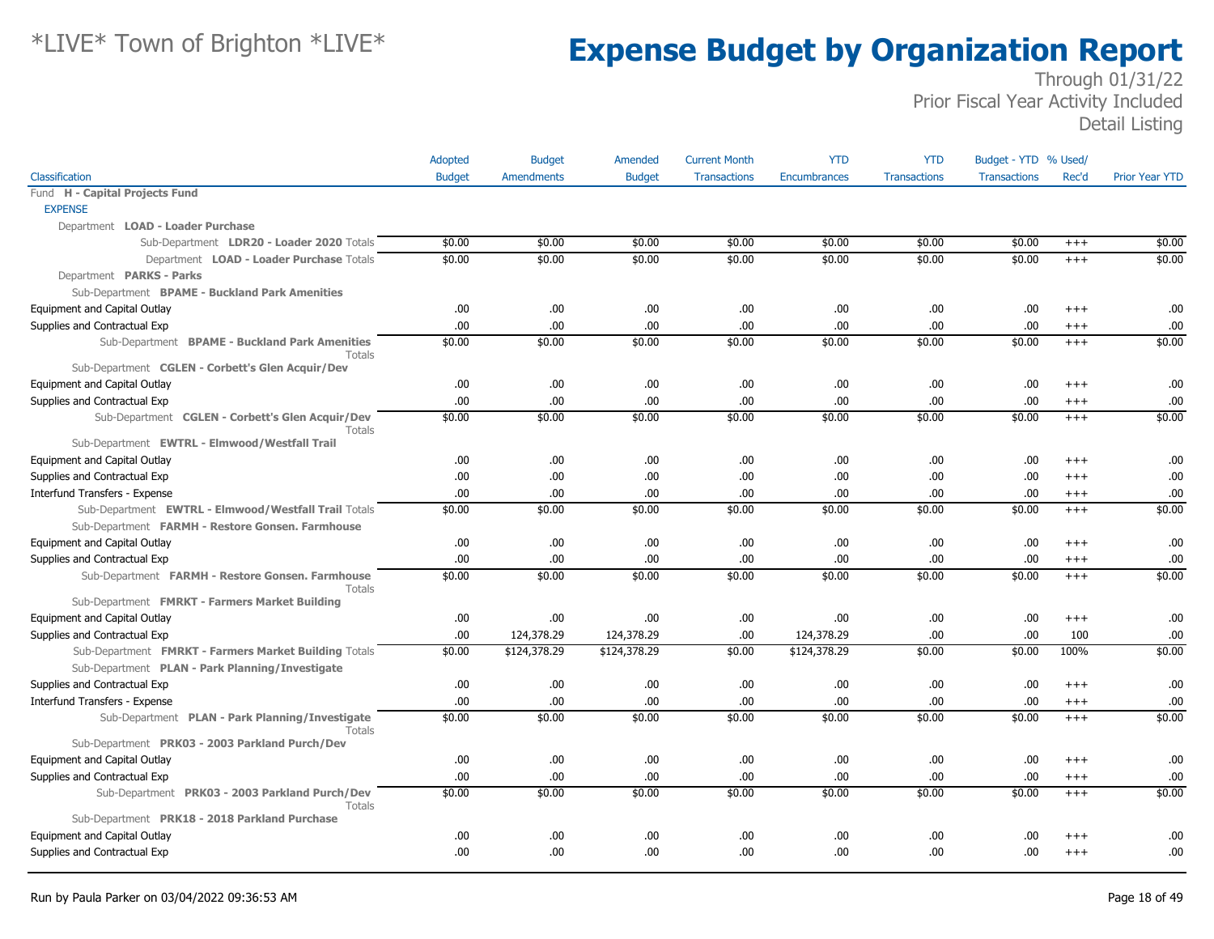# *LIVE* Town of Brighton *LIVE*

# Expense Budget by Organization Report

Through 01/31/22
Prior Fiscal Year Activity Included
Detail Listing

| Classification | Adopted Budget | Budget Amendments | Amended Budget | Current Month Transactions | YTD Encumbrances | YTD Transactions | Budget - YTD Transactions | % Used/ Rec'd | Prior Year YTD |
|---|---|---|---|---|---|---|---|---|---|
| Fund **H - Capital Projects Fund** | | | | | | | | | |
| EXPENSE | | | | | | | | | |
| Department **LOAD - Loader Purchase** | | | | | | | | | |
| Sub-Department **LDR20 - Loader 2020** Totals | $0.00 | $0.00 | $0.00 | $0.00 | $0.00 | $0.00 | $0.00 | +++ | $0.00 |
| Department **LOAD - Loader Purchase** Totals | $0.00 | $0.00 | $0.00 | $0.00 | $0.00 | $0.00 | $0.00 | +++ | $0.00 |
| Department **PARKS - Parks** | | | | | | | | | |
| Sub-Department **BPAME - Buckland Park Amenities** | | | | | | | | | |
| Equipment and Capital Outlay | .00 | .00 | .00 | .00 | .00 | .00 | .00 | +++ | .00 |
| Supplies and Contractual Exp | .00 | .00 | .00 | .00 | .00 | .00 | .00 | +++ | .00 |
| Sub-Department **BPAME - Buckland Park Amenities** Totals | $0.00 | $0.00 | $0.00 | $0.00 | $0.00 | $0.00 | $0.00 | +++ | $0.00 |
| Sub-Department **CGLEN - Corbett's Glen Acquir/Dev** | | | | | | | | | |
| Equipment and Capital Outlay | .00 | .00 | .00 | .00 | .00 | .00 | .00 | +++ | .00 |
| Supplies and Contractual Exp | .00 | .00 | .00 | .00 | .00 | .00 | .00 | +++ | .00 |
| Sub-Department **CGLEN - Corbett's Glen Acquir/Dev** Totals | $0.00 | $0.00 | $0.00 | $0.00 | $0.00 | $0.00 | $0.00 | +++ | $0.00 |
| Sub-Department **EWTRL - Elmwood/Westfall Trail** | | | | | | | | | |
| Equipment and Capital Outlay | .00 | .00 | .00 | .00 | .00 | .00 | .00 | +++ | .00 |
| Supplies and Contractual Exp | .00 | .00 | .00 | .00 | .00 | .00 | .00 | +++ | .00 |
| Interfund Transfers - Expense | .00 | .00 | .00 | .00 | .00 | .00 | .00 | +++ | .00 |
| Sub-Department **EWTRL - Elmwood/Westfall Trail** Totals | $0.00 | $0.00 | $0.00 | $0.00 | $0.00 | $0.00 | $0.00 | +++ | $0.00 |
| Sub-Department **FARMH - Restore Gonsen. Farmhouse** | | | | | | | | | |
| Equipment and Capital Outlay | .00 | .00 | .00 | .00 | .00 | .00 | .00 | +++ | .00 |
| Supplies and Contractual Exp | .00 | .00 | .00 | .00 | .00 | .00 | .00 | +++ | .00 |
| Sub-Department **FARMH - Restore Gonsen. Farmhouse** Totals | $0.00 | $0.00 | $0.00 | $0.00 | $0.00 | $0.00 | $0.00 | +++ | $0.00 |
| Sub-Department **FMRKT - Farmers Market Building** | | | | | | | | | |
| Equipment and Capital Outlay | .00 | .00 | .00 | .00 | .00 | .00 | .00 | +++ | .00 |
| Supplies and Contractual Exp | .00 | 124,378.29 | 124,378.29 | .00 | 124,378.29 | .00 | .00 | 100 | .00 |
| Sub-Department **FMRKT - Farmers Market Building** Totals | $0.00 | $124,378.29 | $124,378.29 | $0.00 | $124,378.29 | $0.00 | $0.00 | 100% | $0.00 |
| Sub-Department **PLAN - Park Planning/Investigate** | | | | | | | | | |
| Supplies and Contractual Exp | .00 | .00 | .00 | .00 | .00 | .00 | .00 | +++ | .00 |
| Interfund Transfers - Expense | .00 | .00 | .00 | .00 | .00 | .00 | .00 | +++ | .00 |
| Sub-Department **PLAN - Park Planning/Investigate** Totals | $0.00 | $0.00 | $0.00 | $0.00 | $0.00 | $0.00 | $0.00 | +++ | $0.00 |
| Sub-Department **PRK03 - 2003 Parkland Purch/Dev** | | | | | | | | | |
| Equipment and Capital Outlay | .00 | .00 | .00 | .00 | .00 | .00 | .00 | +++ | .00 |
| Supplies and Contractual Exp | .00 | .00 | .00 | .00 | .00 | .00 | .00 | +++ | .00 |
| Sub-Department **PRK03 - 2003 Parkland Purch/Dev** Totals | $0.00 | $0.00 | $0.00 | $0.00 | $0.00 | $0.00 | $0.00 | +++ | $0.00 |
| Sub-Department **PRK18 - 2018 Parkland Purchase** | | | | | | | | | |
| Equipment and Capital Outlay | .00 | .00 | .00 | .00 | .00 | .00 | .00 | +++ | .00 |
| Supplies and Contractual Exp | .00 | .00 | .00 | .00 | .00 | .00 | .00 | +++ | .00 |

Run by Paula Parker on 03/04/2022 09:36:53 AM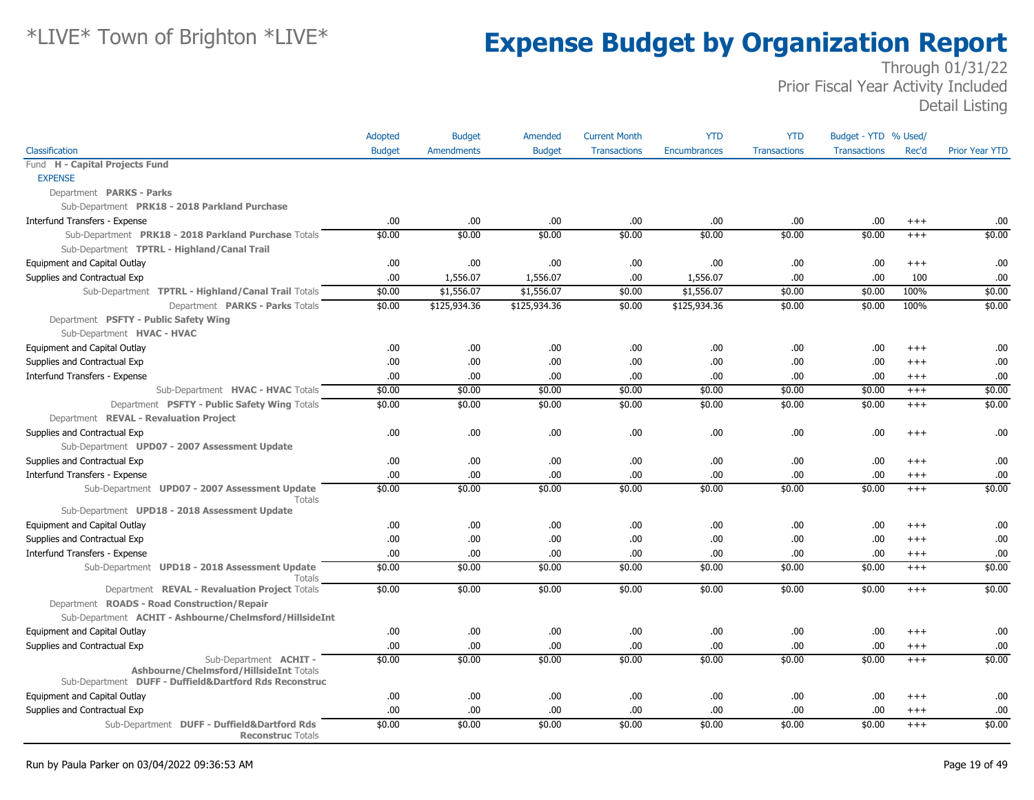# *LIVE* Town of Brighton *LIVE*

# Expense Budget by Organization Report

Through 01/31/22
Prior Fiscal Year Activity Included
Detail Listing

| Classification | Adopted Budget | Budget Amendments | Amended Budget | Current Month Transactions | YTD Encumbrances | YTD Transactions | Budget - YTD Transactions | % Used/ Rec'd | Prior Year YTD |
|---|---|---|---|---|---|---|---|---|---|
| Fund **H - Capital Projects Fund** | | | | | | | | | |
| EXPENSE | | | | | | | | | |
| Department **PARKS - Parks** | | | | | | | | | |
| Sub-Department **PRK18 - 2018 Parkland Purchase** | | | | | | | | | |
| Interfund Transfers - Expense | .00 | .00 | .00 | .00 | .00 | .00 | .00 | +++ | .00 |
| Sub-Department **PRK18 - 2018 Parkland Purchase** Totals | $0.00 | $0.00 | $0.00 | $0.00 | $0.00 | $0.00 | $0.00 | +++ | $0.00 |
| Sub-Department **TPTRL - Highland/Canal Trail** | | | | | | | | | |
| Equipment and Capital Outlay | .00 | .00 | .00 | .00 | .00 | .00 | .00 | +++ | .00 |
| Supplies and Contractual Exp | .00 | 1,556.07 | 1,556.07 | .00 | 1,556.07 | .00 | .00 | 100 | .00 |
| Sub-Department **TPTRL - Highland/Canal Trail** Totals | $0.00 | $1,556.07 | $1,556.07 | $0.00 | $1,556.07 | $0.00 | $0.00 | 100% | $0.00 |
| Department **PARKS - Parks** Totals | $0.00 | $125,934.36 | $125,934.36 | $0.00 | $125,934.36 | $0.00 | $0.00 | 100% | $0.00 |
| Department **PSFTY - Public Safety Wing** | | | | | | | | | |
| Sub-Department **HVAC - HVAC** | | | | | | | | | |
| Equipment and Capital Outlay | .00 | .00 | .00 | .00 | .00 | .00 | .00 | +++ | .00 |
| Supplies and Contractual Exp | .00 | .00 | .00 | .00 | .00 | .00 | .00 | +++ | .00 |
| Interfund Transfers - Expense | .00 | .00 | .00 | .00 | .00 | .00 | .00 | +++ | .00 |
| Sub-Department **HVAC - HVAC** Totals | $0.00 | $0.00 | $0.00 | $0.00 | $0.00 | $0.00 | $0.00 | +++ | $0.00 |
| Department **PSFTY - Public Safety Wing** Totals | $0.00 | $0.00 | $0.00 | $0.00 | $0.00 | $0.00 | $0.00 | +++ | $0.00 |
| Department **REVAL - Revaluation Project** | | | | | | | | | |
| Supplies and Contractual Exp | .00 | .00 | .00 | .00 | .00 | .00 | .00 | +++ | .00 |
| Sub-Department **UPD07 - 2007 Assessment Update** | | | | | | | | | |
| Supplies and Contractual Exp | .00 | .00 | .00 | .00 | .00 | .00 | .00 | +++ | .00 |
| Interfund Transfers - Expense | .00 | .00 | .00 | .00 | .00 | .00 | .00 | +++ | .00 |
| Sub-Department **UPD07 - 2007 Assessment Update** Totals | $0.00 | $0.00 | $0.00 | $0.00 | $0.00 | $0.00 | $0.00 | +++ | $0.00 |
| Sub-Department **UPD18 - 2018 Assessment Update** | | | | | | | | | |
| Equipment and Capital Outlay | .00 | .00 | .00 | .00 | .00 | .00 | .00 | +++ | .00 |
| Supplies and Contractual Exp | .00 | .00 | .00 | .00 | .00 | .00 | .00 | +++ | .00 |
| Interfund Transfers - Expense | .00 | .00 | .00 | .00 | .00 | .00 | .00 | +++ | .00 |
| Sub-Department **UPD18 - 2018 Assessment Update** Totals | $0.00 | $0.00 | $0.00 | $0.00 | $0.00 | $0.00 | $0.00 | +++ | $0.00 |
| Department **REVAL - Revaluation Project** Totals | $0.00 | $0.00 | $0.00 | $0.00 | $0.00 | $0.00 | $0.00 | +++ | $0.00 |
| Department **ROADS - Road Construction/Repair** | | | | | | | | | |
| Sub-Department **ACHIT - Ashbourne/Chelmsford/HillsideInt** | | | | | | | | | |
| Equipment and Capital Outlay | .00 | .00 | .00 | .00 | .00 | .00 | .00 | +++ | .00 |
| Supplies and Contractual Exp | .00 | .00 | .00 | .00 | .00 | .00 | .00 | +++ | .00 |
| Sub-Department **ACHIT - Ashbourne/Chelmsford/HillsideInt** Totals | $0.00 | $0.00 | $0.00 | $0.00 | $0.00 | $0.00 | $0.00 | +++ | $0.00 |
| Sub-Department **DUFF - Duffield&Dartford Rds Reconstruc** | | | | | | | | | |
| Equipment and Capital Outlay | .00 | .00 | .00 | .00 | .00 | .00 | .00 | +++ | .00 |
| Supplies and Contractual Exp | .00 | .00 | .00 | .00 | .00 | .00 | .00 | +++ | .00 |
| Sub-Department **DUFF - Duffield&Dartford Rds Reconstruc** Totals | $0.00 | $0.00 | $0.00 | $0.00 | $0.00 | $0.00 | $0.00 | +++ | $0.00 |

Run by Paula Parker on 03/04/2022 09:36:53 AM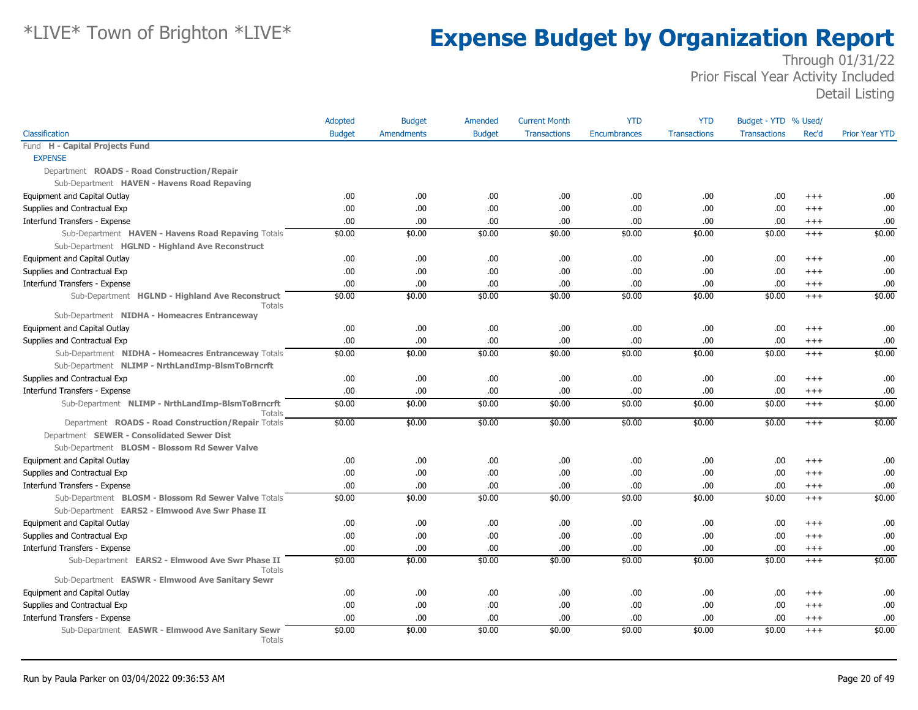# *LIVE* Town of Brighton *LIVE*

# Expense Budget by Organization Report

Through 01/31/22
Prior Fiscal Year Activity Included
Detail Listing

| Classification | Adopted Budget | Budget Amendments | Amended Budget | Current Month Transactions | YTD Encumbrances | YTD Transactions | Budget - YTD Transactions | % Used/ Rec'd | Prior Year YTD |
|---|---|---|---|---|---|---|---|---|---|
| Fund **H - Capital Projects Fund** | | | | | | | | | |
| EXPENSE | | | | | | | | | |
| Department **ROADS - Road Construction/Repair** | | | | | | | | | |
| Sub-Department **HAVEN - Havens Road Repaving** | | | | | | | | | |
| Equipment and Capital Outlay | .00 | .00 | .00 | .00 | .00 | .00 | .00 | +++ | .00 |
| Supplies and Contractual Exp | .00 | .00 | .00 | .00 | .00 | .00 | .00 | +++ | .00 |
| Interfund Transfers - Expense | .00 | .00 | .00 | .00 | .00 | .00 | .00 | +++ | .00 |
| Sub-Department **HAVEN - Havens Road Repaving** Totals | $0.00 | $0.00 | $0.00 | $0.00 | $0.00 | $0.00 | $0.00 | +++ | $0.00 |
| Sub-Department **HGLND - Highland Ave Reconstruct** | | | | | | | | | |
| Equipment and Capital Outlay | .00 | .00 | .00 | .00 | .00 | .00 | .00 | +++ | .00 |
| Supplies and Contractual Exp | .00 | .00 | .00 | .00 | .00 | .00 | .00 | +++ | .00 |
| Interfund Transfers - Expense | .00 | .00 | .00 | .00 | .00 | .00 | .00 | +++ | .00 |
| Sub-Department **HGLND - Highland Ave Reconstruct** Totals | $0.00 | $0.00 | $0.00 | $0.00 | $0.00 | $0.00 | $0.00 | +++ | $0.00 |
| Sub-Department **NIDHA - Homeacres Entranceway** | | | | | | | | | |
| Equipment and Capital Outlay | .00 | .00 | .00 | .00 | .00 | .00 | .00 | +++ | .00 |
| Supplies and Contractual Exp | .00 | .00 | .00 | .00 | .00 | .00 | .00 | +++ | .00 |
| Sub-Department **NIDHA - Homeacres Entranceway** Totals | $0.00 | $0.00 | $0.00 | $0.00 | $0.00 | $0.00 | $0.00 | +++ | $0.00 |
| Sub-Department **NLIMP - NrthLandImp-BlsmToBrncrft** | | | | | | | | | |
| Supplies and Contractual Exp | .00 | .00 | .00 | .00 | .00 | .00 | .00 | +++ | .00 |
| Interfund Transfers - Expense | .00 | .00 | .00 | .00 | .00 | .00 | .00 | +++ | .00 |
| Sub-Department **NLIMP - NrthLandImp-BlsmToBrncrft** Totals | $0.00 | $0.00 | $0.00 | $0.00 | $0.00 | $0.00 | $0.00 | +++ | $0.00 |
| Department **ROADS - Road Construction/Repair** Totals | $0.00 | $0.00 | $0.00 | $0.00 | $0.00 | $0.00 | $0.00 | +++ | $0.00 |
| Department **SEWER - Consolidated Sewer Dist** | | | | | | | | | |
| Sub-Department **BLOSM - Blossom Rd Sewer Valve** | | | | | | | | | |
| Equipment and Capital Outlay | .00 | .00 | .00 | .00 | .00 | .00 | .00 | +++ | .00 |
| Supplies and Contractual Exp | .00 | .00 | .00 | .00 | .00 | .00 | .00 | +++ | .00 |
| Interfund Transfers - Expense | .00 | .00 | .00 | .00 | .00 | .00 | .00 | +++ | .00 |
| Sub-Department **BLOSM - Blossom Rd Sewer Valve** Totals | $0.00 | $0.00 | $0.00 | $0.00 | $0.00 | $0.00 | $0.00 | +++ | $0.00 |
| Sub-Department **EARS2 - Elmwood Ave Swr Phase II** | | | | | | | | | |
| Equipment and Capital Outlay | .00 | .00 | .00 | .00 | .00 | .00 | .00 | +++ | .00 |
| Supplies and Contractual Exp | .00 | .00 | .00 | .00 | .00 | .00 | .00 | +++ | .00 |
| Interfund Transfers - Expense | .00 | .00 | .00 | .00 | .00 | .00 | .00 | +++ | .00 |
| Sub-Department **EARS2 - Elmwood Ave Swr Phase II** Totals | $0.00 | $0.00 | $0.00 | $0.00 | $0.00 | $0.00 | $0.00 | +++ | $0.00 |
| Sub-Department **EASWR - Elmwood Ave Sanitary Sewr** | | | | | | | | | |
| Equipment and Capital Outlay | .00 | .00 | .00 | .00 | .00 | .00 | .00 | +++ | .00 |
| Supplies and Contractual Exp | .00 | .00 | .00 | .00 | .00 | .00 | .00 | +++ | .00 |
| Interfund Transfers - Expense | .00 | .00 | .00 | .00 | .00 | .00 | .00 | +++ | .00 |
| Sub-Department **EASWR - Elmwood Ave Sanitary Sewr** Totals | $0.00 | $0.00 | $0.00 | $0.00 | $0.00 | $0.00 | $0.00 | +++ | $0.00 |

Run by Paula Parker on 03/04/2022 09:36:53 AM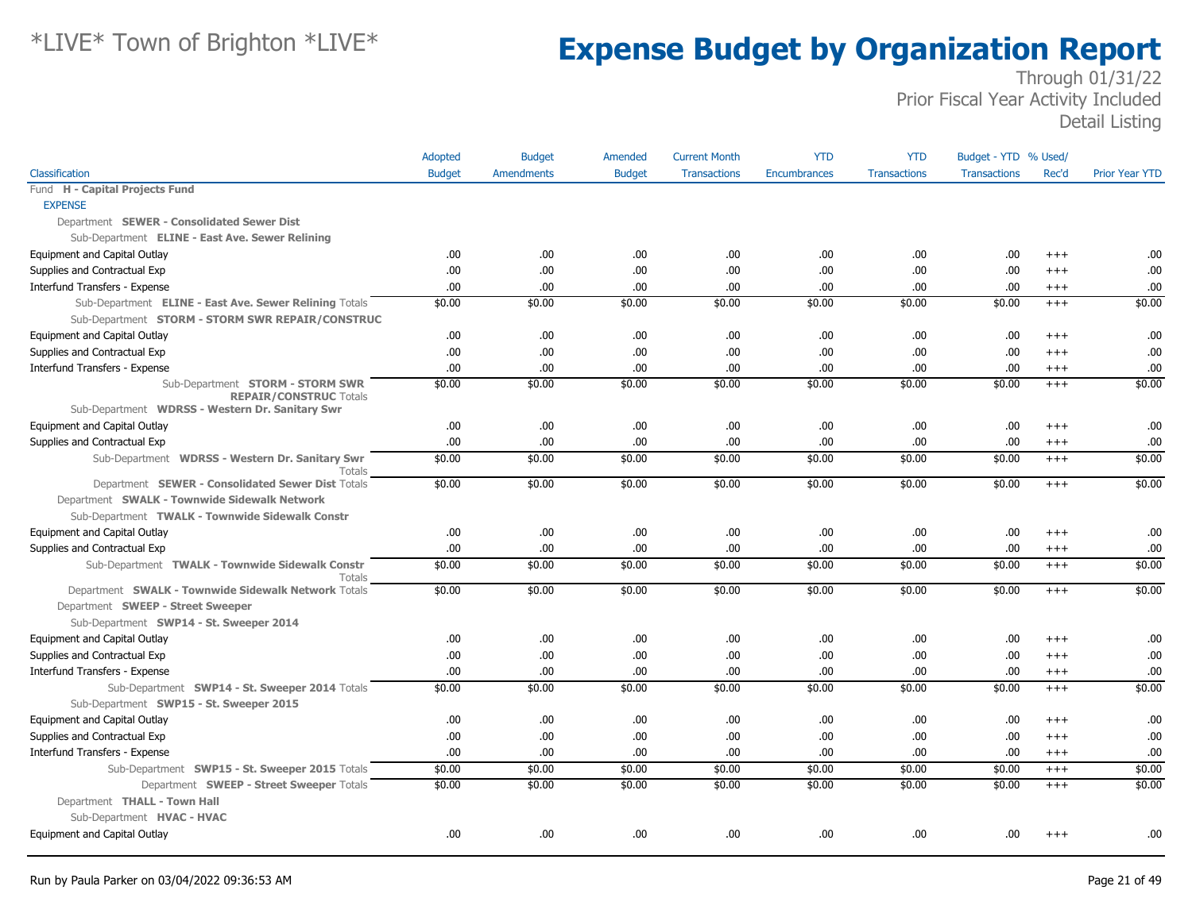# *LIVE* Town of Brighton *LIVE*

# Expense Budget by Organization Report

Through 01/31/22
Prior Fiscal Year Activity Included
Detail Listing

| Classification | Adopted Budget | Budget Amendments | Amended Budget | Current Month Transactions | YTD Encumbrances | YTD Transactions | Budget - YTD Transactions | % Used/ Rec'd | Prior Year YTD |
|---|---|---|---|---|---|---|---|---|---|
| Fund **H - Capital Projects Fund** | | | | | | | | | |
| EXPENSE | | | | | | | | | |
| Department **SEWER - Consolidated Sewer Dist** | | | | | | | | | |
| Sub-Department **ELINE - East Ave. Sewer Relining** | | | | | | | | | |
| Equipment and Capital Outlay | .00 | .00 | .00 | .00 | .00 | .00 | .00 | +++ | .00 |
| Supplies and Contractual Exp | .00 | .00 | .00 | .00 | .00 | .00 | .00 | +++ | .00 |
| Interfund Transfers - Expense | .00 | .00 | .00 | .00 | .00 | .00 | .00 | +++ | .00 |
| Sub-Department **ELINE - East Ave. Sewer Relining** Totals | $0.00 | $0.00 | $0.00 | $0.00 | $0.00 | $0.00 | $0.00 | +++ | $0.00 |
| Sub-Department **STORM - STORM SWR REPAIR/CONSTRUC** | | | | | | | | | |
| Equipment and Capital Outlay | .00 | .00 | .00 | .00 | .00 | .00 | .00 | +++ | .00 |
| Supplies and Contractual Exp | .00 | .00 | .00 | .00 | .00 | .00 | .00 | +++ | .00 |
| Interfund Transfers - Expense | .00 | .00 | .00 | .00 | .00 | .00 | .00 | +++ | .00 |
| Sub-Department **STORM - STORM SWR REPAIR/CONSTRUC** Totals | $0.00 | $0.00 | $0.00 | $0.00 | $0.00 | $0.00 | $0.00 | +++ | $0.00 |
| Sub-Department **WDRSS - Western Dr. Sanitary Swr** | | | | | | | | | |
| Equipment and Capital Outlay | .00 | .00 | .00 | .00 | .00 | .00 | .00 | +++ | .00 |
| Supplies and Contractual Exp | .00 | .00 | .00 | .00 | .00 | .00 | .00 | +++ | .00 |
| Sub-Department **WDRSS - Western Dr. Sanitary Swr** Totals | $0.00 | $0.00 | $0.00 | $0.00 | $0.00 | $0.00 | $0.00 | +++ | $0.00 |
| Department **SEWER - Consolidated Sewer Dist** Totals | $0.00 | $0.00 | $0.00 | $0.00 | $0.00 | $0.00 | $0.00 | +++ | $0.00 |
| Department **SWALK - Townwide Sidewalk Network** | | | | | | | | | |
| Sub-Department **TWALK - Townwide Sidewalk Constr** | | | | | | | | | |
| Equipment and Capital Outlay | .00 | .00 | .00 | .00 | .00 | .00 | .00 | +++ | .00 |
| Supplies and Contractual Exp | .00 | .00 | .00 | .00 | .00 | .00 | .00 | +++ | .00 |
| Sub-Department **TWALK - Townwide Sidewalk Constr** Totals | $0.00 | $0.00 | $0.00 | $0.00 | $0.00 | $0.00 | $0.00 | +++ | $0.00 |
| Department **SWALK - Townwide Sidewalk Network** Totals | $0.00 | $0.00 | $0.00 | $0.00 | $0.00 | $0.00 | $0.00 | +++ | $0.00 |
| Department **SWEEP - Street Sweeper** | | | | | | | | | |
| Sub-Department **SWP14 - St. Sweeper 2014** | | | | | | | | | |
| Equipment and Capital Outlay | .00 | .00 | .00 | .00 | .00 | .00 | .00 | +++ | .00 |
| Supplies and Contractual Exp | .00 | .00 | .00 | .00 | .00 | .00 | .00 | +++ | .00 |
| Interfund Transfers - Expense | .00 | .00 | .00 | .00 | .00 | .00 | .00 | +++ | .00 |
| Sub-Department **SWP14 - St. Sweeper 2014** Totals | $0.00 | $0.00 | $0.00 | $0.00 | $0.00 | $0.00 | $0.00 | +++ | $0.00 |
| Sub-Department **SWP15 - St. Sweeper 2015** | | | | | | | | | |
| Equipment and Capital Outlay | .00 | .00 | .00 | .00 | .00 | .00 | .00 | +++ | .00 |
| Supplies and Contractual Exp | .00 | .00 | .00 | .00 | .00 | .00 | .00 | +++ | .00 |
| Interfund Transfers - Expense | .00 | .00 | .00 | .00 | .00 | .00 | .00 | +++ | .00 |
| Sub-Department **SWP15 - St. Sweeper 2015** Totals | $0.00 | $0.00 | $0.00 | $0.00 | $0.00 | $0.00 | $0.00 | +++ | $0.00 |
| Department **SWEEP - Street Sweeper** Totals | $0.00 | $0.00 | $0.00 | $0.00 | $0.00 | $0.00 | $0.00 | +++ | $0.00 |
| Department **THALL - Town Hall** | | | | | | | | | |
| Sub-Department **HVAC - HVAC** | | | | | | | | | |
| Equipment and Capital Outlay | .00 | .00 | .00 | .00 | .00 | .00 | .00 | +++ | .00 |

Run by Paula Parker on 03/04/2022 09:36:53 AM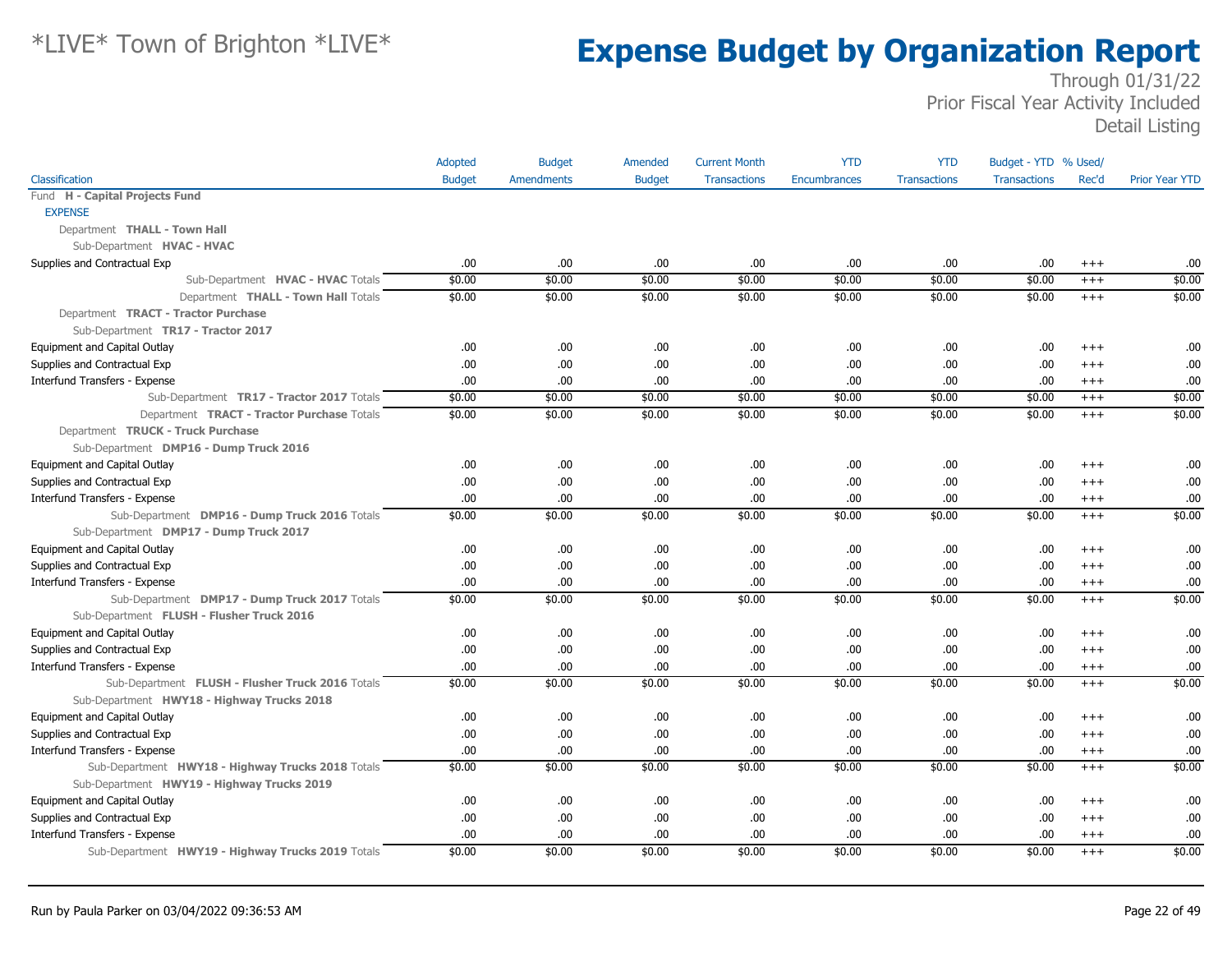*LIVE* Town of Brighton *LIVE*

# Expense Budget by Organization Report

Through 01/31/22
Prior Fiscal Year Activity Included
Detail Listing

| Classification | Adopted Budget | Budget Amendments | Amended Budget | Current Month Transactions | YTD Encumbrances | YTD Transactions | Budget - YTD Transactions | % Used/ Rec'd | Prior Year YTD |
|---|---|---|---|---|---|---|---|---|---|
| Fund **H - Capital Projects Fund** | | | | | | | | | |
| EXPENSE | | | | | | | | | |
| Department **THALL - Town Hall** | | | | | | | | | |
| Sub-Department **HVAC - HVAC** | | | | | | | | | |
| Supplies and Contractual Exp | .00 | .00 | .00 | .00 | .00 | .00 | .00 | +++ | .00 |
| Sub-Department **HVAC - HVAC** Totals | $0.00 | $0.00 | $0.00 | $0.00 | $0.00 | $0.00 | $0.00 | +++ | $0.00 |
| Department **THALL - Town Hall** Totals | $0.00 | $0.00 | $0.00 | $0.00 | $0.00 | $0.00 | $0.00 | +++ | $0.00 |
| Department **TRACT - Tractor Purchase** | | | | | | | | | |
| Sub-Department **TR17 - Tractor 2017** | | | | | | | | | |
| Equipment and Capital Outlay | .00 | .00 | .00 | .00 | .00 | .00 | .00 | +++ | .00 |
| Supplies and Contractual Exp | .00 | .00 | .00 | .00 | .00 | .00 | .00 | +++ | .00 |
| Interfund Transfers - Expense | .00 | .00 | .00 | .00 | .00 | .00 | .00 | +++ | .00 |
| Sub-Department **TR17 - Tractor 2017** Totals | $0.00 | $0.00 | $0.00 | $0.00 | $0.00 | $0.00 | $0.00 | +++ | $0.00 |
| Department **TRACT - Tractor Purchase** Totals | $0.00 | $0.00 | $0.00 | $0.00 | $0.00 | $0.00 | $0.00 | +++ | $0.00 |
| Department **TRUCK - Truck Purchase** | | | | | | | | | |
| Sub-Department **DMP16 - Dump Truck 2016** | | | | | | | | | |
| Equipment and Capital Outlay | .00 | .00 | .00 | .00 | .00 | .00 | .00 | +++ | .00 |
| Supplies and Contractual Exp | .00 | .00 | .00 | .00 | .00 | .00 | .00 | +++ | .00 |
| Interfund Transfers - Expense | .00 | .00 | .00 | .00 | .00 | .00 | .00 | +++ | .00 |
| Sub-Department **DMP16 - Dump Truck 2016** Totals | $0.00 | $0.00 | $0.00 | $0.00 | $0.00 | $0.00 | $0.00 | +++ | $0.00 |
| Sub-Department **DMP17 - Dump Truck 2017** | | | | | | | | | |
| Equipment and Capital Outlay | .00 | .00 | .00 | .00 | .00 | .00 | .00 | +++ | .00 |
| Supplies and Contractual Exp | .00 | .00 | .00 | .00 | .00 | .00 | .00 | +++ | .00 |
| Interfund Transfers - Expense | .00 | .00 | .00 | .00 | .00 | .00 | .00 | +++ | .00 |
| Sub-Department **DMP17 - Dump Truck 2017** Totals | $0.00 | $0.00 | $0.00 | $0.00 | $0.00 | $0.00 | $0.00 | +++ | $0.00 |
| Sub-Department **FLUSH - Flusher Truck 2016** | | | | | | | | | |
| Equipment and Capital Outlay | .00 | .00 | .00 | .00 | .00 | .00 | .00 | +++ | .00 |
| Supplies and Contractual Exp | .00 | .00 | .00 | .00 | .00 | .00 | .00 | +++ | .00 |
| Interfund Transfers - Expense | .00 | .00 | .00 | .00 | .00 | .00 | .00 | +++ | .00 |
| Sub-Department **FLUSH - Flusher Truck 2016** Totals | $0.00 | $0.00 | $0.00 | $0.00 | $0.00 | $0.00 | $0.00 | +++ | $0.00 |
| Sub-Department **HWY18 - Highway Trucks 2018** | | | | | | | | | |
| Equipment and Capital Outlay | .00 | .00 | .00 | .00 | .00 | .00 | .00 | +++ | .00 |
| Supplies and Contractual Exp | .00 | .00 | .00 | .00 | .00 | .00 | .00 | +++ | .00 |
| Interfund Transfers - Expense | .00 | .00 | .00 | .00 | .00 | .00 | .00 | +++ | .00 |
| Sub-Department **HWY18 - Highway Trucks 2018** Totals | $0.00 | $0.00 | $0.00 | $0.00 | $0.00 | $0.00 | $0.00 | +++ | $0.00 |
| Sub-Department **HWY19 - Highway Trucks 2019** | | | | | | | | | |
| Equipment and Capital Outlay | .00 | .00 | .00 | .00 | .00 | .00 | .00 | +++ | .00 |
| Supplies and Contractual Exp | .00 | .00 | .00 | .00 | .00 | .00 | .00 | +++ | .00 |
| Interfund Transfers - Expense | .00 | .00 | .00 | .00 | .00 | .00 | .00 | +++ | .00 |
| Sub-Department **HWY19 - Highway Trucks 2019** Totals | $0.00 | $0.00 | $0.00 | $0.00 | $0.00 | $0.00 | $0.00 | +++ | $0.00 |

Run by Paula Parker on 03/04/2022 09:36:53 AM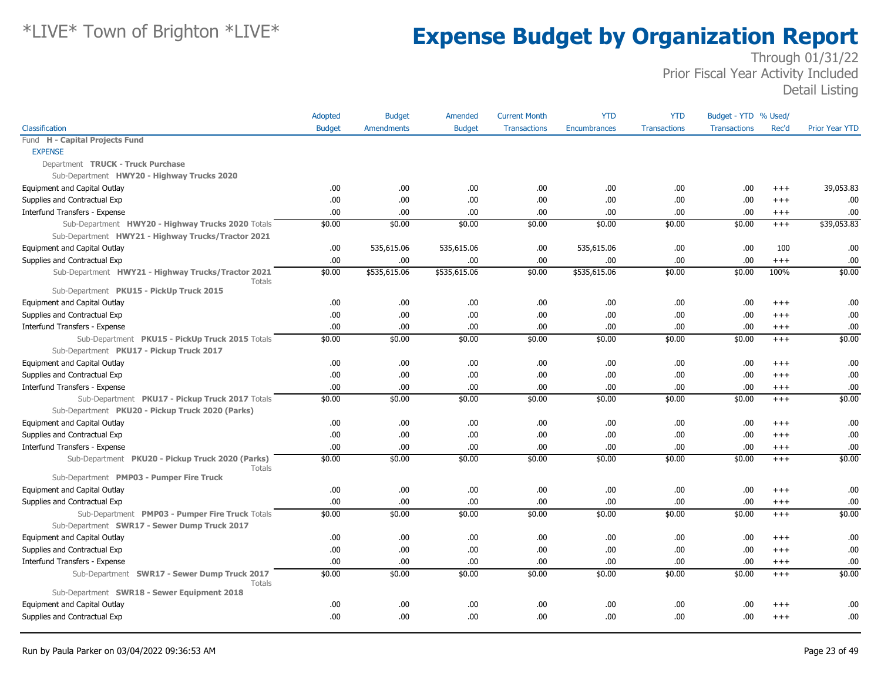# *LIVE* Town of Brighton *LIVE*

# Expense Budget by Organization Report

Through 01/31/22
Prior Fiscal Year Activity Included
Detail Listing

| Classification | Adopted Budget | Budget Amendments | Amended Budget | Current Month Transactions | YTD Encumbrances | YTD Transactions | Budget - YTD Transactions | % Used/ Rec'd | Prior Year YTD |
|---|---|---|---|---|---|---|---|---|---|
| Fund **H - Capital Projects Fund** | | | | | | | | | |
| EXPENSE | | | | | | | | | |
| Department **TRUCK - Truck Purchase** | | | | | | | | | |
| Sub-Department **HWY20 - Highway Trucks 2020** | | | | | | | | | |
| Equipment and Capital Outlay | .00 | .00 | .00 | .00 | .00 | .00 | .00 | +++ | 39,053.83 |
| Supplies and Contractual Exp | .00 | .00 | .00 | .00 | .00 | .00 | .00 | +++ | .00 |
| Interfund Transfers - Expense | .00 | .00 | .00 | .00 | .00 | .00 | .00 | +++ | .00 |
| Sub-Department **HWY20 - Highway Trucks 2020** Totals | $0.00 | $0.00 | $0.00 | $0.00 | $0.00 | $0.00 | $0.00 | +++ | $39,053.83 |
| Sub-Department **HWY21 - Highway Trucks/Tractor 2021** | | | | | | | | | |
| Equipment and Capital Outlay | .00 | 535,615.06 | 535,615.06 | .00 | 535,615.06 | .00 | .00 | 100 | .00 |
| Supplies and Contractual Exp | .00 | .00 | .00 | .00 | .00 | .00 | .00 | +++ | .00 |
| Sub-Department **HWY21 - Highway Trucks/Tractor 2021** Totals | $0.00 | $535,615.06 | $535,615.06 | $0.00 | $535,615.06 | $0.00 | $0.00 | 100% | $0.00 |
| Sub-Department **PKU15 - PickUp Truck 2015** | | | | | | | | | |
| Equipment and Capital Outlay | .00 | .00 | .00 | .00 | .00 | .00 | .00 | +++ | .00 |
| Supplies and Contractual Exp | .00 | .00 | .00 | .00 | .00 | .00 | .00 | +++ | .00 |
| Interfund Transfers - Expense | .00 | .00 | .00 | .00 | .00 | .00 | .00 | +++ | .00 |
| Sub-Department **PKU15 - PickUp Truck 2015** Totals | $0.00 | $0.00 | $0.00 | $0.00 | $0.00 | $0.00 | $0.00 | +++ | $0.00 |
| Sub-Department **PKU17 - Pickup Truck 2017** | | | | | | | | | |
| Equipment and Capital Outlay | .00 | .00 | .00 | .00 | .00 | .00 | .00 | +++ | .00 |
| Supplies and Contractual Exp | .00 | .00 | .00 | .00 | .00 | .00 | .00 | +++ | .00 |
| Interfund Transfers - Expense | .00 | .00 | .00 | .00 | .00 | .00 | .00 | +++ | .00 |
| Sub-Department **PKU17 - Pickup Truck 2017** Totals | $0.00 | $0.00 | $0.00 | $0.00 | $0.00 | $0.00 | $0.00 | +++ | $0.00 |
| Sub-Department **PKU20 - Pickup Truck 2020 (Parks)** | | | | | | | | | |
| Equipment and Capital Outlay | .00 | .00 | .00 | .00 | .00 | .00 | .00 | +++ | .00 |
| Supplies and Contractual Exp | .00 | .00 | .00 | .00 | .00 | .00 | .00 | +++ | .00 |
| Interfund Transfers - Expense | .00 | .00 | .00 | .00 | .00 | .00 | .00 | +++ | .00 |
| Sub-Department **PKU20 - Pickup Truck 2020 (Parks)** Totals | $0.00 | $0.00 | $0.00 | $0.00 | $0.00 | $0.00 | $0.00 | +++ | $0.00 |
| Sub-Department **PMP03 - Pumper Fire Truck** | | | | | | | | | |
| Equipment and Capital Outlay | .00 | .00 | .00 | .00 | .00 | .00 | .00 | +++ | .00 |
| Supplies and Contractual Exp | .00 | .00 | .00 | .00 | .00 | .00 | .00 | +++ | .00 |
| Sub-Department **PMP03 - Pumper Fire Truck** Totals | $0.00 | $0.00 | $0.00 | $0.00 | $0.00 | $0.00 | $0.00 | +++ | $0.00 |
| Sub-Department **SWR17 - Sewer Dump Truck 2017** | | | | | | | | | |
| Equipment and Capital Outlay | .00 | .00 | .00 | .00 | .00 | .00 | .00 | +++ | .00 |
| Supplies and Contractual Exp | .00 | .00 | .00 | .00 | .00 | .00 | .00 | +++ | .00 |
| Interfund Transfers - Expense | .00 | .00 | .00 | .00 | .00 | .00 | .00 | +++ | .00 |
| Sub-Department **SWR17 - Sewer Dump Truck 2017** Totals | $0.00 | $0.00 | $0.00 | $0.00 | $0.00 | $0.00 | $0.00 | +++ | $0.00 |
| Sub-Department **SWR18 - Sewer Equipment 2018** | | | | | | | | | |
| Equipment and Capital Outlay | .00 | .00 | .00 | .00 | .00 | .00 | .00 | +++ | .00 |
| Supplies and Contractual Exp | .00 | .00 | .00 | .00 | .00 | .00 | .00 | +++ | .00 |

Run by Paula Parker on 03/04/2022 09:36:53 AM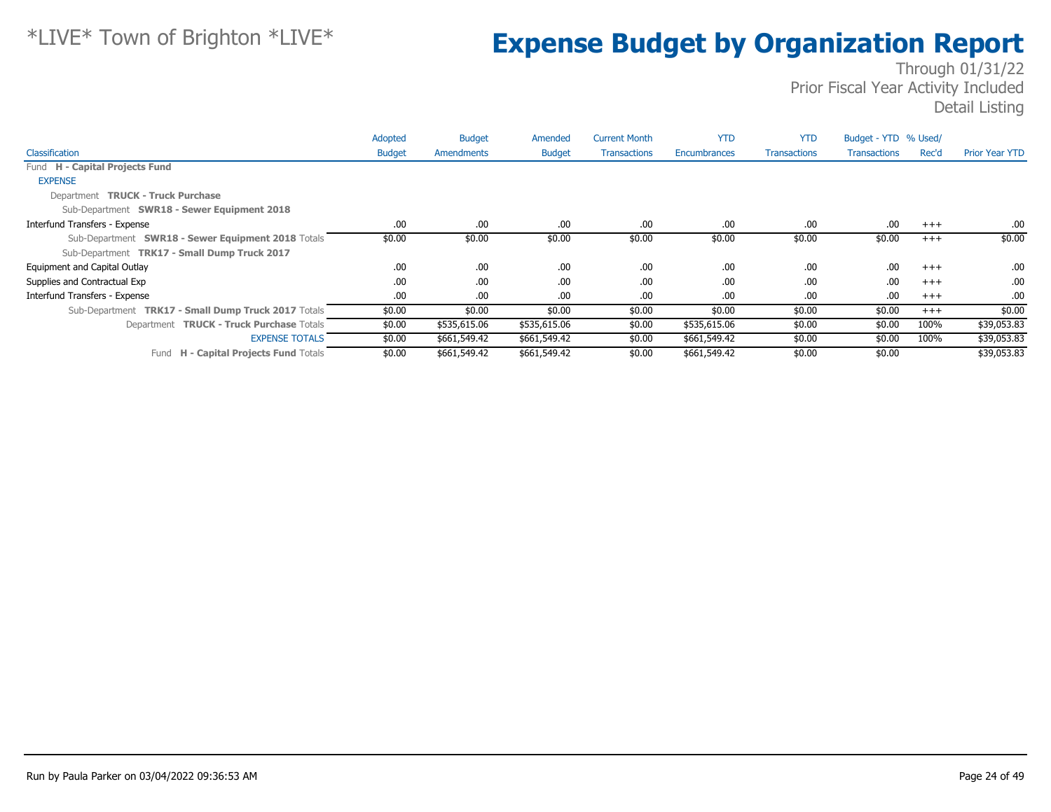*LIVE* Town of Brighton *LIVE*

# Expense Budget by Organization Report

Through 01/31/22
Prior Fiscal Year Activity Included
Detail Listing

| Classification | Adopted Budget | Budget Amendments | Amended Budget | Current Month Transactions | YTD Encumbrances | YTD Transactions | Budget - YTD Transactions | % Used/ Rec'd | Prior Year YTD |
|---|---|---|---|---|---|---|---|---|---|
| Fund **H - Capital Projects Fund** | | | | | | | | | |
| EXPENSE | | | | | | | | | |
| Department **TRUCK - Truck Purchase** | | | | | | | | | |
| Sub-Department **SWR18 - Sewer Equipment 2018** | | | | | | | | | |
| Interfund Transfers - Expense | .00 | .00 | .00 | .00 | .00 | .00 | .00 | +++ | .00 |
| Sub-Department **SWR18 - Sewer Equipment 2018** Totals | $0.00 | $0.00 | $0.00 | $0.00 | $0.00 | $0.00 | $0.00 | +++ | $0.00 |
| Sub-Department **TRK17 - Small Dump Truck 2017** | | | | | | | | | |
| Equipment and Capital Outlay | .00 | .00 | .00 | .00 | .00 | .00 | .00 | +++ | .00 |
| Supplies and Contractual Exp | .00 | .00 | .00 | .00 | .00 | .00 | .00 | +++ | .00 |
| Interfund Transfers - Expense | .00 | .00 | .00 | .00 | .00 | .00 | .00 | +++ | .00 |
| Sub-Department **TRK17 - Small Dump Truck 2017** Totals | $0.00 | $0.00 | $0.00 | $0.00 | $0.00 | $0.00 | $0.00 | +++ | $0.00 |
| Department **TRUCK - Truck Purchase** Totals | $0.00 | $535,615.06 | $535,615.06 | $0.00 | $535,615.06 | $0.00 | $0.00 | 100% | $39,053.83 |
| EXPENSE TOTALS | $0.00 | $661,549.42 | $661,549.42 | $0.00 | $661,549.42 | $0.00 | $0.00 | 100% | $39,053.83 |
| Fund **H - Capital Projects Fund** Totals | $0.00 | $661,549.42 | $661,549.42 | $0.00 | $661,549.42 | $0.00 | $0.00 | | $39,053.83 |

Run by Paula Parker on 03/04/2022 09:36:53 AM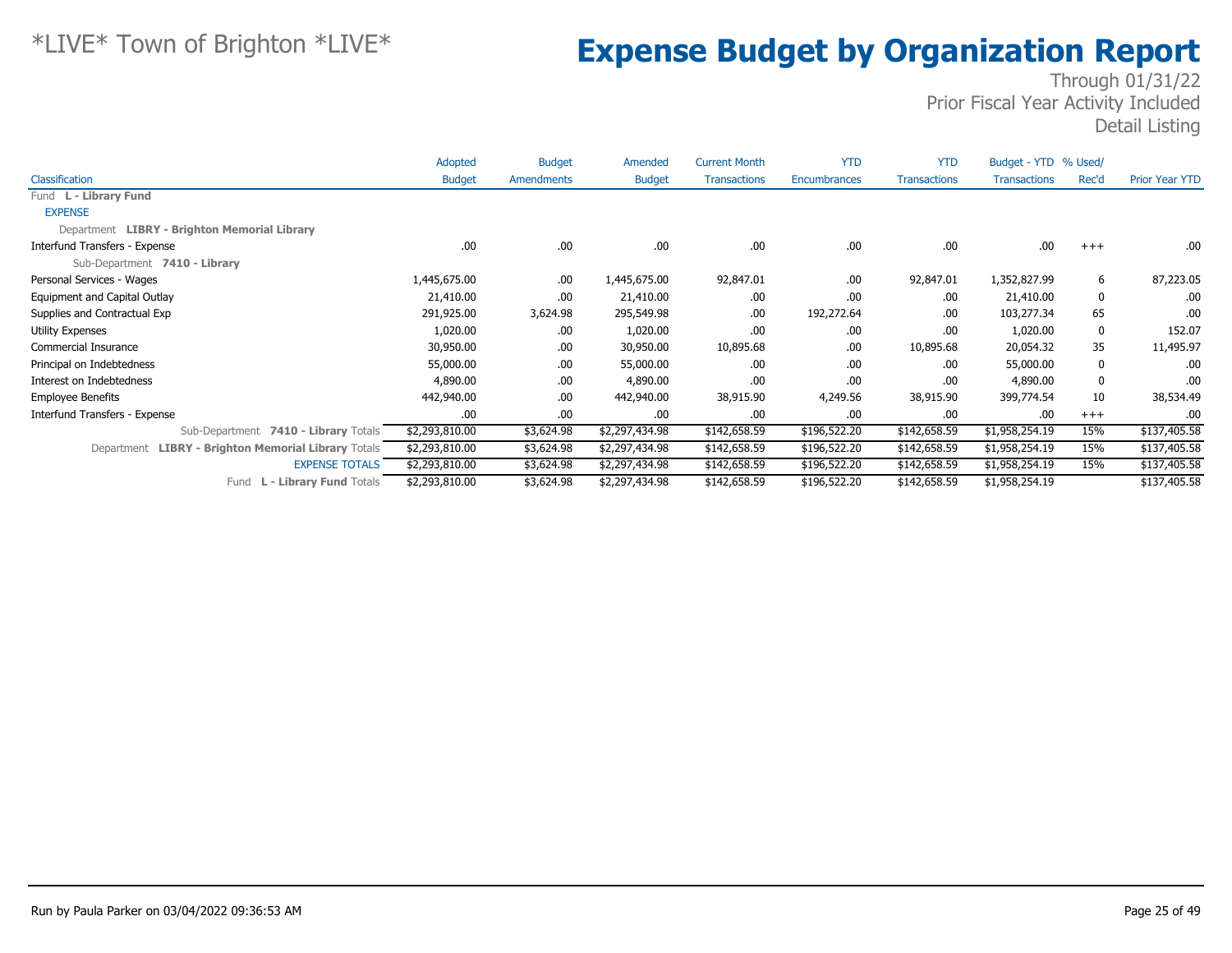# *LIVE* Town of Brighton *LIVE*

# Expense Budget by Organization Report

Through 01/31/22
Prior Fiscal Year Activity Included
Detail Listing

| Classification | Adopted Budget | Budget Amendments | Amended Budget | Current Month Transactions | YTD Encumbrances | YTD Transactions | Budget - YTD Transactions | % Used/ Rec'd | Prior Year YTD |
|---|---|---|---|---|---|---|---|---|---|
| Fund **L - Library Fund** | | | | | | | | | |
| EXPENSE | | | | | | | | | |
| Department **LIBRY - Brighton Memorial Library** | | | | | | | | | |
| Interfund Transfers - Expense | .00 | .00 | .00 | .00 | .00 | .00 | .00 | +++ | .00 |
| Sub-Department **7410 - Library** | | | | | | | | | |
| Personal Services - Wages | 1,445,675.00 | .00 | 1,445,675.00 | 92,847.01 | .00 | 92,847.01 | 1,352,827.99 | 6 | 87,223.05 |
| Equipment and Capital Outlay | 21,410.00 | .00 | 21,410.00 | .00 | .00 | .00 | 21,410.00 | 0 | .00 |
| Supplies and Contractual Exp | 291,925.00 | 3,624.98 | 295,549.98 | .00 | 192,272.64 | .00 | 103,277.34 | 65 | .00 |
| Utility Expenses | 1,020.00 | .00 | 1,020.00 | .00 | .00 | .00 | 1,020.00 | 0 | 152.07 |
| Commercial Insurance | 30,950.00 | .00 | 30,950.00 | 10,895.68 | .00 | 10,895.68 | 20,054.32 | 35 | 11,495.97 |
| Principal on Indebtedness | 55,000.00 | .00 | 55,000.00 | .00 | .00 | .00 | 55,000.00 | 0 | .00 |
| Interest on Indebtedness | 4,890.00 | .00 | 4,890.00 | .00 | .00 | .00 | 4,890.00 | 0 | .00 |
| Employee Benefits | 442,940.00 | .00 | 442,940.00 | 38,915.90 | 4,249.56 | 38,915.90 | 399,774.54 | 10 | 38,534.49 |
| Interfund Transfers - Expense | .00 | .00 | .00 | .00 | .00 | .00 | .00 | +++ | .00 |
| Sub-Department **7410 - Library** Totals | $2,293,810.00 | $3,624.98 | $2,297,434.98 | $142,658.59 | $196,522.20 | $142,658.59 | $1,958,254.19 | 15% | $137,405.58 |
| Department **LIBRY - Brighton Memorial Library** Totals | $2,293,810.00 | $3,624.98 | $2,297,434.98 | $142,658.59 | $196,522.20 | $142,658.59 | $1,958,254.19 | 15% | $137,405.58 |
| EXPENSE TOTALS | $2,293,810.00 | $3,624.98 | $2,297,434.98 | $142,658.59 | $196,522.20 | $142,658.59 | $1,958,254.19 | 15% | $137,405.58 |
| Fund **L - Library Fund** Totals | $2,293,810.00 | $3,624.98 | $2,297,434.98 | $142,658.59 | $196,522.20 | $142,658.59 | $1,958,254.19 | | $137,405.58 |

Run by Paula Parker on 03/04/2022 09:36:53 AM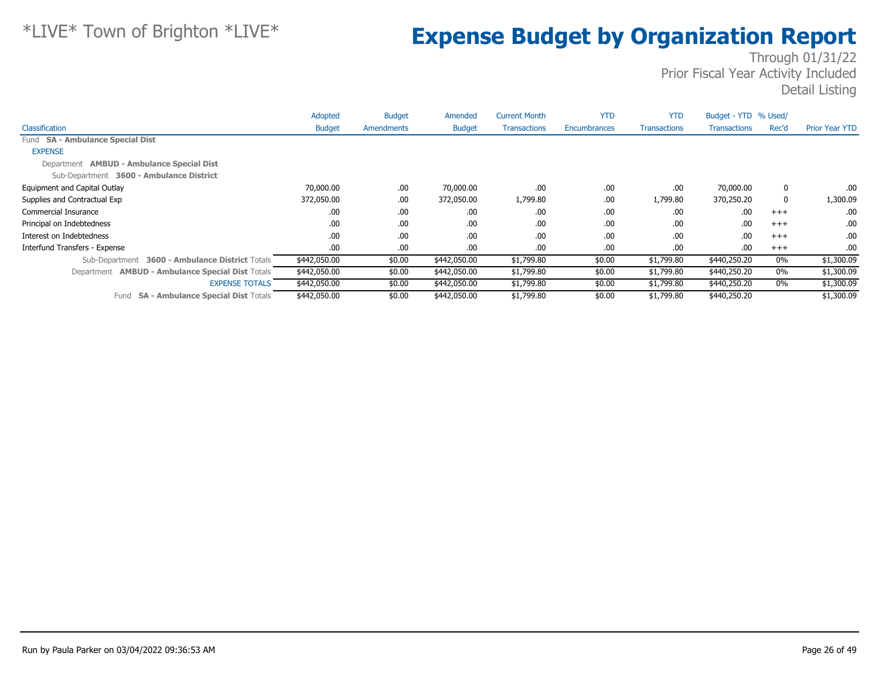*LIVE* Town of Brighton *LIVE*

# Expense Budget by Organization Report

Through 01/31/22
Prior Fiscal Year Activity Included
Detail Listing

| Classification | Adopted Budget | Budget Amendments | Amended Budget | Current Month Transactions | YTD Encumbrances | YTD Transactions | Budget - YTD Transactions | % Used/ Rec'd | Prior Year YTD |
|---|---|---|---|---|---|---|---|---|---|
| Fund **SA - Ambulance Special Dist** | | | | | | | | | |
| EXPENSE | | | | | | | | | |
| Department **AMBUD - Ambulance Special Dist** | | | | | | | | | |
| Sub-Department **3600 - Ambulance District** | | | | | | | | | |
| Equipment and Capital Outlay | 70,000.00 | .00 | 70,000.00 | .00 | .00 | .00 | 70,000.00 | 0 | .00 |
| Supplies and Contractual Exp | 372,050.00 | .00 | 372,050.00 | 1,799.80 | .00 | 1,799.80 | 370,250.20 | 0 | 1,300.09 |
| Commercial Insurance | .00 | .00 | .00 | .00 | .00 | .00 | .00 | +++ | .00 |
| Principal on Indebtedness | .00 | .00 | .00 | .00 | .00 | .00 | .00 | +++ | .00 |
| Interest on Indebtedness | .00 | .00 | .00 | .00 | .00 | .00 | .00 | +++ | .00 |
| Interfund Transfers - Expense | .00 | .00 | .00 | .00 | .00 | .00 | .00 | +++ | .00 |
| Sub-Department **3600 - Ambulance District** Totals | $442,050.00 | $0.00 | $442,050.00 | $1,799.80 | $0.00 | $1,799.80 | $440,250.20 | 0% | $1,300.09 |
| Department **AMBUD - Ambulance Special Dist** Totals | $442,050.00 | $0.00 | $442,050.00 | $1,799.80 | $0.00 | $1,799.80 | $440,250.20 | 0% | $1,300.09 |
| EXPENSE TOTALS | $442,050.00 | $0.00 | $442,050.00 | $1,799.80 | $0.00 | $1,799.80 | $440,250.20 | 0% | $1,300.09 |
| Fund **SA - Ambulance Special Dist** Totals | $442,050.00 | $0.00 | $442,050.00 | $1,799.80 | $0.00 | $1,799.80 | $440,250.20 | | $1,300.09 |

Run by Paula Parker on 03/04/2022 09:36:53 AM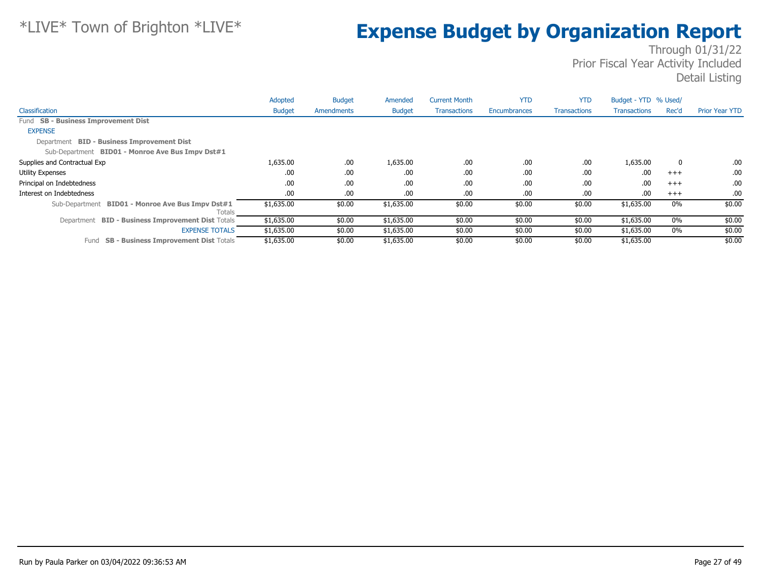*LIVE* Town of Brighton *LIVE*

# Expense Budget by Organization Report

Through 01/31/22
Prior Fiscal Year Activity Included
Detail Listing

| Classification | Adopted Budget | Budget Amendments | Amended Budget | Current Month Transactions | YTD Encumbrances | YTD Transactions | Budget - YTD Transactions | % Used/ Rec'd | Prior Year YTD |
|---|---|---|---|---|---|---|---|---|---|
| Fund **SB - Business Improvement Dist** | | | | | | | | | |
| EXPENSE | | | | | | | | | |
| Department **BID - Business Improvement Dist** | | | | | | | | | |
| Sub-Department **BID01 - Monroe Ave Bus Impv Dst#1** | | | | | | | | | |
| Supplies and Contractual Exp | 1,635.00 | .00 | 1,635.00 | .00 | .00 | .00 | 1,635.00 | 0 | .00 |
| Utility Expenses | .00 | .00 | .00 | .00 | .00 | .00 | .00 | +++ | .00 |
| Principal on Indebtedness | .00 | .00 | .00 | .00 | .00 | .00 | .00 | +++ | .00 |
| Interest on Indebtedness | .00 | .00 | .00 | .00 | .00 | .00 | .00 | +++ | .00 |
| Sub-Department **BID01 - Monroe Ave Bus Impv Dst#1** Totals | $1,635.00 | $0.00 | $1,635.00 | $0.00 | $0.00 | $0.00 | $1,635.00 | 0% | $0.00 |
| Department **BID - Business Improvement Dist** Totals | $1,635.00 | $0.00 | $1,635.00 | $0.00 | $0.00 | $0.00 | $1,635.00 | 0% | $0.00 |
| EXPENSE TOTALS | $1,635.00 | $0.00 | $1,635.00 | $0.00 | $0.00 | $0.00 | $1,635.00 | 0% | $0.00 |
| Fund **SB - Business Improvement Dist** Totals | $1,635.00 | $0.00 | $1,635.00 | $0.00 | $0.00 | $0.00 | $1,635.00 | | $0.00 |

Run by Paula Parker on 03/04/2022 09:36:53 AM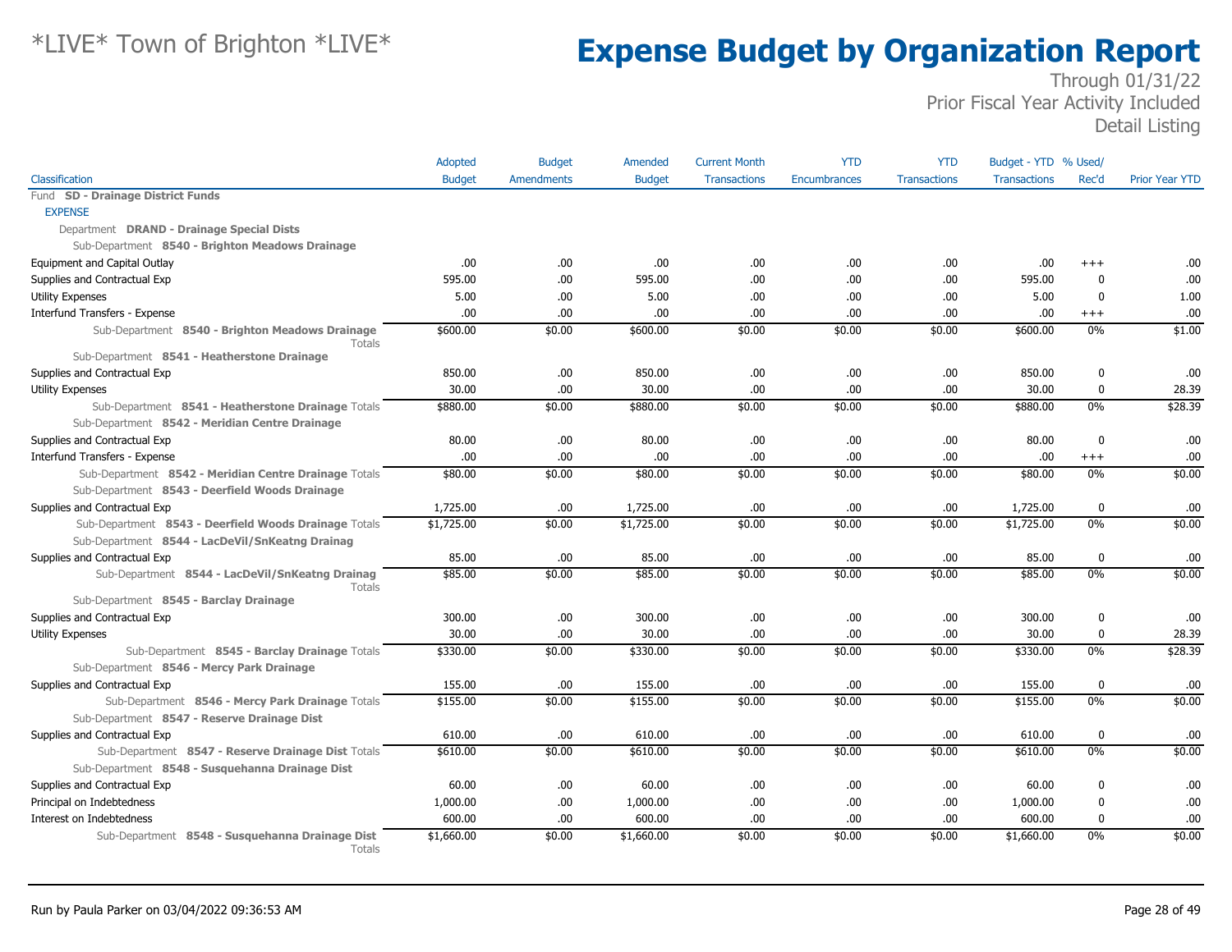# *LIVE* Town of Brighton *LIVE*

# Expense Budget by Organization Report

Through 01/31/22
Prior Fiscal Year Activity Included
Detail Listing

| Classification | Adopted Budget | Budget Amendments | Amended Budget | Current Month Transactions | YTD Encumbrances | YTD Transactions | Budget - YTD Transactions | % Used/ Rec'd | Prior Year YTD |
|---|---|---|---|---|---|---|---|---|---|
| Fund **SD - Drainage District Funds** | | | | | | | | | |
| EXPENSE | | | | | | | | | |
| Department **DRAND - Drainage Special Dists** | | | | | | | | | |
| Sub-Department **8540 - Brighton Meadows Drainage** | | | | | | | | | |
| Equipment and Capital Outlay | .00 | .00 | .00 | .00 | .00 | .00 | .00 | +++ | .00 |
| Supplies and Contractual Exp | 595.00 | .00 | 595.00 | .00 | .00 | .00 | 595.00 | 0 | .00 |
| Utility Expenses | 5.00 | .00 | 5.00 | .00 | .00 | .00 | 5.00 | 0 | 1.00 |
| Interfund Transfers - Expense | .00 | .00 | .00 | .00 | .00 | .00 | .00 | +++ | .00 |
| Sub-Department **8540 - Brighton Meadows Drainage** Totals | $600.00 | $0.00 | $600.00 | $0.00 | $0.00 | $0.00 | $600.00 | 0% | $1.00 |
| Sub-Department **8541 - Heatherstone Drainage** | | | | | | | | | |
| Supplies and Contractual Exp | 850.00 | .00 | 850.00 | .00 | .00 | .00 | 850.00 | 0 | .00 |
| Utility Expenses | 30.00 | .00 | 30.00 | .00 | .00 | .00 | 30.00 | 0 | 28.39 |
| Sub-Department **8541 - Heatherstone Drainage** Totals | $880.00 | $0.00 | $880.00 | $0.00 | $0.00 | $0.00 | $880.00 | 0% | $28.39 |
| Sub-Department **8542 - Meridian Centre Drainage** | | | | | | | | | |
| Supplies and Contractual Exp | 80.00 | .00 | 80.00 | .00 | .00 | .00 | 80.00 | 0 | .00 |
| Interfund Transfers - Expense | .00 | .00 | .00 | .00 | .00 | .00 | .00 | +++ | .00 |
| Sub-Department **8542 - Meridian Centre Drainage** Totals | $80.00 | $0.00 | $80.00 | $0.00 | $0.00 | $0.00 | $80.00 | 0% | $0.00 |
| Sub-Department **8543 - Deerfield Woods Drainage** | | | | | | | | | |
| Supplies and Contractual Exp | 1,725.00 | .00 | 1,725.00 | .00 | .00 | .00 | 1,725.00 | 0 | .00 |
| Sub-Department **8543 - Deerfield Woods Drainage** Totals | $1,725.00 | $0.00 | $1,725.00 | $0.00 | $0.00 | $0.00 | $1,725.00 | 0% | $0.00 |
| Sub-Department **8544 - LacDeVil/SnKeatng Drainag** | | | | | | | | | |
| Supplies and Contractual Exp | 85.00 | .00 | 85.00 | .00 | .00 | .00 | 85.00 | 0 | .00 |
| Sub-Department **8544 - LacDeVil/SnKeatng Drainag** Totals | $85.00 | $0.00 | $85.00 | $0.00 | $0.00 | $0.00 | $85.00 | 0% | $0.00 |
| Sub-Department **8545 - Barclay Drainage** | | | | | | | | | |
| Supplies and Contractual Exp | 300.00 | .00 | 300.00 | .00 | .00 | .00 | 300.00 | 0 | .00 |
| Utility Expenses | 30.00 | .00 | 30.00 | .00 | .00 | .00 | 30.00 | 0 | 28.39 |
| Sub-Department **8545 - Barclay Drainage** Totals | $330.00 | $0.00 | $330.00 | $0.00 | $0.00 | $0.00 | $330.00 | 0% | $28.39 |
| Sub-Department **8546 - Mercy Park Drainage** | | | | | | | | | |
| Supplies and Contractual Exp | 155.00 | .00 | 155.00 | .00 | .00 | .00 | 155.00 | 0 | .00 |
| Sub-Department **8546 - Mercy Park Drainage** Totals | $155.00 | $0.00 | $155.00 | $0.00 | $0.00 | $0.00 | $155.00 | 0% | $0.00 |
| Sub-Department **8547 - Reserve Drainage Dist** | | | | | | | | | |
| Supplies and Contractual Exp | 610.00 | .00 | 610.00 | .00 | .00 | .00 | 610.00 | 0 | .00 |
| Sub-Department **8547 - Reserve Drainage Dist** Totals | $610.00 | $0.00 | $610.00 | $0.00 | $0.00 | $0.00 | $610.00 | 0% | $0.00 |
| Sub-Department **8548 - Susquehanna Drainage Dist** | | | | | | | | | |
| Supplies and Contractual Exp | 60.00 | .00 | 60.00 | .00 | .00 | .00 | 60.00 | 0 | .00 |
| Principal on Indebtedness | 1,000.00 | .00 | 1,000.00 | .00 | .00 | .00 | 1,000.00 | 0 | .00 |
| Interest on Indebtedness | 600.00 | .00 | 600.00 | .00 | .00 | .00 | 600.00 | 0 | .00 |
| Sub-Department **8548 - Susquehanna Drainage Dist** Totals | $1,660.00 | $0.00 | $1,660.00 | $0.00 | $0.00 | $0.00 | $1,660.00 | 0% | $0.00 |

Run by Paula Parker on 03/04/2022 09:36:53 AM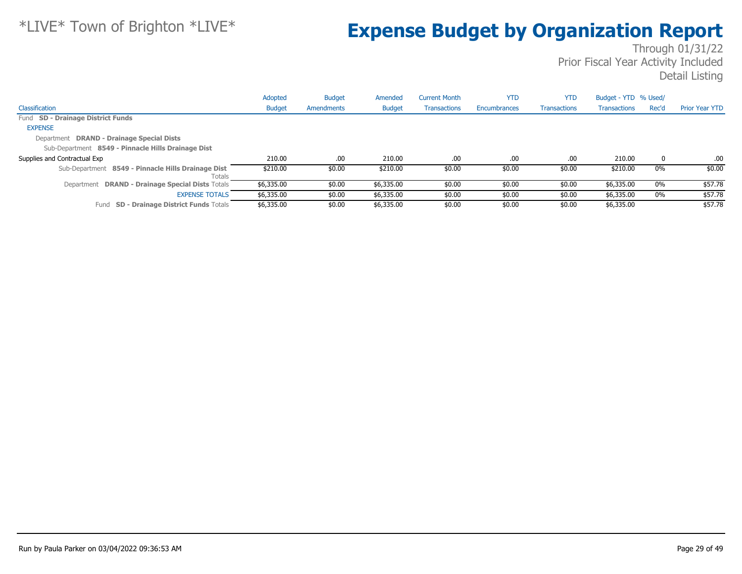# Expense Budget by Organization Report

*LIVE* Town of Brighton *LIVE*

Through 01/31/22
Prior Fiscal Year Activity Included
Detail Listing

| Classification | Adopted Budget | Budget Amendments | Amended Budget | Current Month Transactions | YTD Encumbrances | YTD Transactions | Budget - YTD Transactions | % Used/ Rec'd | Prior Year YTD |
|---|---|---|---|---|---|---|---|---|---|
| Fund **SD - Drainage District Funds** | | | | | | | | | |
| EXPENSE | | | | | | | | | |
| Department **DRAND - Drainage Special Dists** | | | | | | | | | |
| Sub-Department **8549 - Pinnacle Hills Drainage Dist** | | | | | | | | | |
| Supplies and Contractual Exp | 210.00 | .00 | 210.00 | .00 | .00 | .00 | 210.00 | 0 | .00 |
| Sub-Department **8549 - Pinnacle Hills Drainage Dist** Totals | $210.00 | $0.00 | $210.00 | $0.00 | $0.00 | $0.00 | $210.00 | 0% | $0.00 |
| Department **DRAND - Drainage Special Dists** Totals | $6,335.00 | $0.00 | $6,335.00 | $0.00 | $0.00 | $0.00 | $6,335.00 | 0% | $57.78 |
| EXPENSE TOTALS | $6,335.00 | $0.00 | $6,335.00 | $0.00 | $0.00 | $0.00 | $6,335.00 | 0% | $57.78 |
| Fund **SD - Drainage District Funds** Totals | $6,335.00 | $0.00 | $6,335.00 | $0.00 | $0.00 | $0.00 | $6,335.00 | | $57.78 |

Run by Paula Parker on 03/04/2022 09:36:53 AM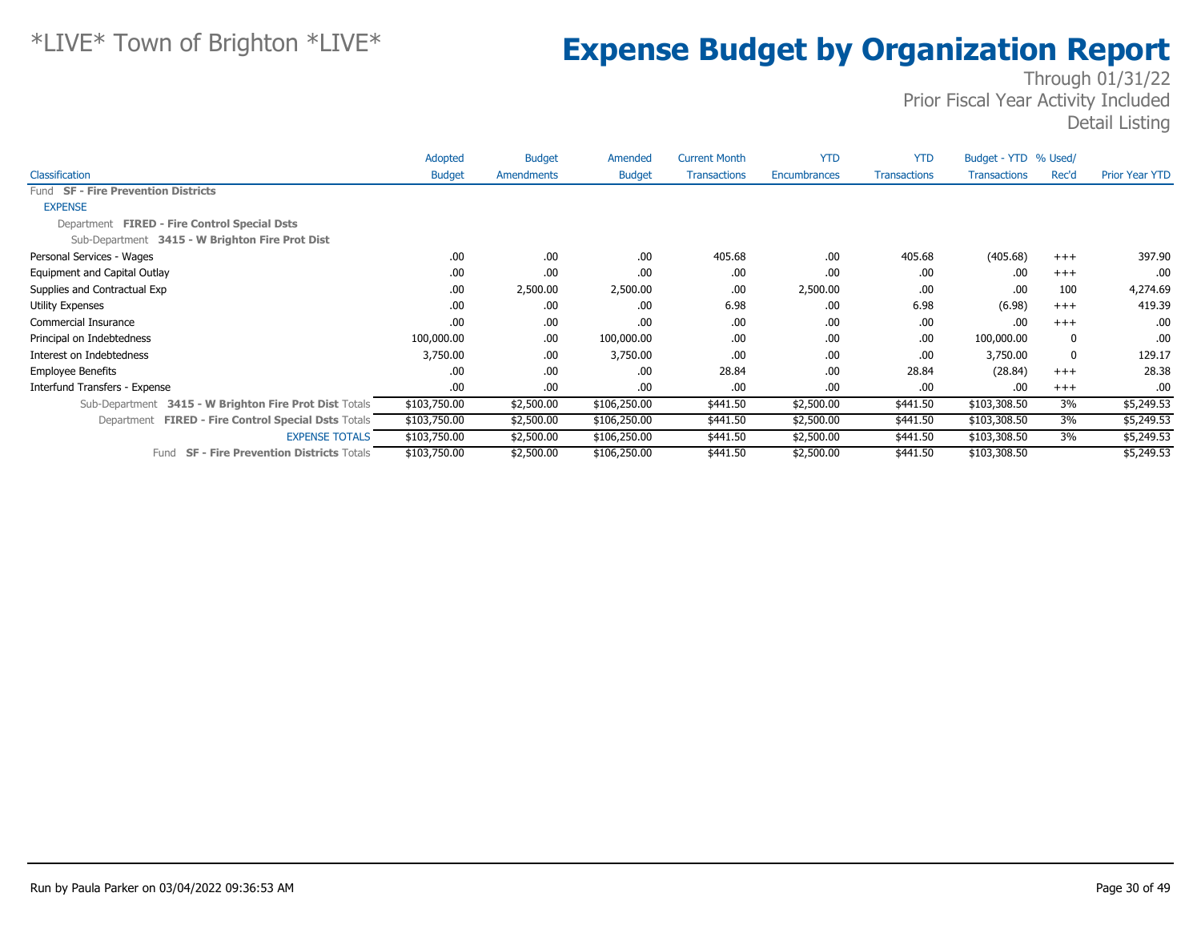*LIVE* Town of Brighton *LIVE*

# Expense Budget by Organization Report

Through 01/31/22
Prior Fiscal Year Activity Included
Detail Listing

| Classification | Adopted Budget | Budget Amendments | Amended Budget | Current Month Transactions | YTD Encumbrances | YTD Transactions | Budget - YTD Transactions | % Used/ Rec'd | Prior Year YTD |
|---|---|---|---|---|---|---|---|---|---|
| Fund **SF - Fire Prevention Districts** | | | | | | | | | |
| EXPENSE | | | | | | | | | |
| Department **FIRED - Fire Control Special Dsts** | | | | | | | | | |
| Sub-Department **3415 - W Brighton Fire Prot Dist** | | | | | | | | | |
| Personal Services - Wages | .00 | .00 | .00 | 405.68 | .00 | 405.68 | (405.68) | +++ | 397.90 |
| Equipment and Capital Outlay | .00 | .00 | .00 | .00 | .00 | .00 | .00 | +++ | .00 |
| Supplies and Contractual Exp | .00 | 2,500.00 | 2,500.00 | .00 | 2,500.00 | .00 | .00 | 100 | 4,274.69 |
| Utility Expenses | .00 | .00 | .00 | 6.98 | .00 | 6.98 | (6.98) | +++ | 419.39 |
| Commercial Insurance | .00 | .00 | .00 | .00 | .00 | .00 | .00 | +++ | .00 |
| Principal on Indebtedness | 100,000.00 | .00 | 100,000.00 | .00 | .00 | .00 | 100,000.00 | 0 | .00 |
| Interest on Indebtedness | 3,750.00 | .00 | 3,750.00 | .00 | .00 | .00 | 3,750.00 | 0 | 129.17 |
| Employee Benefits | .00 | .00 | .00 | 28.84 | .00 | 28.84 | (28.84) | +++ | 28.38 |
| Interfund Transfers - Expense | .00 | .00 | .00 | .00 | .00 | .00 | .00 | +++ | .00 |
| Sub-Department **3415 - W Brighton Fire Prot Dist** Totals | $103,750.00 | $2,500.00 | $106,250.00 | $441.50 | $2,500.00 | $441.50 | $103,308.50 | 3% | $5,249.53 |
| Department **FIRED - Fire Control Special Dsts** Totals | $103,750.00 | $2,500.00 | $106,250.00 | $441.50 | $2,500.00 | $441.50 | $103,308.50 | 3% | $5,249.53 |
| EXPENSE TOTALS | $103,750.00 | $2,500.00 | $106,250.00 | $441.50 | $2,500.00 | $441.50 | $103,308.50 | 3% | $5,249.53 |
| Fund **SF - Fire Prevention Districts** Totals | $103,750.00 | $2,500.00 | $106,250.00 | $441.50 | $2,500.00 | $441.50 | $103,308.50 | | $5,249.53 |

Run by Paula Parker on 03/04/2022 09:36:53 AM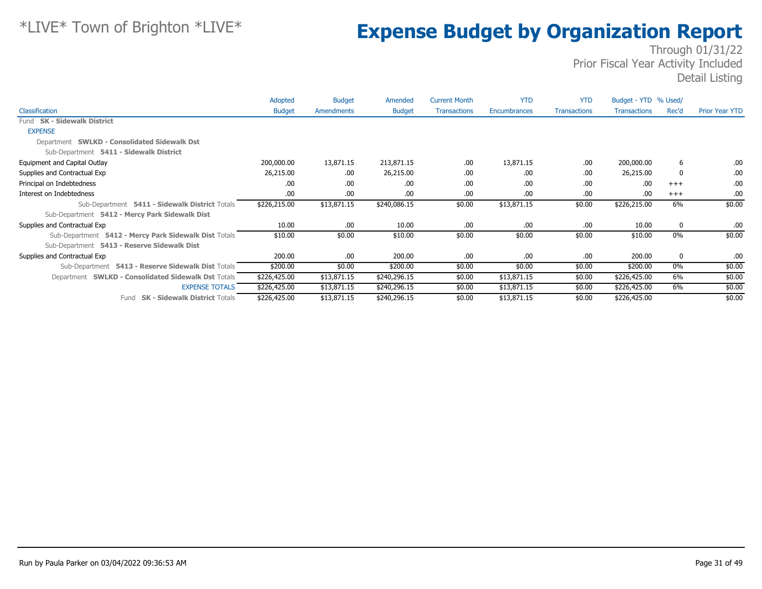*LIVE* Town of Brighton *LIVE*

# Expense Budget by Organization Report

Through 01/31/22
Prior Fiscal Year Activity Included
Detail Listing

| Classification | Adopted Budget | Budget Amendments | Amended Budget | Current Month Transactions | YTD Encumbrances | YTD Transactions | Budget - YTD Transactions | % Used/ Rec'd | Prior Year YTD |
|---|---|---|---|---|---|---|---|---|---|
| Fund **SK - Sidewalk District** | | | | | | | | | |
| EXPENSE | | | | | | | | | |
| Department **SWLKD - Consolidated Sidewalk Dst** | | | | | | | | | |
| Sub-Department **5411 - Sidewalk District** | | | | | | | | | |
| Equipment and Capital Outlay | 200,000.00 | 13,871.15 | 213,871.15 | .00 | 13,871.15 | .00 | 200,000.00 | 6 | .00 |
| Supplies and Contractual Exp | 26,215.00 | .00 | 26,215.00 | .00 | .00 | .00 | 26,215.00 | 0 | .00 |
| Principal on Indebtedness | .00 | .00 | .00 | .00 | .00 | .00 | .00 | +++ | .00 |
| Interest on Indebtedness | .00 | .00 | .00 | .00 | .00 | .00 | .00 | +++ | .00 |
| Sub-Department **5411 - Sidewalk District** Totals | $226,215.00 | $13,871.15 | $240,086.15 | $0.00 | $13,871.15 | $0.00 | $226,215.00 | 6% | $0.00 |
| Sub-Department **5412 - Mercy Park Sidewalk Dist** | | | | | | | | | |
| Supplies and Contractual Exp | 10.00 | .00 | 10.00 | .00 | .00 | .00 | 10.00 | 0 | .00 |
| Sub-Department **5412 - Mercy Park Sidewalk Dist** Totals | $10.00 | $0.00 | $10.00 | $0.00 | $0.00 | $0.00 | $10.00 | 0% | $0.00 |
| Sub-Department **5413 - Reserve Sidewalk Dist** | | | | | | | | | |
| Supplies and Contractual Exp | 200.00 | .00 | 200.00 | .00 | .00 | .00 | 200.00 | 0 | .00 |
| Sub-Department **5413 - Reserve Sidewalk Dist** Totals | $200.00 | $0.00 | $200.00 | $0.00 | $0.00 | $0.00 | $200.00 | 0% | $0.00 |
| Department **SWLKD - Consolidated Sidewalk Dst** Totals | $226,425.00 | $13,871.15 | $240,296.15 | $0.00 | $13,871.15 | $0.00 | $226,425.00 | 6% | $0.00 |
| EXPENSE TOTALS | $226,425.00 | $13,871.15 | $240,296.15 | $0.00 | $13,871.15 | $0.00 | $226,425.00 | 6% | $0.00 |
| Fund **SK - Sidewalk District** Totals | $226,425.00 | $13,871.15 | $240,296.15 | $0.00 | $13,871.15 | $0.00 | $226,425.00 | | $0.00 |

Run by Paula Parker on 03/04/2022 09:36:53 AM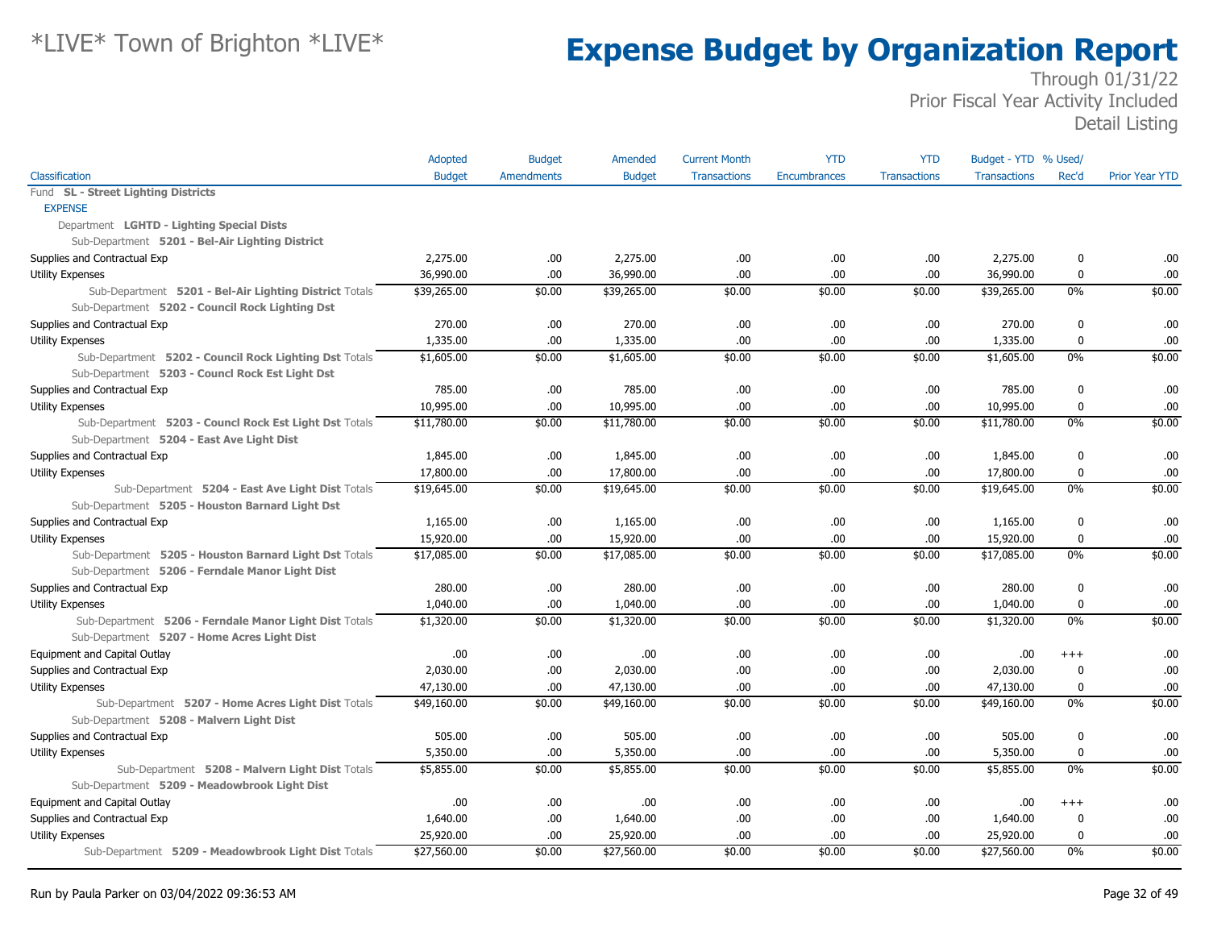# *LIVE* Town of Brighton *LIVE*

# Expense Budget by Organization Report

Through 01/31/22
Prior Fiscal Year Activity Included
Detail Listing

| Classification | Adopted Budget | Budget Amendments | Amended Budget | Current Month Transactions | YTD Encumbrances | YTD Transactions | Budget - YTD Transactions | % Used/ Rec'd | Prior Year YTD |
|---|---|---|---|---|---|---|---|---|---|
| Fund **SL - Street Lighting Districts** | | | | | | | | | |
| EXPENSE | | | | | | | | | |
| Department **LGHTD - Lighting Special Dists** | | | | | | | | | |
| Sub-Department **5201 - Bel-Air Lighting District** | | | | | | | | | |
| Supplies and Contractual Exp | 2,275.00 | .00 | 2,275.00 | .00 | .00 | .00 | 2,275.00 | 0 | .00 |
| Utility Expenses | 36,990.00 | .00 | 36,990.00 | .00 | .00 | .00 | 36,990.00 | 0 | .00 |
| Sub-Department **5201 - Bel-Air Lighting District** Totals | $39,265.00 | $0.00 | $39,265.00 | $0.00 | $0.00 | $0.00 | $39,265.00 | 0% | $0.00 |
| Sub-Department **5202 - Council Rock Lighting Dst** | | | | | | | | | |
| Supplies and Contractual Exp | 270.00 | .00 | 270.00 | .00 | .00 | .00 | 270.00 | 0 | .00 |
| Utility Expenses | 1,335.00 | .00 | 1,335.00 | .00 | .00 | .00 | 1,335.00 | 0 | .00 |
| Sub-Department **5202 - Council Rock Lighting Dst** Totals | $1,605.00 | $0.00 | $1,605.00 | $0.00 | $0.00 | $0.00 | $1,605.00 | 0% | $0.00 |
| Sub-Department **5203 - Councl Rock Est Light Dst** | | | | | | | | | |
| Supplies and Contractual Exp | 785.00 | .00 | 785.00 | .00 | .00 | .00 | 785.00 | 0 | .00 |
| Utility Expenses | 10,995.00 | .00 | 10,995.00 | .00 | .00 | .00 | 10,995.00 | 0 | .00 |
| Sub-Department **5203 - Councl Rock Est Light Dst** Totals | $11,780.00 | $0.00 | $11,780.00 | $0.00 | $0.00 | $0.00 | $11,780.00 | 0% | $0.00 |
| Sub-Department **5204 - East Ave Light Dist** | | | | | | | | | |
| Supplies and Contractual Exp | 1,845.00 | .00 | 1,845.00 | .00 | .00 | .00 | 1,845.00 | 0 | .00 |
| Utility Expenses | 17,800.00 | .00 | 17,800.00 | .00 | .00 | .00 | 17,800.00 | 0 | .00 |
| Sub-Department **5204 - East Ave Light Dist** Totals | $19,645.00 | $0.00 | $19,645.00 | $0.00 | $0.00 | $0.00 | $19,645.00 | 0% | $0.00 |
| Sub-Department **5205 - Houston Barnard Light Dst** | | | | | | | | | |
| Supplies and Contractual Exp | 1,165.00 | .00 | 1,165.00 | .00 | .00 | .00 | 1,165.00 | 0 | .00 |
| Utility Expenses | 15,920.00 | .00 | 15,920.00 | .00 | .00 | .00 | 15,920.00 | 0 | .00 |
| Sub-Department **5205 - Houston Barnard Light Dst** Totals | $17,085.00 | $0.00 | $17,085.00 | $0.00 | $0.00 | $0.00 | $17,085.00 | 0% | $0.00 |
| Sub-Department **5206 - Ferndale Manor Light Dist** | | | | | | | | | |
| Supplies and Contractual Exp | 280.00 | .00 | 280.00 | .00 | .00 | .00 | 280.00 | 0 | .00 |
| Utility Expenses | 1,040.00 | .00 | 1,040.00 | .00 | .00 | .00 | 1,040.00 | 0 | .00 |
| Sub-Department **5206 - Ferndale Manor Light Dist** Totals | $1,320.00 | $0.00 | $1,320.00 | $0.00 | $0.00 | $0.00 | $1,320.00 | 0% | $0.00 |
| Sub-Department **5207 - Home Acres Light Dist** | | | | | | | | | |
| Equipment and Capital Outlay | .00 | .00 | .00 | .00 | .00 | .00 | .00 | +++ | .00 |
| Supplies and Contractual Exp | 2,030.00 | .00 | 2,030.00 | .00 | .00 | .00 | 2,030.00 | 0 | .00 |
| Utility Expenses | 47,130.00 | .00 | 47,130.00 | .00 | .00 | .00 | 47,130.00 | 0 | .00 |
| Sub-Department **5207 - Home Acres Light Dist** Totals | $49,160.00 | $0.00 | $49,160.00 | $0.00 | $0.00 | $0.00 | $49,160.00 | 0% | $0.00 |
| Sub-Department **5208 - Malvern Light Dist** | | | | | | | | | |
| Supplies and Contractual Exp | 505.00 | .00 | 505.00 | .00 | .00 | .00 | 505.00 | 0 | .00 |
| Utility Expenses | 5,350.00 | .00 | 5,350.00 | .00 | .00 | .00 | 5,350.00 | 0 | .00 |
| Sub-Department **5208 - Malvern Light Dist** Totals | $5,855.00 | $0.00 | $5,855.00 | $0.00 | $0.00 | $0.00 | $5,855.00 | 0% | $0.00 |
| Sub-Department **5209 - Meadowbrook Light Dist** | | | | | | | | | |
| Equipment and Capital Outlay | .00 | .00 | .00 | .00 | .00 | .00 | .00 | +++ | .00 |
| Supplies and Contractual Exp | 1,640.00 | .00 | 1,640.00 | .00 | .00 | .00 | 1,640.00 | 0 | .00 |
| Utility Expenses | 25,920.00 | .00 | 25,920.00 | .00 | .00 | .00 | 25,920.00 | 0 | .00 |
| Sub-Department **5209 - Meadowbrook Light Dist** Totals | $27,560.00 | $0.00 | $27,560.00 | $0.00 | $0.00 | $0.00 | $27,560.00 | 0% | $0.00 |

Run by Paula Parker on 03/04/2022 09:36:53 AM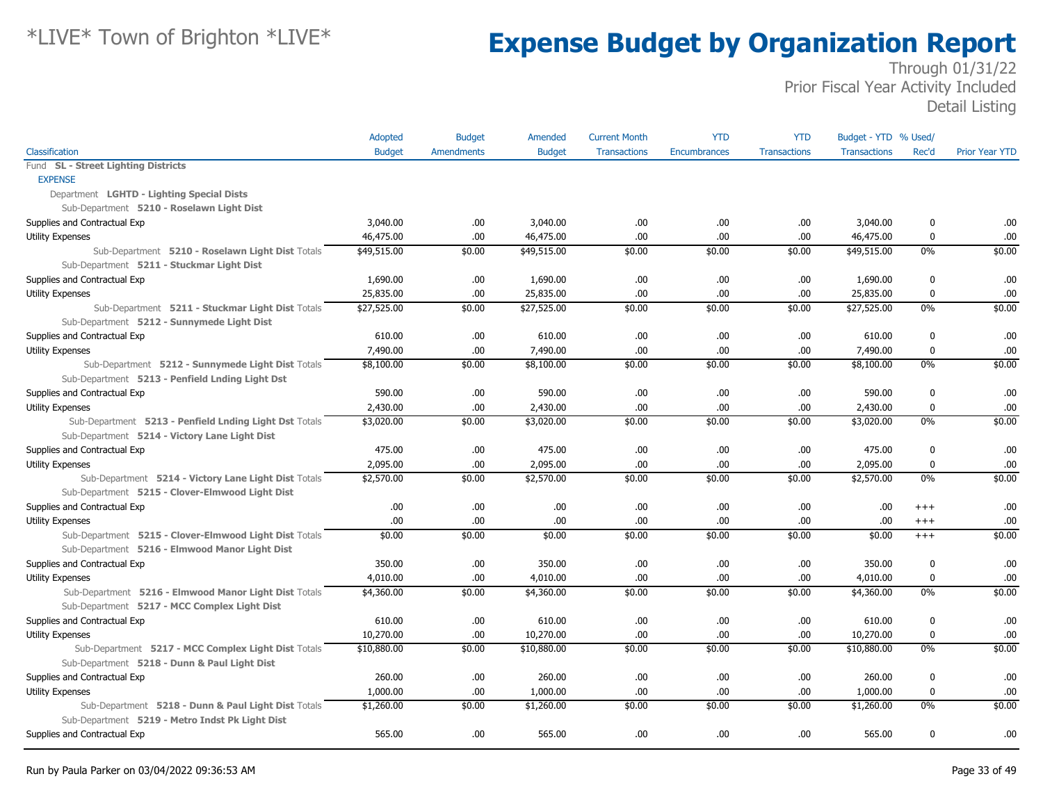# Expense Budget by Organization Report

*LIVE* Town of Brighton *LIVE*

Through 01/31/22
Prior Fiscal Year Activity Included
Detail Listing

| Classification | Adopted Budget | Budget Amendments | Amended Budget | Current Month Transactions | YTD Encumbrances | YTD Transactions | Budget - YTD Transactions | % Used/ Rec'd | Prior Year YTD |
|---|---|---|---|---|---|---|---|---|---|
| Fund **SL - Street Lighting Districts** | | | | | | | | | |
| EXPENSE | | | | | | | | | |
| Department **LGHTD - Lighting Special Dists** | | | | | | | | | |
| Sub-Department **5210 - Roselawn Light Dist** | | | | | | | | | |
| Supplies and Contractual Exp | 3,040.00 | .00 | 3,040.00 | .00 | .00 | .00 | 3,040.00 | 0 | .00 |
| Utility Expenses | 46,475.00 | .00 | 46,475.00 | .00 | .00 | .00 | 46,475.00 | 0 | .00 |
| Sub-Department **5210 - Roselawn Light Dist** Totals | $49,515.00 | $0.00 | $49,515.00 | $0.00 | $0.00 | $0.00 | $49,515.00 | 0% | $0.00 |
| Sub-Department **5211 - Stuckmar Light Dist** | | | | | | | | | |
| Supplies and Contractual Exp | 1,690.00 | .00 | 1,690.00 | .00 | .00 | .00 | 1,690.00 | 0 | .00 |
| Utility Expenses | 25,835.00 | .00 | 25,835.00 | .00 | .00 | .00 | 25,835.00 | 0 | .00 |
| Sub-Department **5211 - Stuckmar Light Dist** Totals | $27,525.00 | $0.00 | $27,525.00 | $0.00 | $0.00 | $0.00 | $27,525.00 | 0% | $0.00 |
| Sub-Department **5212 - Sunnymede Light Dist** | | | | | | | | | |
| Supplies and Contractual Exp | 610.00 | .00 | 610.00 | .00 | .00 | .00 | 610.00 | 0 | .00 |
| Utility Expenses | 7,490.00 | .00 | 7,490.00 | .00 | .00 | .00 | 7,490.00 | 0 | .00 |
| Sub-Department **5212 - Sunnymede Light Dist** Totals | $8,100.00 | $0.00 | $8,100.00 | $0.00 | $0.00 | $0.00 | $8,100.00 | 0% | $0.00 |
| Sub-Department **5213 - Penfield Lnding Light Dst** | | | | | | | | | |
| Supplies and Contractual Exp | 590.00 | .00 | 590.00 | .00 | .00 | .00 | 590.00 | 0 | .00 |
| Utility Expenses | 2,430.00 | .00 | 2,430.00 | .00 | .00 | .00 | 2,430.00 | 0 | .00 |
| Sub-Department **5213 - Penfield Lnding Light Dst** Totals | $3,020.00 | $0.00 | $3,020.00 | $0.00 | $0.00 | $0.00 | $3,020.00 | 0% | $0.00 |
| Sub-Department **5214 - Victory Lane Light Dist** | | | | | | | | | |
| Supplies and Contractual Exp | 475.00 | .00 | 475.00 | .00 | .00 | .00 | 475.00 | 0 | .00 |
| Utility Expenses | 2,095.00 | .00 | 2,095.00 | .00 | .00 | .00 | 2,095.00 | 0 | .00 |
| Sub-Department **5214 - Victory Lane Light Dist** Totals | $2,570.00 | $0.00 | $2,570.00 | $0.00 | $0.00 | $0.00 | $2,570.00 | 0% | $0.00 |
| Sub-Department **5215 - Clover-Elmwood Light Dist** | | | | | | | | | |
| Supplies and Contractual Exp | .00 | .00 | .00 | .00 | .00 | .00 | .00 | +++ | .00 |
| Utility Expenses | .00 | .00 | .00 | .00 | .00 | .00 | .00 | +++ | .00 |
| Sub-Department **5215 - Clover-Elmwood Light Dist** Totals | $0.00 | $0.00 | $0.00 | $0.00 | $0.00 | $0.00 | $0.00 | +++ | $0.00 |
| Sub-Department **5216 - Elmwood Manor Light Dist** | | | | | | | | | |
| Supplies and Contractual Exp | 350.00 | .00 | 350.00 | .00 | .00 | .00 | 350.00 | 0 | .00 |
| Utility Expenses | 4,010.00 | .00 | 4,010.00 | .00 | .00 | .00 | 4,010.00 | 0 | .00 |
| Sub-Department **5216 - Elmwood Manor Light Dist** Totals | $4,360.00 | $0.00 | $4,360.00 | $0.00 | $0.00 | $0.00 | $4,360.00 | 0% | $0.00 |
| Sub-Department **5217 - MCC Complex Light Dist** | | | | | | | | | |
| Supplies and Contractual Exp | 610.00 | .00 | 610.00 | .00 | .00 | .00 | 610.00 | 0 | .00 |
| Utility Expenses | 10,270.00 | .00 | 10,270.00 | .00 | .00 | .00 | 10,270.00 | 0 | .00 |
| Sub-Department **5217 - MCC Complex Light Dist** Totals | $10,880.00 | $0.00 | $10,880.00 | $0.00 | $0.00 | $0.00 | $10,880.00 | 0% | $0.00 |
| Sub-Department **5218 - Dunn & Paul Light Dist** | | | | | | | | | |
| Supplies and Contractual Exp | 260.00 | .00 | 260.00 | .00 | .00 | .00 | 260.00 | 0 | .00 |
| Utility Expenses | 1,000.00 | .00 | 1,000.00 | .00 | .00 | .00 | 1,000.00 | 0 | .00 |
| Sub-Department **5218 - Dunn & Paul Light Dist** Totals | $1,260.00 | $0.00 | $1,260.00 | $0.00 | $0.00 | $0.00 | $1,260.00 | 0% | $0.00 |
| Sub-Department **5219 - Metro Indst Pk Light Dist** | | | | | | | | | |
| Supplies and Contractual Exp | 565.00 | .00 | 565.00 | .00 | .00 | .00 | 565.00 | 0 | .00 |

Run by Paula Parker on 03/04/2022 09:36:53 AM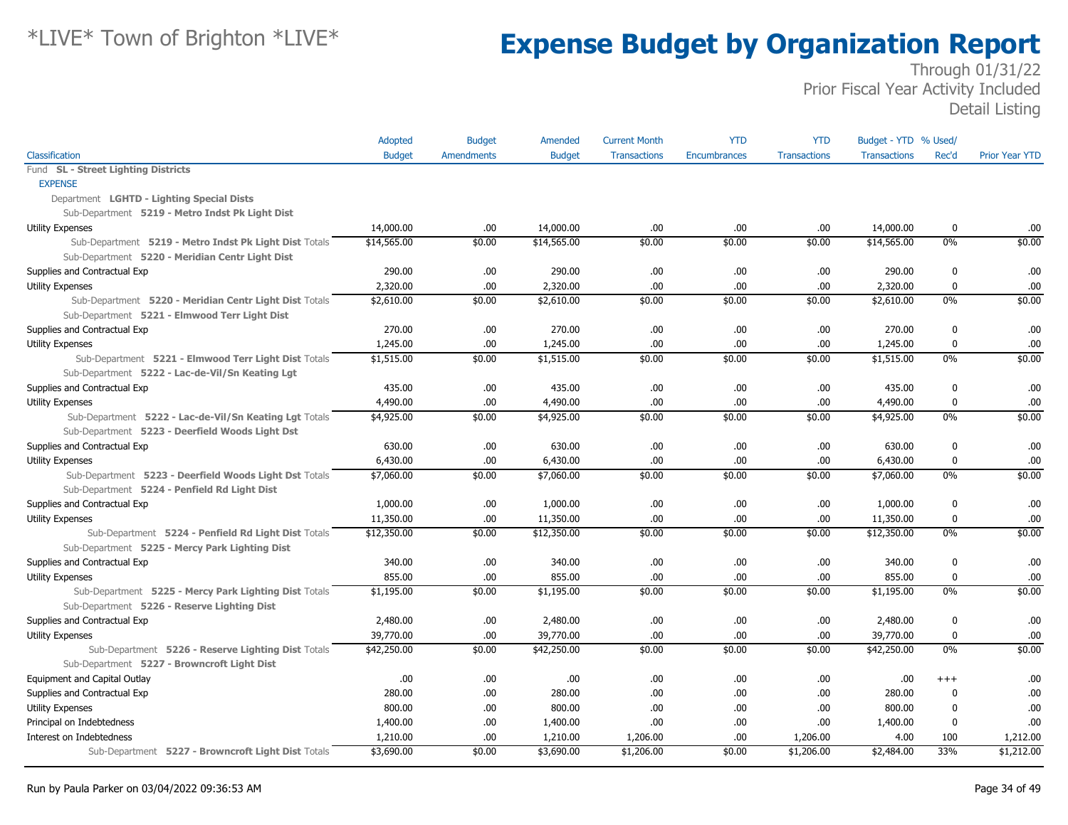# *LIVE* Town of Brighton *LIVE*

# Expense Budget by Organization Report

Through 01/31/22
Prior Fiscal Year Activity Included
Detail Listing

| Classification | Adopted Budget | Budget Amendments | Amended Budget | Current Month Transactions | YTD Encumbrances | YTD Transactions | Budget - YTD Transactions | % Used/ Rec'd | Prior Year YTD |
|---|---|---|---|---|---|---|---|---|---|
| Fund **SL - Street Lighting Districts** | | | | | | | | | |
| EXPENSE | | | | | | | | | |
| Department **LGHTD - Lighting Special Dists** | | | | | | | | | |
| Sub-Department **5219 - Metro Indst Pk Light Dist** | | | | | | | | | |
| Utility Expenses | 14,000.00 | .00 | 14,000.00 | .00 | .00 | .00 | 14,000.00 | 0 | .00 |
| Sub-Department **5219 - Metro Indst Pk Light Dist** Totals | $14,565.00 | $0.00 | $14,565.00 | $0.00 | $0.00 | $0.00 | $14,565.00 | 0% | $0.00 |
| Sub-Department **5220 - Meridian Centr Light Dist** | | | | | | | | | |
| Supplies and Contractual Exp | 290.00 | .00 | 290.00 | .00 | .00 | .00 | 290.00 | 0 | .00 |
| Utility Expenses | 2,320.00 | .00 | 2,320.00 | .00 | .00 | .00 | 2,320.00 | 0 | .00 |
| Sub-Department **5220 - Meridian Centr Light Dist** Totals | $2,610.00 | $0.00 | $2,610.00 | $0.00 | $0.00 | $0.00 | $2,610.00 | 0% | $0.00 |
| Sub-Department **5221 - Elmwood Terr Light Dist** | | | | | | | | | |
| Supplies and Contractual Exp | 270.00 | .00 | 270.00 | .00 | .00 | .00 | 270.00 | 0 | .00 |
| Utility Expenses | 1,245.00 | .00 | 1,245.00 | .00 | .00 | .00 | 1,245.00 | 0 | .00 |
| Sub-Department **5221 - Elmwood Terr Light Dist** Totals | $1,515.00 | $0.00 | $1,515.00 | $0.00 | $0.00 | $0.00 | $1,515.00 | 0% | $0.00 |
| Sub-Department **5222 - Lac-de-Vil/Sn Keating Lgt** | | | | | | | | | |
| Supplies and Contractual Exp | 435.00 | .00 | 435.00 | .00 | .00 | .00 | 435.00 | 0 | .00 |
| Utility Expenses | 4,490.00 | .00 | 4,490.00 | .00 | .00 | .00 | 4,490.00 | 0 | .00 |
| Sub-Department **5222 - Lac-de-Vil/Sn Keating Lgt** Totals | $4,925.00 | $0.00 | $4,925.00 | $0.00 | $0.00 | $0.00 | $4,925.00 | 0% | $0.00 |
| Sub-Department **5223 - Deerfield Woods Light Dst** | | | | | | | | | |
| Supplies and Contractual Exp | 630.00 | .00 | 630.00 | .00 | .00 | .00 | 630.00 | 0 | .00 |
| Utility Expenses | 6,430.00 | .00 | 6,430.00 | .00 | .00 | .00 | 6,430.00 | 0 | .00 |
| Sub-Department **5223 - Deerfield Woods Light Dst** Totals | $7,060.00 | $0.00 | $7,060.00 | $0.00 | $0.00 | $0.00 | $7,060.00 | 0% | $0.00 |
| Sub-Department **5224 - Penfield Rd Light Dist** | | | | | | | | | |
| Supplies and Contractual Exp | 1,000.00 | .00 | 1,000.00 | .00 | .00 | .00 | 1,000.00 | 0 | .00 |
| Utility Expenses | 11,350.00 | .00 | 11,350.00 | .00 | .00 | .00 | 11,350.00 | 0 | .00 |
| Sub-Department **5224 - Penfield Rd Light Dist** Totals | $12,350.00 | $0.00 | $12,350.00 | $0.00 | $0.00 | $0.00 | $12,350.00 | 0% | $0.00 |
| Sub-Department **5225 - Mercy Park Lighting Dist** | | | | | | | | | |
| Supplies and Contractual Exp | 340.00 | .00 | 340.00 | .00 | .00 | .00 | 340.00 | 0 | .00 |
| Utility Expenses | 855.00 | .00 | 855.00 | .00 | .00 | .00 | 855.00 | 0 | .00 |
| Sub-Department **5225 - Mercy Park Lighting Dist** Totals | $1,195.00 | $0.00 | $1,195.00 | $0.00 | $0.00 | $0.00 | $1,195.00 | 0% | $0.00 |
| Sub-Department **5226 - Reserve Lighting Dist** | | | | | | | | | |
| Supplies and Contractual Exp | 2,480.00 | .00 | 2,480.00 | .00 | .00 | .00 | 2,480.00 | 0 | .00 |
| Utility Expenses | 39,770.00 | .00 | 39,770.00 | .00 | .00 | .00 | 39,770.00 | 0 | .00 |
| Sub-Department **5226 - Reserve Lighting Dist** Totals | $42,250.00 | $0.00 | $42,250.00 | $0.00 | $0.00 | $0.00 | $42,250.00 | 0% | $0.00 |
| Sub-Department **5227 - Browncroft Light Dist** | | | | | | | | | |
| Equipment and Capital Outlay | .00 | .00 | .00 | .00 | .00 | .00 | .00 | +++ | .00 |
| Supplies and Contractual Exp | 280.00 | .00 | 280.00 | .00 | .00 | .00 | 280.00 | 0 | .00 |
| Utility Expenses | 800.00 | .00 | 800.00 | .00 | .00 | .00 | 800.00 | 0 | .00 |
| Principal on Indebtedness | 1,400.00 | .00 | 1,400.00 | .00 | .00 | .00 | 1,400.00 | 0 | .00 |
| Interest on Indebtedness | 1,210.00 | .00 | 1,210.00 | 1,206.00 | .00 | 1,206.00 | 4.00 | 100 | 1,212.00 |
| Sub-Department **5227 - Browncroft Light Dist** Totals | $3,690.00 | $0.00 | $3,690.00 | $1,206.00 | $0.00 | $1,206.00 | $2,484.00 | 33% | $1,212.00 |

Run by Paula Parker on 03/04/2022 09:36:53 AM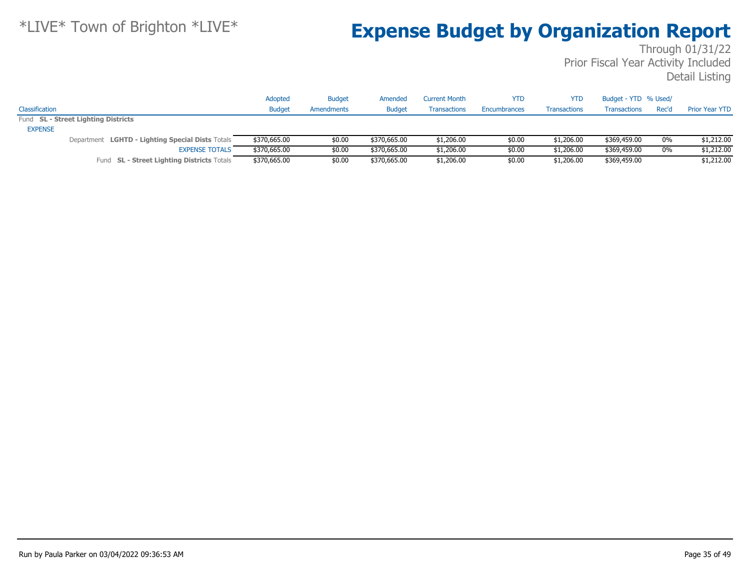*LIVE* Town of Brighton *LIVE*

# Expense Budget by Organization Report

Through 01/31/22
Prior Fiscal Year Activity Included
Detail Listing

| Classification | Adopted Budget | Budget Amendments | Amended Budget | Current Month Transactions | YTD Encumbrances | YTD Transactions | Budget - YTD Transactions | % Used/ Rec'd | Prior Year YTD |
|---|---|---|---|---|---|---|---|---|---|
| Fund **SL - Street Lighting Districts** | | | | | | | | | |
| EXPENSE | | | | | | | | | |
| Department **LGHTD - Lighting Special Dists** Totals | $370,665.00 | $0.00 | $370,665.00 | $1,206.00 | $0.00 | $1,206.00 | $369,459.00 | 0% | $1,212.00 |
| EXPENSE TOTALS | $370,665.00 | $0.00 | $370,665.00 | $1,206.00 | $0.00 | $1,206.00 | $369,459.00 | 0% | $1,212.00 |
| Fund **SL - Street Lighting Districts** Totals | $370,665.00 | $0.00 | $370,665.00 | $1,206.00 | $0.00 | $1,206.00 | $369,459.00 | | $1,212.00 |

Run by Paula Parker on 03/04/2022 09:36:53 AM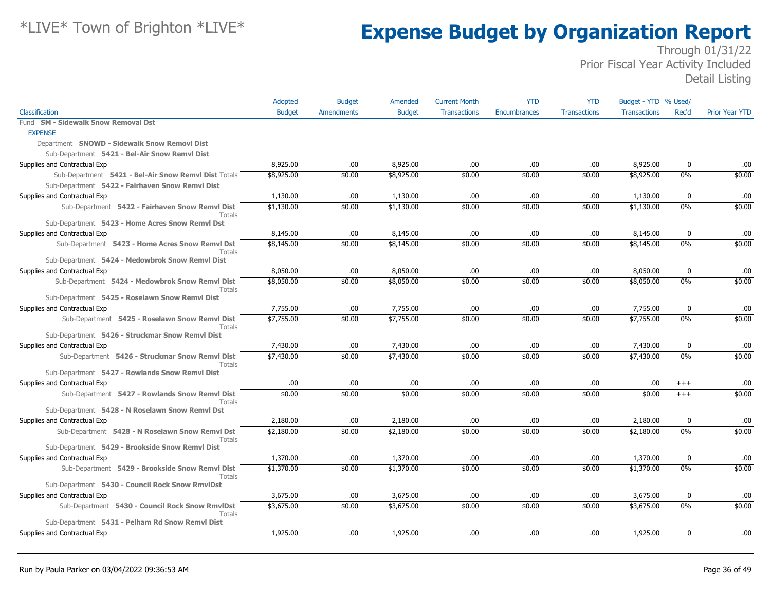# Expense Budget by Organization Report

*LIVE* Town of Brighton *LIVE*

Through 01/31/22
Prior Fiscal Year Activity Included
Detail Listing

| Classification | Adopted Budget | Budget Amendments | Amended Budget | Current Month Transactions | YTD Encumbrances | YTD Transactions | Budget - YTD Transactions | % Used/ Rec'd | Prior Year YTD |
|---|---|---|---|---|---|---|---|---|---|
| Fund **SM - Sidewalk Snow Removal Dst** | | | | | | | | | |
| EXPENSE | | | | | | | | | |
| Department **SNOWD - Sidewalk Snow Removl Dist** | | | | | | | | | |
| Sub-Department **5421 - Bel-Air Snow Remvl Dist** | | | | | | | | | |
| Supplies and Contractual Exp | 8,925.00 | .00 | 8,925.00 | .00 | .00 | .00 | 8,925.00 | 0 | .00 |
| Sub-Department **5421 - Bel-Air Snow Remvl Dist** Totals | $8,925.00 | $0.00 | $8,925.00 | $0.00 | $0.00 | $0.00 | $8,925.00 | 0% | $0.00 |
| Sub-Department **5422 - Fairhaven Snow Remvl Dist** | | | | | | | | | |
| Supplies and Contractual Exp | 1,130.00 | .00 | 1,130.00 | .00 | .00 | .00 | 1,130.00 | 0 | .00 |
| Sub-Department **5422 - Fairhaven Snow Remvl Dist** Totals | $1,130.00 | $0.00 | $1,130.00 | $0.00 | $0.00 | $0.00 | $1,130.00 | 0% | $0.00 |
| Sub-Department **5423 - Home Acres Snow Remvl Dst** | | | | | | | | | |
| Supplies and Contractual Exp | 8,145.00 | .00 | 8,145.00 | .00 | .00 | .00 | 8,145.00 | 0 | .00 |
| Sub-Department **5423 - Home Acres Snow Remvl Dst** Totals | $8,145.00 | $0.00 | $8,145.00 | $0.00 | $0.00 | $0.00 | $8,145.00 | 0% | $0.00 |
| Sub-Department **5424 - Medowbrok Snow Remvl Dist** | | | | | | | | | |
| Supplies and Contractual Exp | 8,050.00 | .00 | 8,050.00 | .00 | .00 | .00 | 8,050.00 | 0 | .00 |
| Sub-Department **5424 - Medowbrok Snow Remvl Dist** Totals | $8,050.00 | $0.00 | $8,050.00 | $0.00 | $0.00 | $0.00 | $8,050.00 | 0% | $0.00 |
| Sub-Department **5425 - Roselawn Snow Remvl Dist** | | | | | | | | | |
| Supplies and Contractual Exp | 7,755.00 | .00 | 7,755.00 | .00 | .00 | .00 | 7,755.00 | 0 | .00 |
| Sub-Department **5425 - Roselawn Snow Remvl Dist** Totals | $7,755.00 | $0.00 | $7,755.00 | $0.00 | $0.00 | $0.00 | $7,755.00 | 0% | $0.00 |
| Sub-Department **5426 - Struckmar Snow Remvl Dist** | | | | | | | | | |
| Supplies and Contractual Exp | 7,430.00 | .00 | 7,430.00 | .00 | .00 | .00 | 7,430.00 | 0 | .00 |
| Sub-Department **5426 - Struckmar Snow Remvl Dist** Totals | $7,430.00 | $0.00 | $7,430.00 | $0.00 | $0.00 | $0.00 | $7,430.00 | 0% | $0.00 |
| Sub-Department **5427 - Rowlands Snow Remvl Dist** | | | | | | | | | |
| Supplies and Contractual Exp | .00 | .00 | .00 | .00 | .00 | .00 | .00 | +++ | .00 |
| Sub-Department **5427 - Rowlands Snow Remvl Dist** Totals | $0.00 | $0.00 | $0.00 | $0.00 | $0.00 | $0.00 | $0.00 | +++ | $0.00 |
| Sub-Department **5428 - N Roselawn Snow Remvl Dst** | | | | | | | | | |
| Supplies and Contractual Exp | 2,180.00 | .00 | 2,180.00 | .00 | .00 | .00 | 2,180.00 | 0 | .00 |
| Sub-Department **5428 - N Roselawn Snow Remvl Dst** Totals | $2,180.00 | $0.00 | $2,180.00 | $0.00 | $0.00 | $0.00 | $2,180.00 | 0% | $0.00 |
| Sub-Department **5429 - Brookside Snow Remvl Dist** | | | | | | | | | |
| Supplies and Contractual Exp | 1,370.00 | .00 | 1,370.00 | .00 | .00 | .00 | 1,370.00 | 0 | .00 |
| Sub-Department **5429 - Brookside Snow Remvl Dist** Totals | $1,370.00 | $0.00 | $1,370.00 | $0.00 | $0.00 | $0.00 | $1,370.00 | 0% | $0.00 |
| Sub-Department **5430 - Council Rock Snow RmvlDst** | | | | | | | | | |
| Supplies and Contractual Exp | 3,675.00 | .00 | 3,675.00 | .00 | .00 | .00 | 3,675.00 | 0 | .00 |
| Sub-Department **5430 - Council Rock Snow RmvlDst** Totals | $3,675.00 | $0.00 | $3,675.00 | $0.00 | $0.00 | $0.00 | $3,675.00 | 0% | $0.00 |
| Sub-Department **5431 - Pelham Rd Snow Remvl Dist** | | | | | | | | | |
| Supplies and Contractual Exp | 1,925.00 | .00 | 1,925.00 | .00 | .00 | .00 | 1,925.00 | 0 | .00 |

Run by Paula Parker on 03/04/2022 09:36:53 AM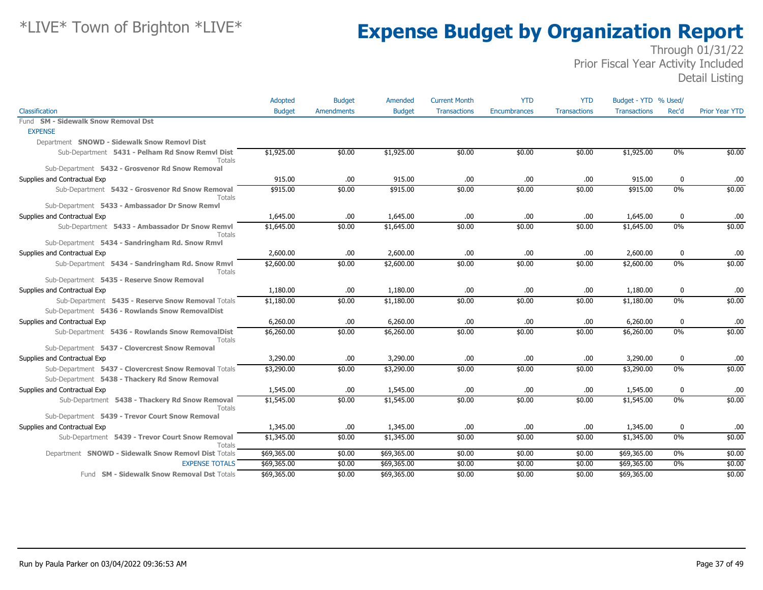# *LIVE* Town of Brighton *LIVE*

# Expense Budget by Organization Report

Through 01/31/22
Prior Fiscal Year Activity Included
Detail Listing

| Classification | Adopted Budget | Budget Amendments | Amended Budget | Current Month Transactions | YTD Encumbrances | YTD Transactions | Budget - YTD Transactions | % Used/ Rec'd | Prior Year YTD |
|---|---|---|---|---|---|---|---|---|---|
| Fund **SM - Sidewalk Snow Removal Dst** | | | | | | | | | |
| EXPENSE | | | | | | | | | |
| Department **SNOWD - Sidewalk Snow Removl Dist** | | | | | | | | | |
| Sub-Department **5431 - Pelham Rd Snow Remvl Dist** Totals | $1,925.00 | $0.00 | $1,925.00 | $0.00 | $0.00 | $0.00 | $1,925.00 | 0% | $0.00 |
| Sub-Department **5432 - Grosvenor Rd Snow Removal** | | | | | | | | | |
| Supplies and Contractual Exp | 915.00 | .00 | 915.00 | .00 | .00 | .00 | 915.00 | 0 | .00 |
| Sub-Department **5432 - Grosvenor Rd Snow Removal** Totals | $915.00 | $0.00 | $915.00 | $0.00 | $0.00 | $0.00 | $915.00 | 0% | $0.00 |
| Sub-Department **5433 - Ambassador Dr Snow Remvl** | | | | | | | | | |
| Supplies and Contractual Exp | 1,645.00 | .00 | 1,645.00 | .00 | .00 | .00 | 1,645.00 | 0 | .00 |
| Sub-Department **5433 - Ambassador Dr Snow Remvl** Totals | $1,645.00 | $0.00 | $1,645.00 | $0.00 | $0.00 | $0.00 | $1,645.00 | 0% | $0.00 |
| Sub-Department **5434 - Sandringham Rd. Snow Rmvl** | | | | | | | | | |
| Supplies and Contractual Exp | 2,600.00 | .00 | 2,600.00 | .00 | .00 | .00 | 2,600.00 | 0 | .00 |
| Sub-Department **5434 - Sandringham Rd. Snow Rmvl** Totals | $2,600.00 | $0.00 | $2,600.00 | $0.00 | $0.00 | $0.00 | $2,600.00 | 0% | $0.00 |
| Sub-Department **5435 - Reserve Snow Removal** | | | | | | | | | |
| Supplies and Contractual Exp | 1,180.00 | .00 | 1,180.00 | .00 | .00 | .00 | 1,180.00 | 0 | .00 |
| Sub-Department **5435 - Reserve Snow Removal** Totals | $1,180.00 | $0.00 | $1,180.00 | $0.00 | $0.00 | $0.00 | $1,180.00 | 0% | $0.00 |
| Sub-Department **5436 - Rowlands Snow RemovalDist** | | | | | | | | | |
| Supplies and Contractual Exp | 6,260.00 | .00 | 6,260.00 | .00 | .00 | .00 | 6,260.00 | 0 | .00 |
| Sub-Department **5436 - Rowlands Snow RemovalDist** Totals | $6,260.00 | $0.00 | $6,260.00 | $0.00 | $0.00 | $0.00 | $6,260.00 | 0% | $0.00 |
| Sub-Department **5437 - Clovercrest Snow Removal** | | | | | | | | | |
| Supplies and Contractual Exp | 3,290.00 | .00 | 3,290.00 | .00 | .00 | .00 | 3,290.00 | 0 | .00 |
| Sub-Department **5437 - Clovercrest Snow Removal** Totals | $3,290.00 | $0.00 | $3,290.00 | $0.00 | $0.00 | $0.00 | $3,290.00 | 0% | $0.00 |
| Sub-Department **5438 - Thackery Rd Snow Removal** | | | | | | | | | |
| Supplies and Contractual Exp | 1,545.00 | .00 | 1,545.00 | .00 | .00 | .00 | 1,545.00 | 0 | .00 |
| Sub-Department **5438 - Thackery Rd Snow Removal** Totals | $1,545.00 | $0.00 | $1,545.00 | $0.00 | $0.00 | $0.00 | $1,545.00 | 0% | $0.00 |
| Sub-Department **5439 - Trevor Court Snow Removal** | | | | | | | | | |
| Supplies and Contractual Exp | 1,345.00 | .00 | 1,345.00 | .00 | .00 | .00 | 1,345.00 | 0 | .00 |
| Sub-Department **5439 - Trevor Court Snow Removal** Totals | $1,345.00 | $0.00 | $1,345.00 | $0.00 | $0.00 | $0.00 | $1,345.00 | 0% | $0.00 |
| Department **SNOWD - Sidewalk Snow Removl Dist** Totals | $69,365.00 | $0.00 | $69,365.00 | $0.00 | $0.00 | $0.00 | $69,365.00 | 0% | $0.00 |
| EXPENSE TOTALS | $69,365.00 | $0.00 | $69,365.00 | $0.00 | $0.00 | $0.00 | $69,365.00 | 0% | $0.00 |
| Fund **SM - Sidewalk Snow Removal Dst** Totals | $69,365.00 | $0.00 | $69,365.00 | $0.00 | $0.00 | $0.00 | $69,365.00 | | $0.00 |

Run by Paula Parker on 03/04/2022 09:36:53 AM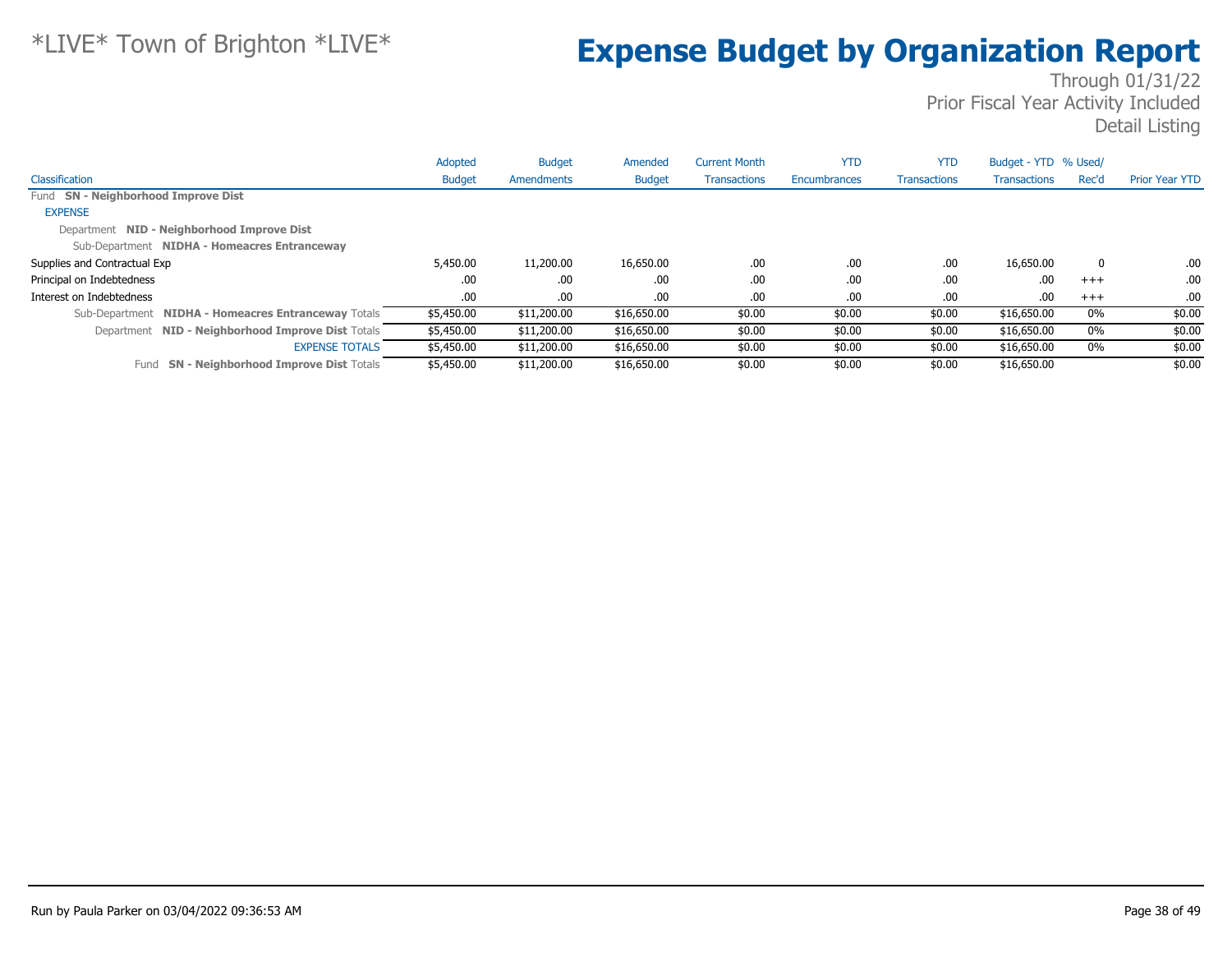# *LIVE* Town of Brighton *LIVE*

# Expense Budget by Organization Report

Through 01/31/22
Prior Fiscal Year Activity Included
Detail Listing

| Classification | Adopted Budget | Budget Amendments | Amended Budget | Current Month Transactions | YTD Encumbrances | YTD Transactions | Budget - YTD Transactions | % Used/ Rec'd | Prior Year YTD |
|---|---|---|---|---|---|---|---|---|---|
| Fund **SN - Neighborhood Improve Dist** | | | | | | | | | |
| EXPENSE | | | | | | | | | |
| Department **NID - Neighborhood Improve Dist** | | | | | | | | | |
| Sub-Department **NIDHA - Homeacres Entranceway** | | | | | | | | | |
| Supplies and Contractual Exp | 5,450.00 | 11,200.00 | 16,650.00 | .00 | .00 | .00 | 16,650.00 | 0 | .00 |
| Principal on Indebtedness | .00 | .00 | .00 | .00 | .00 | .00 | .00 | +++ | .00 |
| Interest on Indebtedness | .00 | .00 | .00 | .00 | .00 | .00 | .00 | +++ | .00 |
| Sub-Department **NIDHA - Homeacres Entranceway** Totals | $5,450.00 | $11,200.00 | $16,650.00 | $0.00 | $0.00 | $0.00 | $16,650.00 | 0% | $0.00 |
| Department **NID - Neighborhood Improve Dist** Totals | $5,450.00 | $11,200.00 | $16,650.00 | $0.00 | $0.00 | $0.00 | $16,650.00 | 0% | $0.00 |
| EXPENSE TOTALS | $5,450.00 | $11,200.00 | $16,650.00 | $0.00 | $0.00 | $0.00 | $16,650.00 | 0% | $0.00 |
| Fund **SN - Neighborhood Improve Dist** Totals | $5,450.00 | $11,200.00 | $16,650.00 | $0.00 | $0.00 | $0.00 | $16,650.00 | | $0.00 |

Run by Paula Parker on 03/04/2022 09:36:53 AM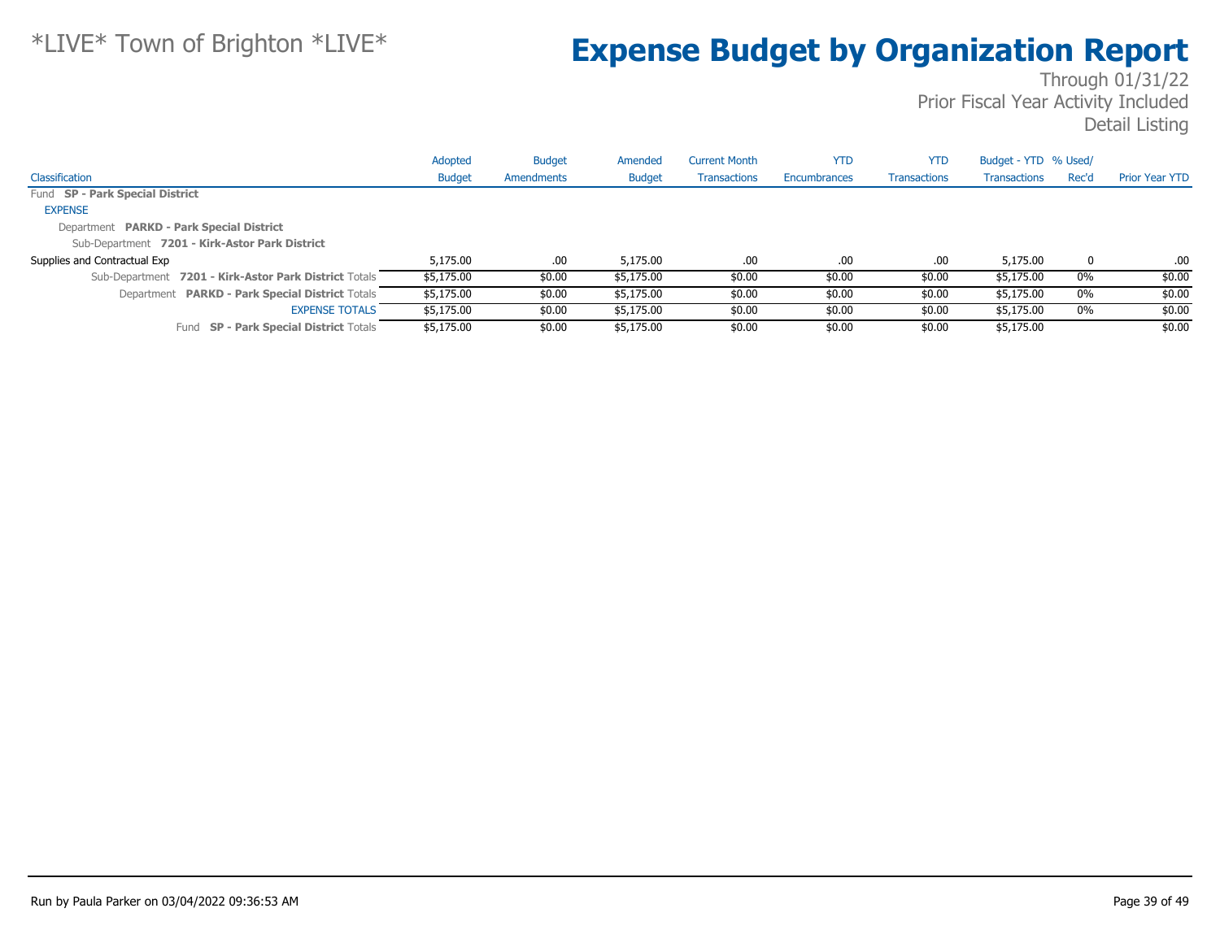*LIVE* Town of Brighton *LIVE*

# Expense Budget by Organization Report

Through 01/31/22
Prior Fiscal Year Activity Included
Detail Listing

| Classification | Adopted Budget | Budget Amendments | Amended Budget | Current Month Transactions | YTD Encumbrances | YTD Transactions | Budget - YTD Transactions | % Used/ Rec'd | Prior Year YTD |
|---|---|---|---|---|---|---|---|---|---|
| Fund **SP - Park Special District** | | | | | | | | | |
| EXPENSE | | | | | | | | | |
| Department **PARKD - Park Special District** | | | | | | | | | |
| Sub-Department **7201 - Kirk-Astor Park District** | | | | | | | | | |
| Supplies and Contractual Exp | 5,175.00 | .00 | 5,175.00 | .00 | .00 | .00 | 5,175.00 | 0 | .00 |
| Sub-Department **7201 - Kirk-Astor Park District** Totals | $5,175.00 | $0.00 | $5,175.00 | $0.00 | $0.00 | $0.00 | $5,175.00 | 0% | $0.00 |
| Department **PARKD - Park Special District** Totals | $5,175.00 | $0.00 | $5,175.00 | $0.00 | $0.00 | $0.00 | $5,175.00 | 0% | $0.00 |
| EXPENSE TOTALS | $5,175.00 | $0.00 | $5,175.00 | $0.00 | $0.00 | $0.00 | $5,175.00 | 0% | $0.00 |
| Fund **SP - Park Special District** Totals | $5,175.00 | $0.00 | $5,175.00 | $0.00 | $0.00 | $0.00 | $5,175.00 | | $0.00 |

Run by Paula Parker on 03/04/2022 09:36:53 AM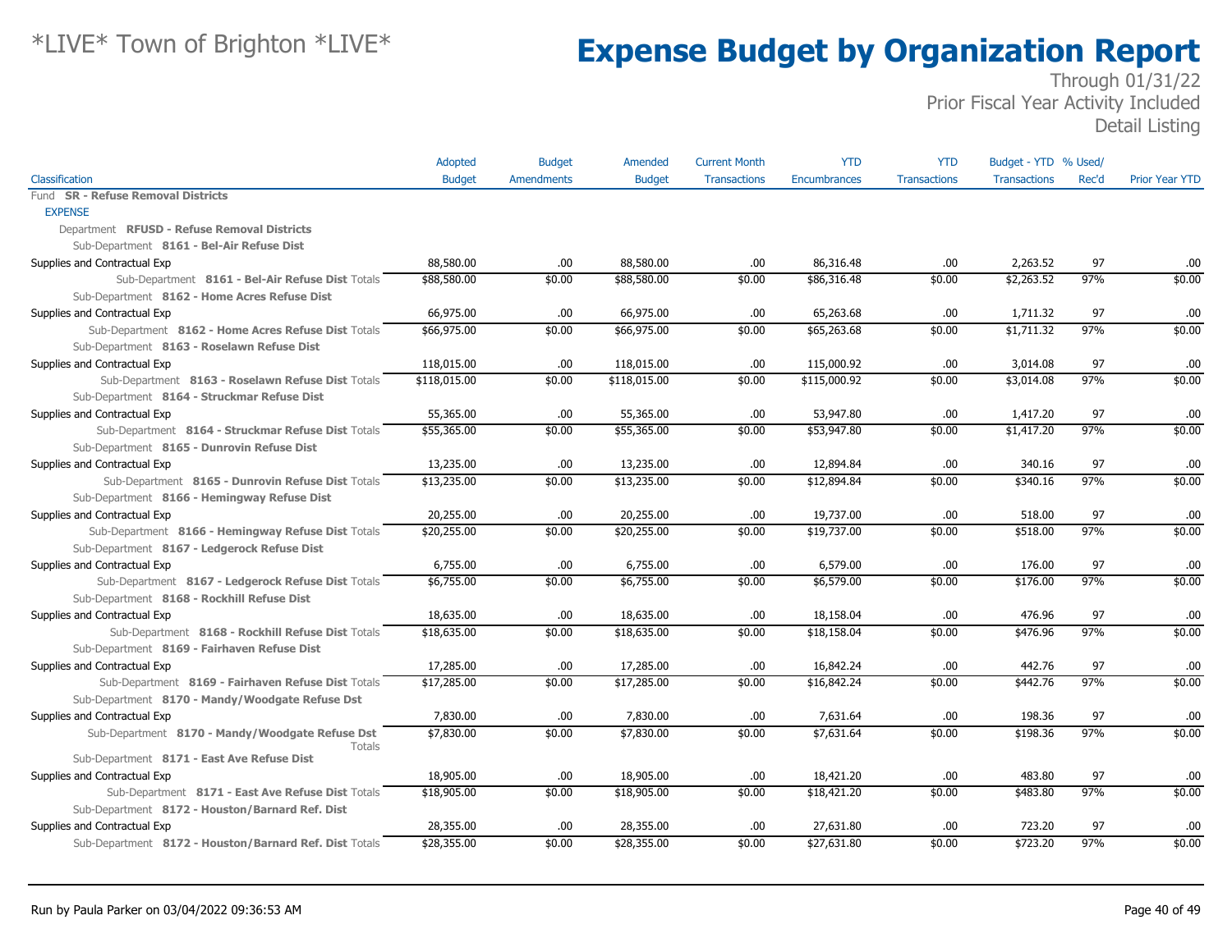# *LIVE* Town of Brighton *LIVE*

# Expense Budget by Organization Report

Through 01/31/22
Prior Fiscal Year Activity Included
Detail Listing

| Classification | Adopted Budget | Budget Amendments | Amended Budget | Current Month Transactions | YTD Encumbrances | YTD Transactions | Budget - YTD Transactions | % Used/ Rec'd | Prior Year YTD |
|---|---|---|---|---|---|---|---|---|---|
| Fund **SR - Refuse Removal Districts** | | | | | | | | | |
| EXPENSE | | | | | | | | | |
| Department **RFUSD - Refuse Removal Districts** | | | | | | | | | |
| Sub-Department **8161 - Bel-Air Refuse Dist** | | | | | | | | | |
| Supplies and Contractual Exp | 88,580.00 | .00 | 88,580.00 | .00 | 86,316.48 | .00 | 2,263.52 | 97 | .00 |
| Sub-Department **8161 - Bel-Air Refuse Dist** Totals | $88,580.00 | $0.00 | $88,580.00 | $0.00 | $86,316.48 | $0.00 | $2,263.52 | 97% | $0.00 |
| Sub-Department **8162 - Home Acres Refuse Dist** | | | | | | | | | |
| Supplies and Contractual Exp | 66,975.00 | .00 | 66,975.00 | .00 | 65,263.68 | .00 | 1,711.32 | 97 | .00 |
| Sub-Department **8162 - Home Acres Refuse Dist** Totals | $66,975.00 | $0.00 | $66,975.00 | $0.00 | $65,263.68 | $0.00 | $1,711.32 | 97% | $0.00 |
| Sub-Department **8163 - Roselawn Refuse Dist** | | | | | | | | | |
| Supplies and Contractual Exp | 118,015.00 | .00 | 118,015.00 | .00 | 115,000.92 | .00 | 3,014.08 | 97 | .00 |
| Sub-Department **8163 - Roselawn Refuse Dist** Totals | $118,015.00 | $0.00 | $118,015.00 | $0.00 | $115,000.92 | $0.00 | $3,014.08 | 97% | $0.00 |
| Sub-Department **8164 - Struckmar Refuse Dist** | | | | | | | | | |
| Supplies and Contractual Exp | 55,365.00 | .00 | 55,365.00 | .00 | 53,947.80 | .00 | 1,417.20 | 97 | .00 |
| Sub-Department **8164 - Struckmar Refuse Dist** Totals | $55,365.00 | $0.00 | $55,365.00 | $0.00 | $53,947.80 | $0.00 | $1,417.20 | 97% | $0.00 |
| Sub-Department **8165 - Dunrovin Refuse Dist** | | | | | | | | | |
| Supplies and Contractual Exp | 13,235.00 | .00 | 13,235.00 | .00 | 12,894.84 | .00 | 340.16 | 97 | .00 |
| Sub-Department **8165 - Dunrovin Refuse Dist** Totals | $13,235.00 | $0.00 | $13,235.00 | $0.00 | $12,894.84 | $0.00 | $340.16 | 97% | $0.00 |
| Sub-Department **8166 - Hemingway Refuse Dist** | | | | | | | | | |
| Supplies and Contractual Exp | 20,255.00 | .00 | 20,255.00 | .00 | 19,737.00 | .00 | 518.00 | 97 | .00 |
| Sub-Department **8166 - Hemingway Refuse Dist** Totals | $20,255.00 | $0.00 | $20,255.00 | $0.00 | $19,737.00 | $0.00 | $518.00 | 97% | $0.00 |
| Sub-Department **8167 - Ledgerock Refuse Dist** | | | | | | | | | |
| Supplies and Contractual Exp | 6,755.00 | .00 | 6,755.00 | .00 | 6,579.00 | .00 | 176.00 | 97 | .00 |
| Sub-Department **8167 - Ledgerock Refuse Dist** Totals | $6,755.00 | $0.00 | $6,755.00 | $0.00 | $6,579.00 | $0.00 | $176.00 | 97% | $0.00 |
| Sub-Department **8168 - Rockhill Refuse Dist** | | | | | | | | | |
| Supplies and Contractual Exp | 18,635.00 | .00 | 18,635.00 | .00 | 18,158.04 | .00 | 476.96 | 97 | .00 |
| Sub-Department **8168 - Rockhill Refuse Dist** Totals | $18,635.00 | $0.00 | $18,635.00 | $0.00 | $18,158.04 | $0.00 | $476.96 | 97% | $0.00 |
| Sub-Department **8169 - Fairhaven Refuse Dist** | | | | | | | | | |
| Supplies and Contractual Exp | 17,285.00 | .00 | 17,285.00 | .00 | 16,842.24 | .00 | 442.76 | 97 | .00 |
| Sub-Department **8169 - Fairhaven Refuse Dist** Totals | $17,285.00 | $0.00 | $17,285.00 | $0.00 | $16,842.24 | $0.00 | $442.76 | 97% | $0.00 |
| Sub-Department **8170 - Mandy/Woodgate Refuse Dst** | | | | | | | | | |
| Supplies and Contractual Exp | 7,830.00 | .00 | 7,830.00 | .00 | 7,631.64 | .00 | 198.36 | 97 | .00 |
| Sub-Department **8170 - Mandy/Woodgate Refuse Dst** Totals | $7,830.00 | $0.00 | $7,830.00 | $0.00 | $7,631.64 | $0.00 | $198.36 | 97% | $0.00 |
| Sub-Department **8171 - East Ave Refuse Dist** | | | | | | | | | |
| Supplies and Contractual Exp | 18,905.00 | .00 | 18,905.00 | .00 | 18,421.20 | .00 | 483.80 | 97 | .00 |
| Sub-Department **8171 - East Ave Refuse Dist** Totals | $18,905.00 | $0.00 | $18,905.00 | $0.00 | $18,421.20 | $0.00 | $483.80 | 97% | $0.00 |
| Sub-Department **8172 - Houston/Barnard Ref. Dist** | | | | | | | | | |
| Supplies and Contractual Exp | 28,355.00 | .00 | 28,355.00 | .00 | 27,631.80 | .00 | 723.20 | 97 | .00 |
| Sub-Department **8172 - Houston/Barnard Ref. Dist** Totals | $28,355.00 | $0.00 | $28,355.00 | $0.00 | $27,631.80 | $0.00 | $723.20 | 97% | $0.00 |

Run by Paula Parker on 03/04/2022 09:36:53 AM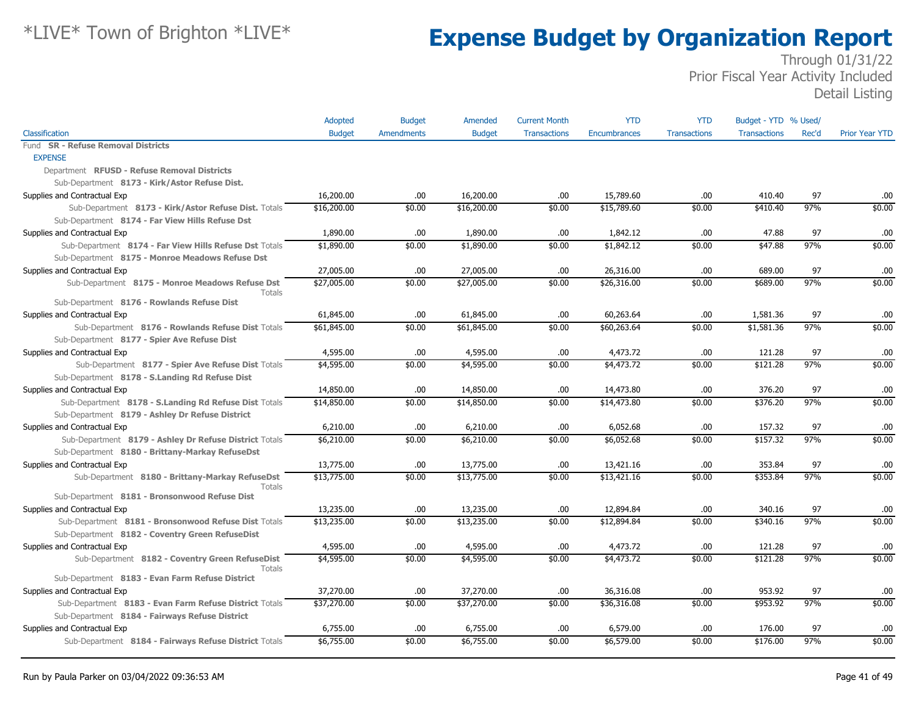# *LIVE* Town of Brighton *LIVE*

# Expense Budget by Organization Report

Through 01/31/22
Prior Fiscal Year Activity Included
Detail Listing

| Classification | Adopted Budget | Budget Amendments | Amended Budget | Current Month Transactions | YTD Encumbrances | YTD Transactions | Budget - YTD Transactions | % Used/ Rec'd | Prior Year YTD |
|---|---|---|---|---|---|---|---|---|---|
| Fund **SR - Refuse Removal Districts** | | | | | | | | | |
| EXPENSE | | | | | | | | | |
| Department **RFUSD - Refuse Removal Districts** | | | | | | | | | |
| Sub-Department **8173 - Kirk/Astor Refuse Dist.** | | | | | | | | | |
| Supplies and Contractual Exp | 16,200.00 | .00 | 16,200.00 | .00 | 15,789.60 | .00 | 410.40 | 97 | .00 |
| Sub-Department **8173 - Kirk/Astor Refuse Dist.** Totals | $16,200.00 | $0.00 | $16,200.00 | $0.00 | $15,789.60 | $0.00 | $410.40 | 97% | $0.00 |
| Sub-Department **8174 - Far View Hills Refuse Dst** | | | | | | | | | |
| Supplies and Contractual Exp | 1,890.00 | .00 | 1,890.00 | .00 | 1,842.12 | .00 | 47.88 | 97 | .00 |
| Sub-Department **8174 - Far View Hills Refuse Dst** Totals | $1,890.00 | $0.00 | $1,890.00 | $0.00 | $1,842.12 | $0.00 | $47.88 | 97% | $0.00 |
| Sub-Department **8175 - Monroe Meadows Refuse Dst** | | | | | | | | | |
| Supplies and Contractual Exp | 27,005.00 | .00 | 27,005.00 | .00 | 26,316.00 | .00 | 689.00 | 97 | .00 |
| Sub-Department **8175 - Monroe Meadows Refuse Dst** Totals | $27,005.00 | $0.00 | $27,005.00 | $0.00 | $26,316.00 | $0.00 | $689.00 | 97% | $0.00 |
| Sub-Department **8176 - Rowlands Refuse Dist** | | | | | | | | | |
| Supplies and Contractual Exp | 61,845.00 | .00 | 61,845.00 | .00 | 60,263.64 | .00 | 1,581.36 | 97 | .00 |
| Sub-Department **8176 - Rowlands Refuse Dist** Totals | $61,845.00 | $0.00 | $61,845.00 | $0.00 | $60,263.64 | $0.00 | $1,581.36 | 97% | $0.00 |
| Sub-Department **8177 - Spier Ave Refuse Dist** | | | | | | | | | |
| Supplies and Contractual Exp | 4,595.00 | .00 | 4,595.00 | .00 | 4,473.72 | .00 | 121.28 | 97 | .00 |
| Sub-Department **8177 - Spier Ave Refuse Dist** Totals | $4,595.00 | $0.00 | $4,595.00 | $0.00 | $4,473.72 | $0.00 | $121.28 | 97% | $0.00 |
| Sub-Department **8178 - S.Landing Rd Refuse Dist** | | | | | | | | | |
| Supplies and Contractual Exp | 14,850.00 | .00 | 14,850.00 | .00 | 14,473.80 | .00 | 376.20 | 97 | .00 |
| Sub-Department **8178 - S.Landing Rd Refuse Dist** Totals | $14,850.00 | $0.00 | $14,850.00 | $0.00 | $14,473.80 | $0.00 | $376.20 | 97% | $0.00 |
| Sub-Department **8179 - Ashley Dr Refuse District** | | | | | | | | | |
| Supplies and Contractual Exp | 6,210.00 | .00 | 6,210.00 | .00 | 6,052.68 | .00 | 157.32 | 97 | .00 |
| Sub-Department **8179 - Ashley Dr Refuse District** Totals | $6,210.00 | $0.00 | $6,210.00 | $0.00 | $6,052.68 | $0.00 | $157.32 | 97% | $0.00 |
| Sub-Department **8180 - Brittany-Markay RefuseDst** | | | | | | | | | |
| Supplies and Contractual Exp | 13,775.00 | .00 | 13,775.00 | .00 | 13,421.16 | .00 | 353.84 | 97 | .00 |
| Sub-Department **8180 - Brittany-Markay RefuseDst** Totals | $13,775.00 | $0.00 | $13,775.00 | $0.00 | $13,421.16 | $0.00 | $353.84 | 97% | $0.00 |
| Sub-Department **8181 - Bronsonwood Refuse Dist** | | | | | | | | | |
| Supplies and Contractual Exp | 13,235.00 | .00 | 13,235.00 | .00 | 12,894.84 | .00 | 340.16 | 97 | .00 |
| Sub-Department **8181 - Bronsonwood Refuse Dist** Totals | $13,235.00 | $0.00 | $13,235.00 | $0.00 | $12,894.84 | $0.00 | $340.16 | 97% | $0.00 |
| Sub-Department **8182 - Coventry Green RefuseDist** | | | | | | | | | |
| Supplies and Contractual Exp | 4,595.00 | .00 | 4,595.00 | .00 | 4,473.72 | .00 | 121.28 | 97 | .00 |
| Sub-Department **8182 - Coventry Green RefuseDist** Totals | $4,595.00 | $0.00 | $4,595.00 | $0.00 | $4,473.72 | $0.00 | $121.28 | 97% | $0.00 |
| Sub-Department **8183 - Evan Farm Refuse District** | | | | | | | | | |
| Supplies and Contractual Exp | 37,270.00 | .00 | 37,270.00 | .00 | 36,316.08 | .00 | 953.92 | 97 | .00 |
| Sub-Department **8183 - Evan Farm Refuse District** Totals | $37,270.00 | $0.00 | $37,270.00 | $0.00 | $36,316.08 | $0.00 | $953.92 | 97% | $0.00 |
| Sub-Department **8184 - Fairways Refuse District** | | | | | | | | | |
| Supplies and Contractual Exp | 6,755.00 | .00 | 6,755.00 | .00 | 6,579.00 | .00 | 176.00 | 97 | .00 |
| Sub-Department **8184 - Fairways Refuse District** Totals | $6,755.00 | $0.00 | $6,755.00 | $0.00 | $6,579.00 | $0.00 | $176.00 | 97% | $0.00 |

Run by Paula Parker on 03/04/2022 09:36:53 AM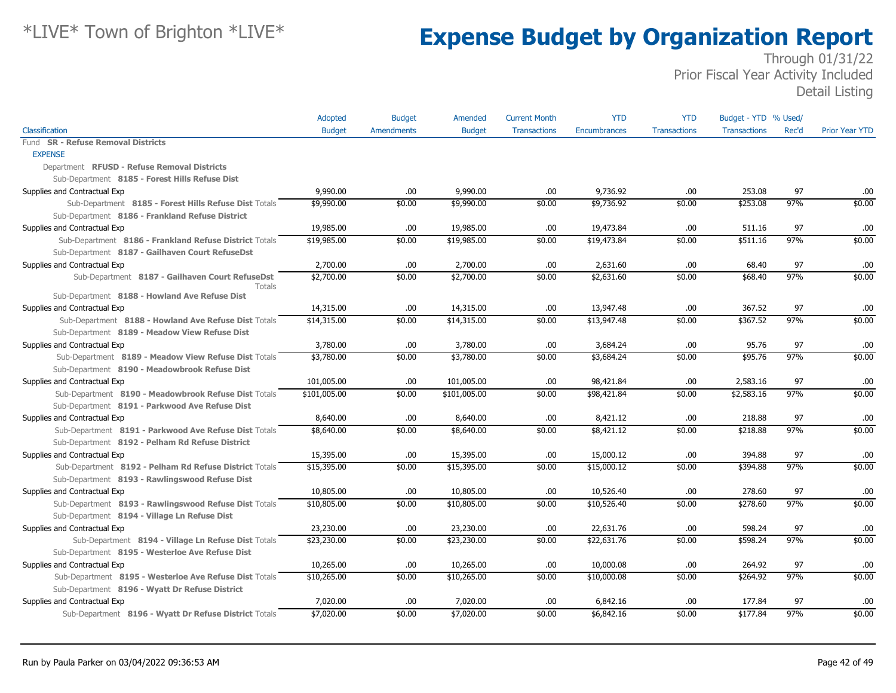*LIVE* Town of Brighton *LIVE*

# Expense Budget by Organization Report

Through 01/31/22
Prior Fiscal Year Activity Included
Detail Listing

| Classification | Adopted Budget | Budget Amendments | Amended Budget | Current Month Transactions | YTD Encumbrances | YTD Transactions | Budget - YTD Transactions | % Used/ Rec'd | Prior Year YTD |
|---|---|---|---|---|---|---|---|---|---|
| Fund **SR - Refuse Removal Districts** | | | | | | | | | |
| EXPENSE | | | | | | | | | |
| Department **RFUSD - Refuse Removal Districts** | | | | | | | | | |
| Sub-Department **8185 - Forest Hills Refuse Dist** | | | | | | | | | |
| Supplies and Contractual Exp | 9,990.00 | .00 | 9,990.00 | .00 | 9,736.92 | .00 | 253.08 | 97 | .00 |
| Sub-Department **8185 - Forest Hills Refuse Dist** Totals | $9,990.00 | $0.00 | $9,990.00 | $0.00 | $9,736.92 | $0.00 | $253.08 | 97% | $0.00 |
| Sub-Department **8186 - Frankland Refuse District** | | | | | | | | | |
| Supplies and Contractual Exp | 19,985.00 | .00 | 19,985.00 | .00 | 19,473.84 | .00 | 511.16 | 97 | .00 |
| Sub-Department **8186 - Frankland Refuse District** Totals | $19,985.00 | $0.00 | $19,985.00 | $0.00 | $19,473.84 | $0.00 | $511.16 | 97% | $0.00 |
| Sub-Department **8187 - Gailhaven Court RefuseDst** | | | | | | | | | |
| Supplies and Contractual Exp | 2,700.00 | .00 | 2,700.00 | .00 | 2,631.60 | .00 | 68.40 | 97 | .00 |
| Sub-Department **8187 - Gailhaven Court RefuseDst** Totals | $2,700.00 | $0.00 | $2,700.00 | $0.00 | $2,631.60 | $0.00 | $68.40 | 97% | $0.00 |
| Sub-Department **8188 - Howland Ave Refuse Dist** | | | | | | | | | |
| Supplies and Contractual Exp | 14,315.00 | .00 | 14,315.00 | .00 | 13,947.48 | .00 | 367.52 | 97 | .00 |
| Sub-Department **8188 - Howland Ave Refuse Dist** Totals | $14,315.00 | $0.00 | $14,315.00 | $0.00 | $13,947.48 | $0.00 | $367.52 | 97% | $0.00 |
| Sub-Department **8189 - Meadow View Refuse Dist** | | | | | | | | | |
| Supplies and Contractual Exp | 3,780.00 | .00 | 3,780.00 | .00 | 3,684.24 | .00 | 95.76 | 97 | .00 |
| Sub-Department **8189 - Meadow View Refuse Dist** Totals | $3,780.00 | $0.00 | $3,780.00 | $0.00 | $3,684.24 | $0.00 | $95.76 | 97% | $0.00 |
| Sub-Department **8190 - Meadowbrook Refuse Dist** | | | | | | | | | |
| Supplies and Contractual Exp | 101,005.00 | .00 | 101,005.00 | .00 | 98,421.84 | .00 | 2,583.16 | 97 | .00 |
| Sub-Department **8190 - Meadowbrook Refuse Dist** Totals | $101,005.00 | $0.00 | $101,005.00 | $0.00 | $98,421.84 | $0.00 | $2,583.16 | 97% | $0.00 |
| Sub-Department **8191 - Parkwood Ave Refuse Dist** | | | | | | | | | |
| Supplies and Contractual Exp | 8,640.00 | .00 | 8,640.00 | .00 | 8,421.12 | .00 | 218.88 | 97 | .00 |
| Sub-Department **8191 - Parkwood Ave Refuse Dist** Totals | $8,640.00 | $0.00 | $8,640.00 | $0.00 | $8,421.12 | $0.00 | $218.88 | 97% | $0.00 |
| Sub-Department **8192 - Pelham Rd Refuse District** | | | | | | | | | |
| Supplies and Contractual Exp | 15,395.00 | .00 | 15,395.00 | .00 | 15,000.12 | .00 | 394.88 | 97 | .00 |
| Sub-Department **8192 - Pelham Rd Refuse District** Totals | $15,395.00 | $0.00 | $15,395.00 | $0.00 | $15,000.12 | $0.00 | $394.88 | 97% | $0.00 |
| Sub-Department **8193 - Rawlingswood Refuse Dist** | | | | | | | | | |
| Supplies and Contractual Exp | 10,805.00 | .00 | 10,805.00 | .00 | 10,526.40 | .00 | 278.60 | 97 | .00 |
| Sub-Department **8193 - Rawlingswood Refuse Dist** Totals | $10,805.00 | $0.00 | $10,805.00 | $0.00 | $10,526.40 | $0.00 | $278.60 | 97% | $0.00 |
| Sub-Department **8194 - Village Ln Refuse Dist** | | | | | | | | | |
| Supplies and Contractual Exp | 23,230.00 | .00 | 23,230.00 | .00 | 22,631.76 | .00 | 598.24 | 97 | .00 |
| Sub-Department **8194 - Village Ln Refuse Dist** Totals | $23,230.00 | $0.00 | $23,230.00 | $0.00 | $22,631.76 | $0.00 | $598.24 | 97% | $0.00 |
| Sub-Department **8195 - Westerloe Ave Refuse Dist** | | | | | | | | | |
| Supplies and Contractual Exp | 10,265.00 | .00 | 10,265.00 | .00 | 10,000.08 | .00 | 264.92 | 97 | .00 |
| Sub-Department **8195 - Westerloe Ave Refuse Dist** Totals | $10,265.00 | $0.00 | $10,265.00 | $0.00 | $10,000.08 | $0.00 | $264.92 | 97% | $0.00 |
| Sub-Department **8196 - Wyatt Dr Refuse District** | | | | | | | | | |
| Supplies and Contractual Exp | 7,020.00 | .00 | 7,020.00 | .00 | 6,842.16 | .00 | 177.84 | 97 | .00 |
| Sub-Department **8196 - Wyatt Dr Refuse District** Totals | $7,020.00 | $0.00 | $7,020.00 | $0.00 | $6,842.16 | $0.00 | $177.84 | 97% | $0.00 |

Run by Paula Parker on 03/04/2022 09:36:53 AM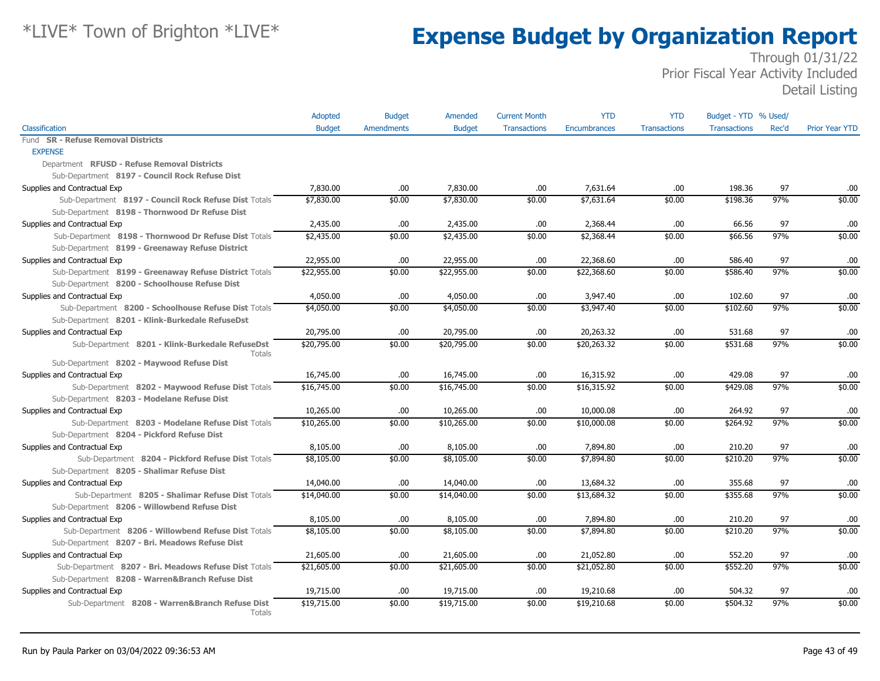# Expense Budget by Organization Report

*LIVE* Town of Brighton *LIVE*

Through 01/31/22
Prior Fiscal Year Activity Included
Detail Listing

| Classification | Adopted Budget | Budget Amendments | Amended Budget | Current Month Transactions | YTD Encumbrances | YTD Transactions | Budget - YTD Transactions | % Used/ Rec'd | Prior Year YTD |
|---|---|---|---|---|---|---|---|---|---|
| Fund **SR - Refuse Removal Districts** | | | | | | | | | |
| EXPENSE | | | | | | | | | |
| Department **RFUSD - Refuse Removal Districts** | | | | | | | | | |
| Sub-Department **8197 - Council Rock Refuse Dist** | | | | | | | | | |
| Supplies and Contractual Exp | 7,830.00 | .00 | 7,830.00 | .00 | 7,631.64 | .00 | 198.36 | 97 | .00 |
| Sub-Department **8197 - Council Rock Refuse Dist** Totals | $7,830.00 | $0.00 | $7,830.00 | $0.00 | $7,631.64 | $0.00 | $198.36 | 97% | $0.00 |
| Sub-Department **8198 - Thornwood Dr Refuse Dist** | | | | | | | | | |
| Supplies and Contractual Exp | 2,435.00 | .00 | 2,435.00 | .00 | 2,368.44 | .00 | 66.56 | 97 | .00 |
| Sub-Department **8198 - Thornwood Dr Refuse Dist** Totals | $2,435.00 | $0.00 | $2,435.00 | $0.00 | $2,368.44 | $0.00 | $66.56 | 97% | $0.00 |
| Sub-Department **8199 - Greenaway Refuse District** | | | | | | | | | |
| Supplies and Contractual Exp | 22,955.00 | .00 | 22,955.00 | .00 | 22,368.60 | .00 | 586.40 | 97 | .00 |
| Sub-Department **8199 - Greenaway Refuse District** Totals | $22,955.00 | $0.00 | $22,955.00 | $0.00 | $22,368.60 | $0.00 | $586.40 | 97% | $0.00 |
| Sub-Department **8200 - Schoolhouse Refuse Dist** | | | | | | | | | |
| Supplies and Contractual Exp | 4,050.00 | .00 | 4,050.00 | .00 | 3,947.40 | .00 | 102.60 | 97 | .00 |
| Sub-Department **8200 - Schoolhouse Refuse Dist** Totals | $4,050.00 | $0.00 | $4,050.00 | $0.00 | $3,947.40 | $0.00 | $102.60 | 97% | $0.00 |
| Sub-Department **8201 - Klink-Burkedale RefuseDst** | | | | | | | | | |
| Supplies and Contractual Exp | 20,795.00 | .00 | 20,795.00 | .00 | 20,263.32 | .00 | 531.68 | 97 | .00 |
| Sub-Department **8201 - Klink-Burkedale RefuseDst** Totals | $20,795.00 | $0.00 | $20,795.00 | $0.00 | $20,263.32 | $0.00 | $531.68 | 97% | $0.00 |
| Sub-Department **8202 - Maywood Refuse Dist** | | | | | | | | | |
| Supplies and Contractual Exp | 16,745.00 | .00 | 16,745.00 | .00 | 16,315.92 | .00 | 429.08 | 97 | .00 |
| Sub-Department **8202 - Maywood Refuse Dist** Totals | $16,745.00 | $0.00 | $16,745.00 | $0.00 | $16,315.92 | $0.00 | $429.08 | 97% | $0.00 |
| Sub-Department **8203 - Modelane Refuse Dist** | | | | | | | | | |
| Supplies and Contractual Exp | 10,265.00 | .00 | 10,265.00 | .00 | 10,000.08 | .00 | 264.92 | 97 | .00 |
| Sub-Department **8203 - Modelane Refuse Dist** Totals | $10,265.00 | $0.00 | $10,265.00 | $0.00 | $10,000.08 | $0.00 | $264.92 | 97% | $0.00 |
| Sub-Department **8204 - Pickford Refuse Dist** | | | | | | | | | |
| Supplies and Contractual Exp | 8,105.00 | .00 | 8,105.00 | .00 | 7,894.80 | .00 | 210.20 | 97 | .00 |
| Sub-Department **8204 - Pickford Refuse Dist** Totals | $8,105.00 | $0.00 | $8,105.00 | $0.00 | $7,894.80 | $0.00 | $210.20 | 97% | $0.00 |
| Sub-Department **8205 - Shalimar Refuse Dist** | | | | | | | | | |
| Supplies and Contractual Exp | 14,040.00 | .00 | 14,040.00 | .00 | 13,684.32 | .00 | 355.68 | 97 | .00 |
| Sub-Department **8205 - Shalimar Refuse Dist** Totals | $14,040.00 | $0.00 | $14,040.00 | $0.00 | $13,684.32 | $0.00 | $355.68 | 97% | $0.00 |
| Sub-Department **8206 - Willowbend Refuse Dist** | | | | | | | | | |
| Supplies and Contractual Exp | 8,105.00 | .00 | 8,105.00 | .00 | 7,894.80 | .00 | 210.20 | 97 | .00 |
| Sub-Department **8206 - Willowbend Refuse Dist** Totals | $8,105.00 | $0.00 | $8,105.00 | $0.00 | $7,894.80 | $0.00 | $210.20 | 97% | $0.00 |
| Sub-Department **8207 - Bri. Meadows Refuse Dist** | | | | | | | | | |
| Supplies and Contractual Exp | 21,605.00 | .00 | 21,605.00 | .00 | 21,052.80 | .00 | 552.20 | 97 | .00 |
| Sub-Department **8207 - Bri. Meadows Refuse Dist** Totals | $21,605.00 | $0.00 | $21,605.00 | $0.00 | $21,052.80 | $0.00 | $552.20 | 97% | $0.00 |
| Sub-Department **8208 - Warren&Branch Refuse Dist** | | | | | | | | | |
| Supplies and Contractual Exp | 19,715.00 | .00 | 19,715.00 | .00 | 19,210.68 | .00 | 504.32 | 97 | .00 |
| Sub-Department **8208 - Warren&Branch Refuse Dist** Totals | $19,715.00 | $0.00 | $19,715.00 | $0.00 | $19,210.68 | $0.00 | $504.32 | 97% | $0.00 |

Run by Paula Parker on 03/04/2022 09:36:53 AM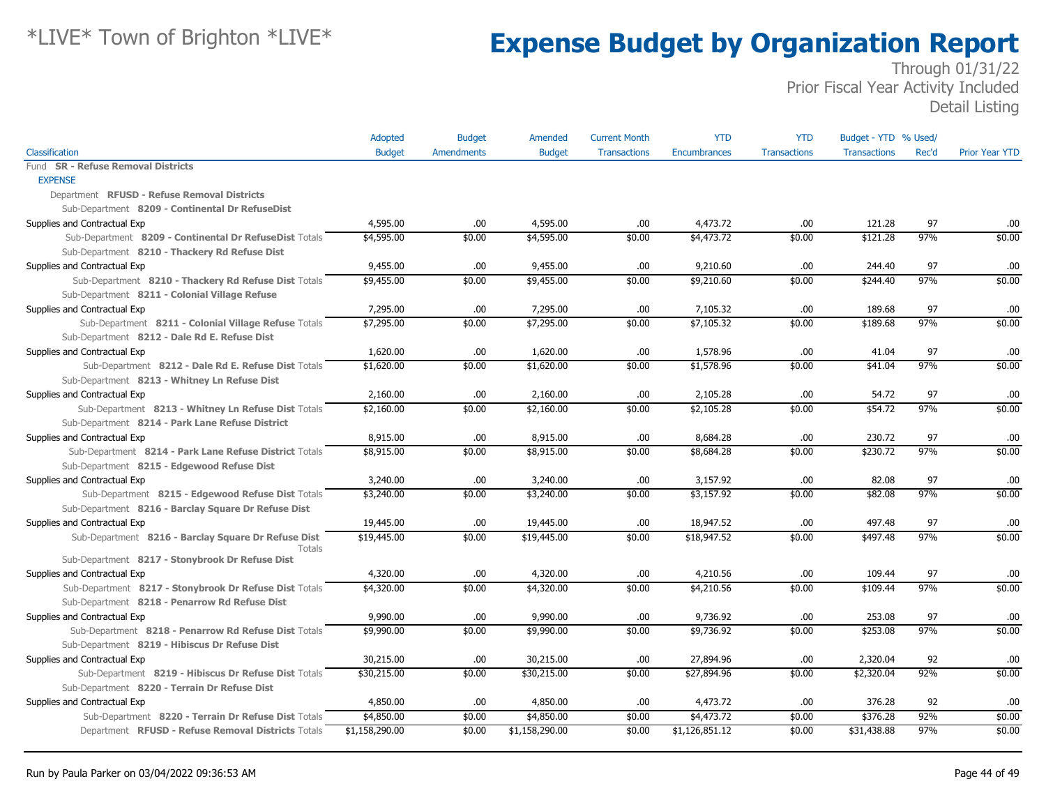# *LIVE* Town of Brighton *LIVE*

# Expense Budget by Organization Report

Through 01/31/22
Prior Fiscal Year Activity Included
Detail Listing

| Classification | Adopted Budget | Budget Amendments | Amended Budget | Current Month Transactions | YTD Encumbrances | YTD Transactions | Budget - YTD Transactions | % Used/ Rec'd | Prior Year YTD |
|---|---|---|---|---|---|---|---|---|---|
| Fund **SR - Refuse Removal Districts** | | | | | | | | | |
| EXPENSE | | | | | | | | | |
| Department **RFUSD - Refuse Removal Districts** | | | | | | | | | |
| Sub-Department **8209 - Continental Dr RefuseDist** | | | | | | | | | |
| Supplies and Contractual Exp | 4,595.00 | .00 | 4,595.00 | .00 | 4,473.72 | .00 | 121.28 | 97 | .00 |
| Sub-Department **8209 - Continental Dr RefuseDist** Totals | $4,595.00 | $0.00 | $4,595.00 | $0.00 | $4,473.72 | $0.00 | $121.28 | 97% | $0.00 |
| Sub-Department **8210 - Thackery Rd Refuse Dist** | | | | | | | | | |
| Supplies and Contractual Exp | 9,455.00 | .00 | 9,455.00 | .00 | 9,210.60 | .00 | 244.40 | 97 | .00 |
| Sub-Department **8210 - Thackery Rd Refuse Dist** Totals | $9,455.00 | $0.00 | $9,455.00 | $0.00 | $9,210.60 | $0.00 | $244.40 | 97% | $0.00 |
| Sub-Department **8211 - Colonial Village Refuse** | | | | | | | | | |
| Supplies and Contractual Exp | 7,295.00 | .00 | 7,295.00 | .00 | 7,105.32 | .00 | 189.68 | 97 | .00 |
| Sub-Department **8211 - Colonial Village Refuse** Totals | $7,295.00 | $0.00 | $7,295.00 | $0.00 | $7,105.32 | $0.00 | $189.68 | 97% | $0.00 |
| Sub-Department **8212 - Dale Rd E. Refuse Dist** | | | | | | | | | |
| Supplies and Contractual Exp | 1,620.00 | .00 | 1,620.00 | .00 | 1,578.96 | .00 | 41.04 | 97 | .00 |
| Sub-Department **8212 - Dale Rd E. Refuse Dist** Totals | $1,620.00 | $0.00 | $1,620.00 | $0.00 | $1,578.96 | $0.00 | $41.04 | 97% | $0.00 |
| Sub-Department **8213 - Whitney Ln Refuse Dist** | | | | | | | | | |
| Supplies and Contractual Exp | 2,160.00 | .00 | 2,160.00 | .00 | 2,105.28 | .00 | 54.72 | 97 | .00 |
| Sub-Department **8213 - Whitney Ln Refuse Dist** Totals | $2,160.00 | $0.00 | $2,160.00 | $0.00 | $2,105.28 | $0.00 | $54.72 | 97% | $0.00 |
| Sub-Department **8214 - Park Lane Refuse District** | | | | | | | | | |
| Supplies and Contractual Exp | 8,915.00 | .00 | 8,915.00 | .00 | 8,684.28 | .00 | 230.72 | 97 | .00 |
| Sub-Department **8214 - Park Lane Refuse District** Totals | $8,915.00 | $0.00 | $8,915.00 | $0.00 | $8,684.28 | $0.00 | $230.72 | 97% | $0.00 |
| Sub-Department **8215 - Edgewood Refuse Dist** | | | | | | | | | |
| Supplies and Contractual Exp | 3,240.00 | .00 | 3,240.00 | .00 | 3,157.92 | .00 | 82.08 | 97 | .00 |
| Sub-Department **8215 - Edgewood Refuse Dist** Totals | $3,240.00 | $0.00 | $3,240.00 | $0.00 | $3,157.92 | $0.00 | $82.08 | 97% | $0.00 |
| Sub-Department **8216 - Barclay Square Dr Refuse Dist** | | | | | | | | | |
| Supplies and Contractual Exp | 19,445.00 | .00 | 19,445.00 | .00 | 18,947.52 | .00 | 497.48 | 97 | .00 |
| Sub-Department **8216 - Barclay Square Dr Refuse Dist** Totals | $19,445.00 | $0.00 | $19,445.00 | $0.00 | $18,947.52 | $0.00 | $497.48 | 97% | $0.00 |
| Sub-Department **8217 - Stonybrook Dr Refuse Dist** | | | | | | | | | |
| Supplies and Contractual Exp | 4,320.00 | .00 | 4,320.00 | .00 | 4,210.56 | .00 | 109.44 | 97 | .00 |
| Sub-Department **8217 - Stonybrook Dr Refuse Dist** Totals | $4,320.00 | $0.00 | $4,320.00 | $0.00 | $4,210.56 | $0.00 | $109.44 | 97% | $0.00 |
| Sub-Department **8218 - Penarrow Rd Refuse Dist** | | | | | | | | | |
| Supplies and Contractual Exp | 9,990.00 | .00 | 9,990.00 | .00 | 9,736.92 | .00 | 253.08 | 97 | .00 |
| Sub-Department **8218 - Penarrow Rd Refuse Dist** Totals | $9,990.00 | $0.00 | $9,990.00 | $0.00 | $9,736.92 | $0.00 | $253.08 | 97% | $0.00 |
| Sub-Department **8219 - Hibiscus Dr Refuse Dist** | | | | | | | | | |
| Supplies and Contractual Exp | 30,215.00 | .00 | 30,215.00 | .00 | 27,894.96 | .00 | 2,320.04 | 92 | .00 |
| Sub-Department **8219 - Hibiscus Dr Refuse Dist** Totals | $30,215.00 | $0.00 | $30,215.00 | $0.00 | $27,894.96 | $0.00 | $2,320.04 | 92% | $0.00 |
| Sub-Department **8220 - Terrain Dr Refuse Dist** | | | | | | | | | |
| Supplies and Contractual Exp | 4,850.00 | .00 | 4,850.00 | .00 | 4,473.72 | .00 | 376.28 | 92 | .00 |
| Sub-Department **8220 - Terrain Dr Refuse Dist** Totals | $4,850.00 | $0.00 | $4,850.00 | $0.00 | $4,473.72 | $0.00 | $376.28 | 92% | $0.00 |
| Department **RFUSD - Refuse Removal Districts** Totals | $1,158,290.00 | $0.00 | $1,158,290.00 | $0.00 | $1,126,851.12 | $0.00 | $31,438.88 | 97% | $0.00 |

Run by Paula Parker on 03/04/2022 09:36:53 AM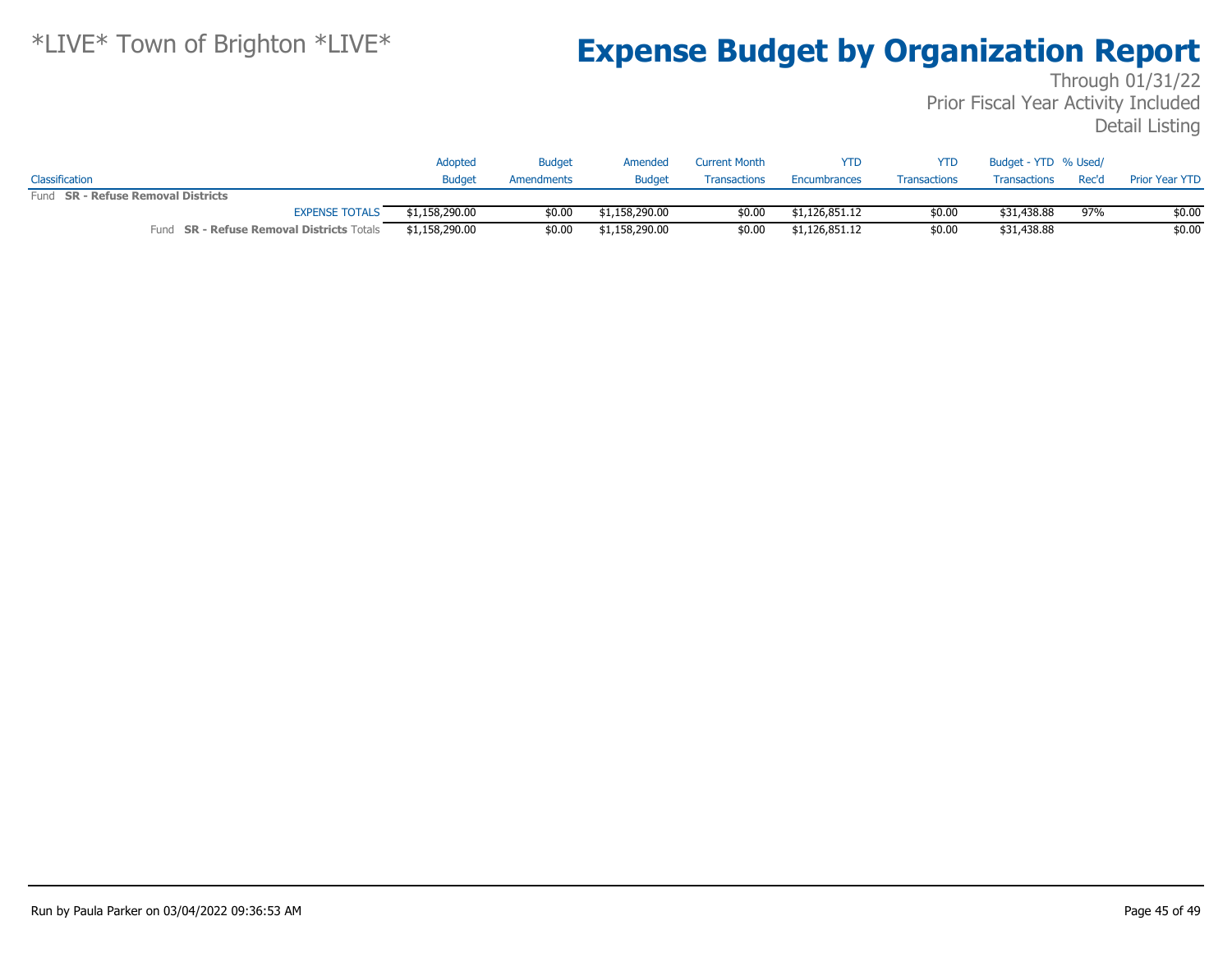*LIVE* Town of Brighton *LIVE*

# Expense Budget by Organization Report

Through 01/31/22
Prior Fiscal Year Activity Included
Detail Listing

| Classification | Adopted Budget | Budget Amendments | Amended Budget | Current Month Transactions | YTD Encumbrances | YTD Transactions | Budget - YTD Transactions | % Used/ Rec'd | Prior Year YTD |
|---|---|---|---|---|---|---|---|---|---|
| Fund **SR - Refuse Removal Districts** | | | | | | | | | |
| EXPENSE TOTALS | $1,158,290.00 | $0.00 | $1,158,290.00 | $0.00 | $1,126,851.12 | $0.00 | $31,438.88 | 97% | $0.00 |
| Fund **SR - Refuse Removal Districts** Totals | $1,158,290.00 | $0.00 | $1,158,290.00 | $0.00 | $1,126,851.12 | $0.00 | $31,438.88 | | $0.00 |

Run by Paula Parker on 03/04/2022 09:36:53 AM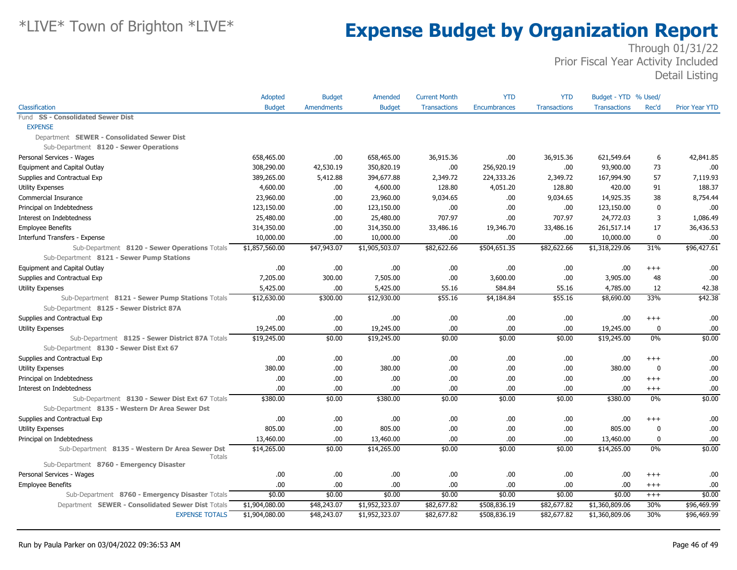# *LIVE* Town of Brighton *LIVE*

# Expense Budget by Organization Report

Through 01/31/22
Prior Fiscal Year Activity Included
Detail Listing

| Classification | Adopted Budget | Budget Amendments | Amended Budget | Current Month Transactions | YTD Encumbrances | YTD Transactions | Budget - YTD Transactions | % Used/ Rec'd | Prior Year YTD |
|---|---|---|---|---|---|---|---|---|---|
| Fund **SS - Consolidated Sewer Dist** | | | | | | | | | |
| EXPENSE | | | | | | | | | |
| Department **SEWER - Consolidated Sewer Dist** | | | | | | | | | |
| Sub-Department **8120 - Sewer Operations** | | | | | | | | | |
| Personal Services - Wages | 658,465.00 | .00 | 658,465.00 | 36,915.36 | .00 | 36,915.36 | 621,549.64 | 6 | 42,841.85 |
| Equipment and Capital Outlay | 308,290.00 | 42,530.19 | 350,820.19 | .00 | 256,920.19 | .00 | 93,900.00 | 73 | .00 |
| Supplies and Contractual Exp | 389,265.00 | 5,412.88 | 394,677.88 | 2,349.72 | 224,333.26 | 2,349.72 | 167,994.90 | 57 | 7,119.93 |
| Utility Expenses | 4,600.00 | .00 | 4,600.00 | 128.80 | 4,051.20 | 128.80 | 420.00 | 91 | 188.37 |
| Commercial Insurance | 23,960.00 | .00 | 23,960.00 | 9,034.65 | .00 | 9,034.65 | 14,925.35 | 38 | 8,754.44 |
| Principal on Indebtedness | 123,150.00 | .00 | 123,150.00 | .00 | .00 | .00 | 123,150.00 | 0 | .00 |
| Interest on Indebtedness | 25,480.00 | .00 | 25,480.00 | 707.97 | .00 | 707.97 | 24,772.03 | 3 | 1,086.49 |
| Employee Benefits | 314,350.00 | .00 | 314,350.00 | 33,486.16 | 19,346.70 | 33,486.16 | 261,517.14 | 17 | 36,436.53 |
| Interfund Transfers - Expense | 10,000.00 | .00 | 10,000.00 | .00 | .00 | .00 | 10,000.00 | 0 | .00 |
| Sub-Department **8120 - Sewer Operations** Totals | $1,857,560.00 | $47,943.07 | $1,905,503.07 | $82,622.66 | $504,651.35 | $82,622.66 | $1,318,229.06 | 31% | $96,427.61 |
| Sub-Department **8121 - Sewer Pump Stations** | | | | | | | | | |
| Equipment and Capital Outlay | .00 | .00 | .00 | .00 | .00 | .00 | .00 | +++ | .00 |
| Supplies and Contractual Exp | 7,205.00 | 300.00 | 7,505.00 | .00 | 3,600.00 | .00 | 3,905.00 | 48 | .00 |
| Utility Expenses | 5,425.00 | .00 | 5,425.00 | 55.16 | 584.84 | 55.16 | 4,785.00 | 12 | 42.38 |
| Sub-Department **8121 - Sewer Pump Stations** Totals | $12,630.00 | $300.00 | $12,930.00 | $55.16 | $4,184.84 | $55.16 | $8,690.00 | 33% | $42.38 |
| Sub-Department **8125 - Sewer District 87A** | | | | | | | | | |
| Supplies and Contractual Exp | .00 | .00 | .00 | .00 | .00 | .00 | .00 | +++ | .00 |
| Utility Expenses | 19,245.00 | .00 | 19,245.00 | .00 | .00 | .00 | 19,245.00 | 0 | .00 |
| Sub-Department **8125 - Sewer District 87A** Totals | $19,245.00 | $0.00 | $19,245.00 | $0.00 | $0.00 | $0.00 | $19,245.00 | 0% | $0.00 |
| Sub-Department **8130 - Sewer Dist Ext 67** | | | | | | | | | |
| Supplies and Contractual Exp | .00 | .00 | .00 | .00 | .00 | .00 | .00 | +++ | .00 |
| Utility Expenses | 380.00 | .00 | 380.00 | .00 | .00 | .00 | 380.00 | 0 | .00 |
| Principal on Indebtedness | .00 | .00 | .00 | .00 | .00 | .00 | .00 | +++ | .00 |
| Interest on Indebtedness | .00 | .00 | .00 | .00 | .00 | .00 | .00 | +++ | .00 |
| Sub-Department **8130 - Sewer Dist Ext 67** Totals | $380.00 | $0.00 | $380.00 | $0.00 | $0.00 | $0.00 | $380.00 | 0% | $0.00 |
| Sub-Department **8135 - Western Dr Area Sewer Dst** | | | | | | | | | |
| Supplies and Contractual Exp | .00 | .00 | .00 | .00 | .00 | .00 | .00 | +++ | .00 |
| Utility Expenses | 805.00 | .00 | 805.00 | .00 | .00 | .00 | 805.00 | 0 | .00 |
| Principal on Indebtedness | 13,460.00 | .00 | 13,460.00 | .00 | .00 | .00 | 13,460.00 | 0 | .00 |
| Sub-Department **8135 - Western Dr Area Sewer Dst** Totals | $14,265.00 | $0.00 | $14,265.00 | $0.00 | $0.00 | $0.00 | $14,265.00 | 0% | $0.00 |
| Sub-Department **8760 - Emergency Disaster** | | | | | | | | | |
| Personal Services - Wages | .00 | .00 | .00 | .00 | .00 | .00 | .00 | +++ | .00 |
| Employee Benefits | .00 | .00 | .00 | .00 | .00 | .00 | .00 | +++ | .00 |
| Sub-Department **8760 - Emergency Disaster** Totals | $0.00 | $0.00 | $0.00 | $0.00 | $0.00 | $0.00 | $0.00 | +++ | $0.00 |
| Department **SEWER - Consolidated Sewer Dist** Totals | $1,904,080.00 | $48,243.07 | $1,952,323.07 | $82,677.82 | $508,836.19 | $82,677.82 | $1,360,809.06 | 30% | $96,469.99 |
| EXPENSE TOTALS | $1,904,080.00 | $48,243.07 | $1,952,323.07 | $82,677.82 | $508,836.19 | $82,677.82 | $1,360,809.06 | 30% | $96,469.99 |

Run by Paula Parker on 03/04/2022 09:36:53 AM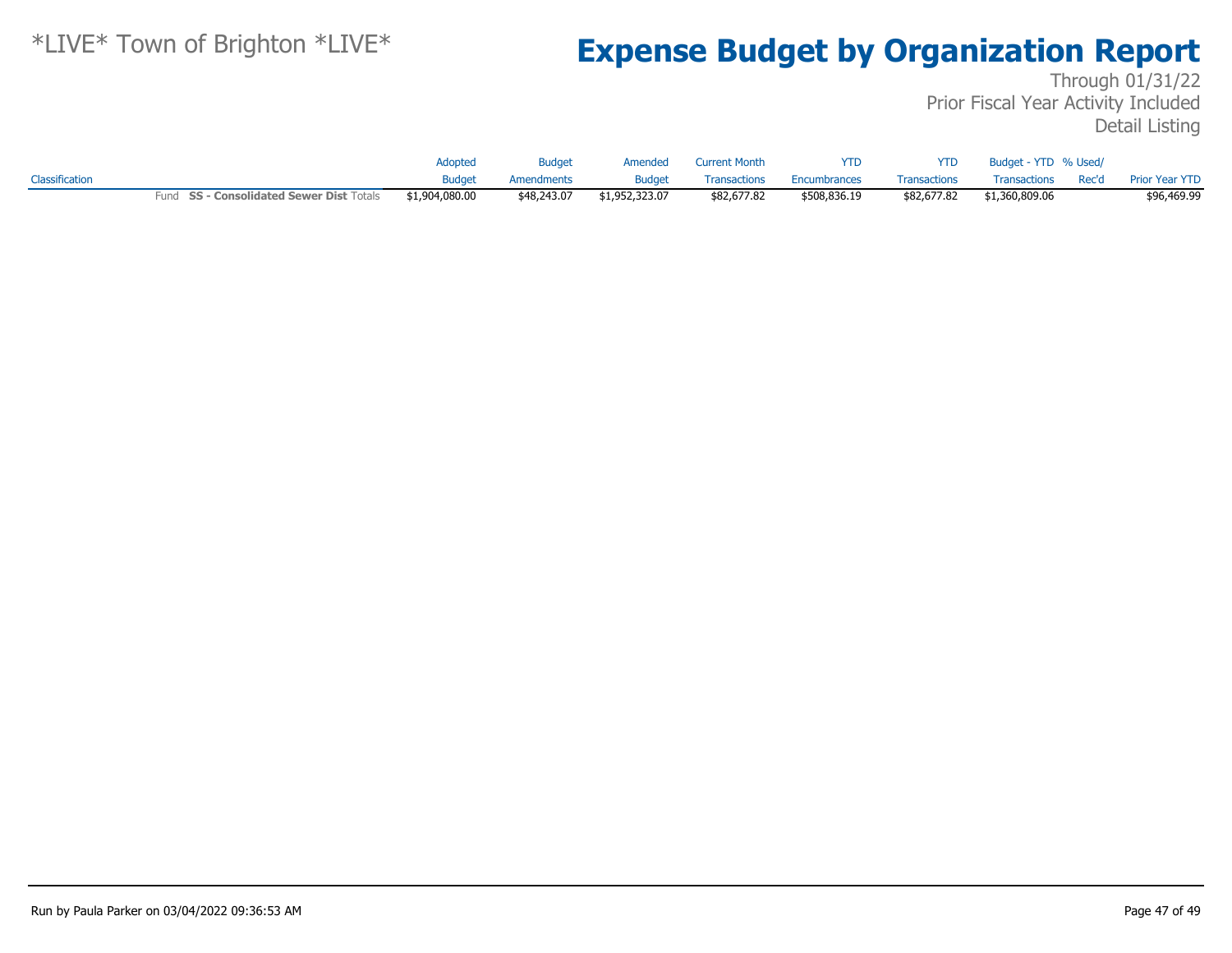*LIVE* Town of Brighton *LIVE*

# Expense Budget by Organization Report

Through 01/31/22
Prior Fiscal Year Activity Included
Detail Listing

| Classification | Adopted Budget | Budget Amendments | Amended Budget | Current Month Transactions | YTD Encumbrances | YTD Transactions | Budget - YTD Transactions | % Used/ Rec'd | Prior Year YTD |
|---|---|---|---|---|---|---|---|---|---|
| Fund **SS - Consolidated Sewer Dist** Totals | $1,904,080.00 | $48,243.07 | $1,952,323.07 | $82,677.82 | $508,836.19 | $82,677.82 | $1,360,809.06 | | $96,469.99 |

Run by Paula Parker on 03/04/2022 09:36:53 AM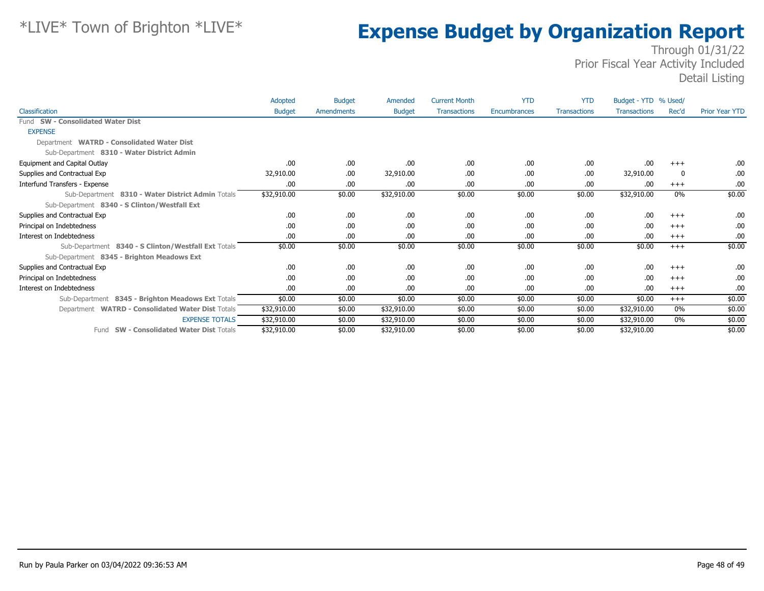*LIVE* Town of Brighton *LIVE*

# Expense Budget by Organization Report

Through 01/31/22
Prior Fiscal Year Activity Included
Detail Listing

| Classification | Adopted Budget | Budget Amendments | Amended Budget | Current Month Transactions | YTD Encumbrances | YTD Transactions | Budget - YTD Transactions | % Used/ Rec'd | Prior Year YTD |
|---|---|---|---|---|---|---|---|---|---|
| Fund **SW - Consolidated Water Dist** | | | | | | | | | |
| EXPENSE | | | | | | | | | |
| Department **WATRD - Consolidated Water Dist** | | | | | | | | | |
| Sub-Department **8310 - Water District Admin** | | | | | | | | | |
| Equipment and Capital Outlay | .00 | .00 | .00 | .00 | .00 | .00 | .00 | +++ | .00 |
| Supplies and Contractual Exp | 32,910.00 | .00 | 32,910.00 | .00 | .00 | .00 | 32,910.00 | 0 | .00 |
| Interfund Transfers - Expense | .00 | .00 | .00 | .00 | .00 | .00 | .00 | +++ | .00 |
| Sub-Department **8310 - Water District Admin** Totals | $32,910.00 | $0.00 | $32,910.00 | $0.00 | $0.00 | $0.00 | $32,910.00 | 0% | $0.00 |
| Sub-Department **8340 - S Clinton/Westfall Ext** | | | | | | | | | |
| Supplies and Contractual Exp | .00 | .00 | .00 | .00 | .00 | .00 | .00 | +++ | .00 |
| Principal on Indebtedness | .00 | .00 | .00 | .00 | .00 | .00 | .00 | +++ | .00 |
| Interest on Indebtedness | .00 | .00 | .00 | .00 | .00 | .00 | .00 | +++ | .00 |
| Sub-Department **8340 - S Clinton/Westfall Ext** Totals | $0.00 | $0.00 | $0.00 | $0.00 | $0.00 | $0.00 | $0.00 | +++ | $0.00 |
| Sub-Department **8345 - Brighton Meadows Ext** | | | | | | | | | |
| Supplies and Contractual Exp | .00 | .00 | .00 | .00 | .00 | .00 | .00 | +++ | .00 |
| Principal on Indebtedness | .00 | .00 | .00 | .00 | .00 | .00 | .00 | +++ | .00 |
| Interest on Indebtedness | .00 | .00 | .00 | .00 | .00 | .00 | .00 | +++ | .00 |
| Sub-Department **8345 - Brighton Meadows Ext** Totals | $0.00 | $0.00 | $0.00 | $0.00 | $0.00 | $0.00 | $0.00 | +++ | $0.00 |
| Department **WATRD - Consolidated Water Dist** Totals | $32,910.00 | $0.00 | $32,910.00 | $0.00 | $0.00 | $0.00 | $32,910.00 | 0% | $0.00 |
| EXPENSE TOTALS | $32,910.00 | $0.00 | $32,910.00 | $0.00 | $0.00 | $0.00 | $32,910.00 | 0% | $0.00 |
| Fund **SW - Consolidated Water Dist** Totals | $32,910.00 | $0.00 | $32,910.00 | $0.00 | $0.00 | $0.00 | $32,910.00 | | $0.00 |

Run by Paula Parker on 03/04/2022 09:36:53 AM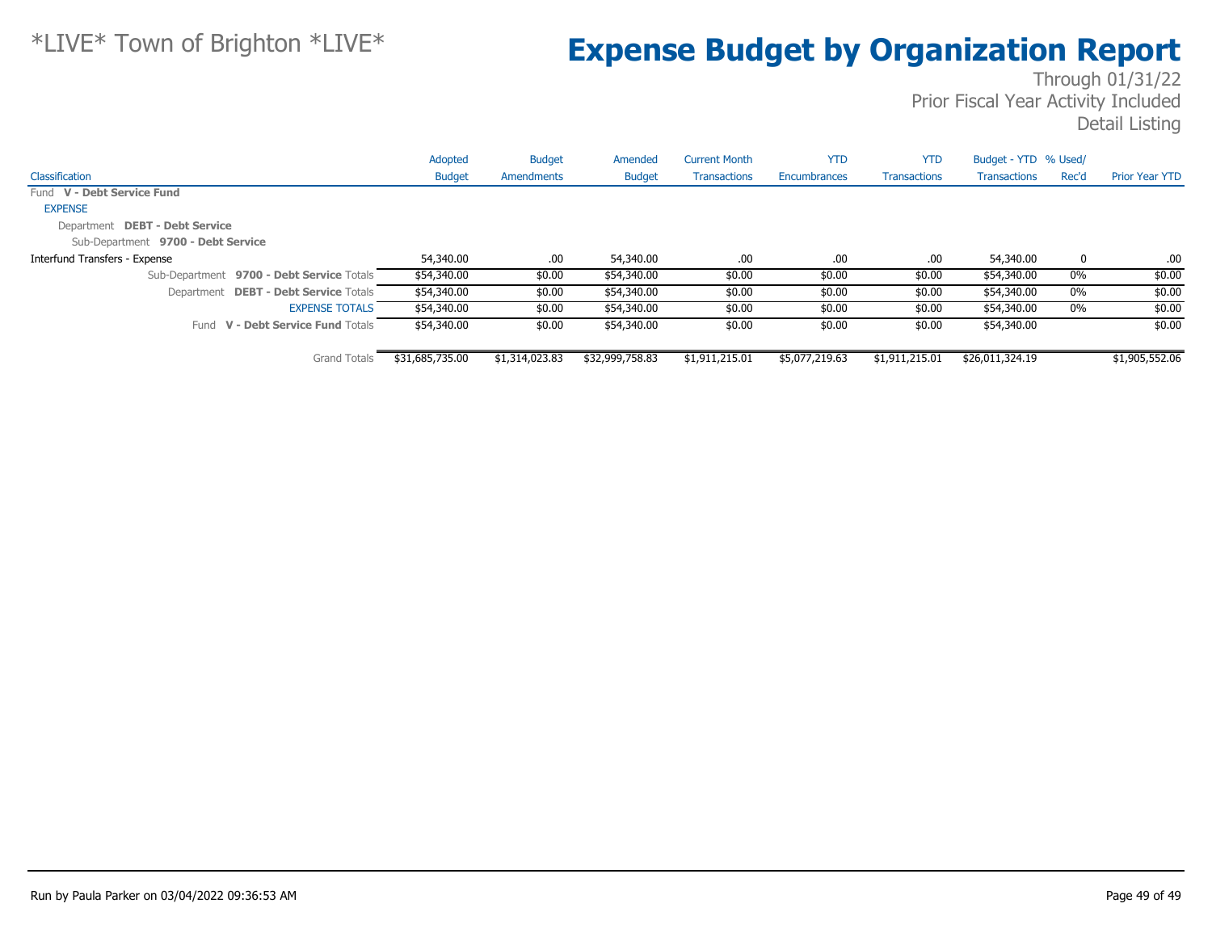# *LIVE* Town of Brighton *LIVE*

# Expense Budget by Organization Report

Through 01/31/22
Prior Fiscal Year Activity Included
Detail Listing

| Classification | Adopted Budget | Budget Amendments | Amended Budget | Current Month Transactions | YTD Encumbrances | YTD Transactions | Budget - YTD Transactions | % Used/ Rec'd | Prior Year YTD |
|---|---|---|---|---|---|---|---|---|---|
| Fund **V - Debt Service Fund** | | | | | | | | | |
| EXPENSE | | | | | | | | | |
| Department **DEBT - Debt Service** | | | | | | | | | |
| Sub-Department **9700 - Debt Service** | | | | | | | | | |
| Interfund Transfers - Expense | 54,340.00 | .00 | 54,340.00 | .00 | .00 | .00 | 54,340.00 | 0 | .00 |
| Sub-Department **9700 - Debt Service** Totals | $54,340.00 | $0.00 | $54,340.00 | $0.00 | $0.00 | $0.00 | $54,340.00 | 0% | $0.00 |
| Department **DEBT - Debt Service** Totals | $54,340.00 | $0.00 | $54,340.00 | $0.00 | $0.00 | $0.00 | $54,340.00 | 0% | $0.00 |
| EXPENSE TOTALS | $54,340.00 | $0.00 | $54,340.00 | $0.00 | $0.00 | $0.00 | $54,340.00 | 0% | $0.00 |
| Fund **V - Debt Service Fund** Totals | $54,340.00 | $0.00 | $54,340.00 | $0.00 | $0.00 | $0.00 | $54,340.00 | | $0.00 |
| Grand Totals | $31,685,735.00 | $1,314,023.83 | $32,999,758.83 | $1,911,215.01 | $5,077,219.63 | $1,911,215.01 | $26,011,324.19 | | $1,905,552.06 |

Run by Paula Parker on 03/04/2022 09:36:53 AM